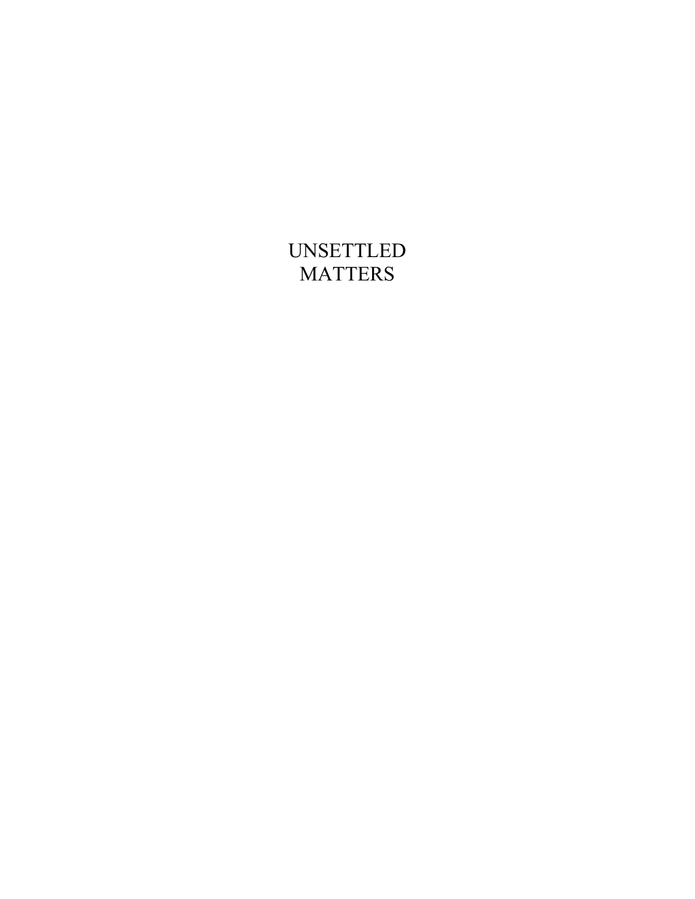# UNSETTLED MATTERS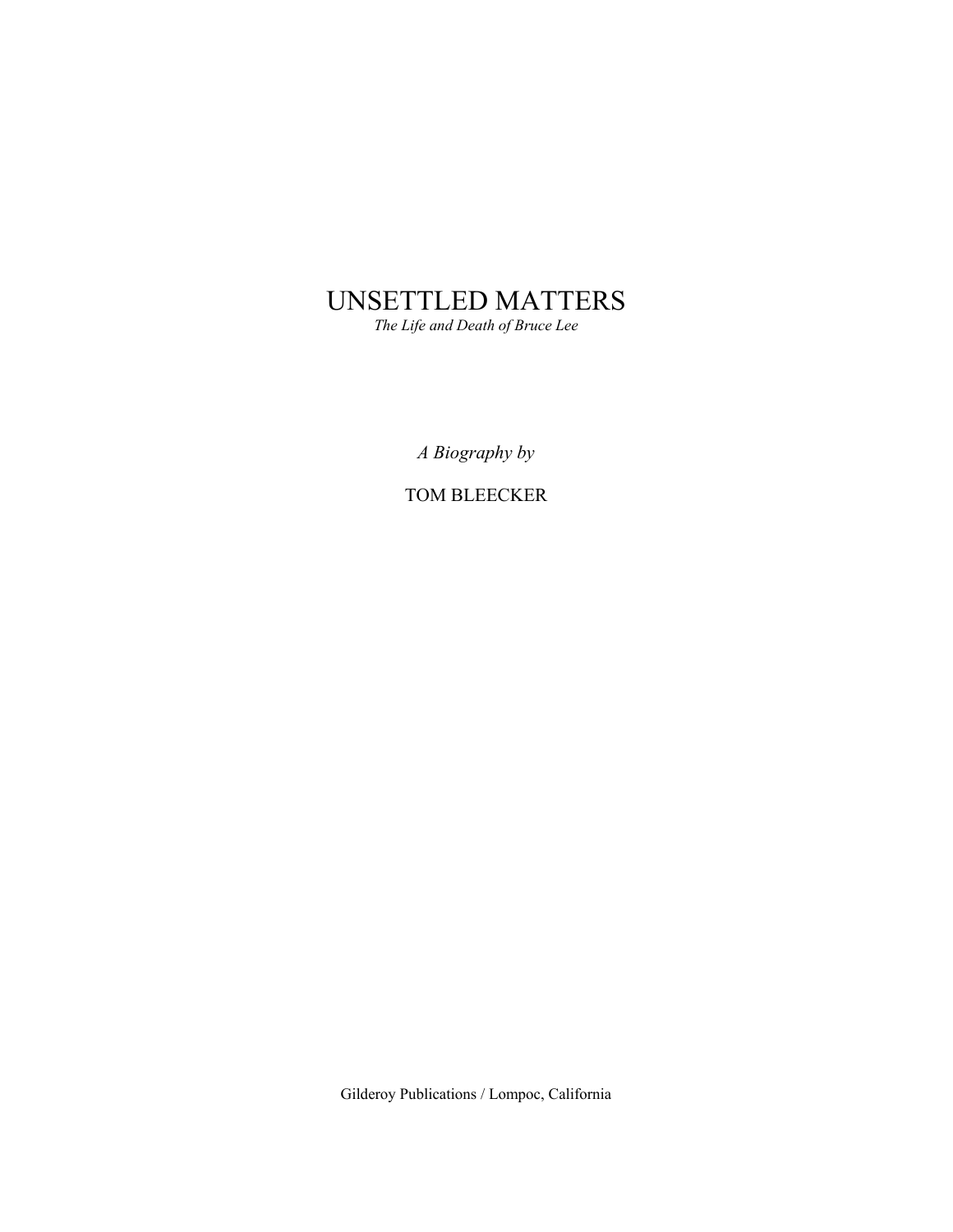# UNSETTLED MATTERS

*The Life and Death of Bruce Lee*

*A Biography by*

TOM BLEECKER

Gilderoy Publications / Lompoc, California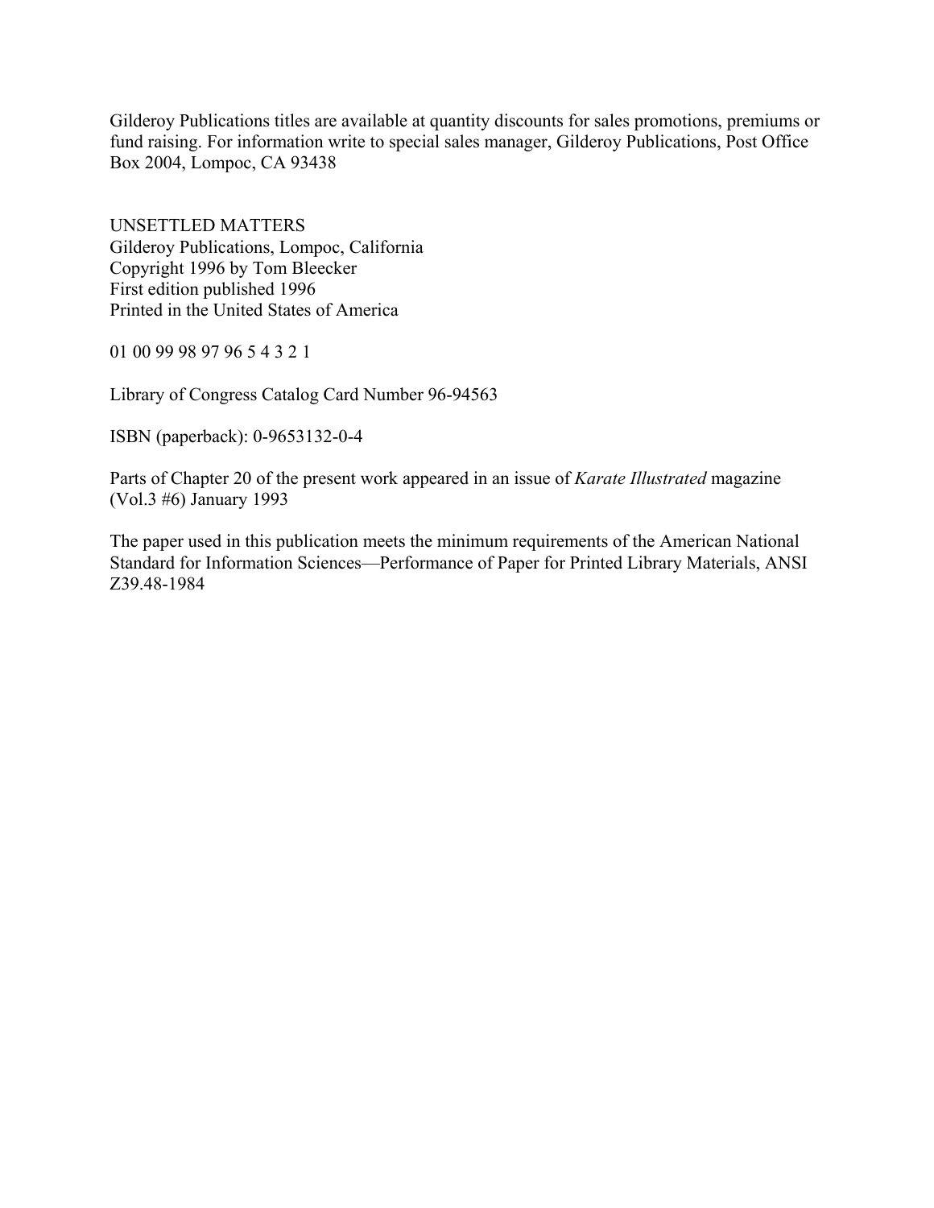Gilderoy Publications titles are available at quantity discounts for sales promotions, premiums or fund raising. For information write to special sales manager, Gilderoy Publications, Post Office Box 2004, Lompoc, CA 93438

UNSETTLED MATTERS
Gilderoy Publications, Lompoc, California
Copyright 1996 by Tom Bleecker
First edition published 1996
Printed in the United States of America

01 00 99 98 97 96 5 4 3 2 1

Library of Congress Catalog Card Number 96-94563

ISBN (paperback): 0-9653132-0-4

Parts of Chapter 20 of the present work appeared in an issue of *Karate Illustrated* magazine (Vol.3 #6) January 1993

The paper used in this publication meets the minimum requirements of the American National Standard for Information Sciences—Performance of Paper for Printed Library Materials, ANSI Z39.48-1984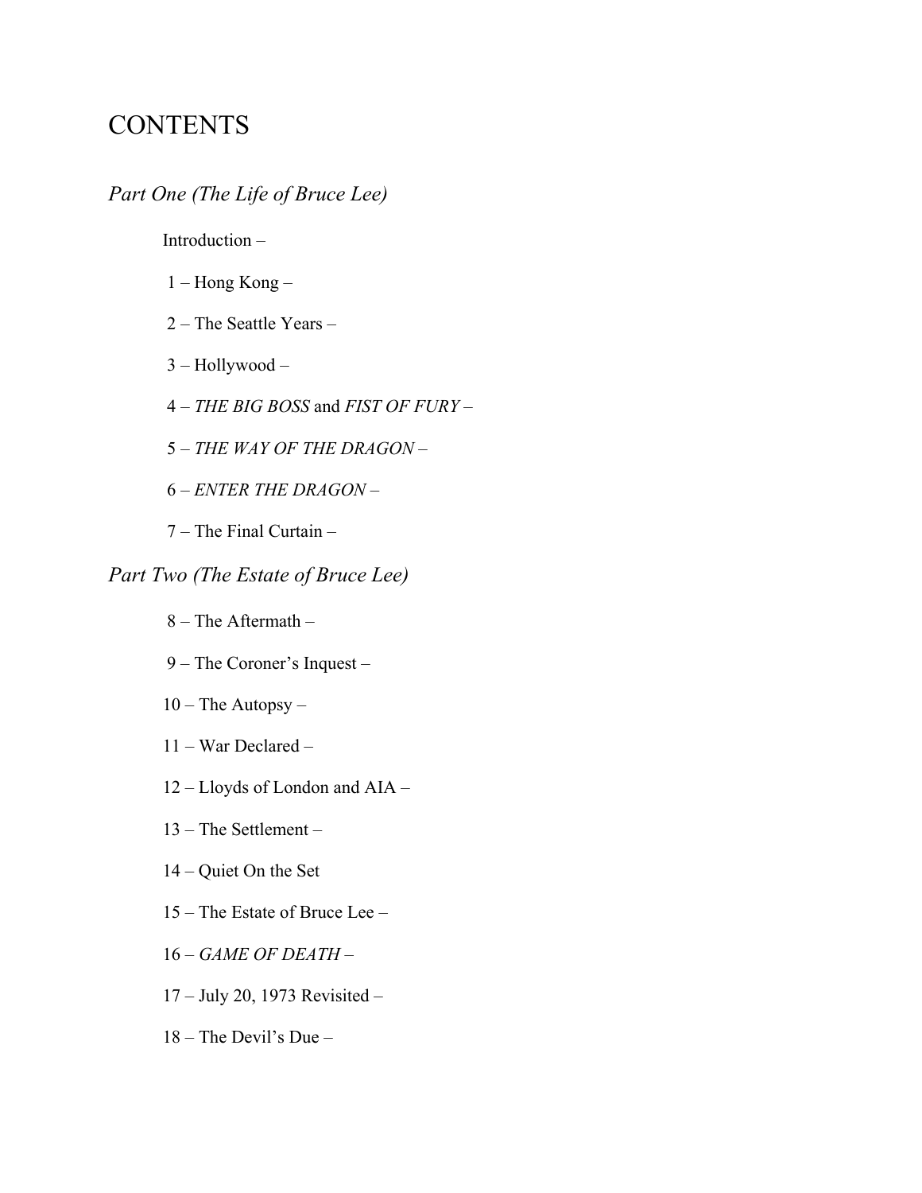# CONTENTS

## *Part One (The Life of Bruce Lee)*

Introduction –

1 – Hong Kong –

2 – The Seattle Years –

3 – Hollywood –

4 – *THE BIG BOSS* and *FIST OF FURY* –

5 – *THE WAY OF THE DRAGON* –

6 – *ENTER THE DRAGON* –

7 – The Final Curtain –

## *Part Two (The Estate of Bruce Lee)*

8 – The Aftermath –

9 – The Coroner's Inquest –

10 – The Autopsy –

11 – War Declared –

12 – Lloyds of London and AIA –

13 – The Settlement –

14 – Quiet On the Set

15 – The Estate of Bruce Lee –

16 – *GAME OF DEATH* –

17 – July 20, 1973 Revisited –

18 – The Devil's Due –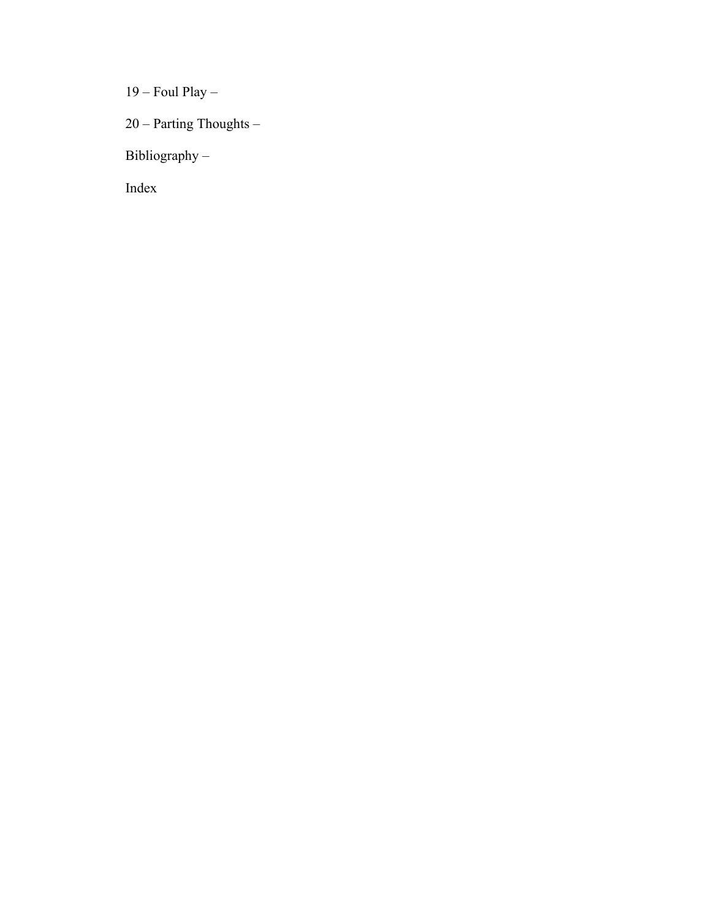19 – Foul Play –

20 – Parting Thoughts –

Bibliography –

Index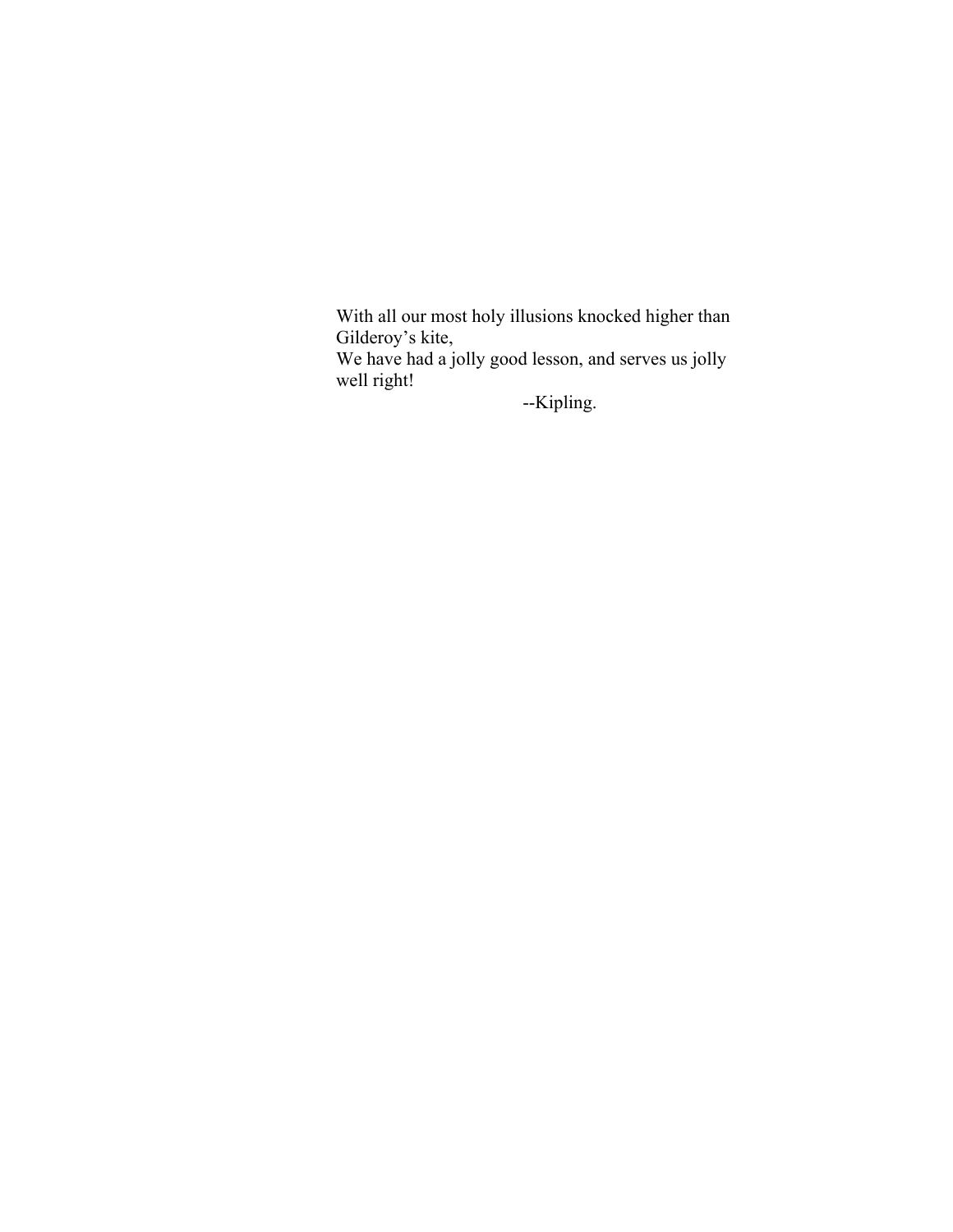> With all our most holy illusions knocked higher than Gilderoy's kite,
> We have had a jolly good lesson, and serves us jolly well right!
>
> --Kipling.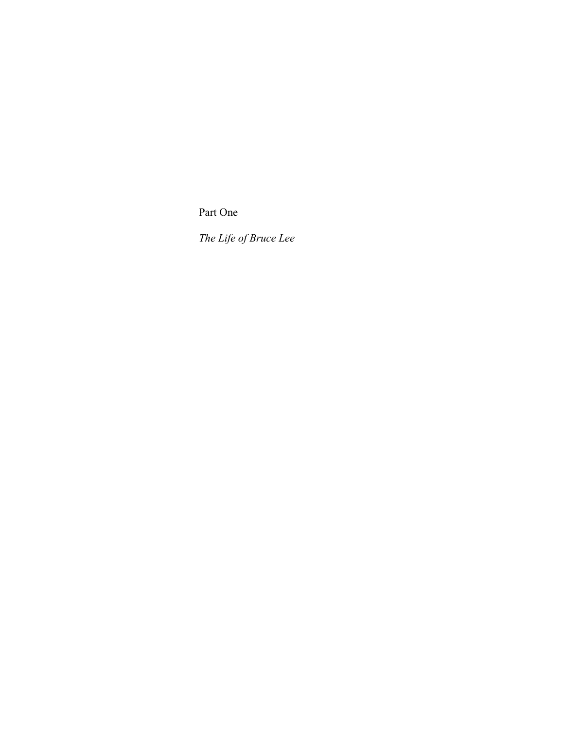# Part One

## *The Life of Bruce Lee*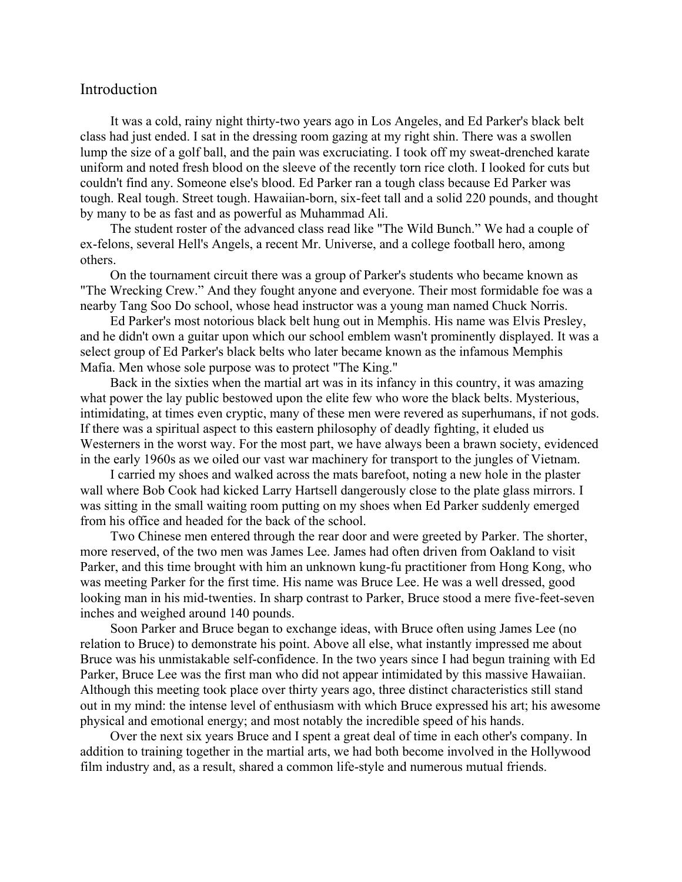## Introduction

It was a cold, rainy night thirty-two years ago in Los Angeles, and Ed Parker's black belt class had just ended. I sat in the dressing room gazing at my right shin. There was a swollen lump the size of a golf ball, and the pain was excruciating. I took off my sweat-drenched karate uniform and noted fresh blood on the sleeve of the recently torn rice cloth. I looked for cuts but couldn't find any. Someone else's blood. Ed Parker ran a tough class because Ed Parker was tough. Real tough. Street tough. Hawaiian-born, six-feet tall and a solid 220 pounds, and thought by many to be as fast and as powerful as Muhammad Ali.

The student roster of the advanced class read like "The Wild Bunch." We had a couple of ex-felons, several Hell's Angels, a recent Mr. Universe, and a college football hero, among others.

On the tournament circuit there was a group of Parker's students who became known as "The Wrecking Crew." And they fought anyone and everyone. Their most formidable foe was a nearby Tang Soo Do school, whose head instructor was a young man named Chuck Norris.

Ed Parker's most notorious black belt hung out in Memphis. His name was Elvis Presley, and he didn't own a guitar upon which our school emblem wasn't prominently displayed. It was a select group of Ed Parker's black belts who later became known as the infamous Memphis Mafia. Men whose sole purpose was to protect "The King."

Back in the sixties when the martial art was in its infancy in this country, it was amazing what power the lay public bestowed upon the elite few who wore the black belts. Mysterious, intimidating, at times even cryptic, many of these men were revered as superhumans, if not gods. If there was a spiritual aspect to this eastern philosophy of deadly fighting, it eluded us Westerners in the worst way. For the most part, we have always been a brawn society, evidenced in the early 1960s as we oiled our vast war machinery for transport to the jungles of Vietnam.

I carried my shoes and walked across the mats barefoot, noting a new hole in the plaster wall where Bob Cook had kicked Larry Hartsell dangerously close to the plate glass mirrors. I was sitting in the small waiting room putting on my shoes when Ed Parker suddenly emerged from his office and headed for the back of the school.

Two Chinese men entered through the rear door and were greeted by Parker. The shorter, more reserved, of the two men was James Lee. James had often driven from Oakland to visit Parker, and this time brought with him an unknown kung-fu practitioner from Hong Kong, who was meeting Parker for the first time. His name was Bruce Lee. He was a well dressed, good looking man in his mid-twenties. In sharp contrast to Parker, Bruce stood a mere five-feet-seven inches and weighed around 140 pounds.

Soon Parker and Bruce began to exchange ideas, with Bruce often using James Lee (no relation to Bruce) to demonstrate his point. Above all else, what instantly impressed me about Bruce was his unmistakable self-confidence. In the two years since I had begun training with Ed Parker, Bruce Lee was the first man who did not appear intimidated by this massive Hawaiian. Although this meeting took place over thirty years ago, three distinct characteristics still stand out in my mind: the intense level of enthusiasm with which Bruce expressed his art; his awesome physical and emotional energy; and most notably the incredible speed of his hands.

Over the next six years Bruce and I spent a great deal of time in each other's company. In addition to training together in the martial arts, we had both become involved in the Hollywood film industry and, as a result, shared a common life-style and numerous mutual friends.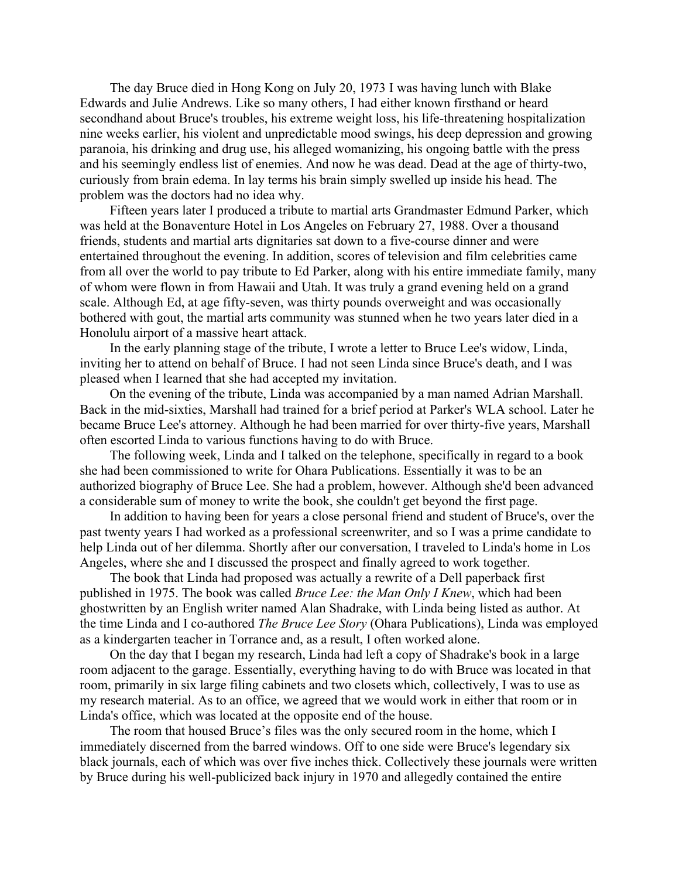The day Bruce died in Hong Kong on July 20, 1973 I was having lunch with Blake Edwards and Julie Andrews. Like so many others, I had either known firsthand or heard secondhand about Bruce's troubles, his extreme weight loss, his life-threatening hospitalization nine weeks earlier, his violent and unpredictable mood swings, his deep depression and growing paranoia, his drinking and drug use, his alleged womanizing, his ongoing battle with the press and his seemingly endless list of enemies. And now he was dead. Dead at the age of thirty-two, curiously from brain edema. In lay terms his brain simply swelled up inside his head. The problem was the doctors had no idea why.

Fifteen years later I produced a tribute to martial arts Grandmaster Edmund Parker, which was held at the Bonaventure Hotel in Los Angeles on February 27, 1988. Over a thousand friends, students and martial arts dignitaries sat down to a five-course dinner and were entertained throughout the evening. In addition, scores of television and film celebrities came from all over the world to pay tribute to Ed Parker, along with his entire immediate family, many of whom were flown in from Hawaii and Utah. It was truly a grand evening held on a grand scale. Although Ed, at age fifty-seven, was thirty pounds overweight and was occasionally bothered with gout, the martial arts community was stunned when he two years later died in a Honolulu airport of a massive heart attack.

In the early planning stage of the tribute, I wrote a letter to Bruce Lee's widow, Linda, inviting her to attend on behalf of Bruce. I had not seen Linda since Bruce's death, and I was pleased when I learned that she had accepted my invitation.

On the evening of the tribute, Linda was accompanied by a man named Adrian Marshall. Back in the mid-sixties, Marshall had trained for a brief period at Parker's WLA school. Later he became Bruce Lee's attorney. Although he had been married for over thirty-five years, Marshall often escorted Linda to various functions having to do with Bruce.

The following week, Linda and I talked on the telephone, specifically in regard to a book she had been commissioned to write for Ohara Publications. Essentially it was to be an authorized biography of Bruce Lee. She had a problem, however. Although she'd been advanced a considerable sum of money to write the book, she couldn't get beyond the first page.

In addition to having been for years a close personal friend and student of Bruce's, over the past twenty years I had worked as a professional screenwriter, and so I was a prime candidate to help Linda out of her dilemma. Shortly after our conversation, I traveled to Linda's home in Los Angeles, where she and I discussed the prospect and finally agreed to work together.

The book that Linda had proposed was actually a rewrite of a Dell paperback first published in 1975. The book was called *Bruce Lee: the Man Only I Knew*, which had been ghostwritten by an English writer named Alan Shadrake, with Linda being listed as author. At the time Linda and I co-authored *The Bruce Lee Story* (Ohara Publications), Linda was employed as a kindergarten teacher in Torrance and, as a result, I often worked alone.

On the day that I began my research, Linda had left a copy of Shadrake's book in a large room adjacent to the garage. Essentially, everything having to do with Bruce was located in that room, primarily in six large filing cabinets and two closets which, collectively, I was to use as my research material. As to an office, we agreed that we would work in either that room or in Linda's office, which was located at the opposite end of the house.

The room that housed Bruce's files was the only secured room in the home, which I immediately discerned from the barred windows. Off to one side were Bruce's legendary six black journals, each of which was over five inches thick. Collectively these journals were written by Bruce during his well-publicized back injury in 1970 and allegedly contained the entire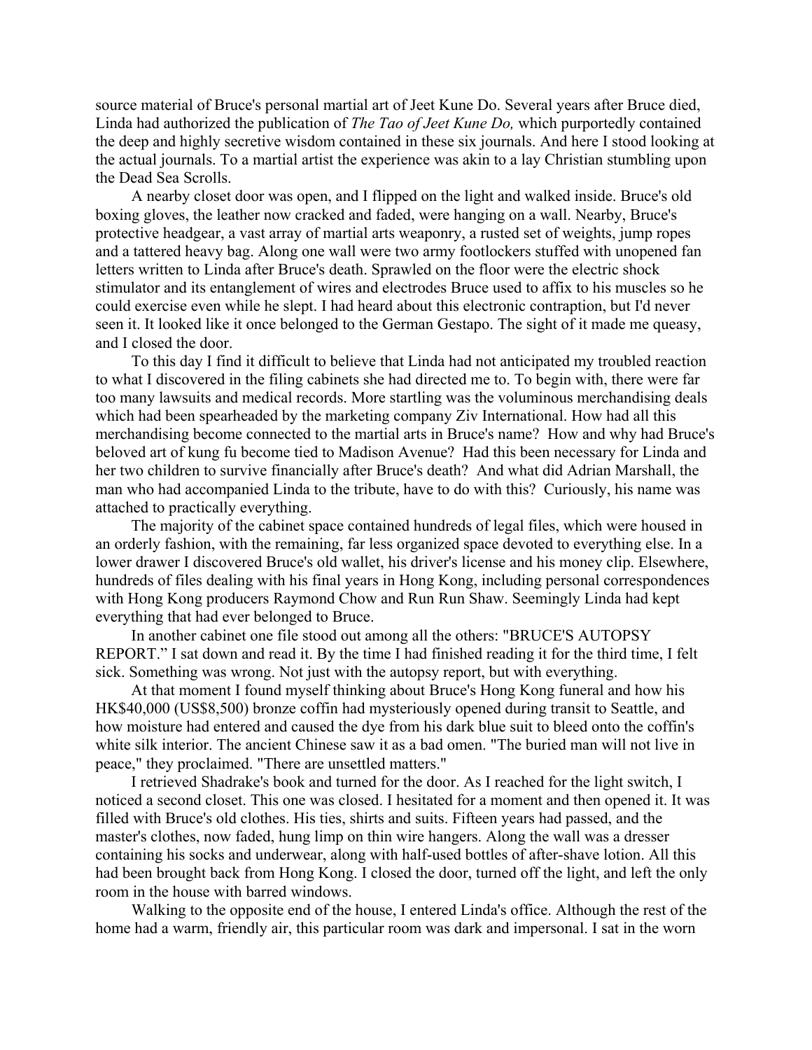source material of Bruce's personal martial art of Jeet Kune Do. Several years after Bruce died, Linda had authorized the publication of *The Tao of Jeet Kune Do,* which purportedly contained the deep and highly secretive wisdom contained in these six journals. And here I stood looking at the actual journals. To a martial artist the experience was akin to a lay Christian stumbling upon the Dead Sea Scrolls.

A nearby closet door was open, and I flipped on the light and walked inside. Bruce's old boxing gloves, the leather now cracked and faded, were hanging on a wall. Nearby, Bruce's protective headgear, a vast array of martial arts weaponry, a rusted set of weights, jump ropes and a tattered heavy bag. Along one wall were two army footlockers stuffed with unopened fan letters written to Linda after Bruce's death. Sprawled on the floor were the electric shock stimulator and its entanglement of wires and electrodes Bruce used to affix to his muscles so he could exercise even while he slept. I had heard about this electronic contraption, but I'd never seen it. It looked like it once belonged to the German Gestapo. The sight of it made me queasy, and I closed the door.

To this day I find it difficult to believe that Linda had not anticipated my troubled reaction to what I discovered in the filing cabinets she had directed me to. To begin with, there were far too many lawsuits and medical records. More startling was the voluminous merchandising deals which had been spearheaded by the marketing company Ziv International. How had all this merchandising become connected to the martial arts in Bruce's name? How and why had Bruce's beloved art of kung fu become tied to Madison Avenue? Had this been necessary for Linda and her two children to survive financially after Bruce's death? And what did Adrian Marshall, the man who had accompanied Linda to the tribute, have to do with this? Curiously, his name was attached to practically everything.

The majority of the cabinet space contained hundreds of legal files, which were housed in an orderly fashion, with the remaining, far less organized space devoted to everything else. In a lower drawer I discovered Bruce's old wallet, his driver's license and his money clip. Elsewhere, hundreds of files dealing with his final years in Hong Kong, including personal correspondences with Hong Kong producers Raymond Chow and Run Run Shaw. Seemingly Linda had kept everything that had ever belonged to Bruce.

In another cabinet one file stood out among all the others: "BRUCE'S AUTOPSY REPORT." I sat down and read it. By the time I had finished reading it for the third time, I felt sick. Something was wrong. Not just with the autopsy report, but with everything.

At that moment I found myself thinking about Bruce's Hong Kong funeral and how his HK$40,000 (US$8,500) bronze coffin had mysteriously opened during transit to Seattle, and how moisture had entered and caused the dye from his dark blue suit to bleed onto the coffin's white silk interior. The ancient Chinese saw it as a bad omen. "The buried man will not live in peace," they proclaimed. "There are unsettled matters."

I retrieved Shadrake's book and turned for the door. As I reached for the light switch, I noticed a second closet. This one was closed. I hesitated for a moment and then opened it. It was filled with Bruce's old clothes. His ties, shirts and suits. Fifteen years had passed, and the master's clothes, now faded, hung limp on thin wire hangers. Along the wall was a dresser containing his socks and underwear, along with half-used bottles of after-shave lotion. All this had been brought back from Hong Kong. I closed the door, turned off the light, and left the only room in the house with barred windows.

Walking to the opposite end of the house, I entered Linda's office. Although the rest of the home had a warm, friendly air, this particular room was dark and impersonal. I sat in the worn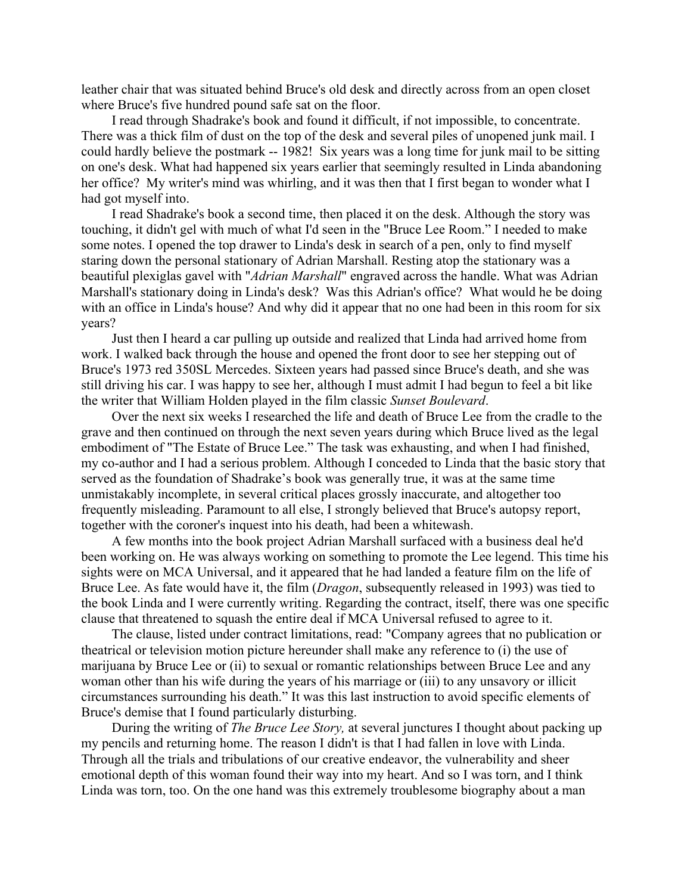leather chair that was situated behind Bruce's old desk and directly across from an open closet where Bruce's five hundred pound safe sat on the floor.

I read through Shadrake's book and found it difficult, if not impossible, to concentrate. There was a thick film of dust on the top of the desk and several piles of unopened junk mail. I could hardly believe the postmark -- 1982! Six years was a long time for junk mail to be sitting on one's desk. What had happened six years earlier that seemingly resulted in Linda abandoning her office? My writer's mind was whirling, and it was then that I first began to wonder what I had got myself into.

I read Shadrake's book a second time, then placed it on the desk. Although the story was touching, it didn't gel with much of what I'd seen in the "Bruce Lee Room." I needed to make some notes. I opened the top drawer to Linda's desk in search of a pen, only to find myself staring down the personal stationary of Adrian Marshall. Resting atop the stationary was a beautiful plexiglas gavel with "*Adrian Marshall*" engraved across the handle. What was Adrian Marshall's stationary doing in Linda's desk? Was this Adrian's office? What would he be doing with an office in Linda's house? And why did it appear that no one had been in this room for six years?

Just then I heard a car pulling up outside and realized that Linda had arrived home from work. I walked back through the house and opened the front door to see her stepping out of Bruce's 1973 red 350SL Mercedes. Sixteen years had passed since Bruce's death, and she was still driving his car. I was happy to see her, although I must admit I had begun to feel a bit like the writer that William Holden played in the film classic *Sunset Boulevard*.

Over the next six weeks I researched the life and death of Bruce Lee from the cradle to the grave and then continued on through the next seven years during which Bruce lived as the legal embodiment of "The Estate of Bruce Lee." The task was exhausting, and when I had finished, my co-author and I had a serious problem. Although I conceded to Linda that the basic story that served as the foundation of Shadrake's book was generally true, it was at the same time unmistakably incomplete, in several critical places grossly inaccurate, and altogether too frequently misleading. Paramount to all else, I strongly believed that Bruce's autopsy report, together with the coroner's inquest into his death, had been a whitewash.

A few months into the book project Adrian Marshall surfaced with a business deal he'd been working on. He was always working on something to promote the Lee legend. This time his sights were on MCA Universal, and it appeared that he had landed a feature film on the life of Bruce Lee. As fate would have it, the film (*Dragon*, subsequently released in 1993) was tied to the book Linda and I were currently writing. Regarding the contract, itself, there was one specific clause that threatened to squash the entire deal if MCA Universal refused to agree to it.

The clause, listed under contract limitations, read: "Company agrees that no publication or theatrical or television motion picture hereunder shall make any reference to (i) the use of marijuana by Bruce Lee or (ii) to sexual or romantic relationships between Bruce Lee and any woman other than his wife during the years of his marriage or (iii) to any unsavory or illicit circumstances surrounding his death." It was this last instruction to avoid specific elements of Bruce's demise that I found particularly disturbing.

During the writing of *The Bruce Lee Story,* at several junctures I thought about packing up my pencils and returning home. The reason I didn't is that I had fallen in love with Linda. Through all the trials and tribulations of our creative endeavor, the vulnerability and sheer emotional depth of this woman found their way into my heart. And so I was torn, and I think Linda was torn, too. On the one hand was this extremely troublesome biography about a man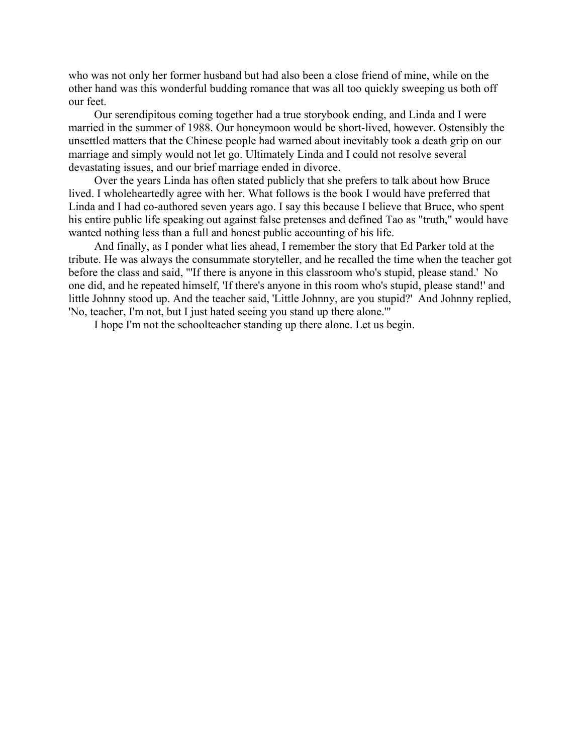who was not only her former husband but had also been a close friend of mine, while on the other hand was this wonderful budding romance that was all too quickly sweeping us both off our feet.

Our serendipitous coming together had a true storybook ending, and Linda and I were married in the summer of 1988. Our honeymoon would be short-lived, however. Ostensibly the unsettled matters that the Chinese people had warned about inevitably took a death grip on our marriage and simply would not let go. Ultimately Linda and I could not resolve several devastating issues, and our brief marriage ended in divorce.

Over the years Linda has often stated publicly that she prefers to talk about how Bruce lived. I wholeheartedly agree with her. What follows is the book I would have preferred that Linda and I had co-authored seven years ago. I say this because I believe that Bruce, who spent his entire public life speaking out against false pretenses and defined Tao as "truth," would have wanted nothing less than a full and honest public accounting of his life.

And finally, as I ponder what lies ahead, I remember the story that Ed Parker told at the tribute. He was always the consummate storyteller, and he recalled the time when the teacher got before the class and said, "'If there is anyone in this classroom who's stupid, please stand.' No one did, and he repeated himself, 'If there's anyone in this room who's stupid, please stand!' and little Johnny stood up. And the teacher said, 'Little Johnny, are you stupid?' And Johnny replied, 'No, teacher, I'm not, but I just hated seeing you stand up there alone.'"

I hope I'm not the schoolteacher standing up there alone. Let us begin.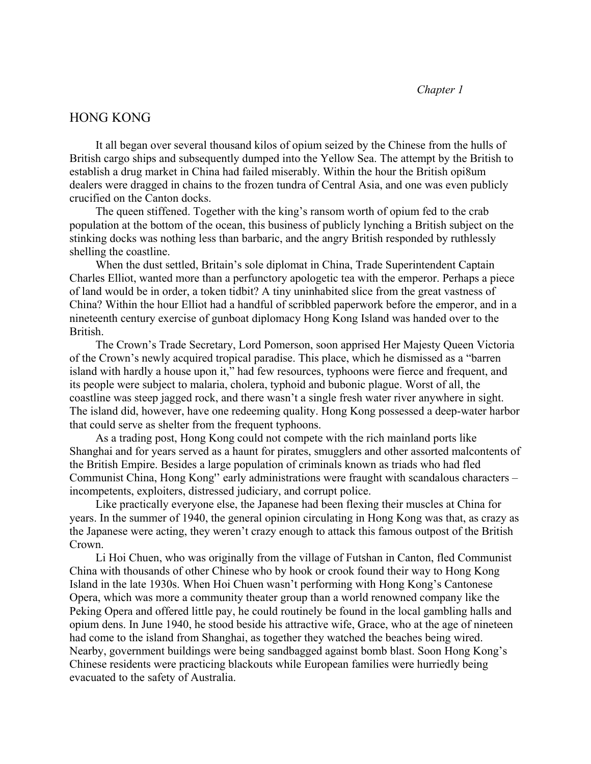*Chapter 1*

# HONG KONG

It all began over several thousand kilos of opium seized by the Chinese from the hulls of British cargo ships and subsequently dumped into the Yellow Sea. The attempt by the British to establish a drug market in China had failed miserably. Within the hour the British opi8um dealers were dragged in chains to the frozen tundra of Central Asia, and one was even publicly crucified on the Canton docks.

The queen stiffened. Together with the king's ransom worth of opium fed to the crab population at the bottom of the ocean, this business of publicly lynching a British subject on the stinking docks was nothing less than barbaric, and the angry British responded by ruthlessly shelling the coastline.

When the dust settled, Britain's sole diplomat in China, Trade Superintendent Captain Charles Elliot, wanted more than a perfunctory apologetic tea with the emperor. Perhaps a piece of land would be in order, a token tidbit? A tiny uninhabited slice from the great vastness of China? Within the hour Elliot had a handful of scribbled paperwork before the emperor, and in a nineteenth century exercise of gunboat diplomacy Hong Kong Island was handed over to the British.

The Crown's Trade Secretary, Lord Pomerson, soon apprised Her Majesty Queen Victoria of the Crown's newly acquired tropical paradise. This place, which he dismissed as a "barren island with hardly a house upon it," had few resources, typhoons were fierce and frequent, and its people were subject to malaria, cholera, typhoid and bubonic plague. Worst of all, the coastline was steep jagged rock, and there wasn't a single fresh water river anywhere in sight. The island did, however, have one redeeming quality. Hong Kong possessed a deep-water harbor that could serve as shelter from the frequent typhoons.

As a trading post, Hong Kong could not compete with the rich mainland ports like Shanghai and for years served as a haunt for pirates, smugglers and other assorted malcontents of the British Empire. Besides a large population of criminals known as triads who had fled Communist China, Hong Kong'' early administrations were fraught with scandalous characters – incompetents, exploiters, distressed judiciary, and corrupt police.

Like practically everyone else, the Japanese had been flexing their muscles at China for years. In the summer of 1940, the general opinion circulating in Hong Kong was that, as crazy as the Japanese were acting, they weren't crazy enough to attack this famous outpost of the British Crown.

Li Hoi Chuen, who was originally from the village of Futshan in Canton, fled Communist China with thousands of other Chinese who by hook or crook found their way to Hong Kong Island in the late 1930s. When Hoi Chuen wasn't performing with Hong Kong's Cantonese Opera, which was more a community theater group than a world renowned company like the Peking Opera and offered little pay, he could routinely be found in the local gambling halls and opium dens. In June 1940, he stood beside his attractive wife, Grace, who at the age of nineteen had come to the island from Shanghai, as together they watched the beaches being wired. Nearby, government buildings were being sandbagged against bomb blast. Soon Hong Kong's Chinese residents were practicing blackouts while European families were hurriedly being evacuated to the safety of Australia.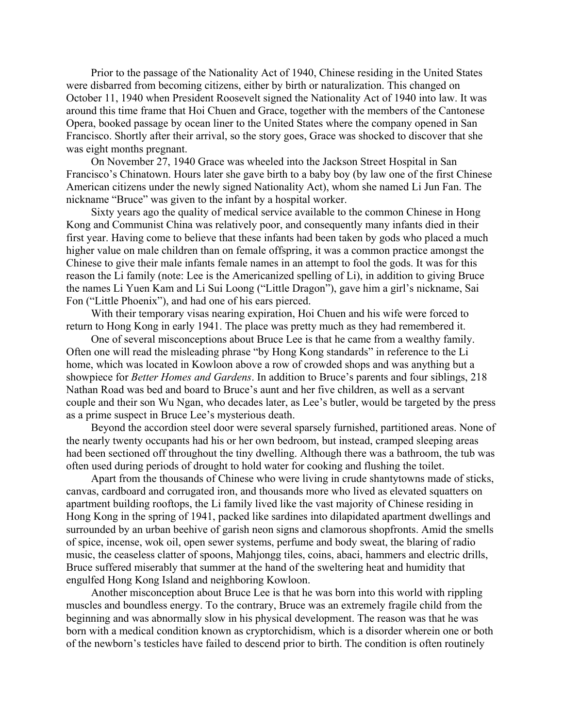Prior to the passage of the Nationality Act of 1940, Chinese residing in the United States were disbarred from becoming citizens, either by birth or naturalization. This changed on October 11, 1940 when President Roosevelt signed the Nationality Act of 1940 into law. It was around this time frame that Hoi Chuen and Grace, together with the members of the Cantonese Opera, booked passage by ocean liner to the United States where the company opened in San Francisco. Shortly after their arrival, so the story goes, Grace was shocked to discover that she was eight months pregnant.

On November 27, 1940 Grace was wheeled into the Jackson Street Hospital in San Francisco's Chinatown. Hours later she gave birth to a baby boy (by law one of the first Chinese American citizens under the newly signed Nationality Act), whom she named Li Jun Fan. The nickname "Bruce" was given to the infant by a hospital worker.

Sixty years ago the quality of medical service available to the common Chinese in Hong Kong and Communist China was relatively poor, and consequently many infants died in their first year. Having come to believe that these infants had been taken by gods who placed a much higher value on male children than on female offspring, it was a common practice amongst the Chinese to give their male infants female names in an attempt to fool the gods. It was for this reason the Li family (note: Lee is the Americanized spelling of Li), in addition to giving Bruce the names Li Yuen Kam and Li Sui Loong ("Little Dragon"), gave him a girl's nickname, Sai Fon ("Little Phoenix"), and had one of his ears pierced.

With their temporary visas nearing expiration, Hoi Chuen and his wife were forced to return to Hong Kong in early 1941. The place was pretty much as they had remembered it.

One of several misconceptions about Bruce Lee is that he came from a wealthy family. Often one will read the misleading phrase "by Hong Kong standards" in reference to the Li home, which was located in Kowloon above a row of crowded shops and was anything but a showpiece for *Better Homes and Gardens*. In addition to Bruce's parents and four siblings, 218 Nathan Road was bed and board to Bruce's aunt and her five children, as well as a servant couple and their son Wu Ngan, who decades later, as Lee's butler, would be targeted by the press as a prime suspect in Bruce Lee's mysterious death.

Beyond the accordion steel door were several sparsely furnished, partitioned areas. None of the nearly twenty occupants had his or her own bedroom, but instead, cramped sleeping areas had been sectioned off throughout the tiny dwelling. Although there was a bathroom, the tub was often used during periods of drought to hold water for cooking and flushing the toilet.

Apart from the thousands of Chinese who were living in crude shantytowns made of sticks, canvas, cardboard and corrugated iron, and thousands more who lived as elevated squatters on apartment building rooftops, the Li family lived like the vast majority of Chinese residing in Hong Kong in the spring of 1941, packed like sardines into dilapidated apartment dwellings and surrounded by an urban beehive of garish neon signs and clamorous shopfronts. Amid the smells of spice, incense, wok oil, open sewer systems, perfume and body sweat, the blaring of radio music, the ceaseless clatter of spoons, Mahjongg tiles, coins, abaci, hammers and electric drills, Bruce suffered miserably that summer at the hand of the sweltering heat and humidity that engulfed Hong Kong Island and neighboring Kowloon.

Another misconception about Bruce Lee is that he was born into this world with rippling muscles and boundless energy. To the contrary, Bruce was an extremely fragile child from the beginning and was abnormally slow in his physical development. The reason was that he was born with a medical condition known as cryptorchidism, which is a disorder wherein one or both of the newborn's testicles have failed to descend prior to birth. The condition is often routinely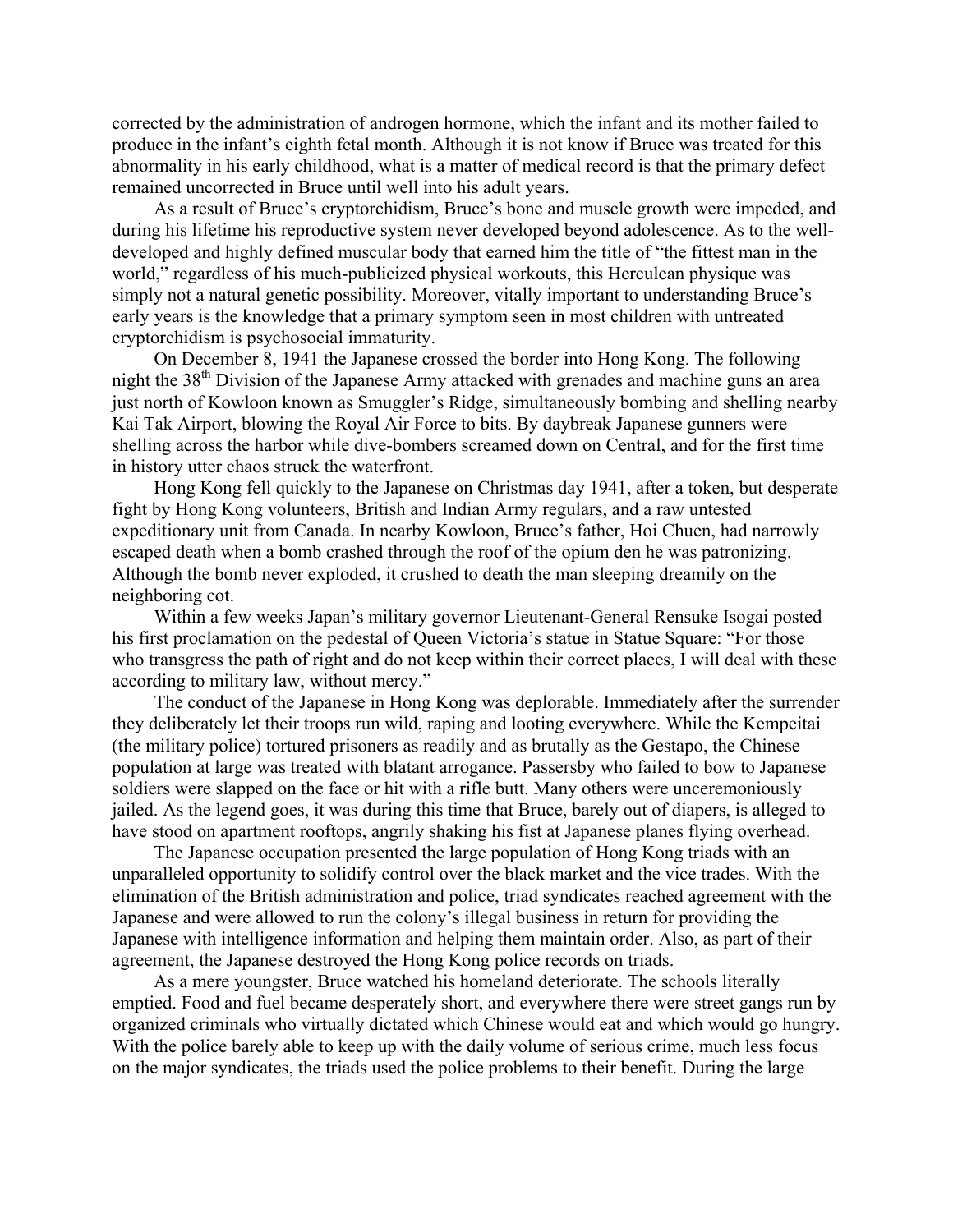corrected by the administration of androgen hormone, which the infant and its mother failed to produce in the infant's eighth fetal month. Although it is not know if Bruce was treated for this abnormality in his early childhood, what is a matter of medical record is that the primary defect remained uncorrected in Bruce until well into his adult years.

As a result of Bruce's cryptorchidism, Bruce's bone and muscle growth were impeded, and during his lifetime his reproductive system never developed beyond adolescence. As to the well-developed and highly defined muscular body that earned him the title of "the fittest man in the world," regardless of his much-publicized physical workouts, this Herculean physique was simply not a natural genetic possibility. Moreover, vitally important to understanding Bruce's early years is the knowledge that a primary symptom seen in most children with untreated cryptorchidism is psychosocial immaturity.

On December 8, 1941 the Japanese crossed the border into Hong Kong. The following night the 38th Division of the Japanese Army attacked with grenades and machine guns an area just north of Kowloon known as Smuggler's Ridge, simultaneously bombing and shelling nearby Kai Tak Airport, blowing the Royal Air Force to bits. By daybreak Japanese gunners were shelling across the harbor while dive-bombers screamed down on Central, and for the first time in history utter chaos struck the waterfront.

Hong Kong fell quickly to the Japanese on Christmas day 1941, after a token, but desperate fight by Hong Kong volunteers, British and Indian Army regulars, and a raw untested expeditionary unit from Canada. In nearby Kowloon, Bruce's father, Hoi Chuen, had narrowly escaped death when a bomb crashed through the roof of the opium den he was patronizing. Although the bomb never exploded, it crushed to death the man sleeping dreamily on the neighboring cot.

Within a few weeks Japan's military governor Lieutenant-General Rensuke Isogai posted his first proclamation on the pedestal of Queen Victoria's statue in Statue Square: "For those who transgress the path of right and do not keep within their correct places, I will deal with these according to military law, without mercy."

The conduct of the Japanese in Hong Kong was deplorable. Immediately after the surrender they deliberately let their troops run wild, raping and looting everywhere. While the Kempeitai (the military police) tortured prisoners as readily and as brutally as the Gestapo, the Chinese population at large was treated with blatant arrogance. Passersby who failed to bow to Japanese soldiers were slapped on the face or hit with a rifle butt. Many others were unceremoniously jailed. As the legend goes, it was during this time that Bruce, barely out of diapers, is alleged to have stood on apartment rooftops, angrily shaking his fist at Japanese planes flying overhead.

The Japanese occupation presented the large population of Hong Kong triads with an unparalleled opportunity to solidify control over the black market and the vice trades. With the elimination of the British administration and police, triad syndicates reached agreement with the Japanese and were allowed to run the colony's illegal business in return for providing the Japanese with intelligence information and helping them maintain order. Also, as part of their agreement, the Japanese destroyed the Hong Kong police records on triads.

As a mere youngster, Bruce watched his homeland deteriorate. The schools literally emptied. Food and fuel became desperately short, and everywhere there were street gangs run by organized criminals who virtually dictated which Chinese would eat and which would go hungry. With the police barely able to keep up with the daily volume of serious crime, much less focus on the major syndicates, the triads used the police problems to their benefit. During the large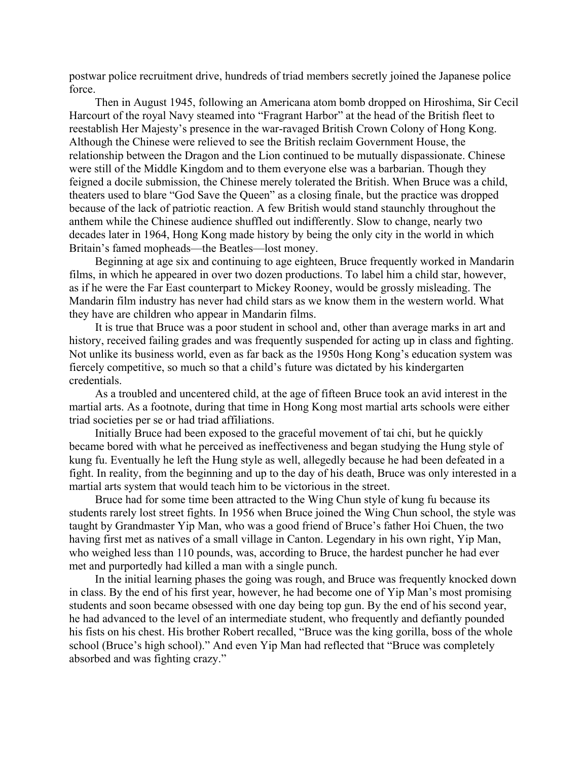postwar police recruitment drive, hundreds of triad members secretly joined the Japanese police force.

Then in August 1945, following an Americana atom bomb dropped on Hiroshima, Sir Cecil Harcourt of the royal Navy steamed into "Fragrant Harbor" at the head of the British fleet to reestablish Her Majesty's presence in the war-ravaged British Crown Colony of Hong Kong. Although the Chinese were relieved to see the British reclaim Government House, the relationship between the Dragon and the Lion continued to be mutually dispassionate. Chinese were still of the Middle Kingdom and to them everyone else was a barbarian. Though they feigned a docile submission, the Chinese merely tolerated the British. When Bruce was a child, theaters used to blare "God Save the Queen" as a closing finale, but the practice was dropped because of the lack of patriotic reaction. A few British would stand staunchly throughout the anthem while the Chinese audience shuffled out indifferently. Slow to change, nearly two decades later in 1964, Hong Kong made history by being the only city in the world in which Britain's famed mopheads—the Beatles—lost money.

Beginning at age six and continuing to age eighteen, Bruce frequently worked in Mandarin films, in which he appeared in over two dozen productions. To label him a child star, however, as if he were the Far East counterpart to Mickey Rooney, would be grossly misleading. The Mandarin film industry has never had child stars as we know them in the western world. What they have are children who appear in Mandarin films.

It is true that Bruce was a poor student in school and, other than average marks in art and history, received failing grades and was frequently suspended for acting up in class and fighting. Not unlike its business world, even as far back as the 1950s Hong Kong's education system was fiercely competitive, so much so that a child's future was dictated by his kindergarten credentials.

As a troubled and uncentered child, at the age of fifteen Bruce took an avid interest in the martial arts. As a footnote, during that time in Hong Kong most martial arts schools were either triad societies per se or had triad affiliations.

Initially Bruce had been exposed to the graceful movement of tai chi, but he quickly became bored with what he perceived as ineffectiveness and began studying the Hung style of kung fu. Eventually he left the Hung style as well, allegedly because he had been defeated in a fight. In reality, from the beginning and up to the day of his death, Bruce was only interested in a martial arts system that would teach him to be victorious in the street.

Bruce had for some time been attracted to the Wing Chun style of kung fu because its students rarely lost street fights. In 1956 when Bruce joined the Wing Chun school, the style was taught by Grandmaster Yip Man, who was a good friend of Bruce's father Hoi Chuen, the two having first met as natives of a small village in Canton. Legendary in his own right, Yip Man, who weighed less than 110 pounds, was, according to Bruce, the hardest puncher he had ever met and purportedly had killed a man with a single punch.

In the initial learning phases the going was rough, and Bruce was frequently knocked down in class. By the end of his first year, however, he had become one of Yip Man's most promising students and soon became obsessed with one day being top gun. By the end of his second year, he had advanced to the level of an intermediate student, who frequently and defiantly pounded his fists on his chest. His brother Robert recalled, "Bruce was the king gorilla, boss of the whole school (Bruce's high school)." And even Yip Man had reflected that "Bruce was completely absorbed and was fighting crazy."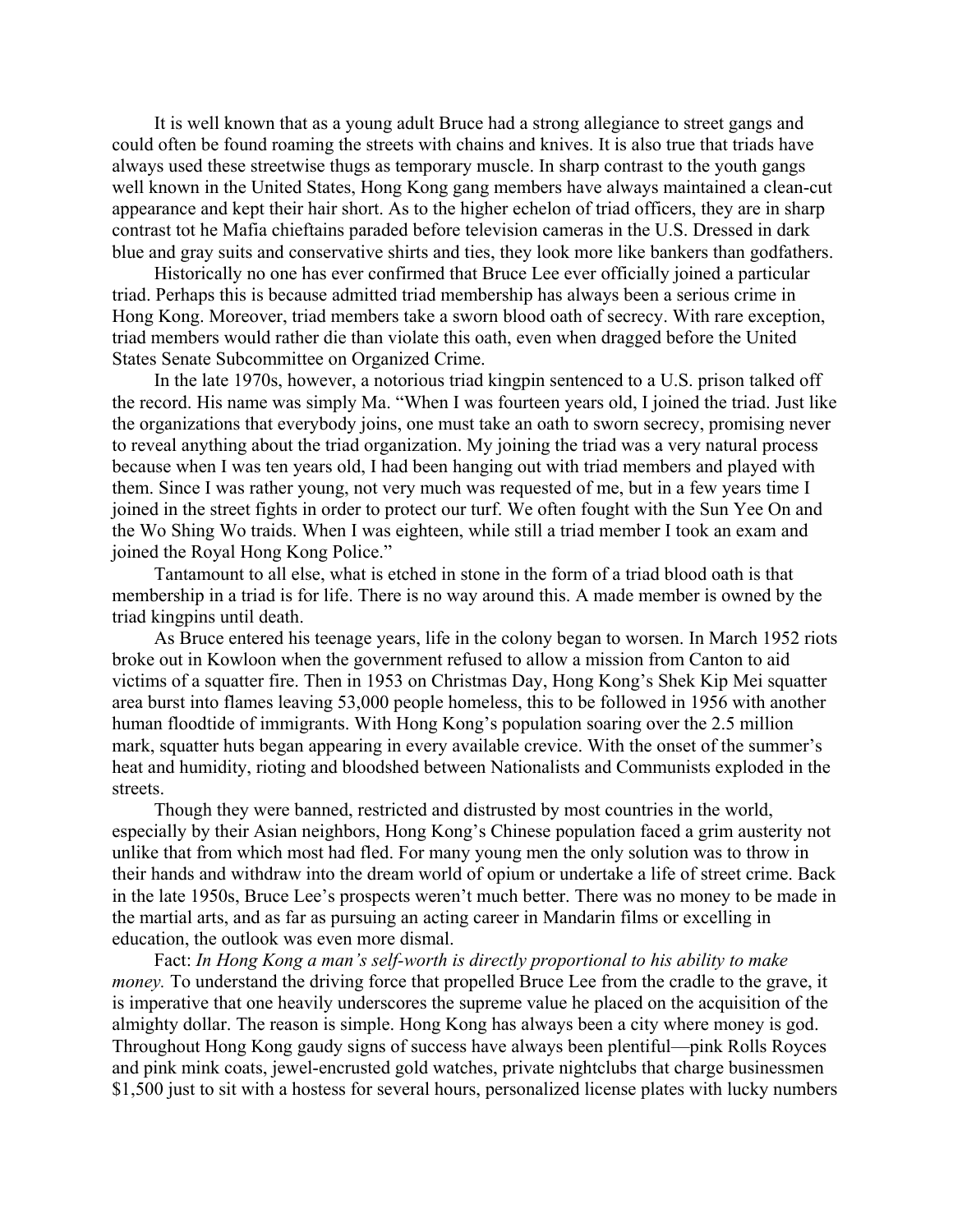It is well known that as a young adult Bruce had a strong allegiance to street gangs and could often be found roaming the streets with chains and knives. It is also true that triads have always used these streetwise thugs as temporary muscle. In sharp contrast to the youth gangs well known in the United States, Hong Kong gang members have always maintained a clean-cut appearance and kept their hair short. As to the higher echelon of triad officers, they are in sharp contrast tot he Mafia chieftains paraded before television cameras in the U.S. Dressed in dark blue and gray suits and conservative shirts and ties, they look more like bankers than godfathers.

Historically no one has ever confirmed that Bruce Lee ever officially joined a particular triad. Perhaps this is because admitted triad membership has always been a serious crime in Hong Kong. Moreover, triad members take a sworn blood oath of secrecy. With rare exception, triad members would rather die than violate this oath, even when dragged before the United States Senate Subcommittee on Organized Crime.

In the late 1970s, however, a notorious triad kingpin sentenced to a U.S. prison talked off the record. His name was simply Ma. "When I was fourteen years old, I joined the triad. Just like the organizations that everybody joins, one must take an oath to sworn secrecy, promising never to reveal anything about the triad organization. My joining the triad was a very natural process because when I was ten years old, I had been hanging out with triad members and played with them. Since I was rather young, not very much was requested of me, but in a few years time I joined in the street fights in order to protect our turf. We often fought with the Sun Yee On and the Wo Shing Wo traids. When I was eighteen, while still a triad member I took an exam and joined the Royal Hong Kong Police."

Tantamount to all else, what is etched in stone in the form of a triad blood oath is that membership in a triad is for life. There is no way around this. A made member is owned by the triad kingpins until death.

As Bruce entered his teenage years, life in the colony began to worsen. In March 1952 riots broke out in Kowloon when the government refused to allow a mission from Canton to aid victims of a squatter fire. Then in 1953 on Christmas Day, Hong Kong's Shek Kip Mei squatter area burst into flames leaving 53,000 people homeless, this to be followed in 1956 with another human floodtide of immigrants. With Hong Kong's population soaring over the 2.5 million mark, squatter huts began appearing in every available crevice. With the onset of the summer's heat and humidity, rioting and bloodshed between Nationalists and Communists exploded in the streets.

Though they were banned, restricted and distrusted by most countries in the world, especially by their Asian neighbors, Hong Kong's Chinese population faced a grim austerity not unlike that from which most had fled. For many young men the only solution was to throw in their hands and withdraw into the dream world of opium or undertake a life of street crime. Back in the late 1950s, Bruce Lee's prospects weren't much better. There was no money to be made in the martial arts, and as far as pursuing an acting career in Mandarin films or excelling in education, the outlook was even more dismal.

Fact: *In Hong Kong a man's self-worth is directly proportional to his ability to make money.* To understand the driving force that propelled Bruce Lee from the cradle to the grave, it is imperative that one heavily underscores the supreme value he placed on the acquisition of the almighty dollar. The reason is simple. Hong Kong has always been a city where money is god. Throughout Hong Kong gaudy signs of success have always been plentiful—pink Rolls Royces and pink mink coats, jewel-encrusted gold watches, private nightclubs that charge businessmen $1,500 just to sit with a hostess for several hours, personalized license plates with lucky numbers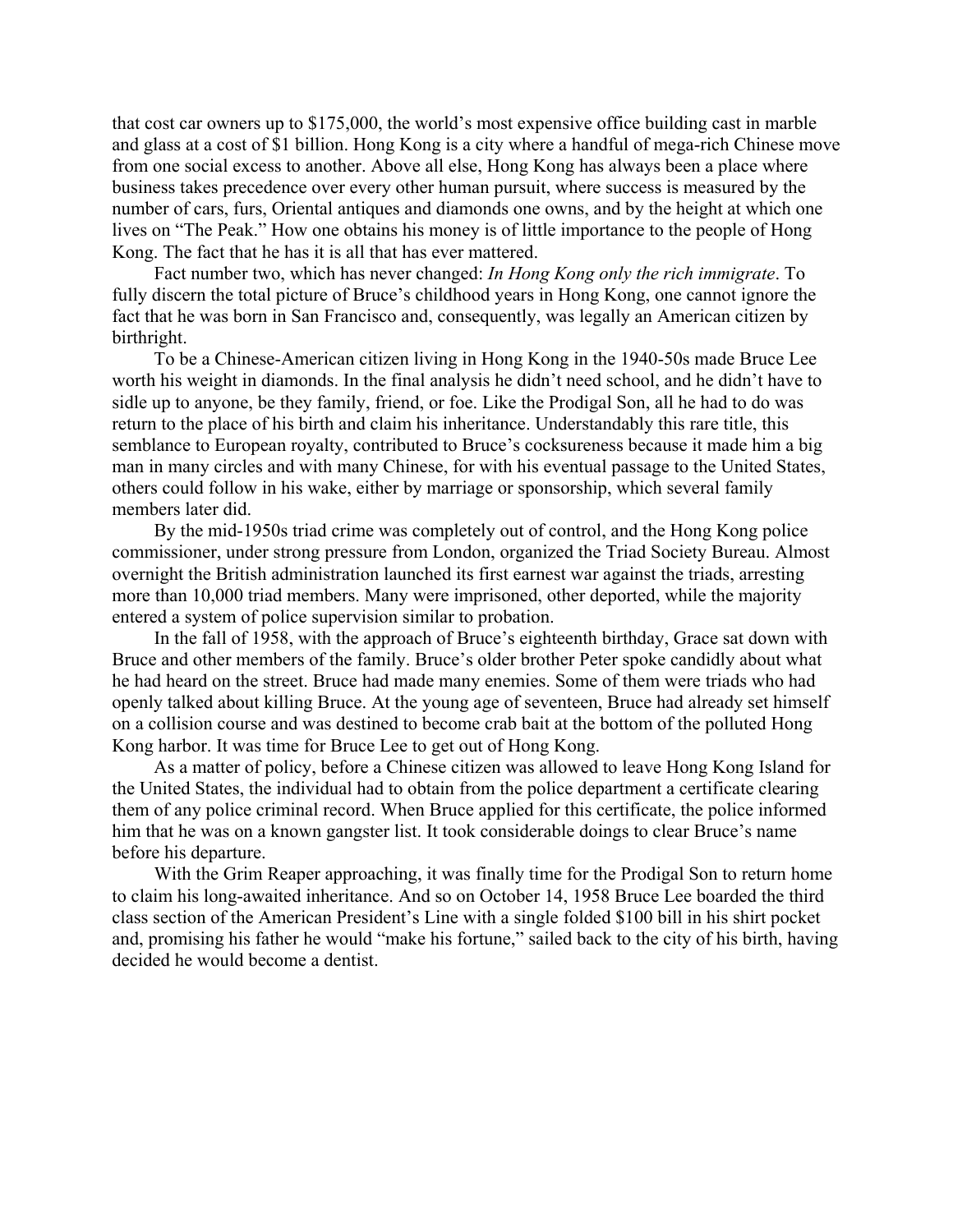that cost car owners up to $175,000, the world's most expensive office building cast in marble and glass at a cost of $1 billion. Hong Kong is a city where a handful of mega-rich Chinese move from one social excess to another. Above all else, Hong Kong has always been a place where business takes precedence over every other human pursuit, where success is measured by the number of cars, furs, Oriental antiques and diamonds one owns, and by the height at which one lives on "The Peak." How one obtains his money is of little importance to the people of Hong Kong. The fact that he has it is all that has ever mattered.

Fact number two, which has never changed: *In Hong Kong only the rich immigrate*. To fully discern the total picture of Bruce's childhood years in Hong Kong, one cannot ignore the fact that he was born in San Francisco and, consequently, was legally an American citizen by birthright.

To be a Chinese-American citizen living in Hong Kong in the 1940-50s made Bruce Lee worth his weight in diamonds. In the final analysis he didn't need school, and he didn't have to sidle up to anyone, be they family, friend, or foe. Like the Prodigal Son, all he had to do was return to the place of his birth and claim his inheritance. Understandably this rare title, this semblance to European royalty, contributed to Bruce's cocksureness because it made him a big man in many circles and with many Chinese, for with his eventual passage to the United States, others could follow in his wake, either by marriage or sponsorship, which several family members later did.

By the mid-1950s triad crime was completely out of control, and the Hong Kong police commissioner, under strong pressure from London, organized the Triad Society Bureau. Almost overnight the British administration launched its first earnest war against the triads, arresting more than 10,000 triad members. Many were imprisoned, other deported, while the majority entered a system of police supervision similar to probation.

In the fall of 1958, with the approach of Bruce's eighteenth birthday, Grace sat down with Bruce and other members of the family. Bruce's older brother Peter spoke candidly about what he had heard on the street. Bruce had made many enemies. Some of them were triads who had openly talked about killing Bruce. At the young age of seventeen, Bruce had already set himself on a collision course and was destined to become crab bait at the bottom of the polluted Hong Kong harbor. It was time for Bruce Lee to get out of Hong Kong.

As a matter of policy, before a Chinese citizen was allowed to leave Hong Kong Island for the United States, the individual had to obtain from the police department a certificate clearing them of any police criminal record. When Bruce applied for this certificate, the police informed him that he was on a known gangster list. It took considerable doings to clear Bruce's name before his departure.

With the Grim Reaper approaching, it was finally time for the Prodigal Son to return home to claim his long-awaited inheritance. And so on October 14, 1958 Bruce Lee boarded the third class section of the American President's Line with a single folded $100 bill in his shirt pocket and, promising his father he would "make his fortune," sailed back to the city of his birth, having decided he would become a dentist.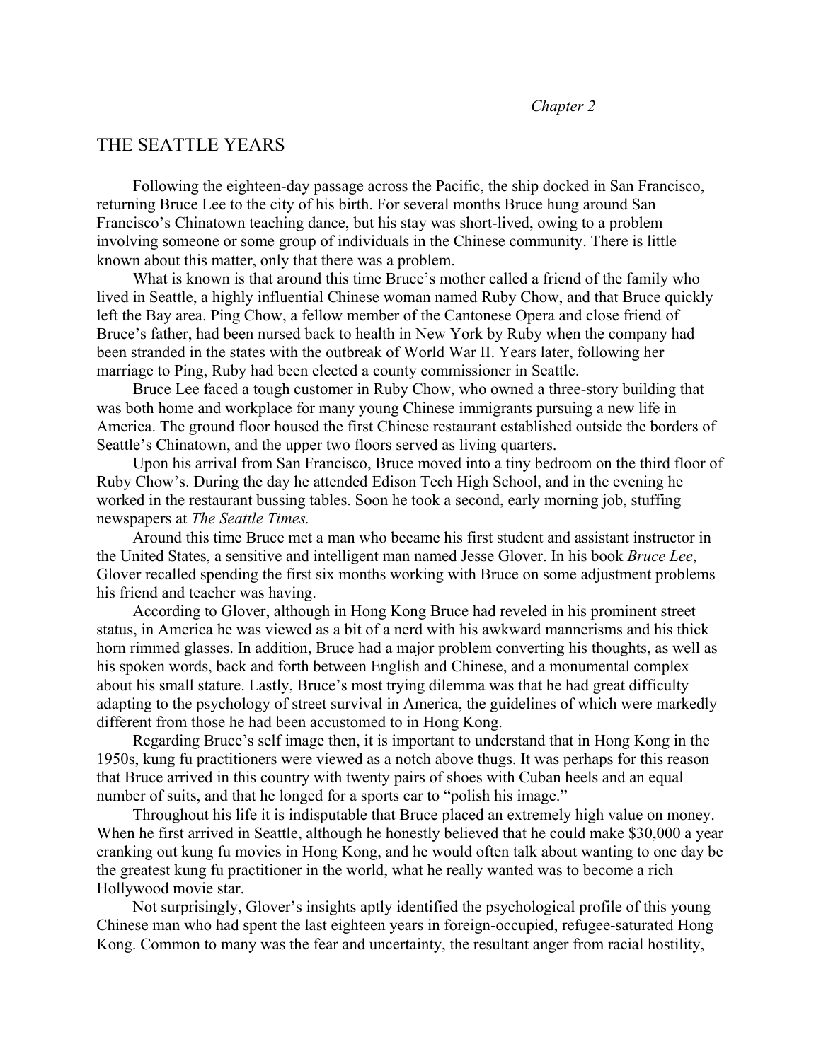*Chapter 2*

# THE SEATTLE YEARS

Following the eighteen-day passage across the Pacific, the ship docked in San Francisco, returning Bruce Lee to the city of his birth. For several months Bruce hung around San Francisco's Chinatown teaching dance, but his stay was short-lived, owing to a problem involving someone or some group of individuals in the Chinese community. There is little known about this matter, only that there was a problem.

What is known is that around this time Bruce's mother called a friend of the family who lived in Seattle, a highly influential Chinese woman named Ruby Chow, and that Bruce quickly left the Bay area. Ping Chow, a fellow member of the Cantonese Opera and close friend of Bruce's father, had been nursed back to health in New York by Ruby when the company had been stranded in the states with the outbreak of World War II. Years later, following her marriage to Ping, Ruby had been elected a county commissioner in Seattle.

Bruce Lee faced a tough customer in Ruby Chow, who owned a three-story building that was both home and workplace for many young Chinese immigrants pursuing a new life in America. The ground floor housed the first Chinese restaurant established outside the borders of Seattle's Chinatown, and the upper two floors served as living quarters.

Upon his arrival from San Francisco, Bruce moved into a tiny bedroom on the third floor of Ruby Chow's. During the day he attended Edison Tech High School, and in the evening he worked in the restaurant bussing tables. Soon he took a second, early morning job, stuffing newspapers at *The Seattle Times.*

Around this time Bruce met a man who became his first student and assistant instructor in the United States, a sensitive and intelligent man named Jesse Glover. In his book *Bruce Lee*, Glover recalled spending the first six months working with Bruce on some adjustment problems his friend and teacher was having.

According to Glover, although in Hong Kong Bruce had reveled in his prominent street status, in America he was viewed as a bit of a nerd with his awkward mannerisms and his thick horn rimmed glasses. In addition, Bruce had a major problem converting his thoughts, as well as his spoken words, back and forth between English and Chinese, and a monumental complex about his small stature. Lastly, Bruce's most trying dilemma was that he had great difficulty adapting to the psychology of street survival in America, the guidelines of which were markedly different from those he had been accustomed to in Hong Kong.

Regarding Bruce's self image then, it is important to understand that in Hong Kong in the 1950s, kung fu practitioners were viewed as a notch above thugs. It was perhaps for this reason that Bruce arrived in this country with twenty pairs of shoes with Cuban heels and an equal number of suits, and that he longed for a sports car to "polish his image."

Throughout his life it is indisputable that Bruce placed an extremely high value on money. When he first arrived in Seattle, although he honestly believed that he could make $30,000 a year cranking out kung fu movies in Hong Kong, and he would often talk about wanting to one day be the greatest kung fu practitioner in the world, what he really wanted was to become a rich Hollywood movie star.

Not surprisingly, Glover's insights aptly identified the psychological profile of this young Chinese man who had spent the last eighteen years in foreign-occupied, refugee-saturated Hong Kong. Common to many was the fear and uncertainty, the resultant anger from racial hostility,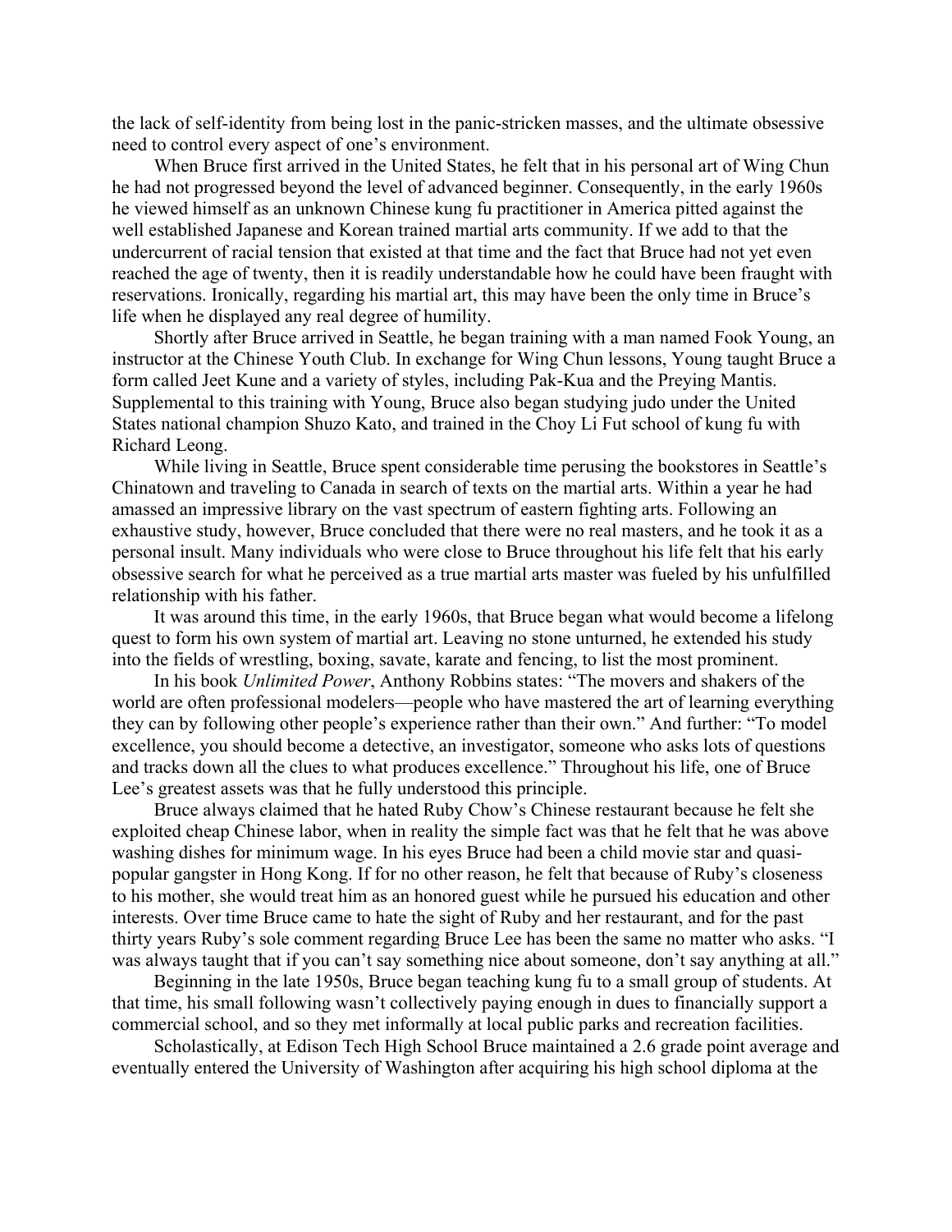the lack of self-identity from being lost in the panic-stricken masses, and the ultimate obsessive need to control every aspect of one's environment.

When Bruce first arrived in the United States, he felt that in his personal art of Wing Chun he had not progressed beyond the level of advanced beginner. Consequently, in the early 1960s he viewed himself as an unknown Chinese kung fu practitioner in America pitted against the well established Japanese and Korean trained martial arts community. If we add to that the undercurrent of racial tension that existed at that time and the fact that Bruce had not yet even reached the age of twenty, then it is readily understandable how he could have been fraught with reservations. Ironically, regarding his martial art, this may have been the only time in Bruce's life when he displayed any real degree of humility.

Shortly after Bruce arrived in Seattle, he began training with a man named Fook Young, an instructor at the Chinese Youth Club. In exchange for Wing Chun lessons, Young taught Bruce a form called Jeet Kune and a variety of styles, including Pak-Kua and the Preying Mantis. Supplemental to this training with Young, Bruce also began studying judo under the United States national champion Shuzo Kato, and trained in the Choy Li Fut school of kung fu with Richard Leong.

While living in Seattle, Bruce spent considerable time perusing the bookstores in Seattle's Chinatown and traveling to Canada in search of texts on the martial arts. Within a year he had amassed an impressive library on the vast spectrum of eastern fighting arts. Following an exhaustive study, however, Bruce concluded that there were no real masters, and he took it as a personal insult. Many individuals who were close to Bruce throughout his life felt that his early obsessive search for what he perceived as a true martial arts master was fueled by his unfulfilled relationship with his father.

It was around this time, in the early 1960s, that Bruce began what would become a lifelong quest to form his own system of martial art. Leaving no stone unturned, he extended his study into the fields of wrestling, boxing, savate, karate and fencing, to list the most prominent.

In his book *Unlimited Power*, Anthony Robbins states: "The movers and shakers of the world are often professional modelers—people who have mastered the art of learning everything they can by following other people's experience rather than their own." And further: "To model excellence, you should become a detective, an investigator, someone who asks lots of questions and tracks down all the clues to what produces excellence." Throughout his life, one of Bruce Lee's greatest assets was that he fully understood this principle.

Bruce always claimed that he hated Ruby Chow's Chinese restaurant because he felt she exploited cheap Chinese labor, when in reality the simple fact was that he felt that he was above washing dishes for minimum wage. In his eyes Bruce had been a child movie star and quasi-popular gangster in Hong Kong. If for no other reason, he felt that because of Ruby's closeness to his mother, she would treat him as an honored guest while he pursued his education and other interests. Over time Bruce came to hate the sight of Ruby and her restaurant, and for the past thirty years Ruby's sole comment regarding Bruce Lee has been the same no matter who asks. "I was always taught that if you can't say something nice about someone, don't say anything at all."

Beginning in the late 1950s, Bruce began teaching kung fu to a small group of students. At that time, his small following wasn't collectively paying enough in dues to financially support a commercial school, and so they met informally at local public parks and recreation facilities.

Scholastically, at Edison Tech High School Bruce maintained a 2.6 grade point average and eventually entered the University of Washington after acquiring his high school diploma at the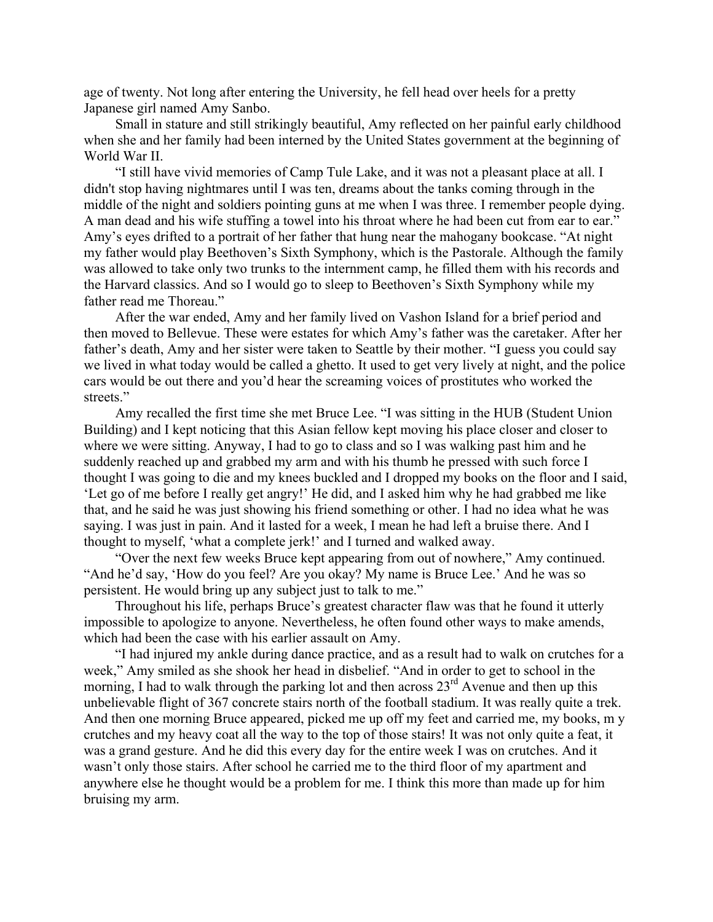age of twenty. Not long after entering the University, he fell head over heels for a pretty Japanese girl named Amy Sanbo.

Small in stature and still strikingly beautiful, Amy reflected on her painful early childhood when she and her family had been interned by the United States government at the beginning of World War II.

"I still have vivid memories of Camp Tule Lake, and it was not a pleasant place at all. I didn't stop having nightmares until I was ten, dreams about the tanks coming through in the middle of the night and soldiers pointing guns at me when I was three. I remember people dying. A man dead and his wife stuffing a towel into his throat where he had been cut from ear to ear." Amy's eyes drifted to a portrait of her father that hung near the mahogany bookcase. "At night my father would play Beethoven's Sixth Symphony, which is the Pastorale. Although the family was allowed to take only two trunks to the internment camp, he filled them with his records and the Harvard classics. And so I would go to sleep to Beethoven's Sixth Symphony while my father read me Thoreau."

After the war ended, Amy and her family lived on Vashon Island for a brief period and then moved to Bellevue. These were estates for which Amy's father was the caretaker. After her father's death, Amy and her sister were taken to Seattle by their mother. "I guess you could say we lived in what today would be called a ghetto. It used to get very lively at night, and the police cars would be out there and you'd hear the screaming voices of prostitutes who worked the streets."

Amy recalled the first time she met Bruce Lee. "I was sitting in the HUB (Student Union Building) and I kept noticing that this Asian fellow kept moving his place closer and closer to where we were sitting. Anyway, I had to go to class and so I was walking past him and he suddenly reached up and grabbed my arm and with his thumb he pressed with such force I thought I was going to die and my knees buckled and I dropped my books on the floor and I said, 'Let go of me before I really get angry!' He did, and I asked him why he had grabbed me like that, and he said he was just showing his friend something or other. I had no idea what he was saying. I was just in pain. And it lasted for a week, I mean he had left a bruise there. And I thought to myself, 'what a complete jerk!' and I turned and walked away.

"Over the next few weeks Bruce kept appearing from out of nowhere," Amy continued. "And he'd say, 'How do you feel? Are you okay? My name is Bruce Lee.' And he was so persistent. He would bring up any subject just to talk to me."

Throughout his life, perhaps Bruce's greatest character flaw was that he found it utterly impossible to apologize to anyone. Nevertheless, he often found other ways to make amends, which had been the case with his earlier assault on Amy.

"I had injured my ankle during dance practice, and as a result had to walk on crutches for a week," Amy smiled as she shook her head in disbelief. "And in order to get to school in the morning, I had to walk through the parking lot and then across 23rd Avenue and then up this unbelievable flight of 367 concrete stairs north of the football stadium. It was really quite a trek. And then one morning Bruce appeared, picked me up off my feet and carried me, my books, m y crutches and my heavy coat all the way to the top of those stairs! It was not only quite a feat, it was a grand gesture. And he did this every day for the entire week I was on crutches. And it wasn't only those stairs. After school he carried me to the third floor of my apartment and anywhere else he thought would be a problem for me. I think this more than made up for him bruising my arm.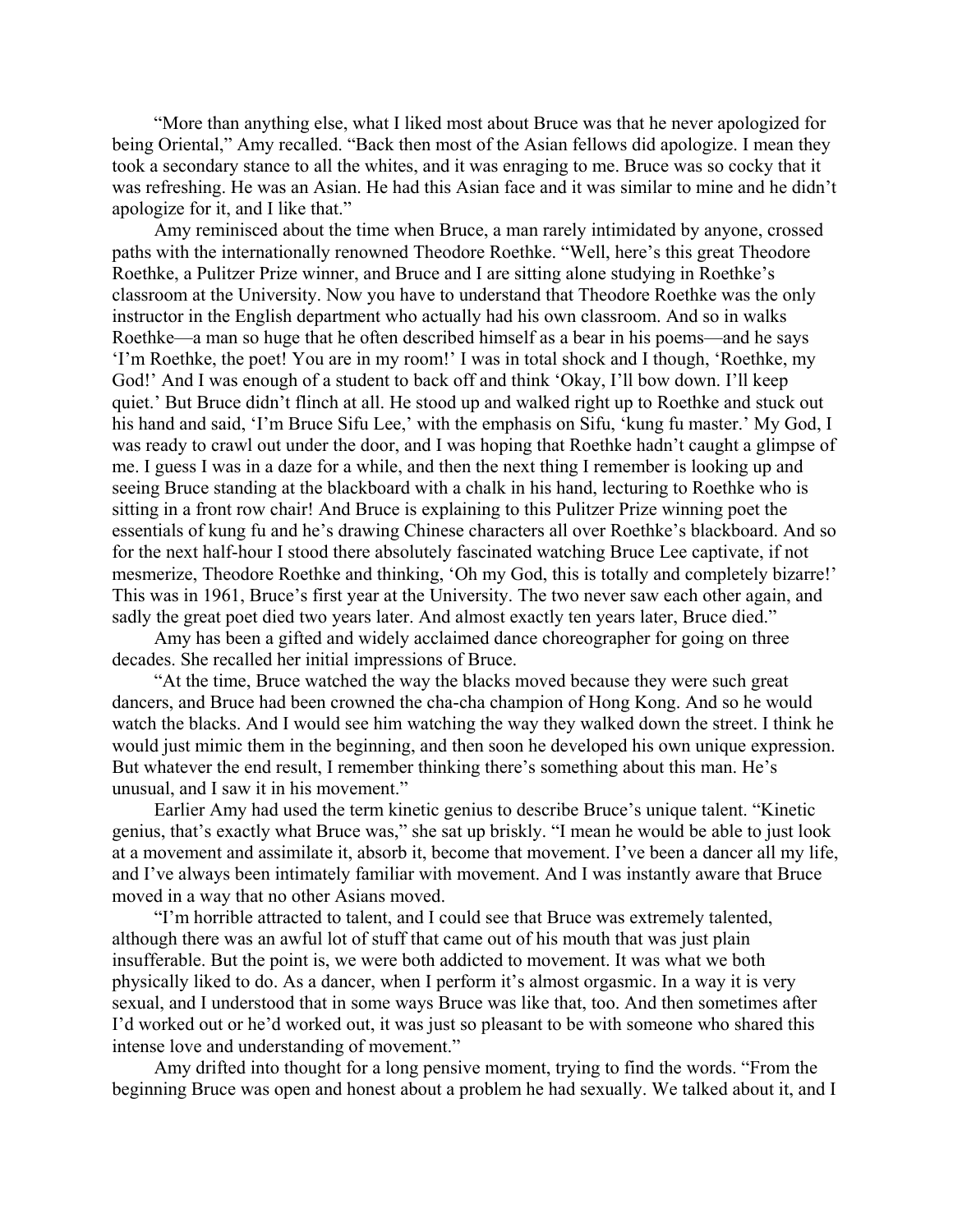"More than anything else, what I liked most about Bruce was that he never apologized for being Oriental," Amy recalled. "Back then most of the Asian fellows did apologize. I mean they took a secondary stance to all the whites, and it was enraging to me. Bruce was so cocky that it was refreshing. He was an Asian. He had this Asian face and it was similar to mine and he didn't apologize for it, and I like that."

Amy reminisced about the time when Bruce, a man rarely intimidated by anyone, crossed paths with the internationally renowned Theodore Roethke. "Well, here's this great Theodore Roethke, a Pulitzer Prize winner, and Bruce and I are sitting alone studying in Roethke's classroom at the University. Now you have to understand that Theodore Roethke was the only instructor in the English department who actually had his own classroom. And so in walks Roethke—a man so huge that he often described himself as a bear in his poems—and he says 'I'm Roethke, the poet! You are in my room!' I was in total shock and I though, 'Roethke, my God!' And I was enough of a student to back off and think 'Okay, I'll bow down. I'll keep quiet.' But Bruce didn't flinch at all. He stood up and walked right up to Roethke and stuck out his hand and said, 'I'm Bruce Sifu Lee,' with the emphasis on Sifu, 'kung fu master.' My God, I was ready to crawl out under the door, and I was hoping that Roethke hadn't caught a glimpse of me. I guess I was in a daze for a while, and then the next thing I remember is looking up and seeing Bruce standing at the blackboard with a chalk in his hand, lecturing to Roethke who is sitting in a front row chair! And Bruce is explaining to this Pulitzer Prize winning poet the essentials of kung fu and he's drawing Chinese characters all over Roethke's blackboard. And so for the next half-hour I stood there absolutely fascinated watching Bruce Lee captivate, if not mesmerize, Theodore Roethke and thinking, 'Oh my God, this is totally and completely bizarre!' This was in 1961, Bruce's first year at the University. The two never saw each other again, and sadly the great poet died two years later. And almost exactly ten years later, Bruce died."

Amy has been a gifted and widely acclaimed dance choreographer for going on three decades. She recalled her initial impressions of Bruce.

"At the time, Bruce watched the way the blacks moved because they were such great dancers, and Bruce had been crowned the cha-cha champion of Hong Kong. And so he would watch the blacks. And I would see him watching the way they walked down the street. I think he would just mimic them in the beginning, and then soon he developed his own unique expression. But whatever the end result, I remember thinking there's something about this man. He's unusual, and I saw it in his movement."

Earlier Amy had used the term kinetic genius to describe Bruce's unique talent. "Kinetic genius, that's exactly what Bruce was," she sat up briskly. "I mean he would be able to just look at a movement and assimilate it, absorb it, become that movement. I've been a dancer all my life, and I've always been intimately familiar with movement. And I was instantly aware that Bruce moved in a way that no other Asians moved.

"I'm horrible attracted to talent, and I could see that Bruce was extremely talented, although there was an awful lot of stuff that came out of his mouth that was just plain insufferable. But the point is, we were both addicted to movement. It was what we both physically liked to do. As a dancer, when I perform it's almost orgasmic. In a way it is very sexual, and I understood that in some ways Bruce was like that, too. And then sometimes after I'd worked out or he'd worked out, it was just so pleasant to be with someone who shared this intense love and understanding of movement."

Amy drifted into thought for a long pensive moment, trying to find the words. "From the beginning Bruce was open and honest about a problem he had sexually. We talked about it, and I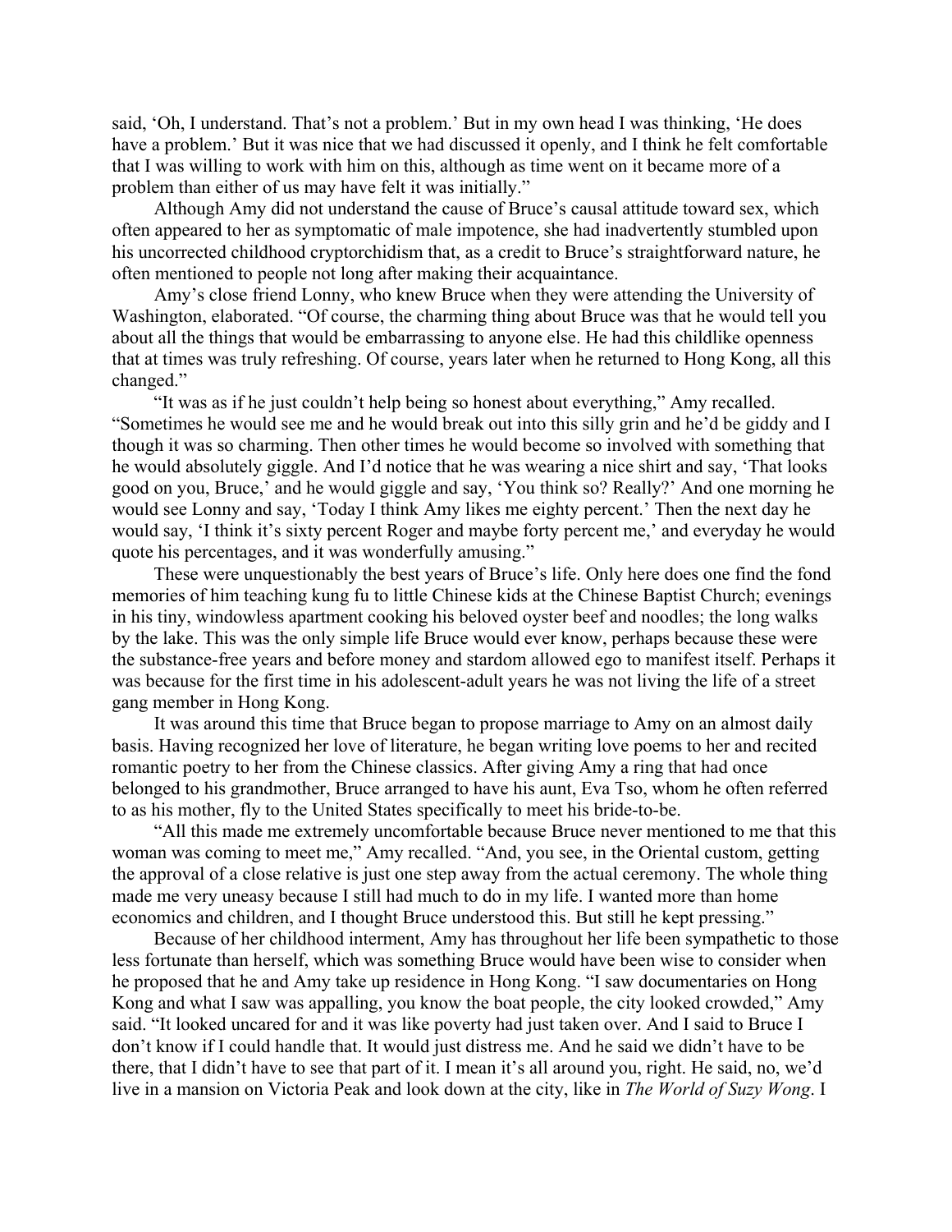said, 'Oh, I understand. That's not a problem.' But in my own head I was thinking, 'He does have a problem.' But it was nice that we had discussed it openly, and I think he felt comfortable that I was willing to work with him on this, although as time went on it became more of a problem than either of us may have felt it was initially."

Although Amy did not understand the cause of Bruce's causal attitude toward sex, which often appeared to her as symptomatic of male impotence, she had inadvertently stumbled upon his uncorrected childhood cryptorchidism that, as a credit to Bruce's straightforward nature, he often mentioned to people not long after making their acquaintance.

Amy's close friend Lonny, who knew Bruce when they were attending the University of Washington, elaborated. "Of course, the charming thing about Bruce was that he would tell you about all the things that would be embarrassing to anyone else. He had this childlike openness that at times was truly refreshing. Of course, years later when he returned to Hong Kong, all this changed."

"It was as if he just couldn't help being so honest about everything," Amy recalled. "Sometimes he would see me and he would break out into this silly grin and he'd be giddy and I though it was so charming. Then other times he would become so involved with something that he would absolutely giggle. And I'd notice that he was wearing a nice shirt and say, 'That looks good on you, Bruce,' and he would giggle and say, 'You think so? Really?' And one morning he would see Lonny and say, 'Today I think Amy likes me eighty percent.' Then the next day he would say, 'I think it's sixty percent Roger and maybe forty percent me,' and everyday he would quote his percentages, and it was wonderfully amusing."

These were unquestionably the best years of Bruce's life. Only here does one find the fond memories of him teaching kung fu to little Chinese kids at the Chinese Baptist Church; evenings in his tiny, windowless apartment cooking his beloved oyster beef and noodles; the long walks by the lake. This was the only simple life Bruce would ever know, perhaps because these were the substance-free years and before money and stardom allowed ego to manifest itself. Perhaps it was because for the first time in his adolescent-adult years he was not living the life of a street gang member in Hong Kong.

It was around this time that Bruce began to propose marriage to Amy on an almost daily basis. Having recognized her love of literature, he began writing love poems to her and recited romantic poetry to her from the Chinese classics. After giving Amy a ring that had once belonged to his grandmother, Bruce arranged to have his aunt, Eva Tso, whom he often referred to as his mother, fly to the United States specifically to meet his bride-to-be.

"All this made me extremely uncomfortable because Bruce never mentioned to me that this woman was coming to meet me," Amy recalled. "And, you see, in the Oriental custom, getting the approval of a close relative is just one step away from the actual ceremony. The whole thing made me very uneasy because I still had much to do in my life. I wanted more than home economics and children, and I thought Bruce understood this. But still he kept pressing."

Because of her childhood interment, Amy has throughout her life been sympathetic to those less fortunate than herself, which was something Bruce would have been wise to consider when he proposed that he and Amy take up residence in Hong Kong. "I saw documentaries on Hong Kong and what I saw was appalling, you know the boat people, the city looked crowded," Amy said. "It looked uncared for and it was like poverty had just taken over. And I said to Bruce I don't know if I could handle that. It would just distress me. And he said we didn't have to be there, that I didn't have to see that part of it. I mean it's all around you, right. He said, no, we'd live in a mansion on Victoria Peak and look down at the city, like in *The World of Suzy Wong*. I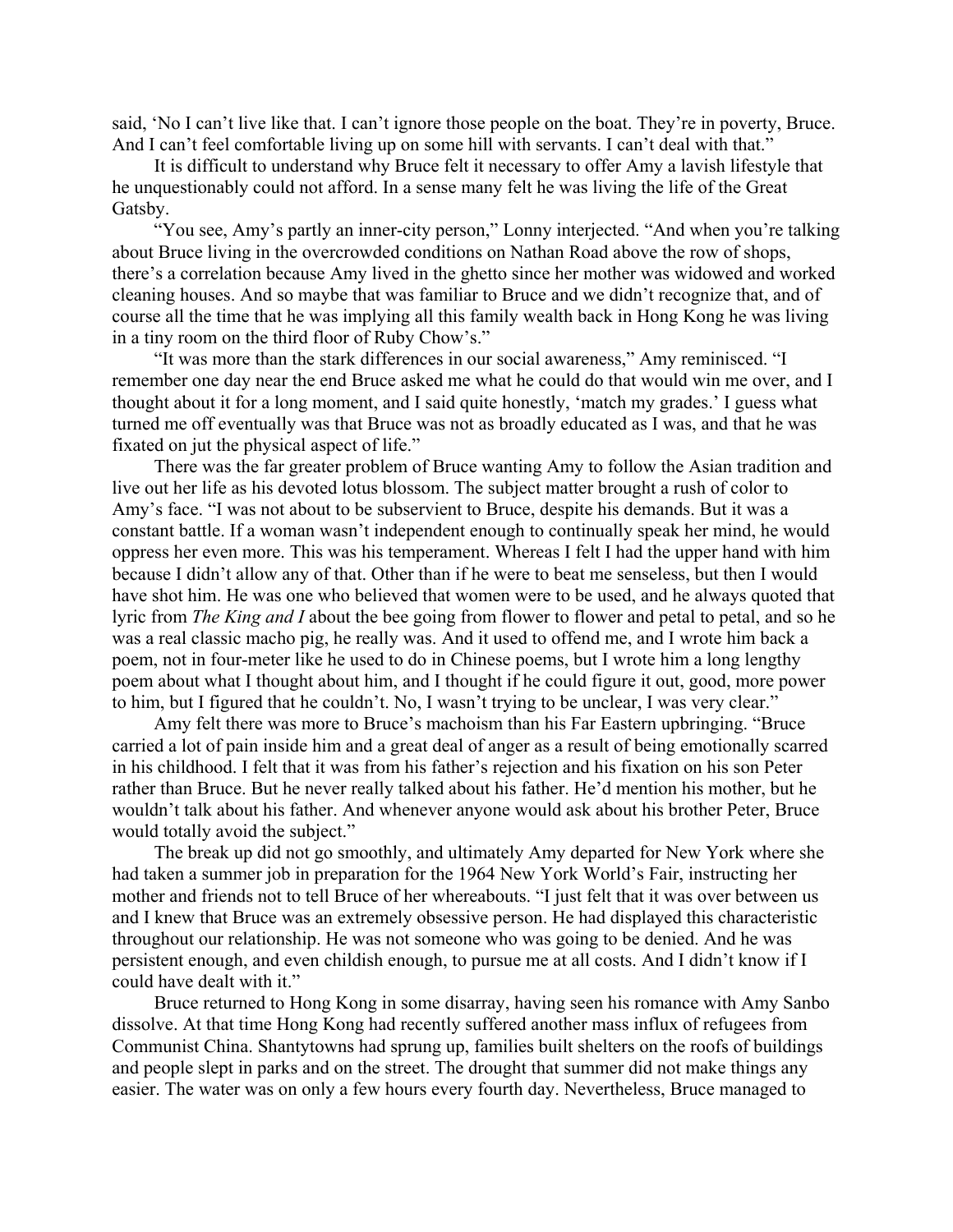said, 'No I can't live like that. I can't ignore those people on the boat. They're in poverty, Bruce. And I can't feel comfortable living up on some hill with servants. I can't deal with that."

It is difficult to understand why Bruce felt it necessary to offer Amy a lavish lifestyle that he unquestionably could not afford. In a sense many felt he was living the life of the Great Gatsby.

"You see, Amy's partly an inner-city person," Lonny interjected. "And when you're talking about Bruce living in the overcrowded conditions on Nathan Road above the row of shops, there's a correlation because Amy lived in the ghetto since her mother was widowed and worked cleaning houses. And so maybe that was familiar to Bruce and we didn't recognize that, and of course all the time that he was implying all this family wealth back in Hong Kong he was living in a tiny room on the third floor of Ruby Chow's."

"It was more than the stark differences in our social awareness," Amy reminisced. "I remember one day near the end Bruce asked me what he could do that would win me over, and I thought about it for a long moment, and I said quite honestly, 'match my grades.' I guess what turned me off eventually was that Bruce was not as broadly educated as I was, and that he was fixated on jut the physical aspect of life."

There was the far greater problem of Bruce wanting Amy to follow the Asian tradition and live out her life as his devoted lotus blossom. The subject matter brought a rush of color to Amy's face. "I was not about to be subservient to Bruce, despite his demands. But it was a constant battle. If a woman wasn't independent enough to continually speak her mind, he would oppress her even more. This was his temperament. Whereas I felt I had the upper hand with him because I didn't allow any of that. Other than if he were to beat me senseless, but then I would have shot him. He was one who believed that women were to be used, and he always quoted that lyric from *The King and I* about the bee going from flower to flower and petal to petal, and so he was a real classic macho pig, he really was. And it used to offend me, and I wrote him back a poem, not in four-meter like he used to do in Chinese poems, but I wrote him a long lengthy poem about what I thought about him, and I thought if he could figure it out, good, more power to him, but I figured that he couldn't. No, I wasn't trying to be unclear, I was very clear."

Amy felt there was more to Bruce's machoism than his Far Eastern upbringing. "Bruce carried a lot of pain inside him and a great deal of anger as a result of being emotionally scarred in his childhood. I felt that it was from his father's rejection and his fixation on his son Peter rather than Bruce. But he never really talked about his father. He'd mention his mother, but he wouldn't talk about his father. And whenever anyone would ask about his brother Peter, Bruce would totally avoid the subject."

The break up did not go smoothly, and ultimately Amy departed for New York where she had taken a summer job in preparation for the 1964 New York World's Fair, instructing her mother and friends not to tell Bruce of her whereabouts. "I just felt that it was over between us and I knew that Bruce was an extremely obsessive person. He had displayed this characteristic throughout our relationship. He was not someone who was going to be denied. And he was persistent enough, and even childish enough, to pursue me at all costs. And I didn't know if I could have dealt with it."

Bruce returned to Hong Kong in some disarray, having seen his romance with Amy Sanbo dissolve. At that time Hong Kong had recently suffered another mass influx of refugees from Communist China. Shantytowns had sprung up, families built shelters on the roofs of buildings and people slept in parks and on the street. The drought that summer did not make things any easier. The water was on only a few hours every fourth day. Nevertheless, Bruce managed to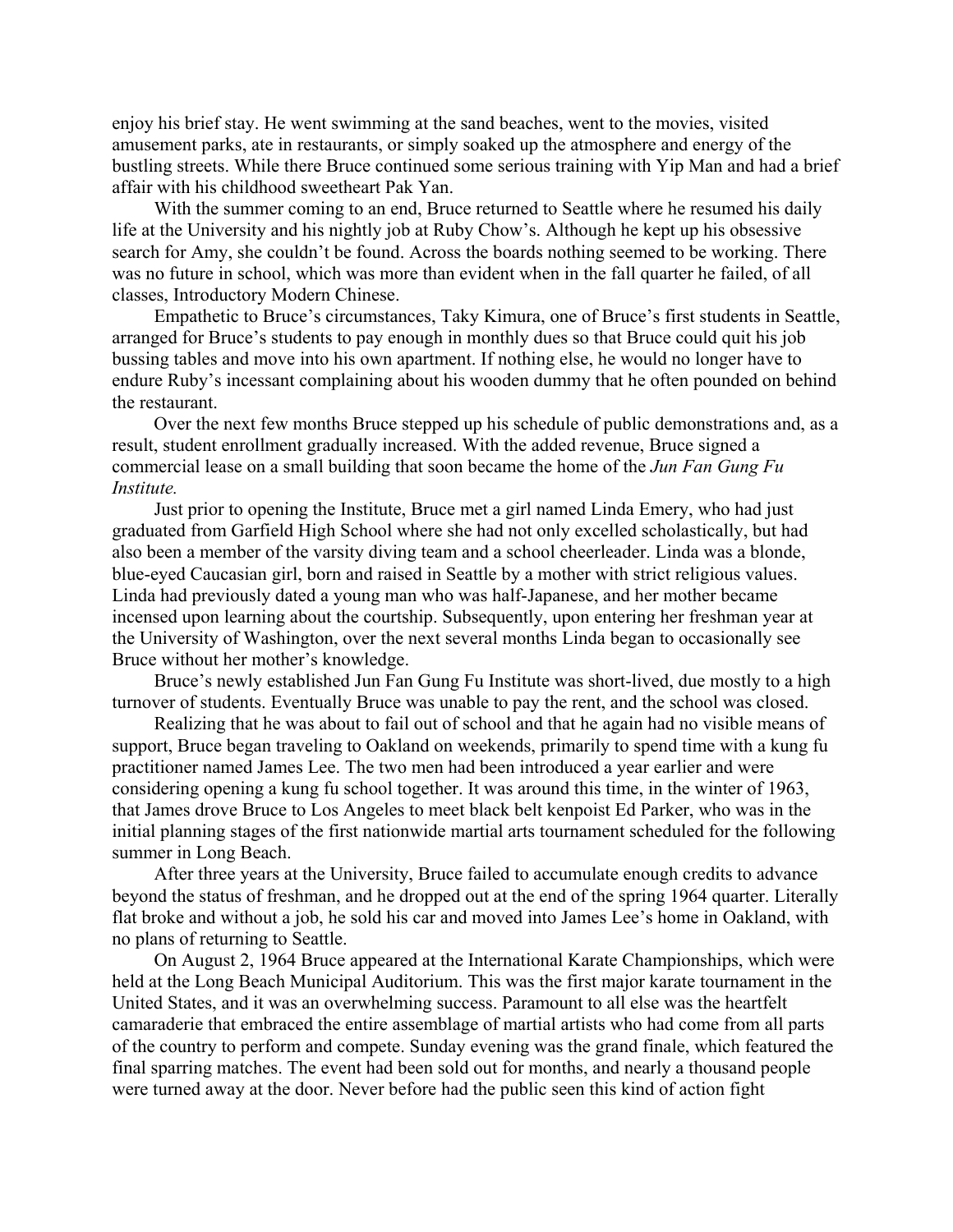enjoy his brief stay. He went swimming at the sand beaches, went to the movies, visited amusement parks, ate in restaurants, or simply soaked up the atmosphere and energy of the bustling streets. While there Bruce continued some serious training with Yip Man and had a brief affair with his childhood sweetheart Pak Yan.

With the summer coming to an end, Bruce returned to Seattle where he resumed his daily life at the University and his nightly job at Ruby Chow's. Although he kept up his obsessive search for Amy, she couldn't be found. Across the boards nothing seemed to be working. There was no future in school, which was more than evident when in the fall quarter he failed, of all classes, Introductory Modern Chinese.

Empathetic to Bruce's circumstances, Taky Kimura, one of Bruce's first students in Seattle, arranged for Bruce's students to pay enough in monthly dues so that Bruce could quit his job bussing tables and move into his own apartment. If nothing else, he would no longer have to endure Ruby's incessant complaining about his wooden dummy that he often pounded on behind the restaurant.

Over the next few months Bruce stepped up his schedule of public demonstrations and, as a result, student enrollment gradually increased. With the added revenue, Bruce signed a commercial lease on a small building that soon became the home of the *Jun Fan Gung Fu Institute.*

Just prior to opening the Institute, Bruce met a girl named Linda Emery, who had just graduated from Garfield High School where she had not only excelled scholastically, but had also been a member of the varsity diving team and a school cheerleader. Linda was a blonde, blue-eyed Caucasian girl, born and raised in Seattle by a mother with strict religious values. Linda had previously dated a young man who was half-Japanese, and her mother became incensed upon learning about the courtship. Subsequently, upon entering her freshman year at the University of Washington, over the next several months Linda began to occasionally see Bruce without her mother's knowledge.

Bruce's newly established Jun Fan Gung Fu Institute was short-lived, due mostly to a high turnover of students. Eventually Bruce was unable to pay the rent, and the school was closed.

Realizing that he was about to fail out of school and that he again had no visible means of support, Bruce began traveling to Oakland on weekends, primarily to spend time with a kung fu practitioner named James Lee. The two men had been introduced a year earlier and were considering opening a kung fu school together. It was around this time, in the winter of 1963, that James drove Bruce to Los Angeles to meet black belt kenpoist Ed Parker, who was in the initial planning stages of the first nationwide martial arts tournament scheduled for the following summer in Long Beach.

After three years at the University, Bruce failed to accumulate enough credits to advance beyond the status of freshman, and he dropped out at the end of the spring 1964 quarter. Literally flat broke and without a job, he sold his car and moved into James Lee's home in Oakland, with no plans of returning to Seattle.

On August 2, 1964 Bruce appeared at the International Karate Championships, which were held at the Long Beach Municipal Auditorium. This was the first major karate tournament in the United States, and it was an overwhelming success. Paramount to all else was the heartfelt camaraderie that embraced the entire assemblage of martial artists who had come from all parts of the country to perform and compete. Sunday evening was the grand finale, which featured the final sparring matches. The event had been sold out for months, and nearly a thousand people were turned away at the door. Never before had the public seen this kind of action fight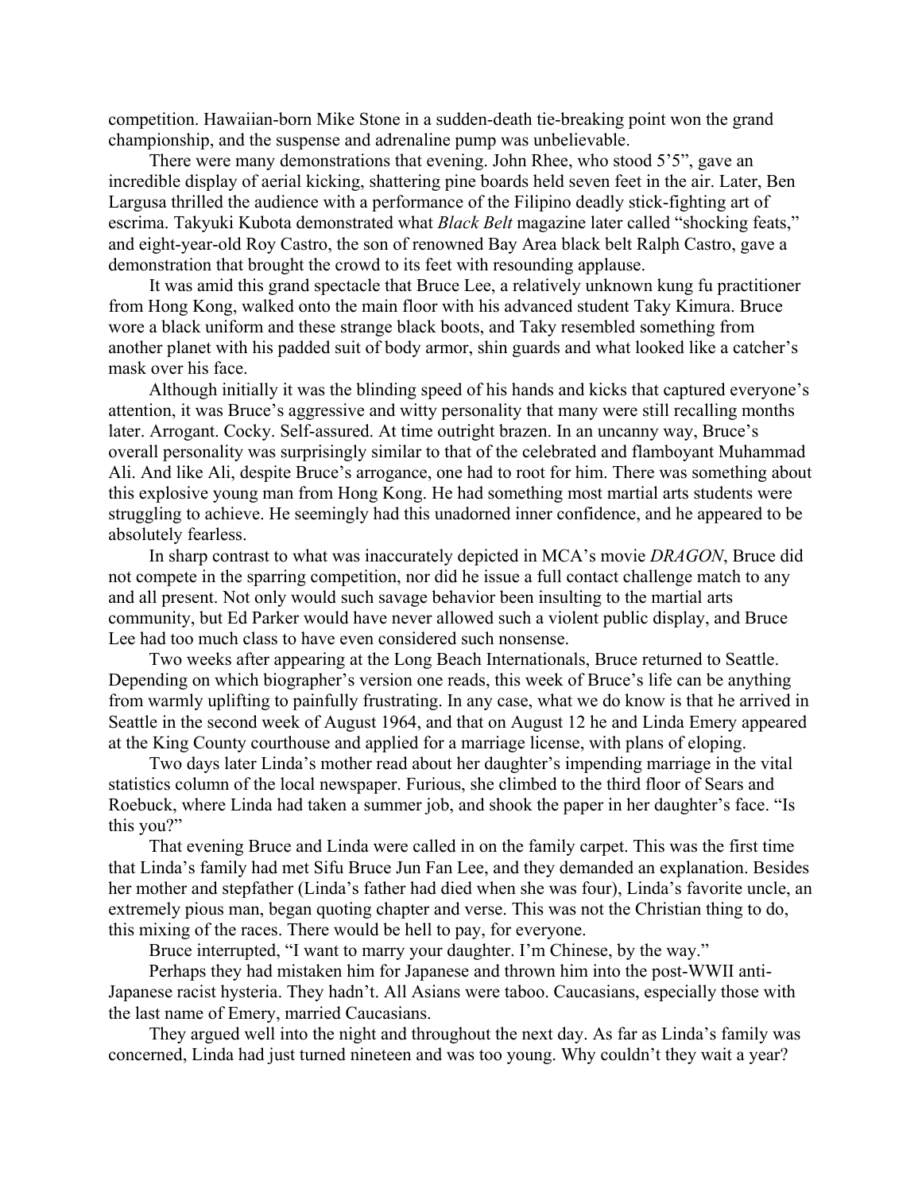competition. Hawaiian-born Mike Stone in a sudden-death tie-breaking point won the grand championship, and the suspense and adrenaline pump was unbelievable.

There were many demonstrations that evening. John Rhee, who stood 5'5", gave an incredible display of aerial kicking, shattering pine boards held seven feet in the air. Later, Ben Largusa thrilled the audience with a performance of the Filipino deadly stick-fighting art of escrima. Takyuki Kubota demonstrated what *Black Belt* magazine later called "shocking feats," and eight-year-old Roy Castro, the son of renowned Bay Area black belt Ralph Castro, gave a demonstration that brought the crowd to its feet with resounding applause.

It was amid this grand spectacle that Bruce Lee, a relatively unknown kung fu practitioner from Hong Kong, walked onto the main floor with his advanced student Taky Kimura. Bruce wore a black uniform and these strange black boots, and Taky resembled something from another planet with his padded suit of body armor, shin guards and what looked like a catcher's mask over his face.

Although initially it was the blinding speed of his hands and kicks that captured everyone's attention, it was Bruce's aggressive and witty personality that many were still recalling months later. Arrogant. Cocky. Self-assured. At time outright brazen. In an uncanny way, Bruce's overall personality was surprisingly similar to that of the celebrated and flamboyant Muhammad Ali. And like Ali, despite Bruce's arrogance, one had to root for him. There was something about this explosive young man from Hong Kong. He had something most martial arts students were struggling to achieve. He seemingly had this unadorned inner confidence, and he appeared to be absolutely fearless.

In sharp contrast to what was inaccurately depicted in MCA's movie *DRAGON*, Bruce did not compete in the sparring competition, nor did he issue a full contact challenge match to any and all present. Not only would such savage behavior been insulting to the martial arts community, but Ed Parker would have never allowed such a violent public display, and Bruce Lee had too much class to have even considered such nonsense.

Two weeks after appearing at the Long Beach Internationals, Bruce returned to Seattle. Depending on which biographer's version one reads, this week of Bruce's life can be anything from warmly uplifting to painfully frustrating. In any case, what we do know is that he arrived in Seattle in the second week of August 1964, and that on August 12 he and Linda Emery appeared at the King County courthouse and applied for a marriage license, with plans of eloping.

Two days later Linda's mother read about her daughter's impending marriage in the vital statistics column of the local newspaper. Furious, she climbed to the third floor of Sears and Roebuck, where Linda had taken a summer job, and shook the paper in her daughter's face. "Is this you?"

That evening Bruce and Linda were called in on the family carpet. This was the first time that Linda's family had met Sifu Bruce Jun Fan Lee, and they demanded an explanation. Besides her mother and stepfather (Linda's father had died when she was four), Linda's favorite uncle, an extremely pious man, began quoting chapter and verse. This was not the Christian thing to do, this mixing of the races. There would be hell to pay, for everyone.

Bruce interrupted, "I want to marry your daughter. I'm Chinese, by the way."

Perhaps they had mistaken him for Japanese and thrown him into the post-WWII anti-Japanese racist hysteria. They hadn't. All Asians were taboo. Caucasians, especially those with the last name of Emery, married Caucasians.

They argued well into the night and throughout the next day. As far as Linda's family was concerned, Linda had just turned nineteen and was too young. Why couldn't they wait a year?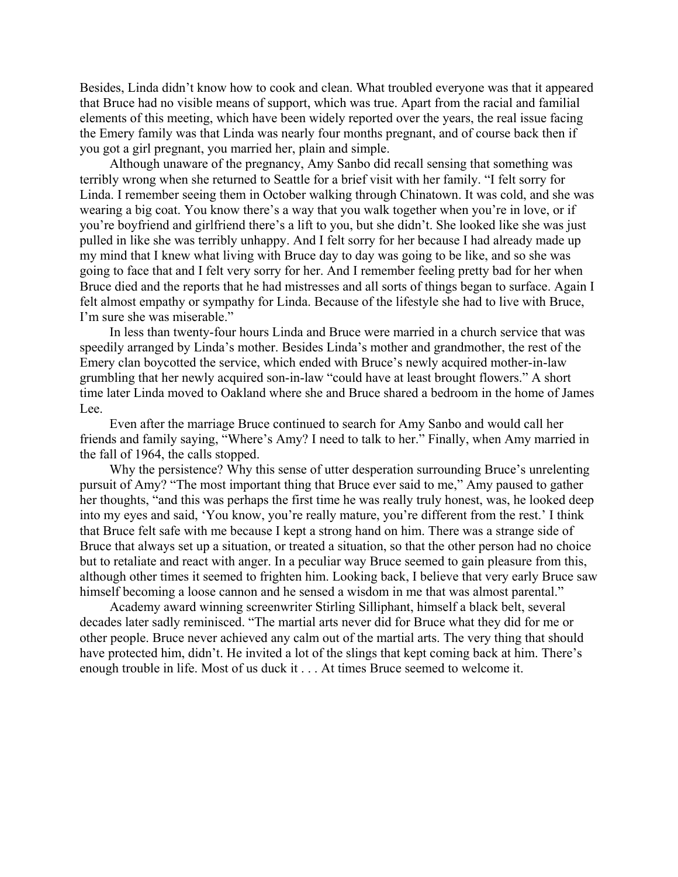Besides, Linda didn't know how to cook and clean. What troubled everyone was that it appeared that Bruce had no visible means of support, which was true. Apart from the racial and familial elements of this meeting, which have been widely reported over the years, the real issue facing the Emery family was that Linda was nearly four months pregnant, and of course back then if you got a girl pregnant, you married her, plain and simple.

Although unaware of the pregnancy, Amy Sanbo did recall sensing that something was terribly wrong when she returned to Seattle for a brief visit with her family. "I felt sorry for Linda. I remember seeing them in October walking through Chinatown. It was cold, and she was wearing a big coat. You know there's a way that you walk together when you're in love, or if you're boyfriend and girlfriend there's a lift to you, but she didn't. She looked like she was just pulled in like she was terribly unhappy. And I felt sorry for her because I had already made up my mind that I knew what living with Bruce day to day was going to be like, and so she was going to face that and I felt very sorry for her. And I remember feeling pretty bad for her when Bruce died and the reports that he had mistresses and all sorts of things began to surface. Again I felt almost empathy or sympathy for Linda. Because of the lifestyle she had to live with Bruce, I'm sure she was miserable."

In less than twenty-four hours Linda and Bruce were married in a church service that was speedily arranged by Linda's mother. Besides Linda's mother and grandmother, the rest of the Emery clan boycotted the service, which ended with Bruce's newly acquired mother-in-law grumbling that her newly acquired son-in-law "could have at least brought flowers." A short time later Linda moved to Oakland where she and Bruce shared a bedroom in the home of James Lee.

Even after the marriage Bruce continued to search for Amy Sanbo and would call her friends and family saying, "Where's Amy? I need to talk to her." Finally, when Amy married in the fall of 1964, the calls stopped.

Why the persistence? Why this sense of utter desperation surrounding Bruce's unrelenting pursuit of Amy? "The most important thing that Bruce ever said to me," Amy paused to gather her thoughts, "and this was perhaps the first time he was really truly honest, was, he looked deep into my eyes and said, 'You know, you're really mature, you're different from the rest.' I think that Bruce felt safe with me because I kept a strong hand on him. There was a strange side of Bruce that always set up a situation, or treated a situation, so that the other person had no choice but to retaliate and react with anger. In a peculiar way Bruce seemed to gain pleasure from this, although other times it seemed to frighten him. Looking back, I believe that very early Bruce saw himself becoming a loose cannon and he sensed a wisdom in me that was almost parental."

Academy award winning screenwriter Stirling Silliphant, himself a black belt, several decades later sadly reminisced. "The martial arts never did for Bruce what they did for me or other people. Bruce never achieved any calm out of the martial arts. The very thing that should have protected him, didn't. He invited a lot of the slings that kept coming back at him. There's enough trouble in life. Most of us duck it . . . At times Bruce seemed to welcome it.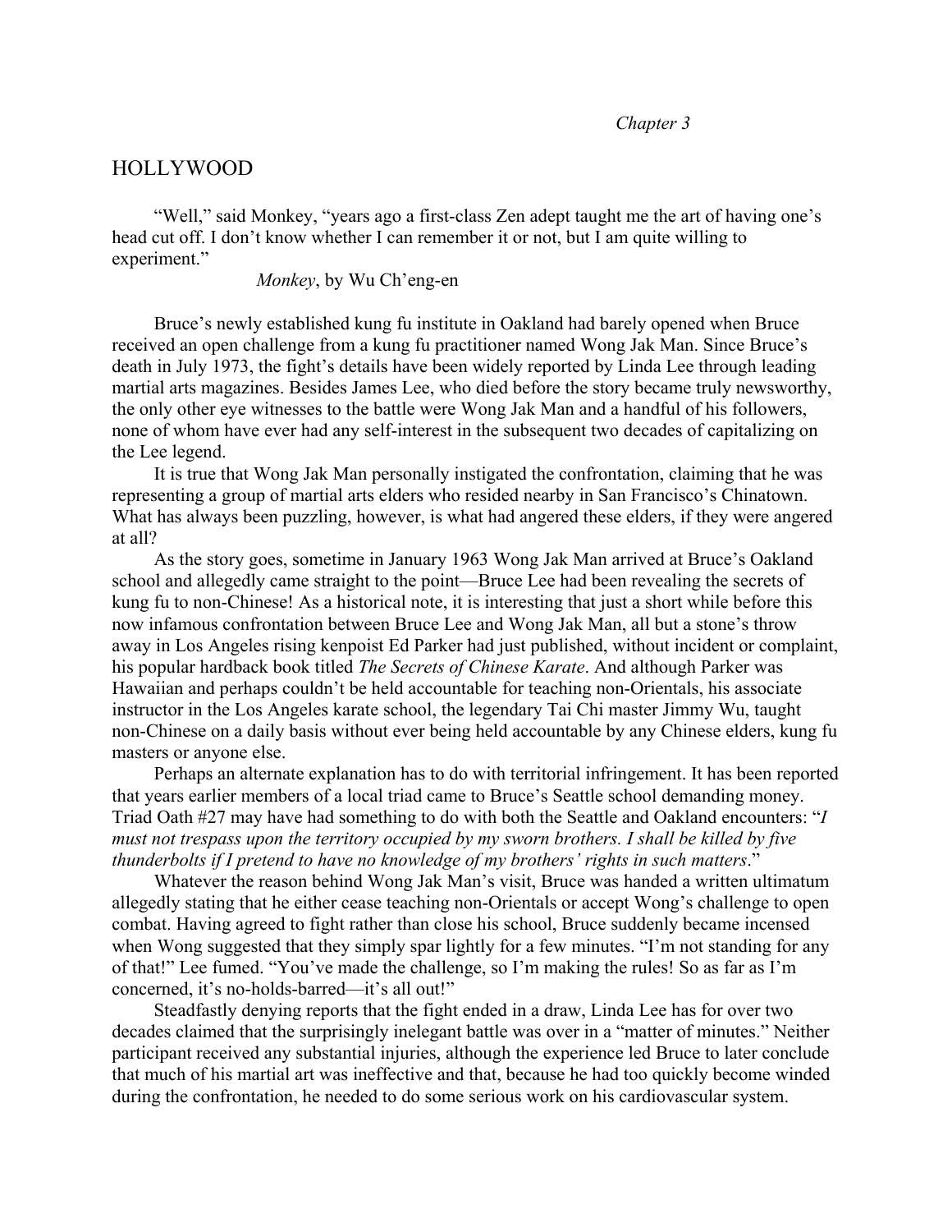*Chapter 3*

# HOLLYWOOD

"Well," said Monkey, "years ago a first-class Zen adept taught me the art of having one's head cut off. I don't know whether I can remember it or not, but I am quite willing to experiment."

*Monkey*, by Wu Ch'eng-en

Bruce's newly established kung fu institute in Oakland had barely opened when Bruce received an open challenge from a kung fu practitioner named Wong Jak Man. Since Bruce's death in July 1973, the fight's details have been widely reported by Linda Lee through leading martial arts magazines. Besides James Lee, who died before the story became truly newsworthy, the only other eye witnesses to the battle were Wong Jak Man and a handful of his followers, none of whom have ever had any self-interest in the subsequent two decades of capitalizing on the Lee legend.

It is true that Wong Jak Man personally instigated the confrontation, claiming that he was representing a group of martial arts elders who resided nearby in San Francisco's Chinatown. What has always been puzzling, however, is what had angered these elders, if they were angered at all?

As the story goes, sometime in January 1963 Wong Jak Man arrived at Bruce's Oakland school and allegedly came straight to the point—Bruce Lee had been revealing the secrets of kung fu to non-Chinese! As a historical note, it is interesting that just a short while before this now infamous confrontation between Bruce Lee and Wong Jak Man, all but a stone's throw away in Los Angeles rising kenpoist Ed Parker had just published, without incident or complaint, his popular hardback book titled *The Secrets of Chinese Karate*. And although Parker was Hawaiian and perhaps couldn't be held accountable for teaching non-Orientals, his associate instructor in the Los Angeles karate school, the legendary Tai Chi master Jimmy Wu, taught non-Chinese on a daily basis without ever being held accountable by any Chinese elders, kung fu masters or anyone else.

Perhaps an alternate explanation has to do with territorial infringement. It has been reported that years earlier members of a local triad came to Bruce's Seattle school demanding money. Triad Oath #27 may have had something to do with both the Seattle and Oakland encounters: "*I must not trespass upon the territory occupied by my sworn brothers. I shall be killed by five thunderbolts if I pretend to have no knowledge of my brothers' rights in such matters*."

Whatever the reason behind Wong Jak Man's visit, Bruce was handed a written ultimatum allegedly stating that he either cease teaching non-Orientals or accept Wong's challenge to open combat. Having agreed to fight rather than close his school, Bruce suddenly became incensed when Wong suggested that they simply spar lightly for a few minutes. "I'm not standing for any of that!" Lee fumed. "You've made the challenge, so I'm making the rules! So as far as I'm concerned, it's no-holds-barred—it's all out!"

Steadfastly denying reports that the fight ended in a draw, Linda Lee has for over two decades claimed that the surprisingly inelegant battle was over in a "matter of minutes." Neither participant received any substantial injuries, although the experience led Bruce to later conclude that much of his martial art was ineffective and that, because he had too quickly become winded during the confrontation, he needed to do some serious work on his cardiovascular system.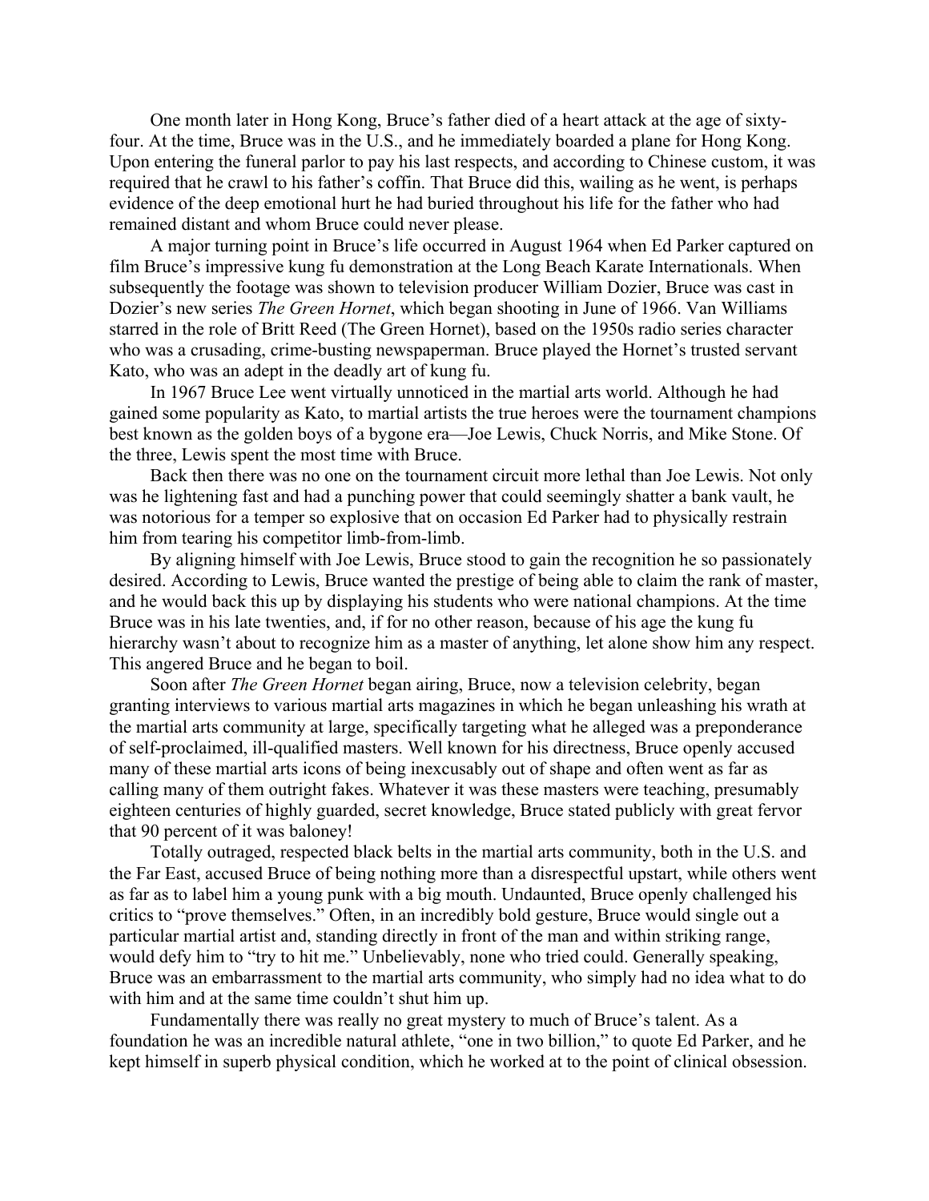One month later in Hong Kong, Bruce's father died of a heart attack at the age of sixty-four. At the time, Bruce was in the U.S., and he immediately boarded a plane for Hong Kong. Upon entering the funeral parlor to pay his last respects, and according to Chinese custom, it was required that he crawl to his father's coffin. That Bruce did this, wailing as he went, is perhaps evidence of the deep emotional hurt he had buried throughout his life for the father who had remained distant and whom Bruce could never please.

A major turning point in Bruce's life occurred in August 1964 when Ed Parker captured on film Bruce's impressive kung fu demonstration at the Long Beach Karate Internationals. When subsequently the footage was shown to television producer William Dozier, Bruce was cast in Dozier's new series *The Green Hornet*, which began shooting in June of 1966. Van Williams starred in the role of Britt Reed (The Green Hornet), based on the 1950s radio series character who was a crusading, crime-busting newspaperman. Bruce played the Hornet's trusted servant Kato, who was an adept in the deadly art of kung fu.

In 1967 Bruce Lee went virtually unnoticed in the martial arts world. Although he had gained some popularity as Kato, to martial artists the true heroes were the tournament champions best known as the golden boys of a bygone era—Joe Lewis, Chuck Norris, and Mike Stone. Of the three, Lewis spent the most time with Bruce.

Back then there was no one on the tournament circuit more lethal than Joe Lewis. Not only was he lightening fast and had a punching power that could seemingly shatter a bank vault, he was notorious for a temper so explosive that on occasion Ed Parker had to physically restrain him from tearing his competitor limb-from-limb.

By aligning himself with Joe Lewis, Bruce stood to gain the recognition he so passionately desired. According to Lewis, Bruce wanted the prestige of being able to claim the rank of master, and he would back this up by displaying his students who were national champions. At the time Bruce was in his late twenties, and, if for no other reason, because of his age the kung fu hierarchy wasn't about to recognize him as a master of anything, let alone show him any respect. This angered Bruce and he began to boil.

Soon after *The Green Hornet* began airing, Bruce, now a television celebrity, began granting interviews to various martial arts magazines in which he began unleashing his wrath at the martial arts community at large, specifically targeting what he alleged was a preponderance of self-proclaimed, ill-qualified masters. Well known for his directness, Bruce openly accused many of these martial arts icons of being inexcusably out of shape and often went as far as calling many of them outright fakes. Whatever it was these masters were teaching, presumably eighteen centuries of highly guarded, secret knowledge, Bruce stated publicly with great fervor that 90 percent of it was baloney!

Totally outraged, respected black belts in the martial arts community, both in the U.S. and the Far East, accused Bruce of being nothing more than a disrespectful upstart, while others went as far as to label him a young punk with a big mouth. Undaunted, Bruce openly challenged his critics to "prove themselves." Often, in an incredibly bold gesture, Bruce would single out a particular martial artist and, standing directly in front of the man and within striking range, would defy him to "try to hit me." Unbelievably, none who tried could. Generally speaking, Bruce was an embarrassment to the martial arts community, who simply had no idea what to do with him and at the same time couldn't shut him up.

Fundamentally there was really no great mystery to much of Bruce's talent. As a foundation he was an incredible natural athlete, "one in two billion," to quote Ed Parker, and he kept himself in superb physical condition, which he worked at to the point of clinical obsession.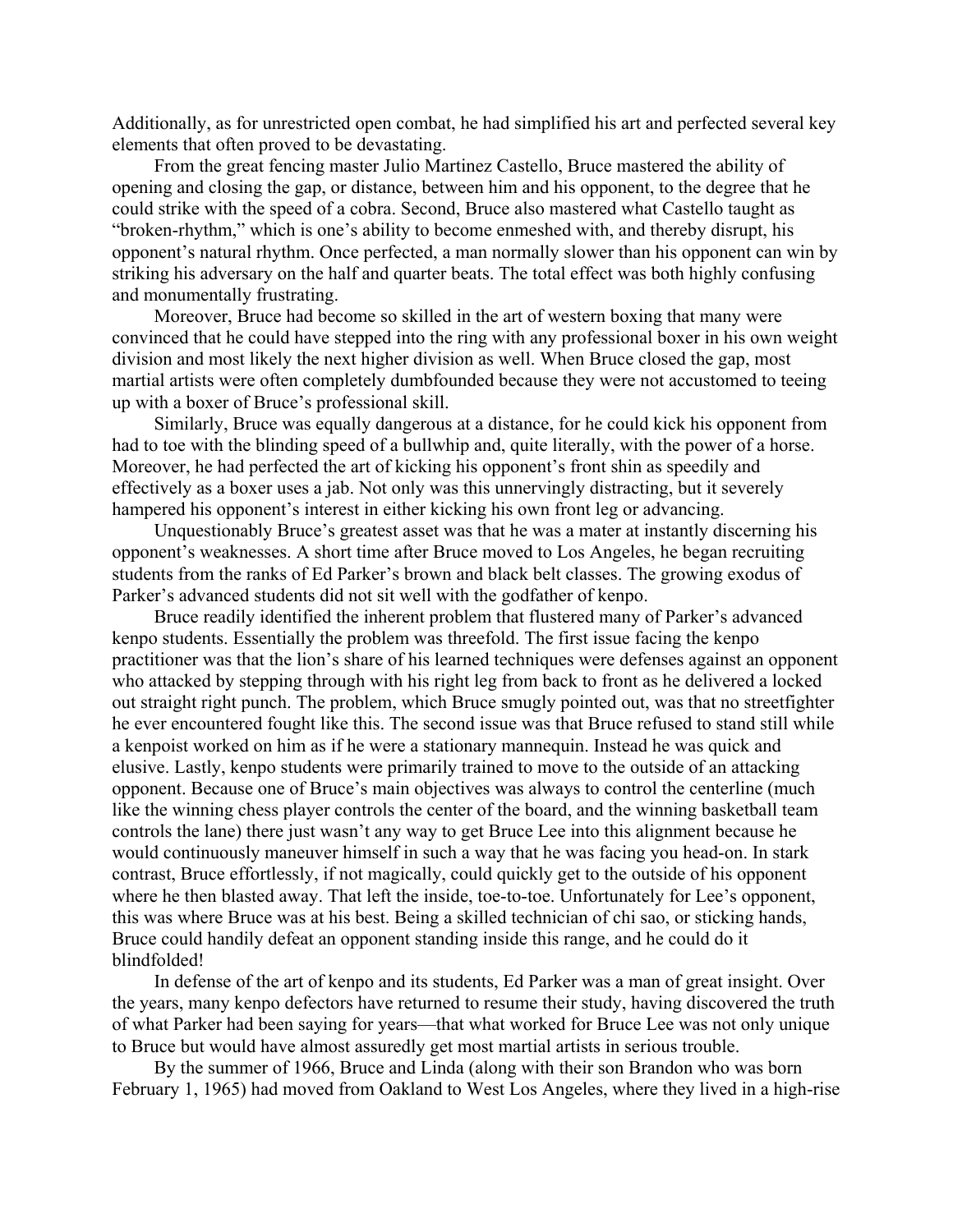Additionally, as for unrestricted open combat, he had simplified his art and perfected several key elements that often proved to be devastating.

From the great fencing master Julio Martinez Castello, Bruce mastered the ability of opening and closing the gap, or distance, between him and his opponent, to the degree that he could strike with the speed of a cobra. Second, Bruce also mastered what Castello taught as "broken-rhythm," which is one's ability to become enmeshed with, and thereby disrupt, his opponent's natural rhythm. Once perfected, a man normally slower than his opponent can win by striking his adversary on the half and quarter beats. The total effect was both highly confusing and monumentally frustrating.

Moreover, Bruce had become so skilled in the art of western boxing that many were convinced that he could have stepped into the ring with any professional boxer in his own weight division and most likely the next higher division as well. When Bruce closed the gap, most martial artists were often completely dumbfounded because they were not accustomed to teeing up with a boxer of Bruce's professional skill.

Similarly, Bruce was equally dangerous at a distance, for he could kick his opponent from had to toe with the blinding speed of a bullwhip and, quite literally, with the power of a horse. Moreover, he had perfected the art of kicking his opponent's front shin as speedily and effectively as a boxer uses a jab. Not only was this unnervingly distracting, but it severely hampered his opponent's interest in either kicking his own front leg or advancing.

Unquestionably Bruce's greatest asset was that he was a mater at instantly discerning his opponent's weaknesses. A short time after Bruce moved to Los Angeles, he began recruiting students from the ranks of Ed Parker's brown and black belt classes. The growing exodus of Parker's advanced students did not sit well with the godfather of kenpo.

Bruce readily identified the inherent problem that flustered many of Parker's advanced kenpo students. Essentially the problem was threefold. The first issue facing the kenpo practitioner was that the lion's share of his learned techniques were defenses against an opponent who attacked by stepping through with his right leg from back to front as he delivered a locked out straight right punch. The problem, which Bruce smugly pointed out, was that no streetfighter he ever encountered fought like this. The second issue was that Bruce refused to stand still while a kenpoist worked on him as if he were a stationary mannequin. Instead he was quick and elusive. Lastly, kenpo students were primarily trained to move to the outside of an attacking opponent. Because one of Bruce's main objectives was always to control the centerline (much like the winning chess player controls the center of the board, and the winning basketball team controls the lane) there just wasn't any way to get Bruce Lee into this alignment because he would continuously maneuver himself in such a way that he was facing you head-on. In stark contrast, Bruce effortlessly, if not magically, could quickly get to the outside of his opponent where he then blasted away. That left the inside, toe-to-toe. Unfortunately for Lee's opponent, this was where Bruce was at his best. Being a skilled technician of chi sao, or sticking hands, Bruce could handily defeat an opponent standing inside this range, and he could do it blindfolded!

In defense of the art of kenpo and its students, Ed Parker was a man of great insight. Over the years, many kenpo defectors have returned to resume their study, having discovered the truth of what Parker had been saying for years—that what worked for Bruce Lee was not only unique to Bruce but would have almost assuredly get most martial artists in serious trouble.

By the summer of 1966, Bruce and Linda (along with their son Brandon who was born February 1, 1965) had moved from Oakland to West Los Angeles, where they lived in a high-rise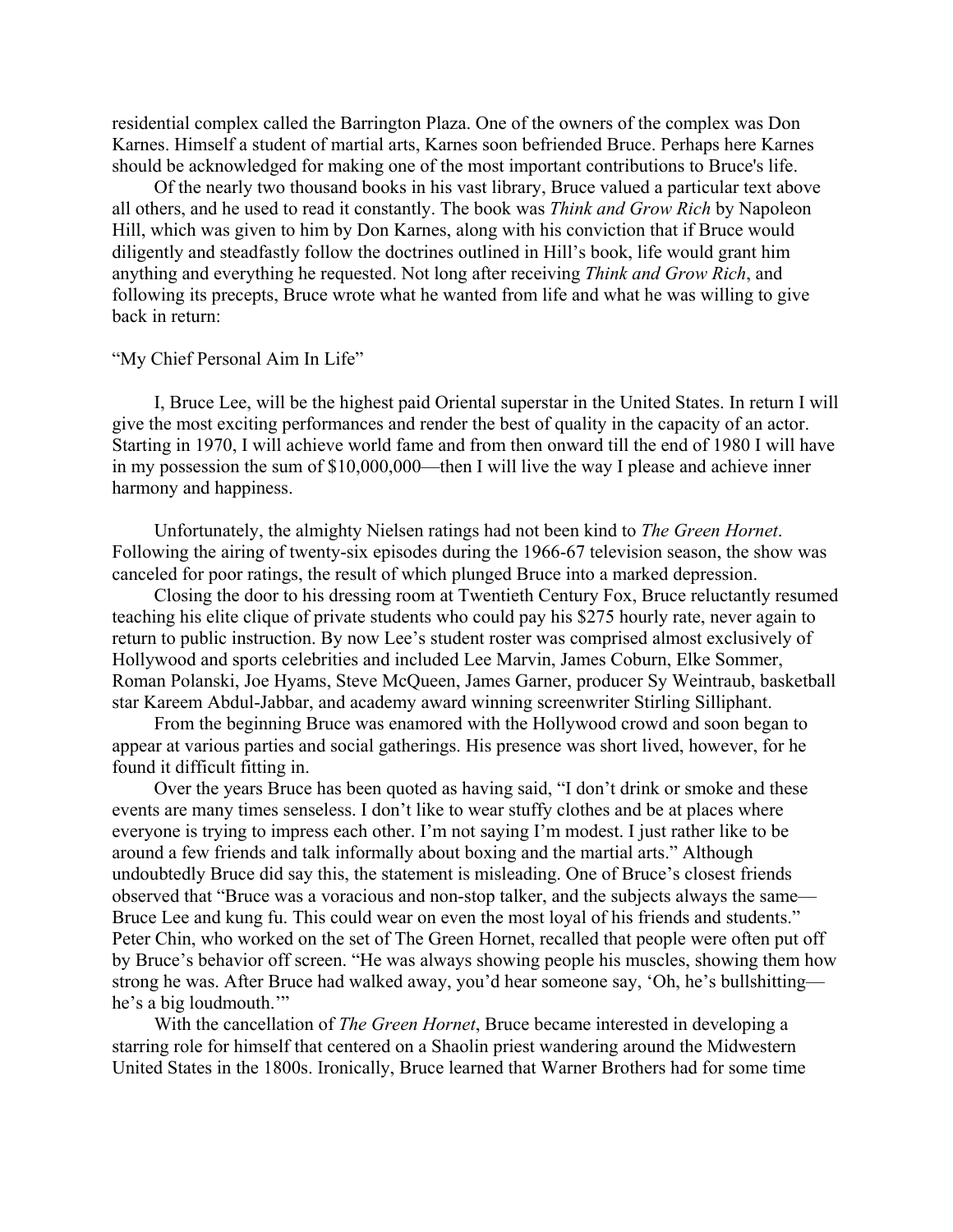residential complex called the Barrington Plaza. One of the owners of the complex was Don Karnes. Himself a student of martial arts, Karnes soon befriended Bruce. Perhaps here Karnes should be acknowledged for making one of the most important contributions to Bruce's life.

Of the nearly two thousand books in his vast library, Bruce valued a particular text above all others, and he used to read it constantly. The book was *Think and Grow Rich* by Napoleon Hill, which was given to him by Don Karnes, along with his conviction that if Bruce would diligently and steadfastly follow the doctrines outlined in Hill's book, life would grant him anything and everything he requested. Not long after receiving *Think and Grow Rich*, and following its precepts, Bruce wrote what he wanted from life and what he was willing to give back in return:

"My Chief Personal Aim In Life"

I, Bruce Lee, will be the highest paid Oriental superstar in the United States. In return I will give the most exciting performances and render the best of quality in the capacity of an actor. Starting in 1970, I will achieve world fame and from then onward till the end of 1980 I will have in my possession the sum of $10,000,000—then I will live the way I please and achieve inner harmony and happiness.

Unfortunately, the almighty Nielsen ratings had not been kind to *The Green Hornet*. Following the airing of twenty-six episodes during the 1966-67 television season, the show was canceled for poor ratings, the result of which plunged Bruce into a marked depression.

Closing the door to his dressing room at Twentieth Century Fox, Bruce reluctantly resumed teaching his elite clique of private students who could pay his $275 hourly rate, never again to return to public instruction. By now Lee's student roster was comprised almost exclusively of Hollywood and sports celebrities and included Lee Marvin, James Coburn, Elke Sommer, Roman Polanski, Joe Hyams, Steve McQueen, James Garner, producer Sy Weintraub, basketball star Kareem Abdul-Jabbar, and academy award winning screenwriter Stirling Silliphant.

From the beginning Bruce was enamored with the Hollywood crowd and soon began to appear at various parties and social gatherings. His presence was short lived, however, for he found it difficult fitting in.

Over the years Bruce has been quoted as having said, "I don't drink or smoke and these events are many times senseless. I don't like to wear stuffy clothes and be at places where everyone is trying to impress each other. I'm not saying I'm modest. I just rather like to be around a few friends and talk informally about boxing and the martial arts." Although undoubtedly Bruce did say this, the statement is misleading. One of Bruce's closest friends observed that "Bruce was a voracious and non-stop talker, and the subjects always the same—Bruce Lee and kung fu. This could wear on even the most loyal of his friends and students." Peter Chin, who worked on the set of The Green Hornet, recalled that people were often put off by Bruce's behavior off screen. "He was always showing people his muscles, showing them how strong he was. After Bruce had walked away, you'd hear someone say, 'Oh, he's bullshitting—he's a big loudmouth.'"

With the cancellation of *The Green Hornet*, Bruce became interested in developing a starring role for himself that centered on a Shaolin priest wandering around the Midwestern United States in the 1800s. Ironically, Bruce learned that Warner Brothers had for some time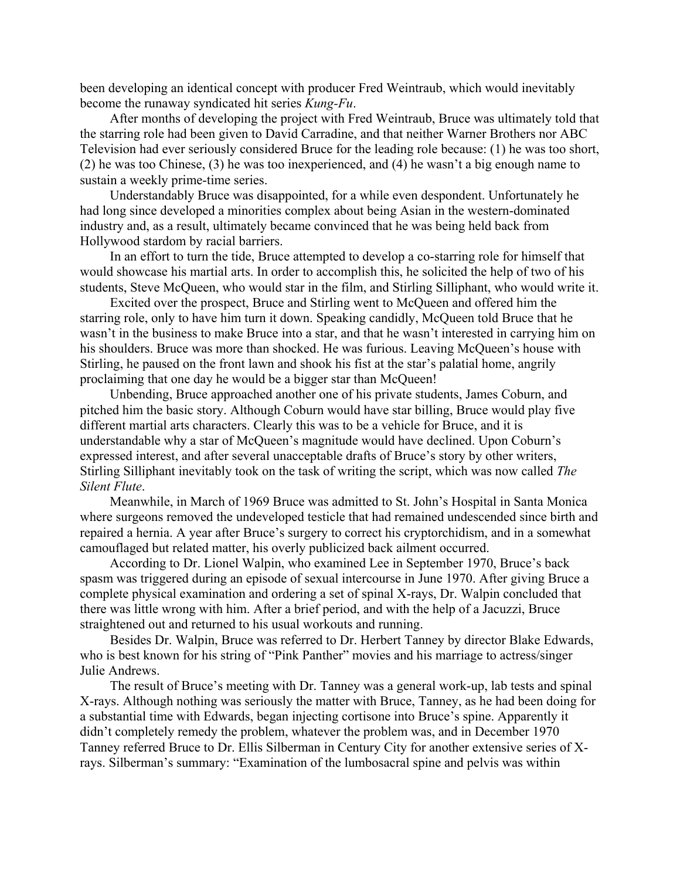been developing an identical concept with producer Fred Weintraub, which would inevitably become the runaway syndicated hit series *Kung-Fu*.

After months of developing the project with Fred Weintraub, Bruce was ultimately told that the starring role had been given to David Carradine, and that neither Warner Brothers nor ABC Television had ever seriously considered Bruce for the leading role because: (1) he was too short, (2) he was too Chinese, (3) he was too inexperienced, and (4) he wasn't a big enough name to sustain a weekly prime-time series.

Understandably Bruce was disappointed, for a while even despondent. Unfortunately he had long since developed a minorities complex about being Asian in the western-dominated industry and, as a result, ultimately became convinced that he was being held back from Hollywood stardom by racial barriers.

In an effort to turn the tide, Bruce attempted to develop a co-starring role for himself that would showcase his martial arts. In order to accomplish this, he solicited the help of two of his students, Steve McQueen, who would star in the film, and Stirling Silliphant, who would write it.

Excited over the prospect, Bruce and Stirling went to McQueen and offered him the starring role, only to have him turn it down. Speaking candidly, McQueen told Bruce that he wasn't in the business to make Bruce into a star, and that he wasn't interested in carrying him on his shoulders. Bruce was more than shocked. He was furious. Leaving McQueen's house with Stirling, he paused on the front lawn and shook his fist at the star's palatial home, angrily proclaiming that one day he would be a bigger star than McQueen!

Unbending, Bruce approached another one of his private students, James Coburn, and pitched him the basic story. Although Coburn would have star billing, Bruce would play five different martial arts characters. Clearly this was to be a vehicle for Bruce, and it is understandable why a star of McQueen's magnitude would have declined. Upon Coburn's expressed interest, and after several unacceptable drafts of Bruce's story by other writers, Stirling Silliphant inevitably took on the task of writing the script, which was now called *The Silent Flute*.

Meanwhile, in March of 1969 Bruce was admitted to St. John's Hospital in Santa Monica where surgeons removed the undeveloped testicle that had remained undescended since birth and repaired a hernia. A year after Bruce's surgery to correct his cryptorchidism, and in a somewhat camouflaged but related matter, his overly publicized back ailment occurred.

According to Dr. Lionel Walpin, who examined Lee in September 1970, Bruce's back spasm was triggered during an episode of sexual intercourse in June 1970. After giving Bruce a complete physical examination and ordering a set of spinal X-rays, Dr. Walpin concluded that there was little wrong with him. After a brief period, and with the help of a Jacuzzi, Bruce straightened out and returned to his usual workouts and running.

Besides Dr. Walpin, Bruce was referred to Dr. Herbert Tanney by director Blake Edwards, who is best known for his string of "Pink Panther" movies and his marriage to actress/singer Julie Andrews.

The result of Bruce's meeting with Dr. Tanney was a general work-up, lab tests and spinal X-rays. Although nothing was seriously the matter with Bruce, Tanney, as he had been doing for a substantial time with Edwards, began injecting cortisone into Bruce's spine. Apparently it didn't completely remedy the problem, whatever the problem was, and in December 1970 Tanney referred Bruce to Dr. Ellis Silberman in Century City for another extensive series of X-rays. Silberman's summary: "Examination of the lumbosacral spine and pelvis was within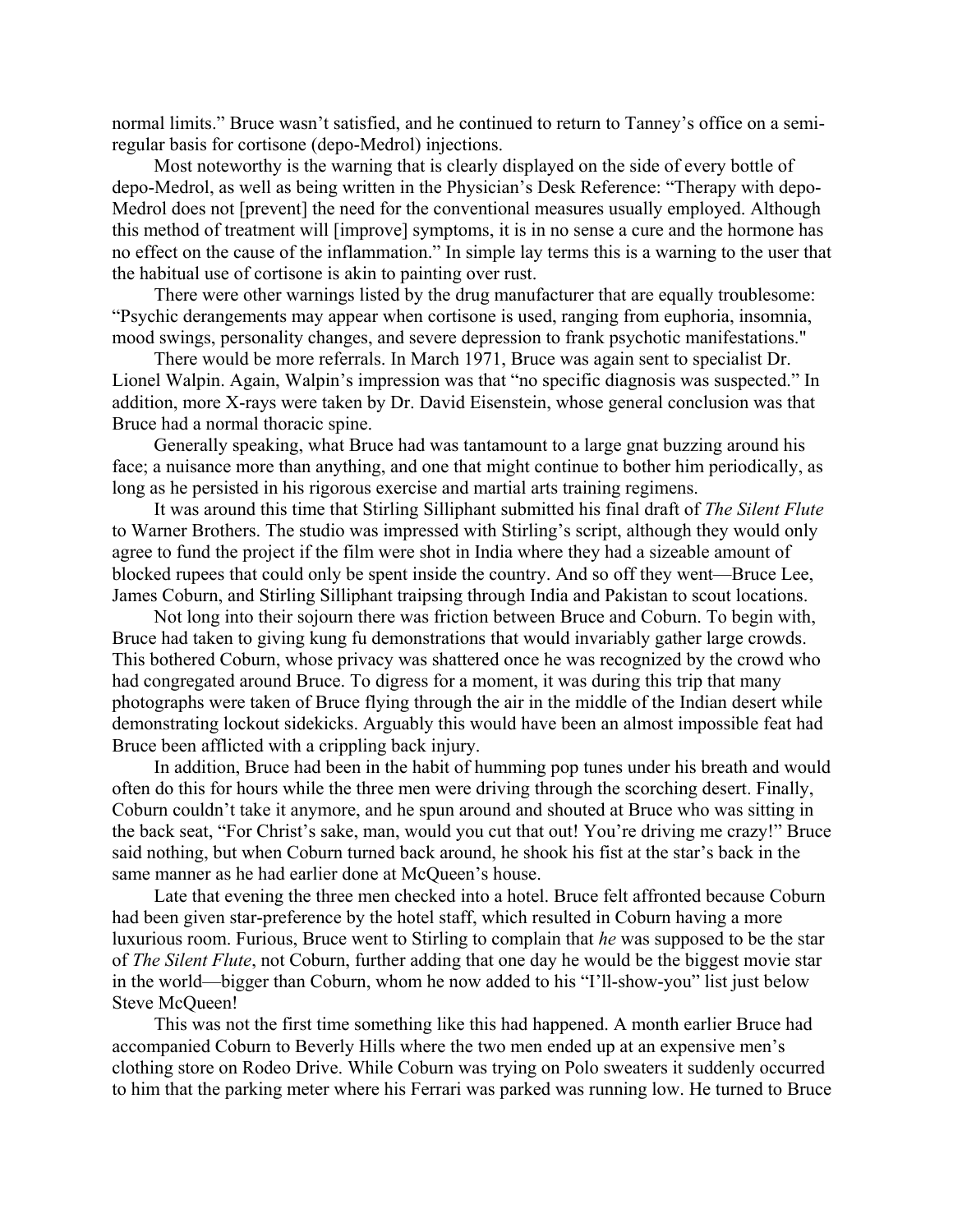normal limits." Bruce wasn't satisfied, and he continued to return to Tanney's office on a semi-regular basis for cortisone (depo-Medrol) injections.

Most noteworthy is the warning that is clearly displayed on the side of every bottle of depo-Medrol, as well as being written in the Physician's Desk Reference: "Therapy with depo-Medrol does not [prevent] the need for the conventional measures usually employed. Although this method of treatment will [improve] symptoms, it is in no sense a cure and the hormone has no effect on the cause of the inflammation." In simple lay terms this is a warning to the user that the habitual use of cortisone is akin to painting over rust.

There were other warnings listed by the drug manufacturer that are equally troublesome: "Psychic derangements may appear when cortisone is used, ranging from euphoria, insomnia, mood swings, personality changes, and severe depression to frank psychotic manifestations."

There would be more referrals. In March 1971, Bruce was again sent to specialist Dr. Lionel Walpin. Again, Walpin's impression was that "no specific diagnosis was suspected." In addition, more X-rays were taken by Dr. David Eisenstein, whose general conclusion was that Bruce had a normal thoracic spine.

Generally speaking, what Bruce had was tantamount to a large gnat buzzing around his face; a nuisance more than anything, and one that might continue to bother him periodically, as long as he persisted in his rigorous exercise and martial arts training regimens.

It was around this time that Stirling Silliphant submitted his final draft of *The Silent Flute* to Warner Brothers. The studio was impressed with Stirling's script, although they would only agree to fund the project if the film were shot in India where they had a sizeable amount of blocked rupees that could only be spent inside the country. And so off they went—Bruce Lee, James Coburn, and Stirling Silliphant traipsing through India and Pakistan to scout locations.

Not long into their sojourn there was friction between Bruce and Coburn. To begin with, Bruce had taken to giving kung fu demonstrations that would invariably gather large crowds. This bothered Coburn, whose privacy was shattered once he was recognized by the crowd who had congregated around Bruce. To digress for a moment, it was during this trip that many photographs were taken of Bruce flying through the air in the middle of the Indian desert while demonstrating lockout sidekicks. Arguably this would have been an almost impossible feat had Bruce been afflicted with a crippling back injury.

In addition, Bruce had been in the habit of humming pop tunes under his breath and would often do this for hours while the three men were driving through the scorching desert. Finally, Coburn couldn't take it anymore, and he spun around and shouted at Bruce who was sitting in the back seat, "For Christ's sake, man, would you cut that out! You're driving me crazy!" Bruce said nothing, but when Coburn turned back around, he shook his fist at the star's back in the same manner as he had earlier done at McQueen's house.

Late that evening the three men checked into a hotel. Bruce felt affronted because Coburn had been given star-preference by the hotel staff, which resulted in Coburn having a more luxurious room. Furious, Bruce went to Stirling to complain that *he* was supposed to be the star of *The Silent Flute*, not Coburn, further adding that one day he would be the biggest movie star in the world—bigger than Coburn, whom he now added to his "I'll-show-you" list just below Steve McQueen!

This was not the first time something like this had happened. A month earlier Bruce had accompanied Coburn to Beverly Hills where the two men ended up at an expensive men's clothing store on Rodeo Drive. While Coburn was trying on Polo sweaters it suddenly occurred to him that the parking meter where his Ferrari was parked was running low. He turned to Bruce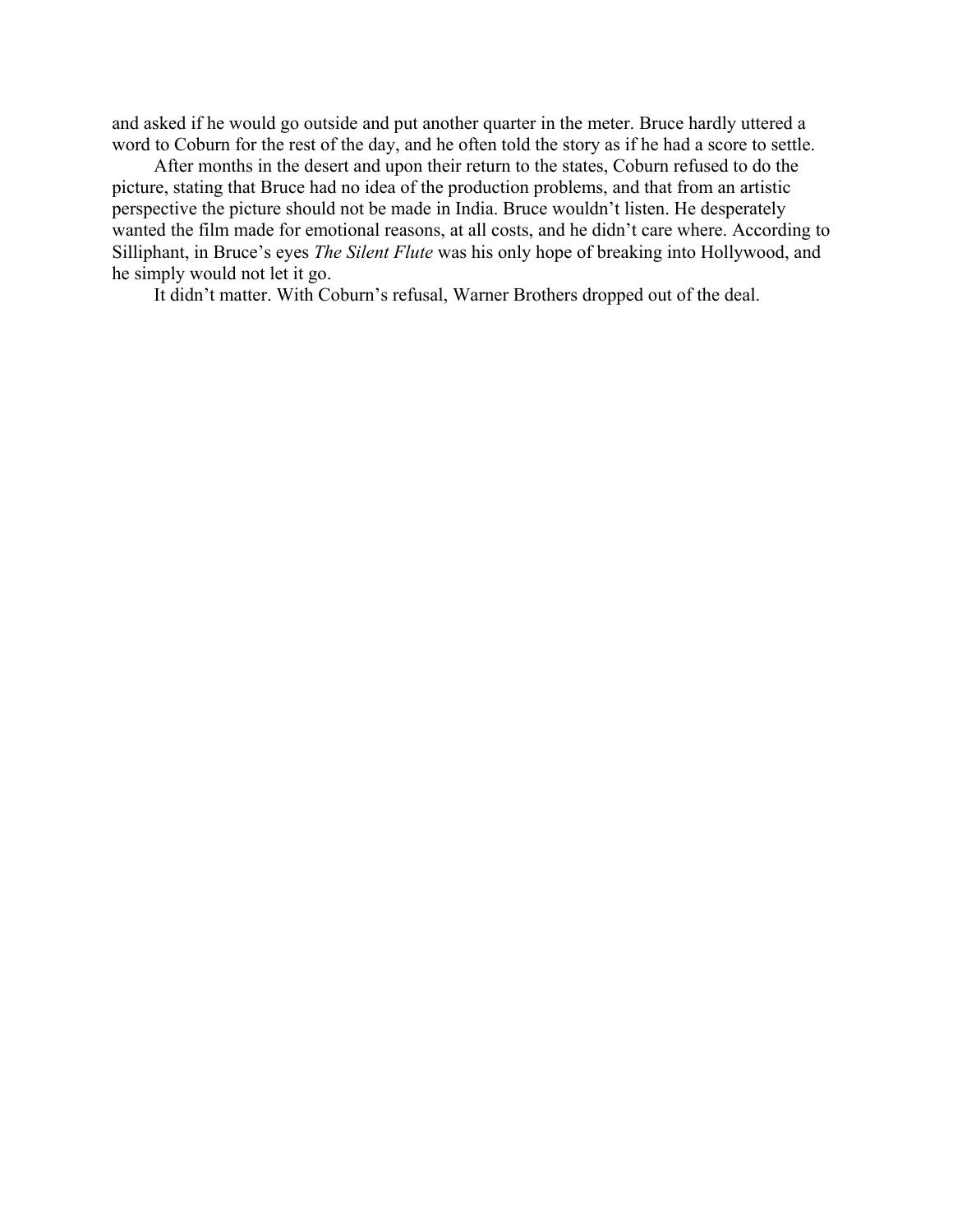and asked if he would go outside and put another quarter in the meter. Bruce hardly uttered a word to Coburn for the rest of the day, and he often told the story as if he had a score to settle.

After months in the desert and upon their return to the states, Coburn refused to do the picture, stating that Bruce had no idea of the production problems, and that from an artistic perspective the picture should not be made in India. Bruce wouldn't listen. He desperately wanted the film made for emotional reasons, at all costs, and he didn't care where. According to Silliphant, in Bruce's eyes *The Silent Flute* was his only hope of breaking into Hollywood, and he simply would not let it go.

It didn't matter. With Coburn's refusal, Warner Brothers dropped out of the deal.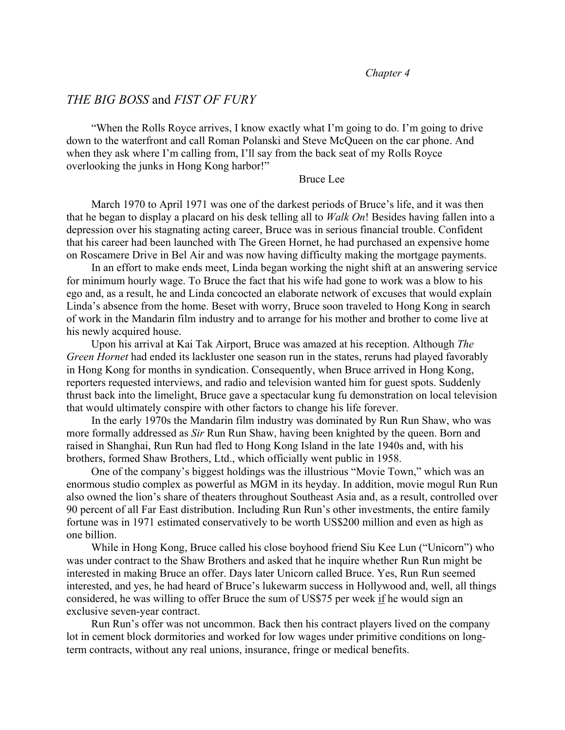*Chapter 4*

# *THE BIG BOSS* and *FIST OF FURY*

"When the Rolls Royce arrives, I know exactly what I'm going to do. I'm going to drive down to the waterfront and call Roman Polanski and Steve McQueen on the car phone. And when they ask where I'm calling from, I'll say from the back seat of my Rolls Royce overlooking the junks in Hong Kong harbor!"

Bruce Lee

March 1970 to April 1971 was one of the darkest periods of Bruce's life, and it was then that he began to display a placard on his desk telling all to *Walk On*! Besides having fallen into a depression over his stagnating acting career, Bruce was in serious financial trouble. Confident that his career had been launched with The Green Hornet, he had purchased an expensive home on Roscamere Drive in Bel Air and was now having difficulty making the mortgage payments.

In an effort to make ends meet, Linda began working the night shift at an answering service for minimum hourly wage. To Bruce the fact that his wife had gone to work was a blow to his ego and, as a result, he and Linda concocted an elaborate network of excuses that would explain Linda's absence from the home. Beset with worry, Bruce soon traveled to Hong Kong in search of work in the Mandarin film industry and to arrange for his mother and brother to come live at his newly acquired house.

Upon his arrival at Kai Tak Airport, Bruce was amazed at his reception. Although *The Green Hornet* had ended its lackluster one season run in the states, reruns had played favorably in Hong Kong for months in syndication. Consequently, when Bruce arrived in Hong Kong, reporters requested interviews, and radio and television wanted him for guest spots. Suddenly thrust back into the limelight, Bruce gave a spectacular kung fu demonstration on local television that would ultimately conspire with other factors to change his life forever.

In the early 1970s the Mandarin film industry was dominated by Run Run Shaw, who was more formally addressed as *Sir* Run Run Shaw, having been knighted by the queen. Born and raised in Shanghai, Run Run had fled to Hong Kong Island in the late 1940s and, with his brothers, formed Shaw Brothers, Ltd., which officially went public in 1958.

One of the company's biggest holdings was the illustrious "Movie Town," which was an enormous studio complex as powerful as MGM in its heyday. In addition, movie mogul Run Run also owned the lion's share of theaters throughout Southeast Asia and, as a result, controlled over 90 percent of all Far East distribution. Including Run Run's other investments, the entire family fortune was in 1971 estimated conservatively to be worth US$200 million and even as high as one billion.

While in Hong Kong, Bruce called his close boyhood friend Siu Kee Lun ("Unicorn") who was under contract to the Shaw Brothers and asked that he inquire whether Run Run might be interested in making Bruce an offer. Days later Unicorn called Bruce. Yes, Run Run seemed interested, and yes, he had heard of Bruce's lukewarm success in Hollywood and, well, all things considered, he was willing to offer Bruce the sum of US$75 per week <u>if</u> he would sign an exclusive seven-year contract.

Run Run's offer was not uncommon. Back then his contract players lived on the company lot in cement block dormitories and worked for low wages under primitive conditions on long-term contracts, without any real unions, insurance, fringe or medical benefits.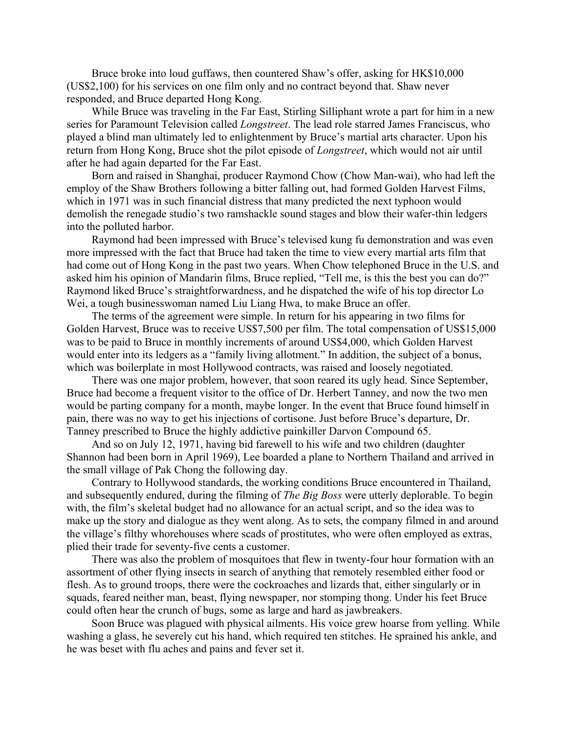Bruce broke into loud guffaws, then countered Shaw's offer, asking for HK$10,000 (US$2,100) for his services on one film only and no contract beyond that. Shaw never responded, and Bruce departed Hong Kong.

While Bruce was traveling in the Far East, Stirling Silliphant wrote a part for him in a new series for Paramount Television called *Longstreet*. The lead role starred James Franciscus, who played a blind man ultimately led to enlightenment by Bruce's martial arts character. Upon his return from Hong Kong, Bruce shot the pilot episode of *Longstreet*, which would not air until after he had again departed for the Far East.

Born and raised in Shanghai, producer Raymond Chow (Chow Man-wai), who had left the employ of the Shaw Brothers following a bitter falling out, had formed Golden Harvest Films, which in 1971 was in such financial distress that many predicted the next typhoon would demolish the renegade studio's two ramshackle sound stages and blow their wafer-thin ledgers into the polluted harbor.

Raymond had been impressed with Bruce's televised kung fu demonstration and was even more impressed with the fact that Bruce had taken the time to view every martial arts film that had come out of Hong Kong in the past two years. When Chow telephoned Bruce in the U.S. and asked him his opinion of Mandarin films, Bruce replied, "Tell me, is this the best you can do?" Raymond liked Bruce's straightforwardness, and he dispatched the wife of his top director Lo Wei, a tough businesswoman named Liu Liang Hwa, to make Bruce an offer.

The terms of the agreement were simple. In return for his appearing in two films for Golden Harvest, Bruce was to receive US$7,500 per film. The total compensation of US$15,000 was to be paid to Bruce in monthly increments of around US$4,000, which Golden Harvest would enter into its ledgers as a "family living allotment." In addition, the subject of a bonus, which was boilerplate in most Hollywood contracts, was raised and loosely negotiated.

There was one major problem, however, that soon reared its ugly head. Since September, Bruce had become a frequent visitor to the office of Dr. Herbert Tanney, and now the two men would be parting company for a month, maybe longer. In the event that Bruce found himself in pain, there was no way to get his injections of cortisone. Just before Bruce's departure, Dr. Tanney prescribed to Bruce the highly addictive painkiller Darvon Compound 65.

And so on July 12, 1971, having bid farewell to his wife and two children (daughter Shannon had been born in April 1969), Lee boarded a plane to Northern Thailand and arrived in the small village of Pak Chong the following day.

Contrary to Hollywood standards, the working conditions Bruce encountered in Thailand, and subsequently endured, during the filming of *The Big Boss* were utterly deplorable. To begin with, the film's skeletal budget had no allowance for an actual script, and so the idea was to make up the story and dialogue as they went along. As to sets, the company filmed in and around the village's filthy whorehouses where scads of prostitutes, who were often employed as extras, plied their trade for seventy-five cents a customer.

There was also the problem of mosquitoes that flew in twenty-four hour formation with an assortment of other flying insects in search of anything that remotely resembled either food or flesh. As to ground troops, there were the cockroaches and lizards that, either singularly or in squads, feared neither man, beast, flying newspaper, nor stomping thong. Under his feet Bruce could often hear the crunch of bugs, some as large and hard as jawbreakers.

Soon Bruce was plagued with physical ailments. His voice grew hoarse from yelling. While washing a glass, he severely cut his hand, which required ten stitches. He sprained his ankle, and he was beset with flu aches and pains and fever set it.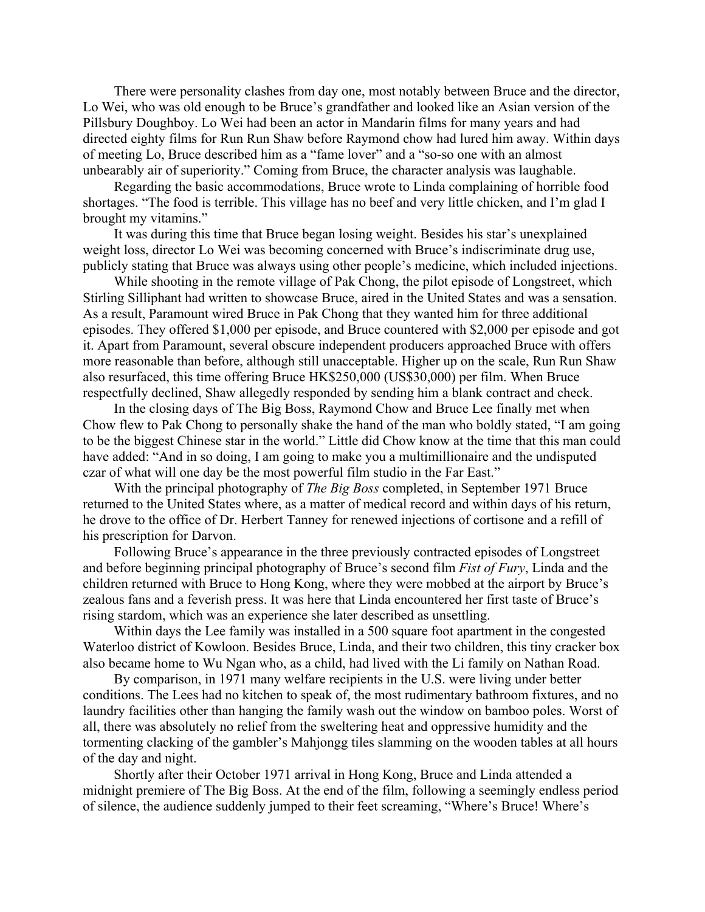There were personality clashes from day one, most notably between Bruce and the director, Lo Wei, who was old enough to be Bruce's grandfather and looked like an Asian version of the Pillsbury Doughboy. Lo Wei had been an actor in Mandarin films for many years and had directed eighty films for Run Run Shaw before Raymond chow had lured him away. Within days of meeting Lo, Bruce described him as a "fame lover" and a "so-so one with an almost unbearably air of superiority." Coming from Bruce, the character analysis was laughable.

Regarding the basic accommodations, Bruce wrote to Linda complaining of horrible food shortages. "The food is terrible. This village has no beef and very little chicken, and I'm glad I brought my vitamins."

It was during this time that Bruce began losing weight. Besides his star's unexplained weight loss, director Lo Wei was becoming concerned with Bruce's indiscriminate drug use, publicly stating that Bruce was always using other people's medicine, which included injections.

While shooting in the remote village of Pak Chong, the pilot episode of Longstreet, which Stirling Silliphant had written to showcase Bruce, aired in the United States and was a sensation. As a result, Paramount wired Bruce in Pak Chong that they wanted him for three additional episodes. They offered $1,000 per episode, and Bruce countered with $2,000 per episode and got it. Apart from Paramount, several obscure independent producers approached Bruce with offers more reasonable than before, although still unacceptable. Higher up on the scale, Run Run Shaw also resurfaced, this time offering Bruce HK$250,000 (US$30,000) per film. When Bruce respectfully declined, Shaw allegedly responded by sending him a blank contract and check.

In the closing days of The Big Boss, Raymond Chow and Bruce Lee finally met when Chow flew to Pak Chong to personally shake the hand of the man who boldly stated, "I am going to be the biggest Chinese star in the world." Little did Chow know at the time that this man could have added: "And in so doing, I am going to make you a multimillionaire and the undisputed czar of what will one day be the most powerful film studio in the Far East."

With the principal photography of *The Big Boss* completed, in September 1971 Bruce returned to the United States where, as a matter of medical record and within days of his return, he drove to the office of Dr. Herbert Tanney for renewed injections of cortisone and a refill of his prescription for Darvon.

Following Bruce's appearance in the three previously contracted episodes of Longstreet and before beginning principal photography of Bruce's second film *Fist of Fury*, Linda and the children returned with Bruce to Hong Kong, where they were mobbed at the airport by Bruce's zealous fans and a feverish press. It was here that Linda encountered her first taste of Bruce's rising stardom, which was an experience she later described as unsettling.

Within days the Lee family was installed in a 500 square foot apartment in the congested Waterloo district of Kowloon. Besides Bruce, Linda, and their two children, this tiny cracker box also became home to Wu Ngan who, as a child, had lived with the Li family on Nathan Road.

By comparison, in 1971 many welfare recipients in the U.S. were living under better conditions. The Lees had no kitchen to speak of, the most rudimentary bathroom fixtures, and no laundry facilities other than hanging the family wash out the window on bamboo poles. Worst of all, there was absolutely no relief from the sweltering heat and oppressive humidity and the tormenting clacking of the gambler's Mahjongg tiles slamming on the wooden tables at all hours of the day and night.

Shortly after their October 1971 arrival in Hong Kong, Bruce and Linda attended a midnight premiere of The Big Boss. At the end of the film, following a seemingly endless period of silence, the audience suddenly jumped to their feet screaming, "Where's Bruce! Where's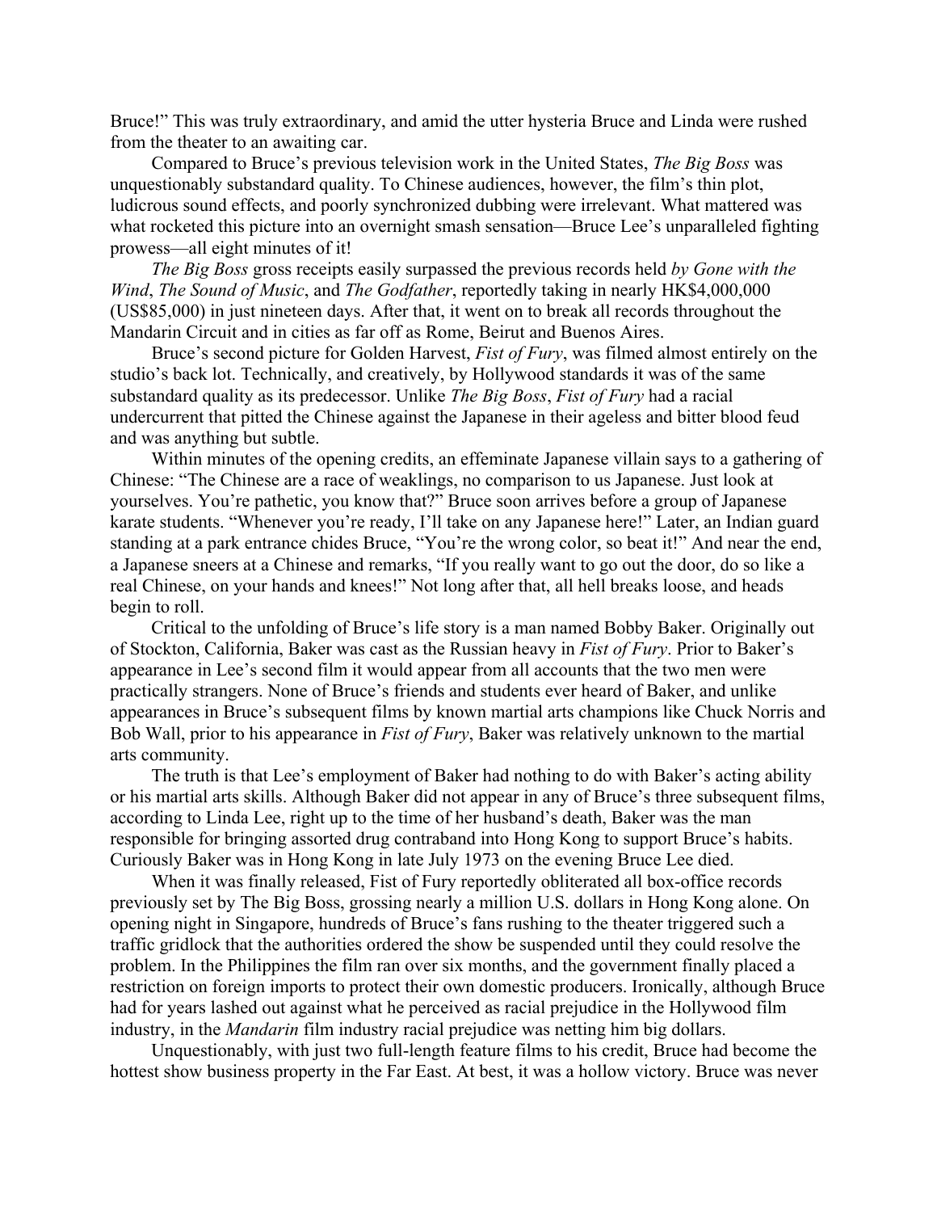Bruce!" This was truly extraordinary, and amid the utter hysteria Bruce and Linda were rushed from the theater to an awaiting car.

Compared to Bruce's previous television work in the United States, *The Big Boss* was unquestionably substandard quality. To Chinese audiences, however, the film's thin plot, ludicrous sound effects, and poorly synchronized dubbing were irrelevant. What mattered was what rocketed this picture into an overnight smash sensation—Bruce Lee's unparalleled fighting prowess—all eight minutes of it!

*The Big Boss* gross receipts easily surpassed the previous records held *by Gone with the Wind*, *The Sound of Music*, and *The Godfather*, reportedly taking in nearly HK$4,000,000 (US$85,000) in just nineteen days. After that, it went on to break all records throughout the Mandarin Circuit and in cities as far off as Rome, Beirut and Buenos Aires.

Bruce's second picture for Golden Harvest, *Fist of Fury*, was filmed almost entirely on the studio's back lot. Technically, and creatively, by Hollywood standards it was of the same substandard quality as its predecessor. Unlike *The Big Boss*, *Fist of Fury* had a racial undercurrent that pitted the Chinese against the Japanese in their ageless and bitter blood feud and was anything but subtle.

Within minutes of the opening credits, an effeminate Japanese villain says to a gathering of Chinese: "The Chinese are a race of weaklings, no comparison to us Japanese. Just look at yourselves. You're pathetic, you know that?" Bruce soon arrives before a group of Japanese karate students. "Whenever you're ready, I'll take on any Japanese here!" Later, an Indian guard standing at a park entrance chides Bruce, "You're the wrong color, so beat it!" And near the end, a Japanese sneers at a Chinese and remarks, "If you really want to go out the door, do so like a real Chinese, on your hands and knees!" Not long after that, all hell breaks loose, and heads begin to roll.

Critical to the unfolding of Bruce's life story is a man named Bobby Baker. Originally out of Stockton, California, Baker was cast as the Russian heavy in *Fist of Fury*. Prior to Baker's appearance in Lee's second film it would appear from all accounts that the two men were practically strangers. None of Bruce's friends and students ever heard of Baker, and unlike appearances in Bruce's subsequent films by known martial arts champions like Chuck Norris and Bob Wall, prior to his appearance in *Fist of Fury*, Baker was relatively unknown to the martial arts community.

The truth is that Lee's employment of Baker had nothing to do with Baker's acting ability or his martial arts skills. Although Baker did not appear in any of Bruce's three subsequent films, according to Linda Lee, right up to the time of her husband's death, Baker was the man responsible for bringing assorted drug contraband into Hong Kong to support Bruce's habits. Curiously Baker was in Hong Kong in late July 1973 on the evening Bruce Lee died.

When it was finally released, Fist of Fury reportedly obliterated all box-office records previously set by The Big Boss, grossing nearly a million U.S. dollars in Hong Kong alone. On opening night in Singapore, hundreds of Bruce's fans rushing to the theater triggered such a traffic gridlock that the authorities ordered the show be suspended until they could resolve the problem. In the Philippines the film ran over six months, and the government finally placed a restriction on foreign imports to protect their own domestic producers. Ironically, although Bruce had for years lashed out against what he perceived as racial prejudice in the Hollywood film industry, in the *Mandarin* film industry racial prejudice was netting him big dollars.

Unquestionably, with just two full-length feature films to his credit, Bruce had become the hottest show business property in the Far East. At best, it was a hollow victory. Bruce was never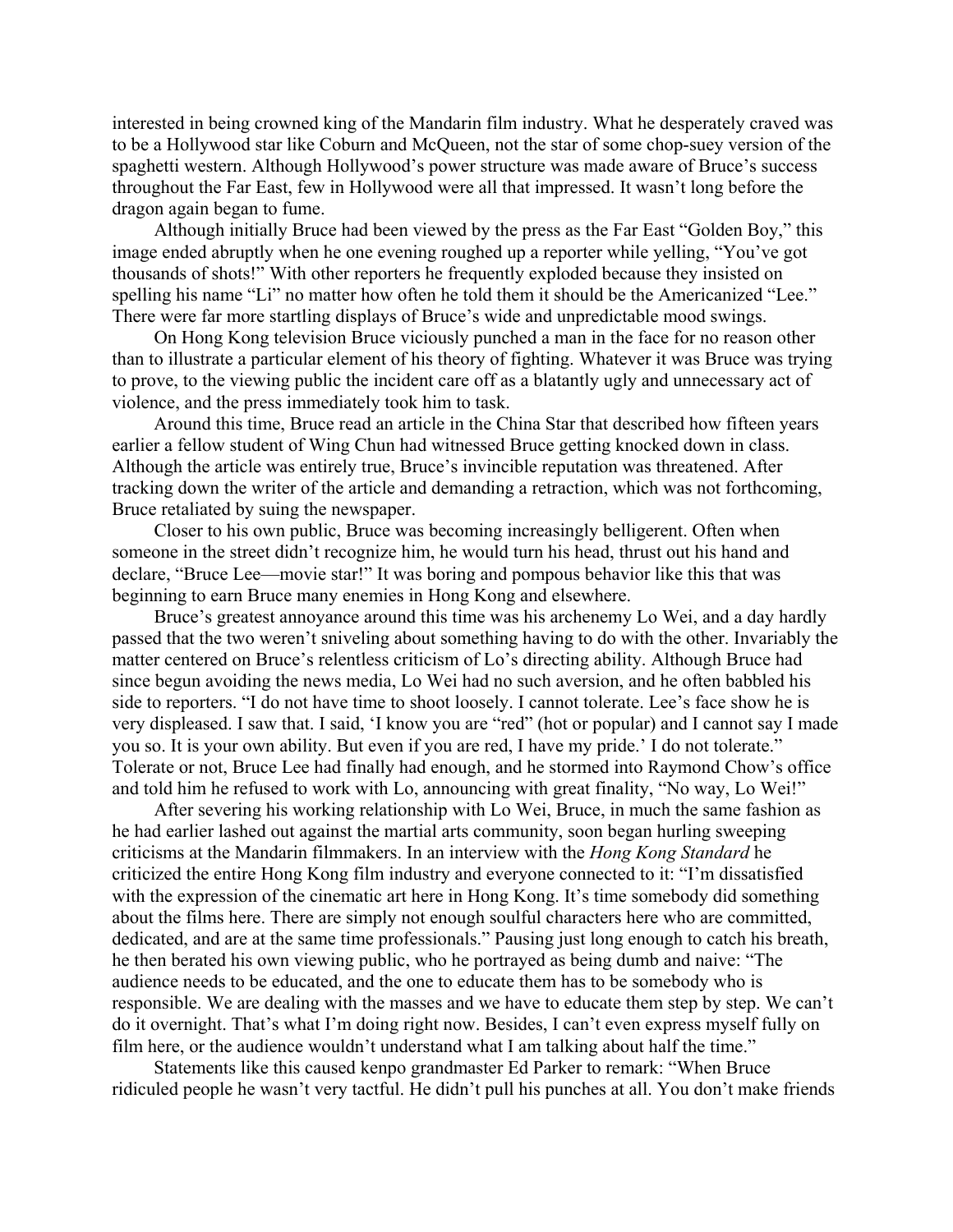interested in being crowned king of the Mandarin film industry. What he desperately craved was to be a Hollywood star like Coburn and McQueen, not the star of some chop-suey version of the spaghetti western. Although Hollywood's power structure was made aware of Bruce's success throughout the Far East, few in Hollywood were all that impressed. It wasn't long before the dragon again began to fume.

Although initially Bruce had been viewed by the press as the Far East "Golden Boy," this image ended abruptly when he one evening roughed up a reporter while yelling, "You've got thousands of shots!" With other reporters he frequently exploded because they insisted on spelling his name "Li" no matter how often he told them it should be the Americanized "Lee." There were far more startling displays of Bruce's wide and unpredictable mood swings.

On Hong Kong television Bruce viciously punched a man in the face for no reason other than to illustrate a particular element of his theory of fighting. Whatever it was Bruce was trying to prove, to the viewing public the incident care off as a blatantly ugly and unnecessary act of violence, and the press immediately took him to task.

Around this time, Bruce read an article in the China Star that described how fifteen years earlier a fellow student of Wing Chun had witnessed Bruce getting knocked down in class. Although the article was entirely true, Bruce's invincible reputation was threatened. After tracking down the writer of the article and demanding a retraction, which was not forthcoming, Bruce retaliated by suing the newspaper.

Closer to his own public, Bruce was becoming increasingly belligerent. Often when someone in the street didn't recognize him, he would turn his head, thrust out his hand and declare, "Bruce Lee—movie star!" It was boring and pompous behavior like this that was beginning to earn Bruce many enemies in Hong Kong and elsewhere.

Bruce's greatest annoyance around this time was his archenemy Lo Wei, and a day hardly passed that the two weren't sniveling about something having to do with the other. Invariably the matter centered on Bruce's relentless criticism of Lo's directing ability. Although Bruce had since begun avoiding the news media, Lo Wei had no such aversion, and he often babbled his side to reporters. "I do not have time to shoot loosely. I cannot tolerate. Lee's face show he is very displeased. I saw that. I said, 'I know you are "red" (hot or popular) and I cannot say I made you so. It is your own ability. But even if you are red, I have my pride.' I do not tolerate." Tolerate or not, Bruce Lee had finally had enough, and he stormed into Raymond Chow's office and told him he refused to work with Lo, announcing with great finality, "No way, Lo Wei!"

After severing his working relationship with Lo Wei, Bruce, in much the same fashion as he had earlier lashed out against the martial arts community, soon began hurling sweeping criticisms at the Mandarin filmmakers. In an interview with the *Hong Kong Standard* he criticized the entire Hong Kong film industry and everyone connected to it: "I'm dissatisfied with the expression of the cinematic art here in Hong Kong. It's time somebody did something about the films here. There are simply not enough soulful characters here who are committed, dedicated, and are at the same time professionals." Pausing just long enough to catch his breath, he then berated his own viewing public, who he portrayed as being dumb and naive: "The audience needs to be educated, and the one to educate them has to be somebody who is responsible. We are dealing with the masses and we have to educate them step by step. We can't do it overnight. That's what I'm doing right now. Besides, I can't even express myself fully on film here, or the audience wouldn't understand what I am talking about half the time."

Statements like this caused kenpo grandmaster Ed Parker to remark: "When Bruce ridiculed people he wasn't very tactful. He didn't pull his punches at all. You don't make friends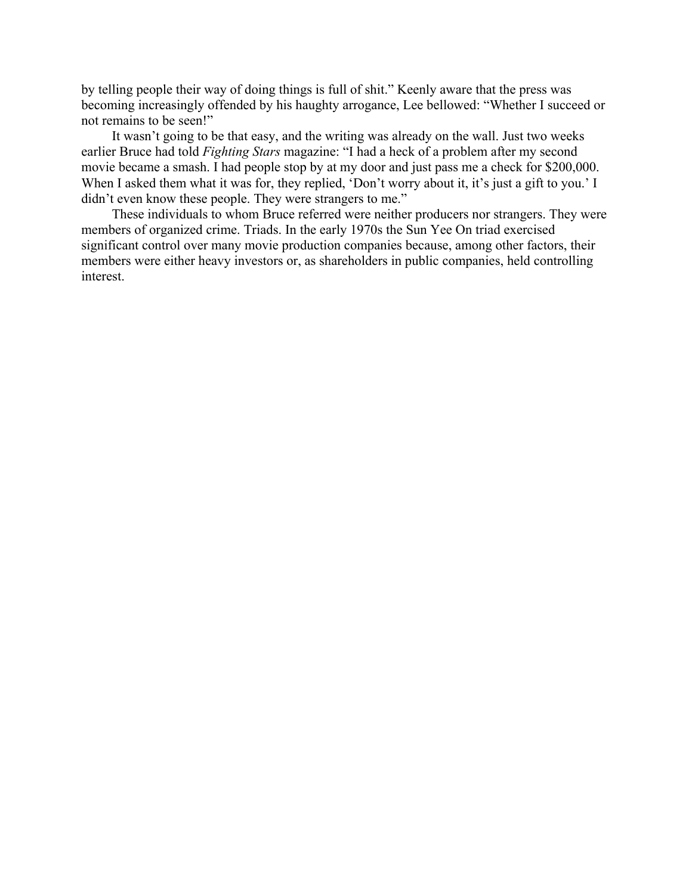by telling people their way of doing things is full of shit." Keenly aware that the press was becoming increasingly offended by his haughty arrogance, Lee bellowed: "Whether I succeed or not remains to be seen!"

It wasn't going to be that easy, and the writing was already on the wall. Just two weeks earlier Bruce had told *Fighting Stars* magazine: "I had a heck of a problem after my second movie became a smash. I had people stop by at my door and just pass me a check for $200,000. When I asked them what it was for, they replied, 'Don't worry about it, it's just a gift to you.' I didn't even know these people. They were strangers to me."

These individuals to whom Bruce referred were neither producers nor strangers. They were members of organized crime. Triads. In the early 1970s the Sun Yee On triad exercised significant control over many movie production companies because, among other factors, their members were either heavy investors or, as shareholders in public companies, held controlling interest.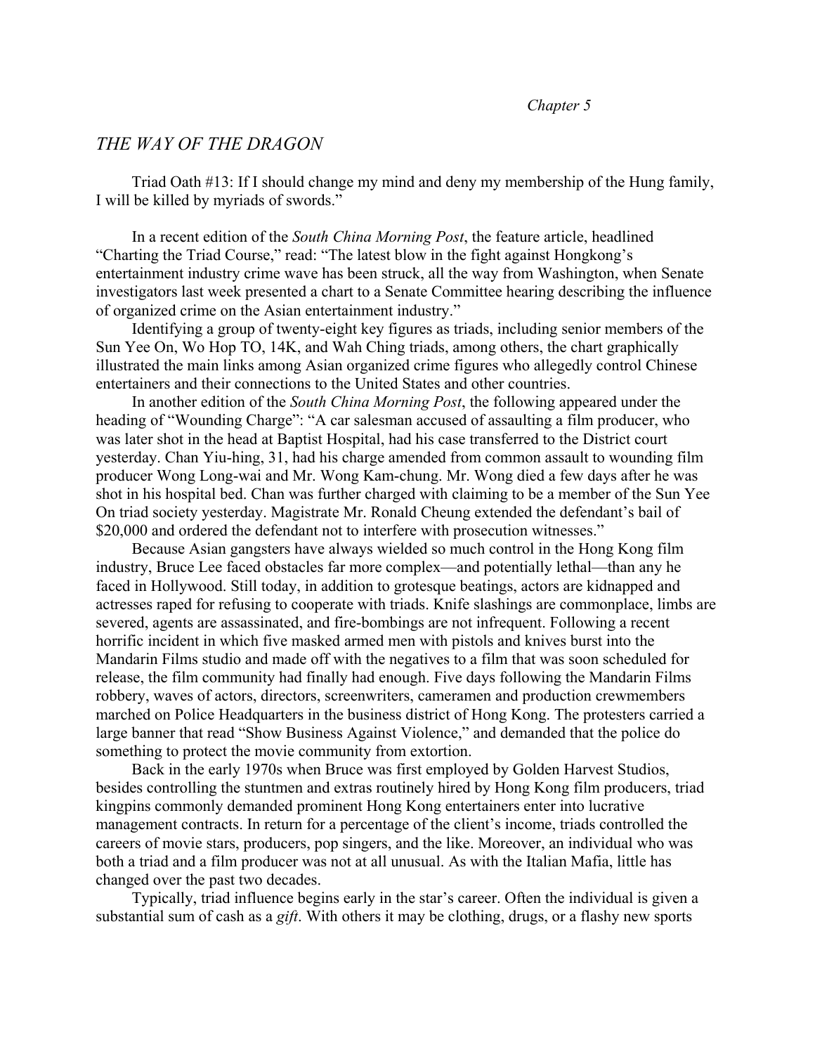*Chapter 5*

## *THE WAY OF THE DRAGON*

Triad Oath #13: If I should change my mind and deny my membership of the Hung family, I will be killed by myriads of swords."

In a recent edition of the *South China Morning Post*, the feature article, headlined "Charting the Triad Course," read: "The latest blow in the fight against Hongkong's entertainment industry crime wave has been struck, all the way from Washington, when Senate investigators last week presented a chart to a Senate Committee hearing describing the influence of organized crime on the Asian entertainment industry."

Identifying a group of twenty-eight key figures as triads, including senior members of the Sun Yee On, Wo Hop TO, 14K, and Wah Ching triads, among others, the chart graphically illustrated the main links among Asian organized crime figures who allegedly control Chinese entertainers and their connections to the United States and other countries.

In another edition of the *South China Morning Post*, the following appeared under the heading of "Wounding Charge": "A car salesman accused of assaulting a film producer, who was later shot in the head at Baptist Hospital, had his case transferred to the District court yesterday. Chan Yiu-hing, 31, had his charge amended from common assault to wounding film producer Wong Long-wai and Mr. Wong Kam-chung. Mr. Wong died a few days after he was shot in his hospital bed. Chan was further charged with claiming to be a member of the Sun Yee On triad society yesterday. Magistrate Mr. Ronald Cheung extended the defendant's bail of $20,000 and ordered the defendant not to interfere with prosecution witnesses."

Because Asian gangsters have always wielded so much control in the Hong Kong film industry, Bruce Lee faced obstacles far more complex—and potentially lethal—than any he faced in Hollywood. Still today, in addition to grotesque beatings, actors are kidnapped and actresses raped for refusing to cooperate with triads. Knife slashings are commonplace, limbs are severed, agents are assassinated, and fire-bombings are not infrequent. Following a recent horrific incident in which five masked armed men with pistols and knives burst into the Mandarin Films studio and made off with the negatives to a film that was soon scheduled for release, the film community had finally had enough. Five days following the Mandarin Films robbery, waves of actors, directors, screenwriters, cameramen and production crewmembers marched on Police Headquarters in the business district of Hong Kong. The protesters carried a large banner that read "Show Business Against Violence," and demanded that the police do something to protect the movie community from extortion.

Back in the early 1970s when Bruce was first employed by Golden Harvest Studios, besides controlling the stuntmen and extras routinely hired by Hong Kong film producers, triad kingpins commonly demanded prominent Hong Kong entertainers enter into lucrative management contracts. In return for a percentage of the client's income, triads controlled the careers of movie stars, producers, pop singers, and the like. Moreover, an individual who was both a triad and a film producer was not at all unusual. As with the Italian Mafia, little has changed over the past two decades.

Typically, triad influence begins early in the star's career. Often the individual is given a substantial sum of cash as a *gift*. With others it may be clothing, drugs, or a flashy new sports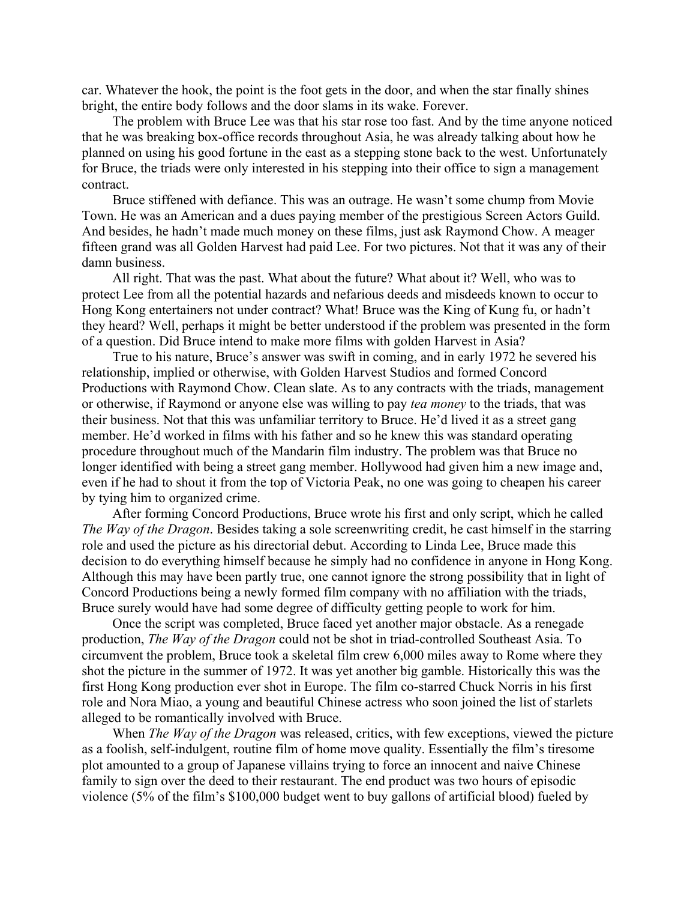car. Whatever the hook, the point is the foot gets in the door, and when the star finally shines bright, the entire body follows and the door slams in its wake. Forever.

The problem with Bruce Lee was that his star rose too fast. And by the time anyone noticed that he was breaking box-office records throughout Asia, he was already talking about how he planned on using his good fortune in the east as a stepping stone back to the west. Unfortunately for Bruce, the triads were only interested in his stepping into their office to sign a management contract.

Bruce stiffened with defiance. This was an outrage. He wasn't some chump from Movie Town. He was an American and a dues paying member of the prestigious Screen Actors Guild. And besides, he hadn't made much money on these films, just ask Raymond Chow. A meager fifteen grand was all Golden Harvest had paid Lee. For two pictures. Not that it was any of their damn business.

All right. That was the past. What about the future? What about it? Well, who was to protect Lee from all the potential hazards and nefarious deeds and misdeeds known to occur to Hong Kong entertainers not under contract? What! Bruce was the King of Kung fu, or hadn't they heard? Well, perhaps it might be better understood if the problem was presented in the form of a question. Did Bruce intend to make more films with golden Harvest in Asia?

True to his nature, Bruce's answer was swift in coming, and in early 1972 he severed his relationship, implied or otherwise, with Golden Harvest Studios and formed Concord Productions with Raymond Chow. Clean slate. As to any contracts with the triads, management or otherwise, if Raymond or anyone else was willing to pay *tea money* to the triads, that was their business. Not that this was unfamiliar territory to Bruce. He'd lived it as a street gang member. He'd worked in films with his father and so he knew this was standard operating procedure throughout much of the Mandarin film industry. The problem was that Bruce no longer identified with being a street gang member. Hollywood had given him a new image and, even if he had to shout it from the top of Victoria Peak, no one was going to cheapen his career by tying him to organized crime.

After forming Concord Productions, Bruce wrote his first and only script, which he called *The Way of the Dragon*. Besides taking a sole screenwriting credit, he cast himself in the starring role and used the picture as his directorial debut. According to Linda Lee, Bruce made this decision to do everything himself because he simply had no confidence in anyone in Hong Kong. Although this may have been partly true, one cannot ignore the strong possibility that in light of Concord Productions being a newly formed film company with no affiliation with the triads, Bruce surely would have had some degree of difficulty getting people to work for him.

Once the script was completed, Bruce faced yet another major obstacle. As a renegade production, *The Way of the Dragon* could not be shot in triad-controlled Southeast Asia. To circumvent the problem, Bruce took a skeletal film crew 6,000 miles away to Rome where they shot the picture in the summer of 1972. It was yet another big gamble. Historically this was the first Hong Kong production ever shot in Europe. The film co-starred Chuck Norris in his first role and Nora Miao, a young and beautiful Chinese actress who soon joined the list of starlets alleged to be romantically involved with Bruce.

When *The Way of the Dragon* was released, critics, with few exceptions, viewed the picture as a foolish, self-indulgent, routine film of home move quality. Essentially the film's tiresome plot amounted to a group of Japanese villains trying to force an innocent and naive Chinese family to sign over the deed to their restaurant. The end product was two hours of episodic violence (5% of the film's $100,000 budget went to buy gallons of artificial blood) fueled by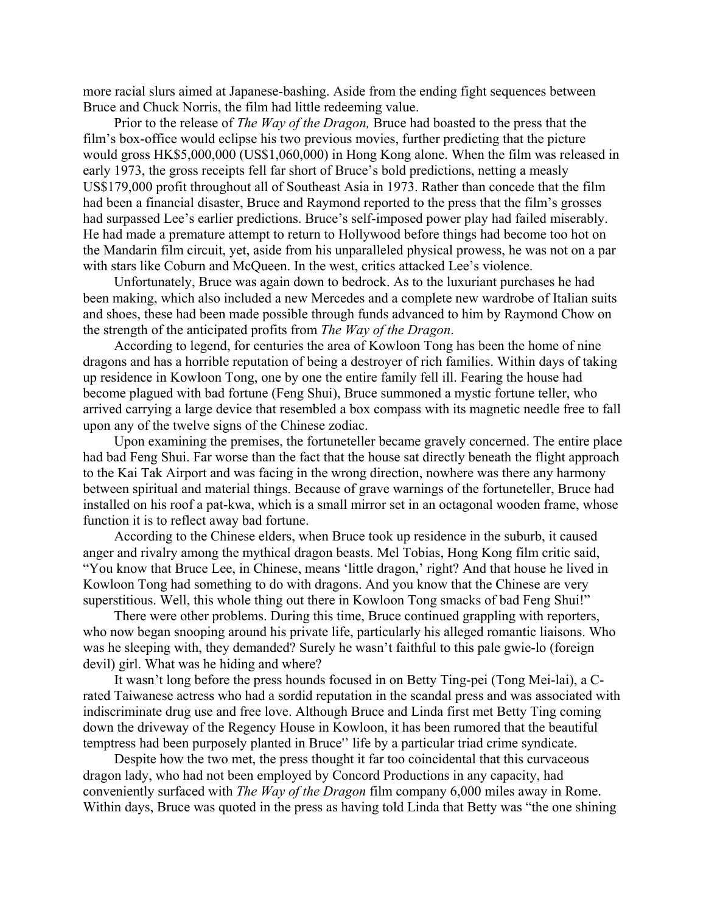more racial slurs aimed at Japanese-bashing. Aside from the ending fight sequences between Bruce and Chuck Norris, the film had little redeeming value.

Prior to the release of *The Way of the Dragon,* Bruce had boasted to the press that the film's box-office would eclipse his two previous movies, further predicting that the picture would gross HK$5,000,000 (US$1,060,000) in Hong Kong alone. When the film was released in early 1973, the gross receipts fell far short of Bruce's bold predictions, netting a measly US$179,000 profit throughout all of Southeast Asia in 1973. Rather than concede that the film had been a financial disaster, Bruce and Raymond reported to the press that the film's grosses had surpassed Lee's earlier predictions. Bruce's self-imposed power play had failed miserably. He had made a premature attempt to return to Hollywood before things had become too hot on the Mandarin film circuit, yet, aside from his unparalleled physical prowess, he was not on a par with stars like Coburn and McQueen. In the west, critics attacked Lee's violence.

Unfortunately, Bruce was again down to bedrock. As to the luxuriant purchases he had been making, which also included a new Mercedes and a complete new wardrobe of Italian suits and shoes, these had been made possible through funds advanced to him by Raymond Chow on the strength of the anticipated profits from *The Way of the Dragon*.

According to legend, for centuries the area of Kowloon Tong has been the home of nine dragons and has a horrible reputation of being a destroyer of rich families. Within days of taking up residence in Kowloon Tong, one by one the entire family fell ill. Fearing the house had become plagued with bad fortune (Feng Shui), Bruce summoned a mystic fortune teller, who arrived carrying a large device that resembled a box compass with its magnetic needle free to fall upon any of the twelve signs of the Chinese zodiac.

Upon examining the premises, the fortuneteller became gravely concerned. The entire place had bad Feng Shui. Far worse than the fact that the house sat directly beneath the flight approach to the Kai Tak Airport and was facing in the wrong direction, nowhere was there any harmony between spiritual and material things. Because of grave warnings of the fortuneteller, Bruce had installed on his roof a pat-kwa, which is a small mirror set in an octagonal wooden frame, whose function it is to reflect away bad fortune.

According to the Chinese elders, when Bruce took up residence in the suburb, it caused anger and rivalry among the mythical dragon beasts. Mel Tobias, Hong Kong film critic said, "You know that Bruce Lee, in Chinese, means 'little dragon,' right? And that house he lived in Kowloon Tong had something to do with dragons. And you know that the Chinese are very superstitious. Well, this whole thing out there in Kowloon Tong smacks of bad Feng Shui!"

There were other problems. During this time, Bruce continued grappling with reporters, who now began snooping around his private life, particularly his alleged romantic liaisons. Who was he sleeping with, they demanded? Surely he wasn't faithful to this pale gwie-lo (foreign devil) girl. What was he hiding and where?

It wasn't long before the press hounds focused in on Betty Ting-pei (Tong Mei-lai), a C-rated Taiwanese actress who had a sordid reputation in the scandal press and was associated with indiscriminate drug use and free love. Although Bruce and Linda first met Betty Ting coming down the driveway of the Regency House in Kowloon, it has been rumored that the beautiful temptress had been purposely planted in Bruce'' life by a particular triad crime syndicate.

Despite how the two met, the press thought it far too coincidental that this curvaceous dragon lady, who had not been employed by Concord Productions in any capacity, had conveniently surfaced with *The Way of the Dragon* film company 6,000 miles away in Rome. Within days, Bruce was quoted in the press as having told Linda that Betty was "the one shining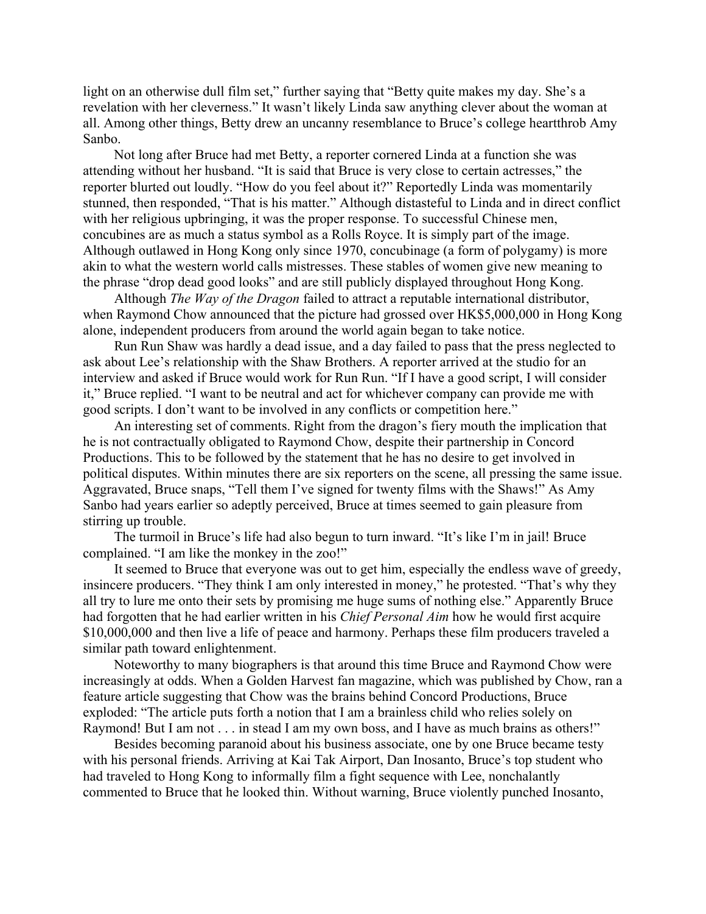light on an otherwise dull film set," further saying that "Betty quite makes my day. She's a revelation with her cleverness." It wasn't likely Linda saw anything clever about the woman at all. Among other things, Betty drew an uncanny resemblance to Bruce's college heartthrob Amy Sanbo.

Not long after Bruce had met Betty, a reporter cornered Linda at a function she was attending without her husband. "It is said that Bruce is very close to certain actresses," the reporter blurted out loudly. "How do you feel about it?" Reportedly Linda was momentarily stunned, then responded, "That is his matter." Although distasteful to Linda and in direct conflict with her religious upbringing, it was the proper response. To successful Chinese men, concubines are as much a status symbol as a Rolls Royce. It is simply part of the image. Although outlawed in Hong Kong only since 1970, concubinage (a form of polygamy) is more akin to what the western world calls mistresses. These stables of women give new meaning to the phrase "drop dead good looks" and are still publicly displayed throughout Hong Kong.

Although *The Way of the Dragon* failed to attract a reputable international distributor, when Raymond Chow announced that the picture had grossed over HK$5,000,000 in Hong Kong alone, independent producers from around the world again began to take notice.

Run Run Shaw was hardly a dead issue, and a day failed to pass that the press neglected to ask about Lee's relationship with the Shaw Brothers. A reporter arrived at the studio for an interview and asked if Bruce would work for Run Run. "If I have a good script, I will consider it," Bruce replied. "I want to be neutral and act for whichever company can provide me with good scripts. I don't want to be involved in any conflicts or competition here."

An interesting set of comments. Right from the dragon's fiery mouth the implication that he is not contractually obligated to Raymond Chow, despite their partnership in Concord Productions. This to be followed by the statement that he has no desire to get involved in political disputes. Within minutes there are six reporters on the scene, all pressing the same issue. Aggravated, Bruce snaps, "Tell them I've signed for twenty films with the Shaws!" As Amy Sanbo had years earlier so adeptly perceived, Bruce at times seemed to gain pleasure from stirring up trouble.

The turmoil in Bruce's life had also begun to turn inward. "It's like I'm in jail! Bruce complained. "I am like the monkey in the zoo!"

It seemed to Bruce that everyone was out to get him, especially the endless wave of greedy, insincere producers. "They think I am only interested in money," he protested. "That's why they all try to lure me onto their sets by promising me huge sums of nothing else." Apparently Bruce had forgotten that he had earlier written in his *Chief Personal Aim* how he would first acquire $10,000,000 and then live a life of peace and harmony. Perhaps these film producers traveled a similar path toward enlightenment.

Noteworthy to many biographers is that around this time Bruce and Raymond Chow were increasingly at odds. When a Golden Harvest fan magazine, which was published by Chow, ran a feature article suggesting that Chow was the brains behind Concord Productions, Bruce exploded: "The article puts forth a notion that I am a brainless child who relies solely on Raymond! But I am not . . . in stead I am my own boss, and I have as much brains as others!"

Besides becoming paranoid about his business associate, one by one Bruce became testy with his personal friends. Arriving at Kai Tak Airport, Dan Inosanto, Bruce's top student who had traveled to Hong Kong to informally film a fight sequence with Lee, nonchalantly commented to Bruce that he looked thin. Without warning, Bruce violently punched Inosanto,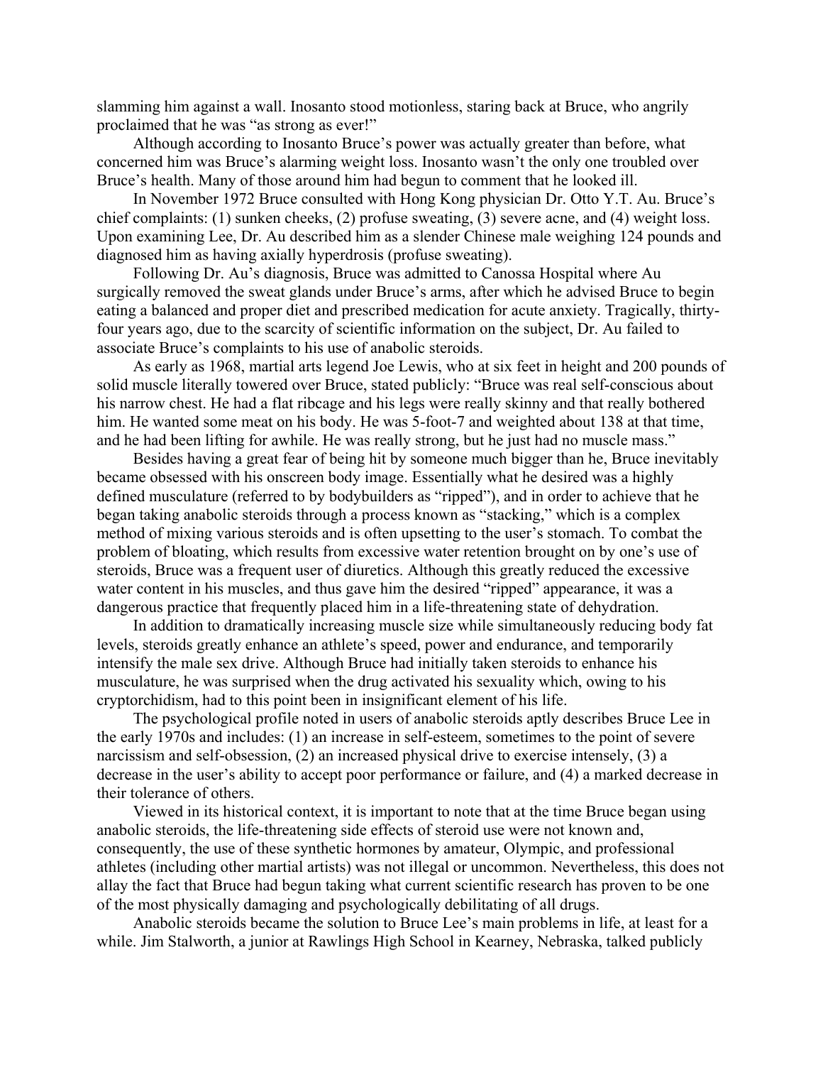slamming him against a wall. Inosanto stood motionless, staring back at Bruce, who angrily proclaimed that he was "as strong as ever!"

Although according to Inosanto Bruce's power was actually greater than before, what concerned him was Bruce's alarming weight loss. Inosanto wasn't the only one troubled over Bruce's health. Many of those around him had begun to comment that he looked ill.

In November 1972 Bruce consulted with Hong Kong physician Dr. Otto Y.T. Au. Bruce's chief complaints: (1) sunken cheeks, (2) profuse sweating, (3) severe acne, and (4) weight loss. Upon examining Lee, Dr. Au described him as a slender Chinese male weighing 124 pounds and diagnosed him as having axially hyperdrosis (profuse sweating).

Following Dr. Au's diagnosis, Bruce was admitted to Canossa Hospital where Au surgically removed the sweat glands under Bruce's arms, after which he advised Bruce to begin eating a balanced and proper diet and prescribed medication for acute anxiety. Tragically, thirty-four years ago, due to the scarcity of scientific information on the subject, Dr. Au failed to associate Bruce's complaints to his use of anabolic steroids.

As early as 1968, martial arts legend Joe Lewis, who at six feet in height and 200 pounds of solid muscle literally towered over Bruce, stated publicly: "Bruce was real self-conscious about his narrow chest. He had a flat ribcage and his legs were really skinny and that really bothered him. He wanted some meat on his body. He was 5-foot-7 and weighted about 138 at that time, and he had been lifting for awhile. He was really strong, but he just had no muscle mass."

Besides having a great fear of being hit by someone much bigger than he, Bruce inevitably became obsessed with his onscreen body image. Essentially what he desired was a highly defined musculature (referred to by bodybuilders as "ripped"), and in order to achieve that he began taking anabolic steroids through a process known as "stacking," which is a complex method of mixing various steroids and is often upsetting to the user's stomach. To combat the problem of bloating, which results from excessive water retention brought on by one's use of steroids, Bruce was a frequent user of diuretics. Although this greatly reduced the excessive water content in his muscles, and thus gave him the desired "ripped" appearance, it was a dangerous practice that frequently placed him in a life-threatening state of dehydration.

In addition to dramatically increasing muscle size while simultaneously reducing body fat levels, steroids greatly enhance an athlete's speed, power and endurance, and temporarily intensify the male sex drive. Although Bruce had initially taken steroids to enhance his musculature, he was surprised when the drug activated his sexuality which, owing to his cryptorchidism, had to this point been in insignificant element of his life.

The psychological profile noted in users of anabolic steroids aptly describes Bruce Lee in the early 1970s and includes: (1) an increase in self-esteem, sometimes to the point of severe narcissism and self-obsession, (2) an increased physical drive to exercise intensely, (3) a decrease in the user's ability to accept poor performance or failure, and (4) a marked decrease in their tolerance of others.

Viewed in its historical context, it is important to note that at the time Bruce began using anabolic steroids, the life-threatening side effects of steroid use were not known and, consequently, the use of these synthetic hormones by amateur, Olympic, and professional athletes (including other martial artists) was not illegal or uncommon. Nevertheless, this does not allay the fact that Bruce had begun taking what current scientific research has proven to be one of the most physically damaging and psychologically debilitating of all drugs.

Anabolic steroids became the solution to Bruce Lee's main problems in life, at least for a while. Jim Stalworth, a junior at Rawlings High School in Kearney, Nebraska, talked publicly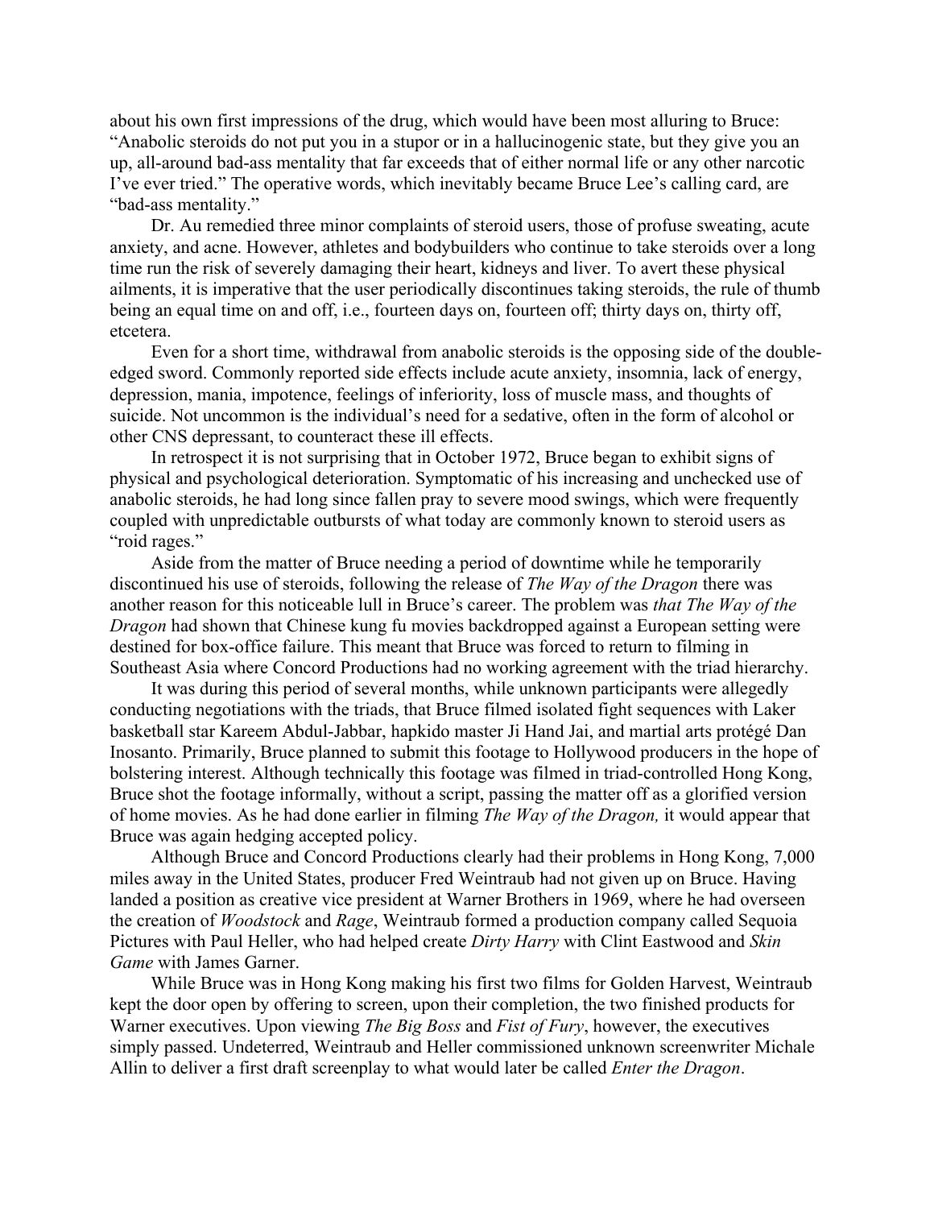about his own first impressions of the drug, which would have been most alluring to Bruce: "Anabolic steroids do not put you in a stupor or in a hallucinogenic state, but they give you an up, all-around bad-ass mentality that far exceeds that of either normal life or any other narcotic I've ever tried." The operative words, which inevitably became Bruce Lee's calling card, are "bad-ass mentality."

Dr. Au remedied three minor complaints of steroid users, those of profuse sweating, acute anxiety, and acne. However, athletes and bodybuilders who continue to take steroids over a long time run the risk of severely damaging their heart, kidneys and liver. To avert these physical ailments, it is imperative that the user periodically discontinues taking steroids, the rule of thumb being an equal time on and off, i.e., fourteen days on, fourteen off; thirty days on, thirty off, etcetera.

Even for a short time, withdrawal from anabolic steroids is the opposing side of the double-edged sword. Commonly reported side effects include acute anxiety, insomnia, lack of energy, depression, mania, impotence, feelings of inferiority, loss of muscle mass, and thoughts of suicide. Not uncommon is the individual's need for a sedative, often in the form of alcohol or other CNS depressant, to counteract these ill effects.

In retrospect it is not surprising that in October 1972, Bruce began to exhibit signs of physical and psychological deterioration. Symptomatic of his increasing and unchecked use of anabolic steroids, he had long since fallen pray to severe mood swings, which were frequently coupled with unpredictable outbursts of what today are commonly known to steroid users as "roid rages."

Aside from the matter of Bruce needing a period of downtime while he temporarily discontinued his use of steroids, following the release of *The Way of the Dragon* there was another reason for this noticeable lull in Bruce's career. The problem was *that The Way of the Dragon* had shown that Chinese kung fu movies backdropped against a European setting were destined for box-office failure. This meant that Bruce was forced to return to filming in Southeast Asia where Concord Productions had no working agreement with the triad hierarchy.

It was during this period of several months, while unknown participants were allegedly conducting negotiations with the triads, that Bruce filmed isolated fight sequences with Laker basketball star Kareem Abdul-Jabbar, hapkido master Ji Hand Jai, and martial arts protégé Dan Inosanto. Primarily, Bruce planned to submit this footage to Hollywood producers in the hope of bolstering interest. Although technically this footage was filmed in triad-controlled Hong Kong, Bruce shot the footage informally, without a script, passing the matter off as a glorified version of home movies. As he had done earlier in filming *The Way of the Dragon,* it would appear that Bruce was again hedging accepted policy.

Although Bruce and Concord Productions clearly had their problems in Hong Kong, 7,000 miles away in the United States, producer Fred Weintraub had not given up on Bruce. Having landed a position as creative vice president at Warner Brothers in 1969, where he had overseen the creation of *Woodstock* and *Rage*, Weintraub formed a production company called Sequoia Pictures with Paul Heller, who had helped create *Dirty Harry* with Clint Eastwood and *Skin Game* with James Garner.

While Bruce was in Hong Kong making his first two films for Golden Harvest, Weintraub kept the door open by offering to screen, upon their completion, the two finished products for Warner executives. Upon viewing *The Big Boss* and *Fist of Fury*, however, the executives simply passed. Undeterred, Weintraub and Heller commissioned unknown screenwriter Michale Allin to deliver a first draft screenplay to what would later be called *Enter the Dragon*.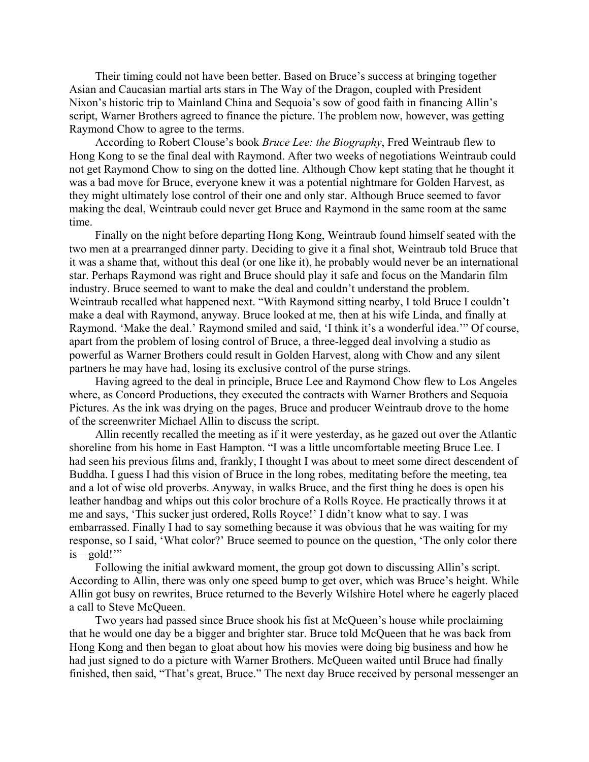Their timing could not have been better. Based on Bruce's success at bringing together Asian and Caucasian martial arts stars in The Way of the Dragon, coupled with President Nixon's historic trip to Mainland China and Sequoia's sow of good faith in financing Allin's script, Warner Brothers agreed to finance the picture. The problem now, however, was getting Raymond Chow to agree to the terms.

According to Robert Clouse's book *Bruce Lee: the Biography*, Fred Weintraub flew to Hong Kong to se the final deal with Raymond. After two weeks of negotiations Weintraub could not get Raymond Chow to sing on the dotted line. Although Chow kept stating that he thought it was a bad move for Bruce, everyone knew it was a potential nightmare for Golden Harvest, as they might ultimately lose control of their one and only star. Although Bruce seemed to favor making the deal, Weintraub could never get Bruce and Raymond in the same room at the same time.

Finally on the night before departing Hong Kong, Weintraub found himself seated with the two men at a prearranged dinner party. Deciding to give it a final shot, Weintraub told Bruce that it was a shame that, without this deal (or one like it), he probably would never be an international star. Perhaps Raymond was right and Bruce should play it safe and focus on the Mandarin film industry. Bruce seemed to want to make the deal and couldn't understand the problem. Weintraub recalled what happened next. "With Raymond sitting nearby, I told Bruce I couldn't make a deal with Raymond, anyway. Bruce looked at me, then at his wife Linda, and finally at Raymond. 'Make the deal.' Raymond smiled and said, 'I think it's a wonderful idea.'" Of course, apart from the problem of losing control of Bruce, a three-legged deal involving a studio as powerful as Warner Brothers could result in Golden Harvest, along with Chow and any silent partners he may have had, losing its exclusive control of the purse strings.

Having agreed to the deal in principle, Bruce Lee and Raymond Chow flew to Los Angeles where, as Concord Productions, they executed the contracts with Warner Brothers and Sequoia Pictures. As the ink was drying on the pages, Bruce and producer Weintraub drove to the home of the screenwriter Michael Allin to discuss the script.

Allin recently recalled the meeting as if it were yesterday, as he gazed out over the Atlantic shoreline from his home in East Hampton. "I was a little uncomfortable meeting Bruce Lee. I had seen his previous films and, frankly, I thought I was about to meet some direct descendent of Buddha. I guess I had this vision of Bruce in the long robes, meditating before the meeting, tea and a lot of wise old proverbs. Anyway, in walks Bruce, and the first thing he does is open his leather handbag and whips out this color brochure of a Rolls Royce. He practically throws it at me and says, 'This sucker just ordered, Rolls Royce!' I didn't know what to say. I was embarrassed. Finally I had to say something because it was obvious that he was waiting for my response, so I said, 'What color?' Bruce seemed to pounce on the question, 'The only color there is—gold!'"

Following the initial awkward moment, the group got down to discussing Allin's script. According to Allin, there was only one speed bump to get over, which was Bruce's height. While Allin got busy on rewrites, Bruce returned to the Beverly Wilshire Hotel where he eagerly placed a call to Steve McQueen.

Two years had passed since Bruce shook his fist at McQueen's house while proclaiming that he would one day be a bigger and brighter star. Bruce told McQueen that he was back from Hong Kong and then began to gloat about how his movies were doing big business and how he had just signed to do a picture with Warner Brothers. McQueen waited until Bruce had finally finished, then said, "That's great, Bruce." The next day Bruce received by personal messenger an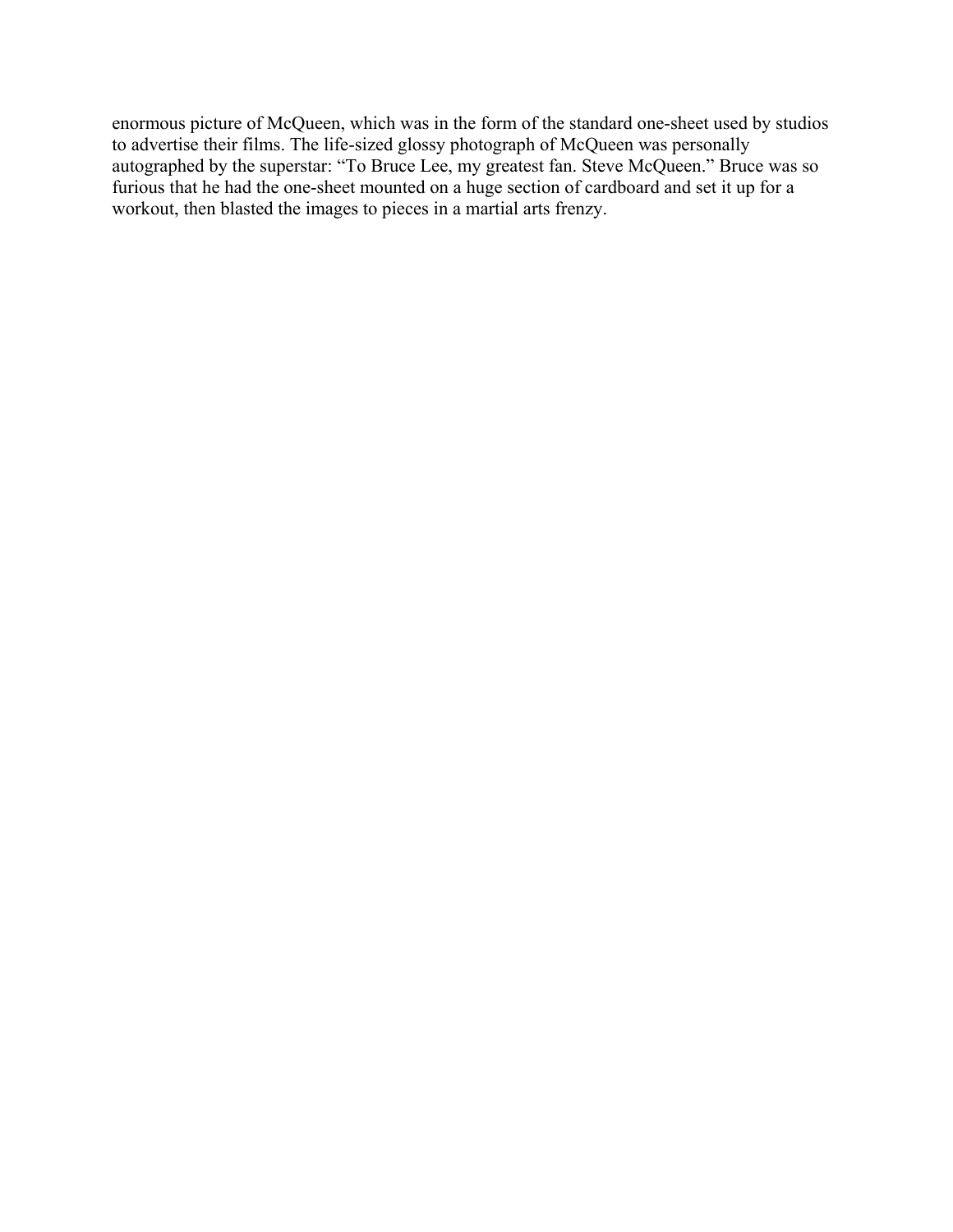enormous picture of McQueen, which was in the form of the standard one-sheet used by studios to advertise their films. The life-sized glossy photograph of McQueen was personally autographed by the superstar: "To Bruce Lee, my greatest fan. Steve McQueen." Bruce was so furious that he had the one-sheet mounted on a huge section of cardboard and set it up for a workout, then blasted the images to pieces in a martial arts frenzy.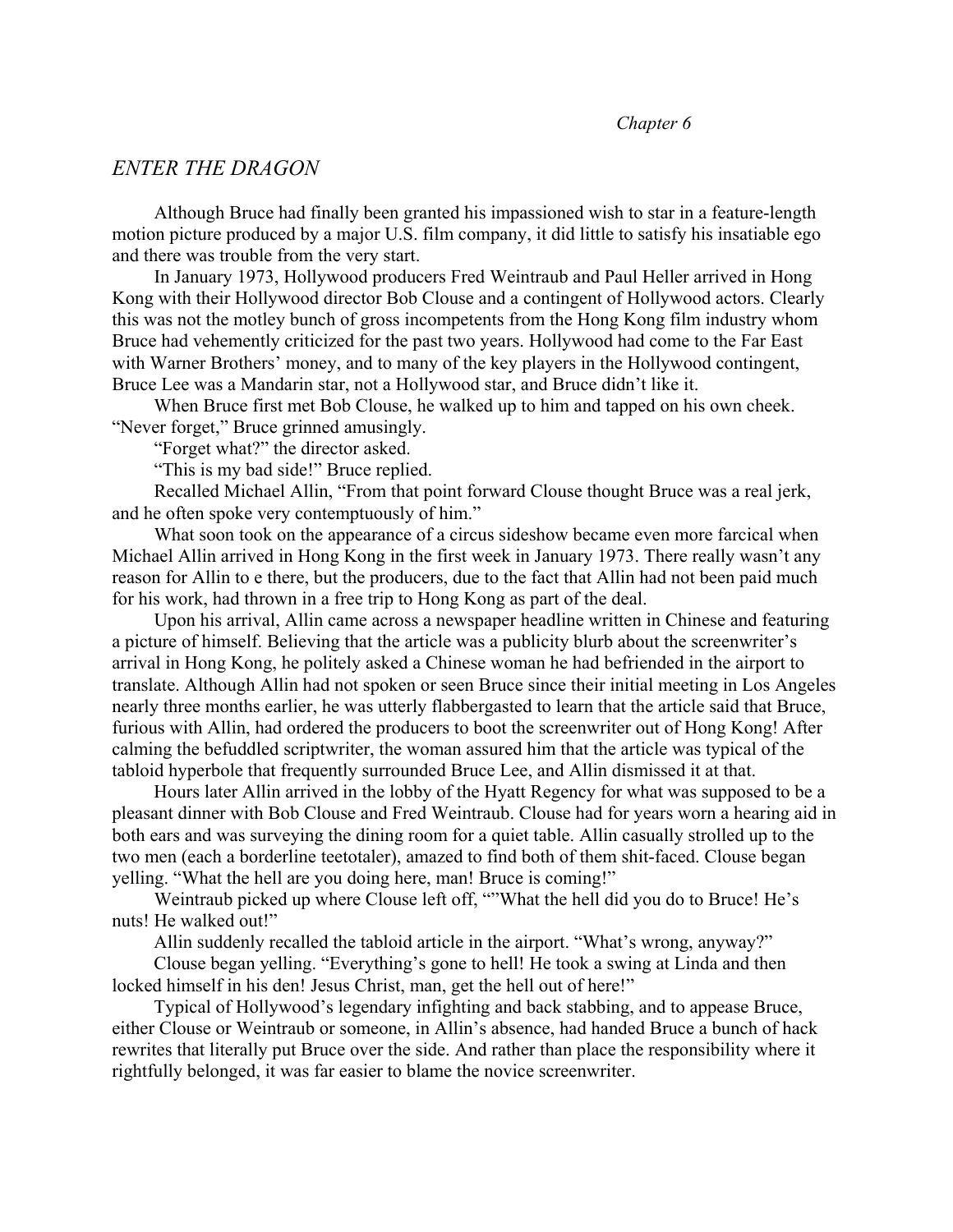*Chapter 6*

## *ENTER THE DRAGON*

Although Bruce had finally been granted his impassioned wish to star in a feature-length motion picture produced by a major U.S. film company, it did little to satisfy his insatiable ego and there was trouble from the very start.

In January 1973, Hollywood producers Fred Weintraub and Paul Heller arrived in Hong Kong with their Hollywood director Bob Clouse and a contingent of Hollywood actors. Clearly this was not the motley bunch of gross incompetents from the Hong Kong film industry whom Bruce had vehemently criticized for the past two years. Hollywood had come to the Far East with Warner Brothers' money, and to many of the key players in the Hollywood contingent, Bruce Lee was a Mandarin star, not a Hollywood star, and Bruce didn't like it.

When Bruce first met Bob Clouse, he walked up to him and tapped on his own cheek. "Never forget," Bruce grinned amusingly.

"Forget what?" the director asked.

"This is my bad side!" Bruce replied.

Recalled Michael Allin, "From that point forward Clouse thought Bruce was a real jerk, and he often spoke very contemptuously of him."

What soon took on the appearance of a circus sideshow became even more farcical when Michael Allin arrived in Hong Kong in the first week in January 1973. There really wasn't any reason for Allin to e there, but the producers, due to the fact that Allin had not been paid much for his work, had thrown in a free trip to Hong Kong as part of the deal.

Upon his arrival, Allin came across a newspaper headline written in Chinese and featuring a picture of himself. Believing that the article was a publicity blurb about the screenwriter's arrival in Hong Kong, he politely asked a Chinese woman he had befriended in the airport to translate. Although Allin had not spoken or seen Bruce since their initial meeting in Los Angeles nearly three months earlier, he was utterly flabbergasted to learn that the article said that Bruce, furious with Allin, had ordered the producers to boot the screenwriter out of Hong Kong! After calming the befuddled scriptwriter, the woman assured him that the article was typical of the tabloid hyperbole that frequently surrounded Bruce Lee, and Allin dismissed it at that.

Hours later Allin arrived in the lobby of the Hyatt Regency for what was supposed to be a pleasant dinner with Bob Clouse and Fred Weintraub. Clouse had for years worn a hearing aid in both ears and was surveying the dining room for a quiet table. Allin casually strolled up to the two men (each a borderline teetotaler), amazed to find both of them shit-faced. Clouse began yelling. "What the hell are you doing here, man! Bruce is coming!"

Weintraub picked up where Clouse left off, ""What the hell did you do to Bruce! He's nuts! He walked out!"

Allin suddenly recalled the tabloid article in the airport. "What's wrong, anyway?"

Clouse began yelling. "Everything's gone to hell! He took a swing at Linda and then locked himself in his den! Jesus Christ, man, get the hell out of here!"

Typical of Hollywood's legendary infighting and back stabbing, and to appease Bruce, either Clouse or Weintraub or someone, in Allin's absence, had handed Bruce a bunch of hack rewrites that literally put Bruce over the side. And rather than place the responsibility where it rightfully belonged, it was far easier to blame the novice screenwriter.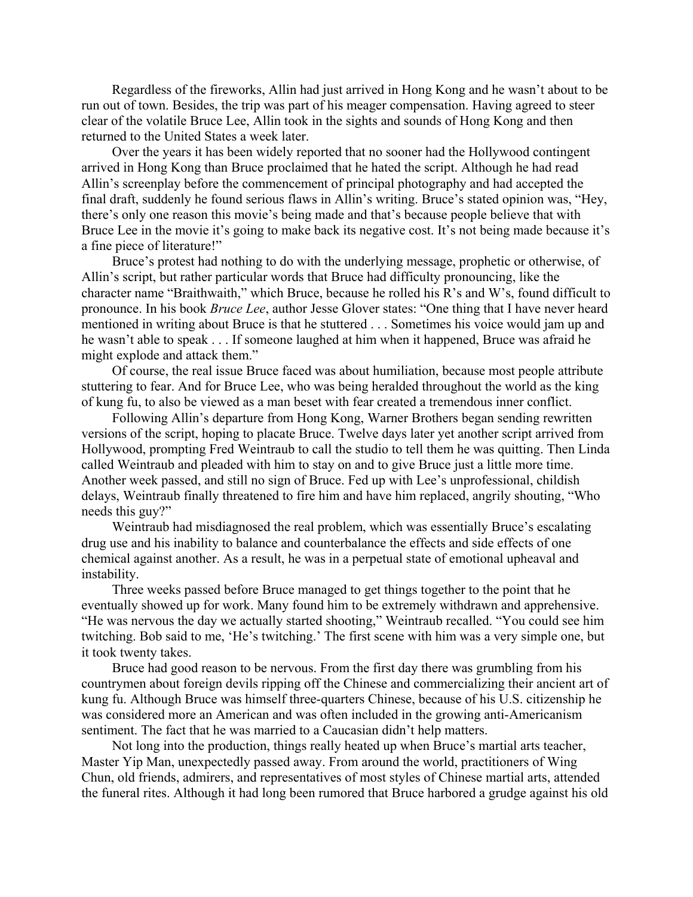Regardless of the fireworks, Allin had just arrived in Hong Kong and he wasn't about to be run out of town. Besides, the trip was part of his meager compensation. Having agreed to steer clear of the volatile Bruce Lee, Allin took in the sights and sounds of Hong Kong and then returned to the United States a week later.

Over the years it has been widely reported that no sooner had the Hollywood contingent arrived in Hong Kong than Bruce proclaimed that he hated the script. Although he had read Allin's screenplay before the commencement of principal photography and had accepted the final draft, suddenly he found serious flaws in Allin's writing. Bruce's stated opinion was, "Hey, there's only one reason this movie's being made and that's because people believe that with Bruce Lee in the movie it's going to make back its negative cost. It's not being made because it's a fine piece of literature!"

Bruce's protest had nothing to do with the underlying message, prophetic or otherwise, of Allin's script, but rather particular words that Bruce had difficulty pronouncing, like the character name "Braithwaith," which Bruce, because he rolled his R's and W's, found difficult to pronounce. In his book *Bruce Lee*, author Jesse Glover states: "One thing that I have never heard mentioned in writing about Bruce is that he stuttered . . . Sometimes his voice would jam up and he wasn't able to speak . . . If someone laughed at him when it happened, Bruce was afraid he might explode and attack them."

Of course, the real issue Bruce faced was about humiliation, because most people attribute stuttering to fear. And for Bruce Lee, who was being heralded throughout the world as the king of kung fu, to also be viewed as a man beset with fear created a tremendous inner conflict.

Following Allin's departure from Hong Kong, Warner Brothers began sending rewritten versions of the script, hoping to placate Bruce. Twelve days later yet another script arrived from Hollywood, prompting Fred Weintraub to call the studio to tell them he was quitting. Then Linda called Weintraub and pleaded with him to stay on and to give Bruce just a little more time. Another week passed, and still no sign of Bruce. Fed up with Lee's unprofessional, childish delays, Weintraub finally threatened to fire him and have him replaced, angrily shouting, "Who needs this guy?"

Weintraub had misdiagnosed the real problem, which was essentially Bruce's escalating drug use and his inability to balance and counterbalance the effects and side effects of one chemical against another. As a result, he was in a perpetual state of emotional upheaval and instability.

Three weeks passed before Bruce managed to get things together to the point that he eventually showed up for work. Many found him to be extremely withdrawn and apprehensive. "He was nervous the day we actually started shooting," Weintraub recalled. "You could see him twitching. Bob said to me, 'He's twitching.' The first scene with him was a very simple one, but it took twenty takes.

Bruce had good reason to be nervous. From the first day there was grumbling from his countrymen about foreign devils ripping off the Chinese and commercializing their ancient art of kung fu. Although Bruce was himself three-quarters Chinese, because of his U.S. citizenship he was considered more an American and was often included in the growing anti-Americanism sentiment. The fact that he was married to a Caucasian didn't help matters.

Not long into the production, things really heated up when Bruce's martial arts teacher, Master Yip Man, unexpectedly passed away. From around the world, practitioners of Wing Chun, old friends, admirers, and representatives of most styles of Chinese martial arts, attended the funeral rites. Although it had long been rumored that Bruce harbored a grudge against his old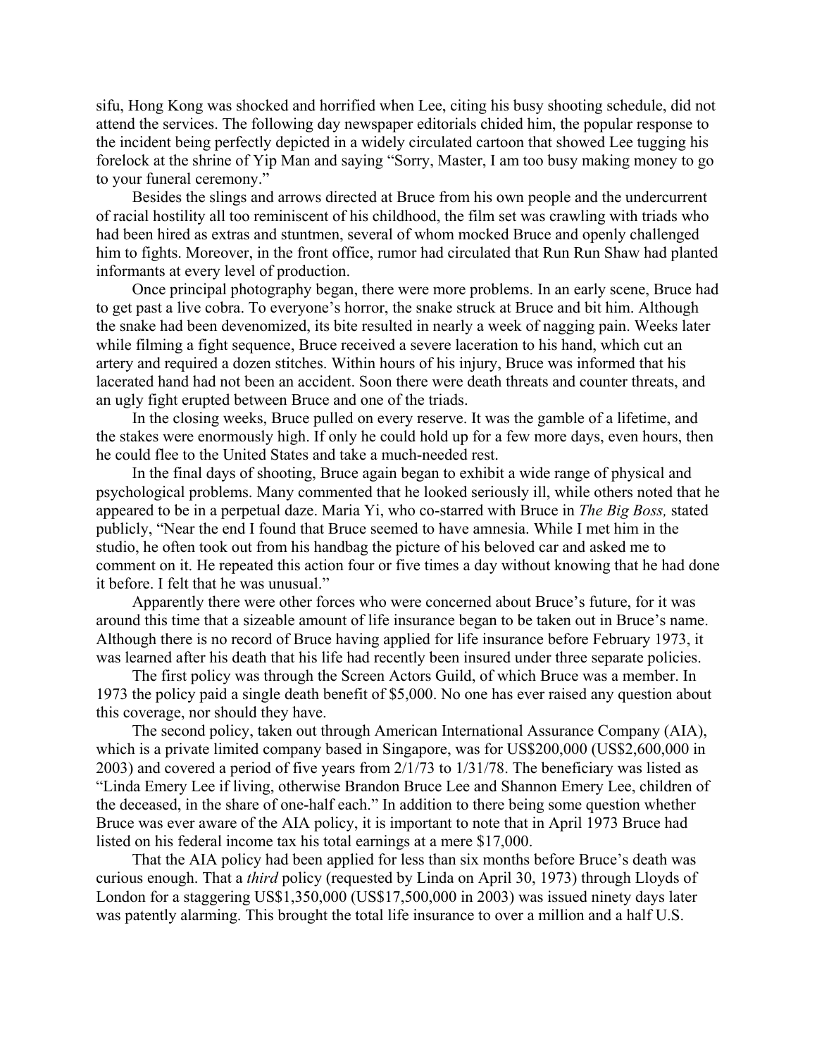sifu, Hong Kong was shocked and horrified when Lee, citing his busy shooting schedule, did not attend the services. The following day newspaper editorials chided him, the popular response to the incident being perfectly depicted in a widely circulated cartoon that showed Lee tugging his forelock at the shrine of Yip Man and saying "Sorry, Master, I am too busy making money to go to your funeral ceremony."

Besides the slings and arrows directed at Bruce from his own people and the undercurrent of racial hostility all too reminiscent of his childhood, the film set was crawling with triads who had been hired as extras and stuntmen, several of whom mocked Bruce and openly challenged him to fights. Moreover, in the front office, rumor had circulated that Run Run Shaw had planted informants at every level of production.

Once principal photography began, there were more problems. In an early scene, Bruce had to get past a live cobra. To everyone's horror, the snake struck at Bruce and bit him. Although the snake had been devenomized, its bite resulted in nearly a week of nagging pain. Weeks later while filming a fight sequence, Bruce received a severe laceration to his hand, which cut an artery and required a dozen stitches. Within hours of his injury, Bruce was informed that his lacerated hand had not been an accident. Soon there were death threats and counter threats, and an ugly fight erupted between Bruce and one of the triads.

In the closing weeks, Bruce pulled on every reserve. It was the gamble of a lifetime, and the stakes were enormously high. If only he could hold up for a few more days, even hours, then he could flee to the United States and take a much-needed rest.

In the final days of shooting, Bruce again began to exhibit a wide range of physical and psychological problems. Many commented that he looked seriously ill, while others noted that he appeared to be in a perpetual daze. Maria Yi, who co-starred with Bruce in *The Big Boss,* stated publicly, "Near the end I found that Bruce seemed to have amnesia. While I met him in the studio, he often took out from his handbag the picture of his beloved car and asked me to comment on it. He repeated this action four or five times a day without knowing that he had done it before. I felt that he was unusual."

Apparently there were other forces who were concerned about Bruce's future, for it was around this time that a sizeable amount of life insurance began to be taken out in Bruce's name. Although there is no record of Bruce having applied for life insurance before February 1973, it was learned after his death that his life had recently been insured under three separate policies.

The first policy was through the Screen Actors Guild, of which Bruce was a member. In 1973 the policy paid a single death benefit of $5,000. No one has ever raised any question about this coverage, nor should they have.

The second policy, taken out through American International Assurance Company (AIA), which is a private limited company based in Singapore, was for US$200,000 (US$2,600,000 in 2003) and covered a period of five years from 2/1/73 to 1/31/78. The beneficiary was listed as "Linda Emery Lee if living, otherwise Brandon Bruce Lee and Shannon Emery Lee, children of the deceased, in the share of one-half each." In addition to there being some question whether Bruce was ever aware of the AIA policy, it is important to note that in April 1973 Bruce had listed on his federal income tax his total earnings at a mere $17,000.

That the AIA policy had been applied for less than six months before Bruce's death was curious enough. That a *third* policy (requested by Linda on April 30, 1973) through Lloyds of London for a staggering US$1,350,000 (US$17,500,000 in 2003) was issued ninety days later was patently alarming. This brought the total life insurance to over a million and a half U.S.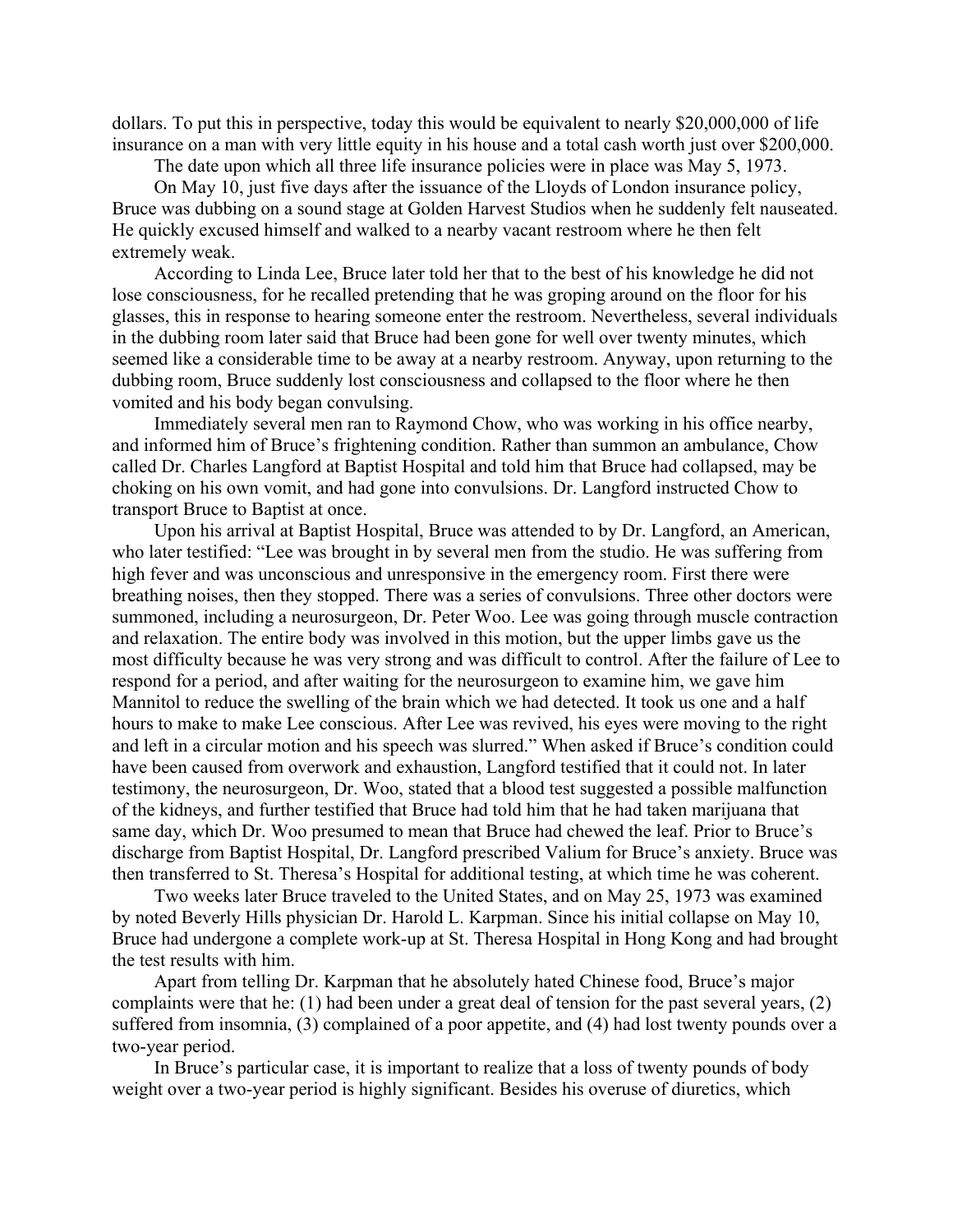dollars. To put this in perspective, today this would be equivalent to nearly $20,000,000 of life insurance on a man with very little equity in his house and a total cash worth just over $200,000.

The date upon which all three life insurance policies were in place was May 5, 1973.

On May 10, just five days after the issuance of the Lloyds of London insurance policy, Bruce was dubbing on a sound stage at Golden Harvest Studios when he suddenly felt nauseated. He quickly excused himself and walked to a nearby vacant restroom where he then felt extremely weak.

According to Linda Lee, Bruce later told her that to the best of his knowledge he did not lose consciousness, for he recalled pretending that he was groping around on the floor for his glasses, this in response to hearing someone enter the restroom. Nevertheless, several individuals in the dubbing room later said that Bruce had been gone for well over twenty minutes, which seemed like a considerable time to be away at a nearby restroom. Anyway, upon returning to the dubbing room, Bruce suddenly lost consciousness and collapsed to the floor where he then vomited and his body began convulsing.

Immediately several men ran to Raymond Chow, who was working in his office nearby, and informed him of Bruce's frightening condition. Rather than summon an ambulance, Chow called Dr. Charles Langford at Baptist Hospital and told him that Bruce had collapsed, may be choking on his own vomit, and had gone into convulsions. Dr. Langford instructed Chow to transport Bruce to Baptist at once.

Upon his arrival at Baptist Hospital, Bruce was attended to by Dr. Langford, an American, who later testified: "Lee was brought in by several men from the studio. He was suffering from high fever and was unconscious and unresponsive in the emergency room. First there were breathing noises, then they stopped. There was a series of convulsions. Three other doctors were summoned, including a neurosurgeon, Dr. Peter Woo. Lee was going through muscle contraction and relaxation. The entire body was involved in this motion, but the upper limbs gave us the most difficulty because he was very strong and was difficult to control. After the failure of Lee to respond for a period, and after waiting for the neurosurgeon to examine him, we gave him Mannitol to reduce the swelling of the brain which we had detected. It took us one and a half hours to make to make Lee conscious. After Lee was revived, his eyes were moving to the right and left in a circular motion and his speech was slurred." When asked if Bruce's condition could have been caused from overwork and exhaustion, Langford testified that it could not. In later testimony, the neurosurgeon, Dr. Woo, stated that a blood test suggested a possible malfunction of the kidneys, and further testified that Bruce had told him that he had taken marijuana that same day, which Dr. Woo presumed to mean that Bruce had chewed the leaf. Prior to Bruce's discharge from Baptist Hospital, Dr. Langford prescribed Valium for Bruce's anxiety. Bruce was then transferred to St. Theresa's Hospital for additional testing, at which time he was coherent.

Two weeks later Bruce traveled to the United States, and on May 25, 1973 was examined by noted Beverly Hills physician Dr. Harold L. Karpman. Since his initial collapse on May 10, Bruce had undergone a complete work-up at St. Theresa Hospital in Hong Kong and had brought the test results with him.

Apart from telling Dr. Karpman that he absolutely hated Chinese food, Bruce's major complaints were that he: (1) had been under a great deal of tension for the past several years, (2) suffered from insomnia, (3) complained of a poor appetite, and (4) had lost twenty pounds over a two-year period.

In Bruce's particular case, it is important to realize that a loss of twenty pounds of body weight over a two-year period is highly significant. Besides his overuse of diuretics, which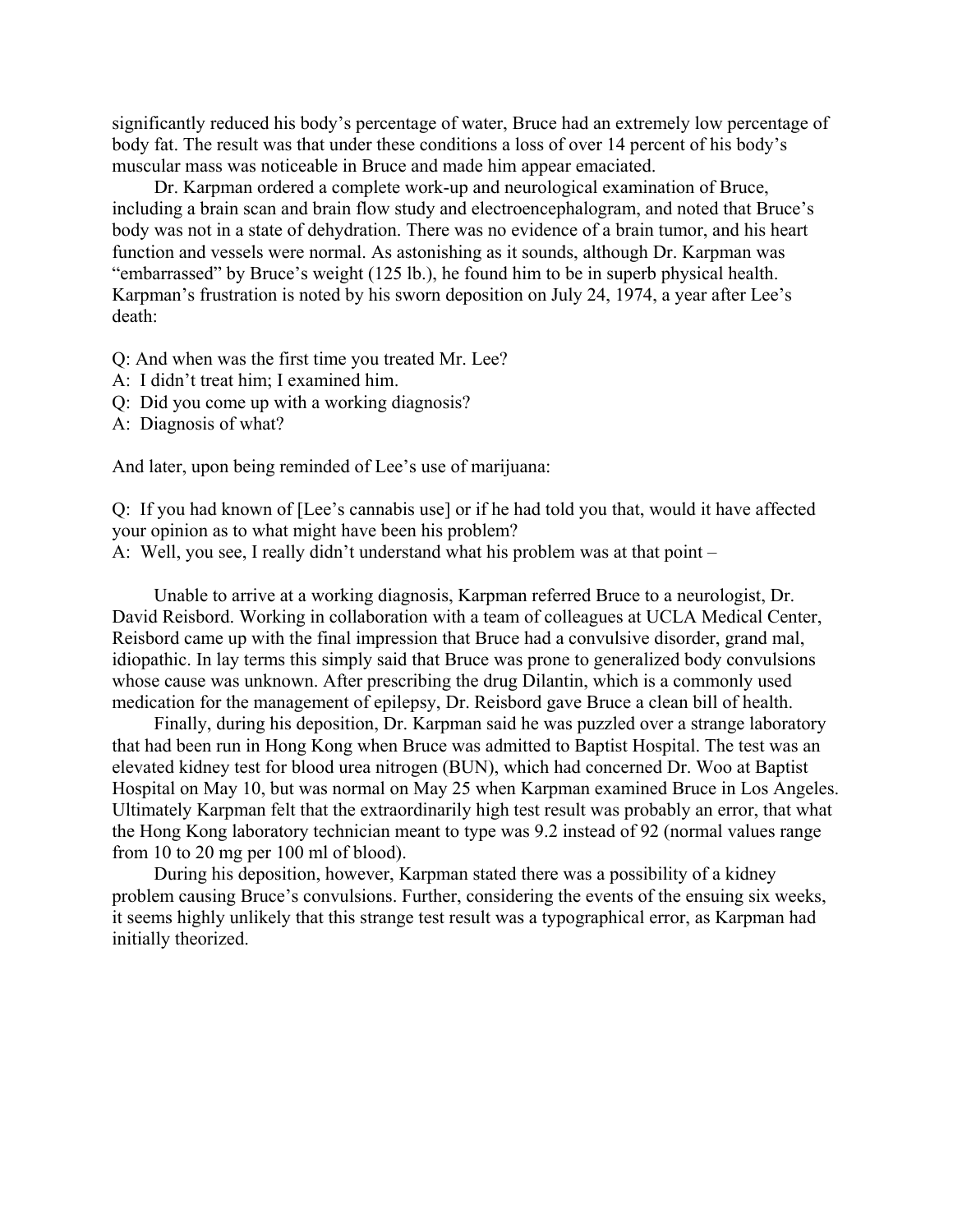significantly reduced his body's percentage of water, Bruce had an extremely low percentage of body fat. The result was that under these conditions a loss of over 14 percent of his body's muscular mass was noticeable in Bruce and made him appear emaciated.

Dr. Karpman ordered a complete work-up and neurological examination of Bruce, including a brain scan and brain flow study and electroencephalogram, and noted that Bruce's body was not in a state of dehydration. There was no evidence of a brain tumor, and his heart function and vessels were normal. As astonishing as it sounds, although Dr. Karpman was "embarrassed" by Bruce's weight (125 lb.), he found him to be in superb physical health. Karpman's frustration is noted by his sworn deposition on July 24, 1974, a year after Lee's death:

Q: And when was the first time you treated Mr. Lee?
A: I didn't treat him; I examined him.
Q: Did you come up with a working diagnosis?
A: Diagnosis of what?

And later, upon being reminded of Lee's use of marijuana:

Q: If you had known of [Lee's cannabis use] or if he had told you that, would it have affected your opinion as to what might have been his problem?
A: Well, you see, I really didn't understand what his problem was at that point –

Unable to arrive at a working diagnosis, Karpman referred Bruce to a neurologist, Dr. David Reisbord. Working in collaboration with a team of colleagues at UCLA Medical Center, Reisbord came up with the final impression that Bruce had a convulsive disorder, grand mal, idiopathic. In lay terms this simply said that Bruce was prone to generalized body convulsions whose cause was unknown. After prescribing the drug Dilantin, which is a commonly used medication for the management of epilepsy, Dr. Reisbord gave Bruce a clean bill of health.

Finally, during his deposition, Dr. Karpman said he was puzzled over a strange laboratory that had been run in Hong Kong when Bruce was admitted to Baptist Hospital. The test was an elevated kidney test for blood urea nitrogen (BUN), which had concerned Dr. Woo at Baptist Hospital on May 10, but was normal on May 25 when Karpman examined Bruce in Los Angeles. Ultimately Karpman felt that the extraordinarily high test result was probably an error, that what the Hong Kong laboratory technician meant to type was 9.2 instead of 92 (normal values range from 10 to 20 mg per 100 ml of blood).

During his deposition, however, Karpman stated there was a possibility of a kidney problem causing Bruce's convulsions. Further, considering the events of the ensuing six weeks, it seems highly unlikely that this strange test result was a typographical error, as Karpman had initially theorized.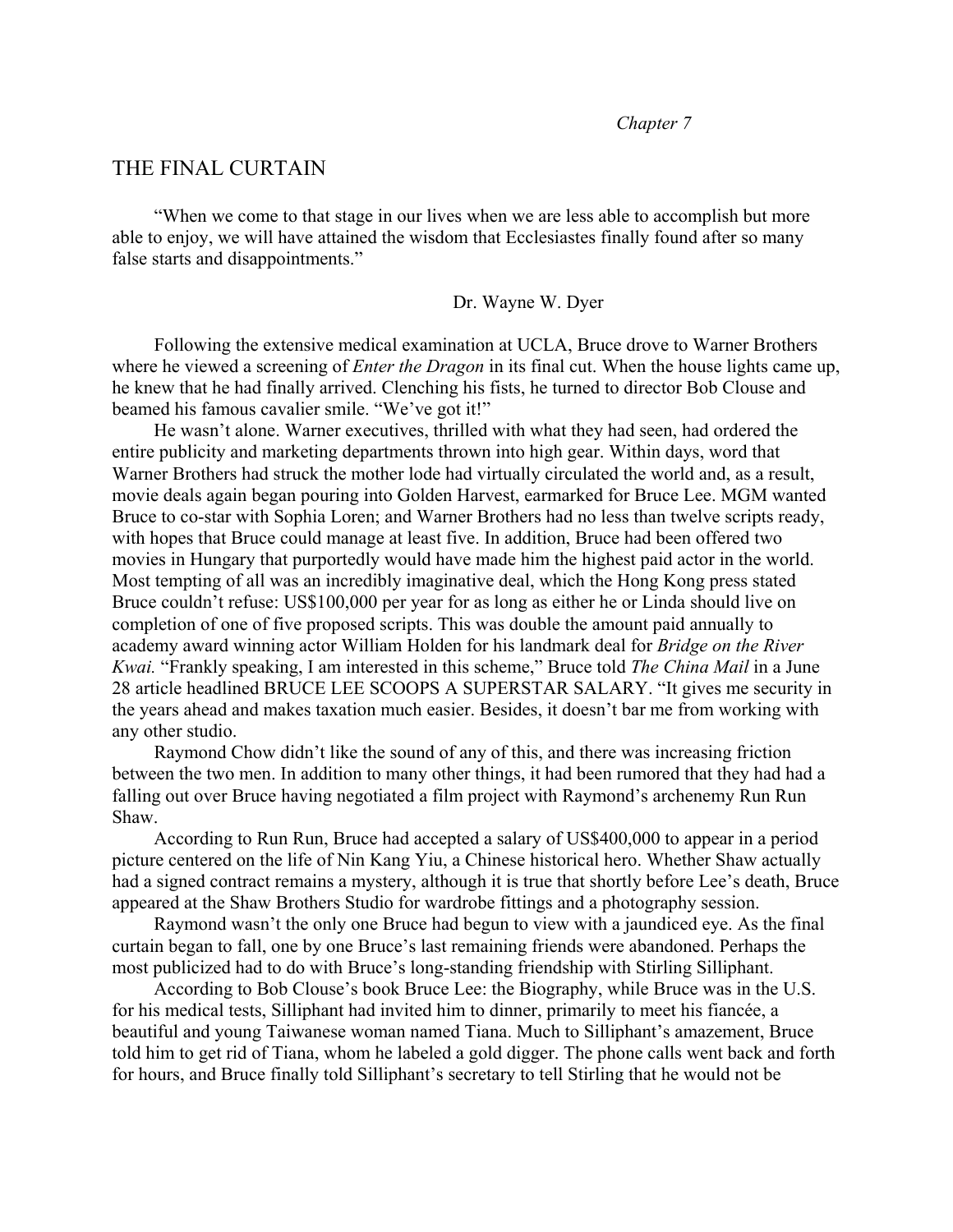*Chapter 7*

# THE FINAL CURTAIN

"When we come to that stage in our lives when we are less able to accomplish but more able to enjoy, we will have attained the wisdom that Ecclesiastes finally found after so many false starts and disappointments."

Dr. Wayne W. Dyer

Following the extensive medical examination at UCLA, Bruce drove to Warner Brothers where he viewed a screening of *Enter the Dragon* in its final cut. When the house lights came up, he knew that he had finally arrived. Clenching his fists, he turned to director Bob Clouse and beamed his famous cavalier smile. "We've got it!"

He wasn't alone. Warner executives, thrilled with what they had seen, had ordered the entire publicity and marketing departments thrown into high gear. Within days, word that Warner Brothers had struck the mother lode had virtually circulated the world and, as a result, movie deals again began pouring into Golden Harvest, earmarked for Bruce Lee. MGM wanted Bruce to co-star with Sophia Loren; and Warner Brothers had no less than twelve scripts ready, with hopes that Bruce could manage at least five. In addition, Bruce had been offered two movies in Hungary that purportedly would have made him the highest paid actor in the world. Most tempting of all was an incredibly imaginative deal, which the Hong Kong press stated Bruce couldn't refuse: US$100,000 per year for as long as either he or Linda should live on completion of one of five proposed scripts. This was double the amount paid annually to academy award winning actor William Holden for his landmark deal for *Bridge on the River Kwai.* "Frankly speaking, I am interested in this scheme," Bruce told *The China Mail* in a June 28 article headlined BRUCE LEE SCOOPS A SUPERSTAR SALARY. "It gives me security in the years ahead and makes taxation much easier. Besides, it doesn't bar me from working with any other studio.

Raymond Chow didn't like the sound of any of this, and there was increasing friction between the two men. In addition to many other things, it had been rumored that they had had a falling out over Bruce having negotiated a film project with Raymond's archenemy Run Run Shaw.

According to Run Run, Bruce had accepted a salary of US$400,000 to appear in a period picture centered on the life of Nin Kang Yiu, a Chinese historical hero. Whether Shaw actually had a signed contract remains a mystery, although it is true that shortly before Lee's death, Bruce appeared at the Shaw Brothers Studio for wardrobe fittings and a photography session.

Raymond wasn't the only one Bruce had begun to view with a jaundiced eye. As the final curtain began to fall, one by one Bruce's last remaining friends were abandoned. Perhaps the most publicized had to do with Bruce's long-standing friendship with Stirling Silliphant.

According to Bob Clouse's book Bruce Lee: the Biography, while Bruce was in the U.S. for his medical tests, Silliphant had invited him to dinner, primarily to meet his fiancée, a beautiful and young Taiwanese woman named Tiana. Much to Silliphant's amazement, Bruce told him to get rid of Tiana, whom he labeled a gold digger. The phone calls went back and forth for hours, and Bruce finally told Silliphant's secretary to tell Stirling that he would not be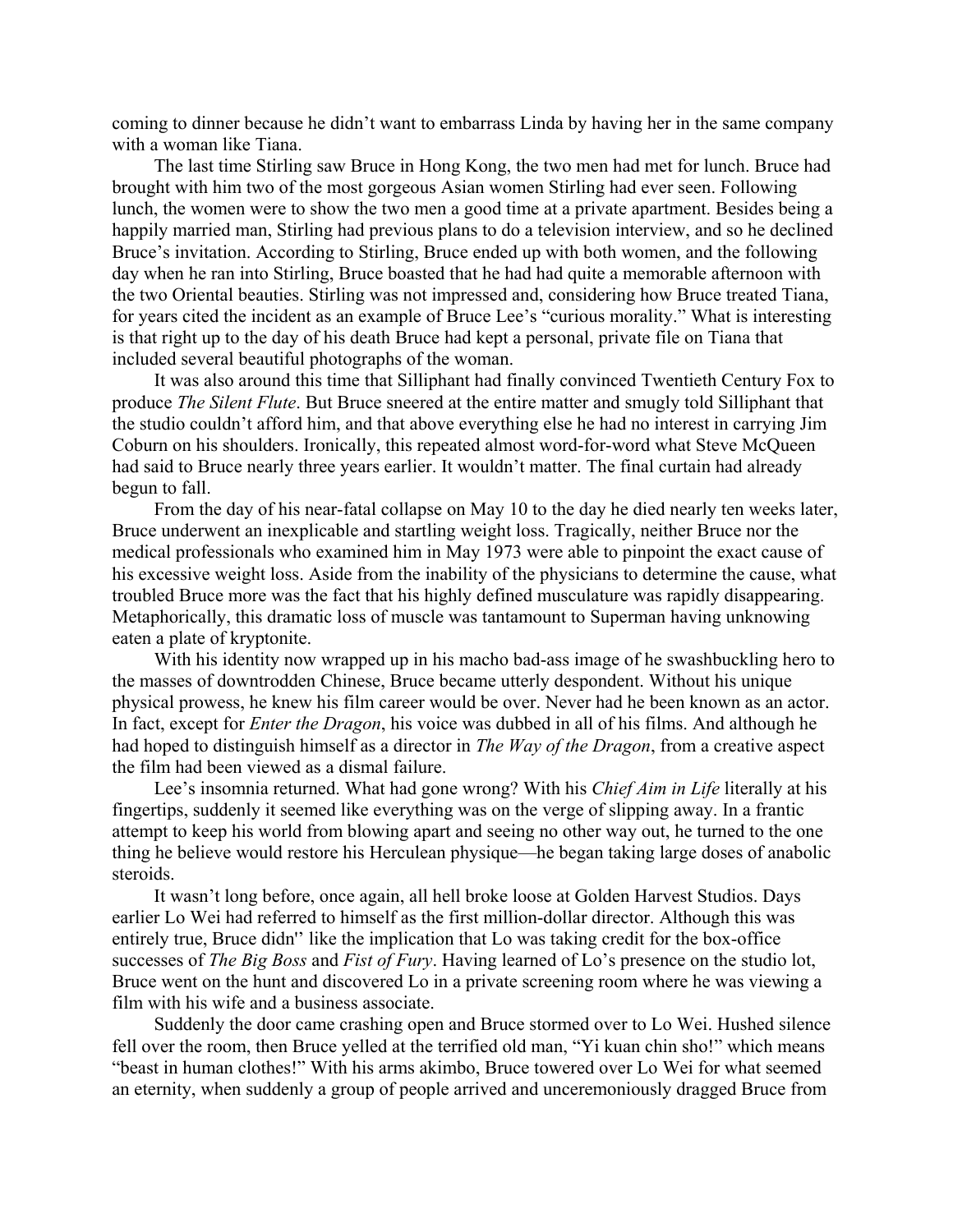coming to dinner because he didn't want to embarrass Linda by having her in the same company with a woman like Tiana.

The last time Stirling saw Bruce in Hong Kong, the two men had met for lunch. Bruce had brought with him two of the most gorgeous Asian women Stirling had ever seen. Following lunch, the women were to show the two men a good time at a private apartment. Besides being a happily married man, Stirling had previous plans to do a television interview, and so he declined Bruce's invitation. According to Stirling, Bruce ended up with both women, and the following day when he ran into Stirling, Bruce boasted that he had had quite a memorable afternoon with the two Oriental beauties. Stirling was not impressed and, considering how Bruce treated Tiana, for years cited the incident as an example of Bruce Lee's "curious morality." What is interesting is that right up to the day of his death Bruce had kept a personal, private file on Tiana that included several beautiful photographs of the woman.

It was also around this time that Silliphant had finally convinced Twentieth Century Fox to produce *The Silent Flute*. But Bruce sneered at the entire matter and smugly told Silliphant that the studio couldn't afford him, and that above everything else he had no interest in carrying Jim Coburn on his shoulders. Ironically, this repeated almost word-for-word what Steve McQueen had said to Bruce nearly three years earlier. It wouldn't matter. The final curtain had already begun to fall.

From the day of his near-fatal collapse on May 10 to the day he died nearly ten weeks later, Bruce underwent an inexplicable and startling weight loss. Tragically, neither Bruce nor the medical professionals who examined him in May 1973 were able to pinpoint the exact cause of his excessive weight loss. Aside from the inability of the physicians to determine the cause, what troubled Bruce more was the fact that his highly defined musculature was rapidly disappearing. Metaphorically, this dramatic loss of muscle was tantamount to Superman having unknowing eaten a plate of kryptonite.

With his identity now wrapped up in his macho bad-ass image of he swashbuckling hero to the masses of downtrodden Chinese, Bruce became utterly despondent. Without his unique physical prowess, he knew his film career would be over. Never had he been known as an actor. In fact, except for *Enter the Dragon*, his voice was dubbed in all of his films. And although he had hoped to distinguish himself as a director in *The Way of the Dragon*, from a creative aspect the film had been viewed as a dismal failure.

Lee's insomnia returned. What had gone wrong? With his *Chief Aim in Life* literally at his fingertips, suddenly it seemed like everything was on the verge of slipping away. In a frantic attempt to keep his world from blowing apart and seeing no other way out, he turned to the one thing he believe would restore his Herculean physique—he began taking large doses of anabolic steroids.

It wasn't long before, once again, all hell broke loose at Golden Harvest Studios. Days earlier Lo Wei had referred to himself as the first million-dollar director. Although this was entirely true, Bruce didn'' like the implication that Lo was taking credit for the box-office successes of *The Big Boss* and *Fist of Fury*. Having learned of Lo's presence on the studio lot, Bruce went on the hunt and discovered Lo in a private screening room where he was viewing a film with his wife and a business associate.

Suddenly the door came crashing open and Bruce stormed over to Lo Wei. Hushed silence fell over the room, then Bruce yelled at the terrified old man, "Yi kuan chin sho!" which means "beast in human clothes!" With his arms akimbo, Bruce towered over Lo Wei for what seemed an eternity, when suddenly a group of people arrived and unceremoniously dragged Bruce from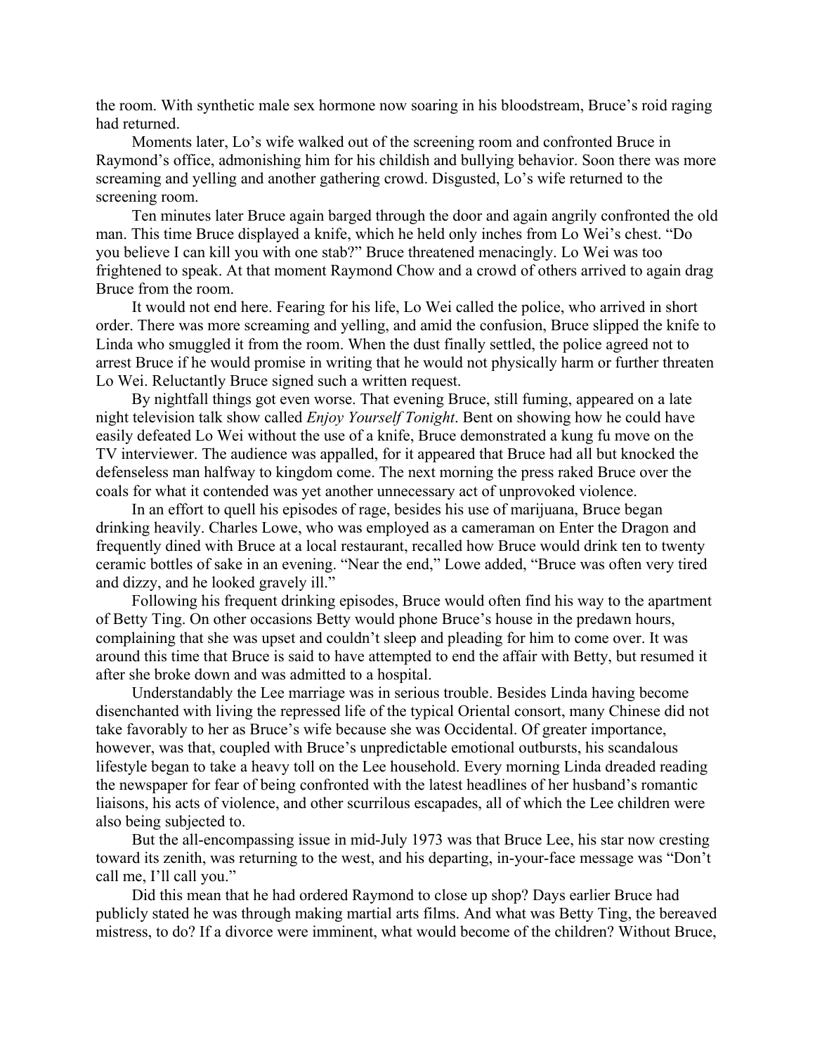the room. With synthetic male sex hormone now soaring in his bloodstream, Bruce's roid raging had returned.

Moments later, Lo's wife walked out of the screening room and confronted Bruce in Raymond's office, admonishing him for his childish and bullying behavior. Soon there was more screaming and yelling and another gathering crowd. Disgusted, Lo's wife returned to the screening room.

Ten minutes later Bruce again barged through the door and again angrily confronted the old man. This time Bruce displayed a knife, which he held only inches from Lo Wei's chest. "Do you believe I can kill you with one stab?" Bruce threatened menacingly. Lo Wei was too frightened to speak. At that moment Raymond Chow and a crowd of others arrived to again drag Bruce from the room.

It would not end here. Fearing for his life, Lo Wei called the police, who arrived in short order. There was more screaming and yelling, and amid the confusion, Bruce slipped the knife to Linda who smuggled it from the room. When the dust finally settled, the police agreed not to arrest Bruce if he would promise in writing that he would not physically harm or further threaten Lo Wei. Reluctantly Bruce signed such a written request.

By nightfall things got even worse. That evening Bruce, still fuming, appeared on a late night television talk show called *Enjoy Yourself Tonight*. Bent on showing how he could have easily defeated Lo Wei without the use of a knife, Bruce demonstrated a kung fu move on the TV interviewer. The audience was appalled, for it appeared that Bruce had all but knocked the defenseless man halfway to kingdom come. The next morning the press raked Bruce over the coals for what it contended was yet another unnecessary act of unprovoked violence.

In an effort to quell his episodes of rage, besides his use of marijuana, Bruce began drinking heavily. Charles Lowe, who was employed as a cameraman on Enter the Dragon and frequently dined with Bruce at a local restaurant, recalled how Bruce would drink ten to twenty ceramic bottles of sake in an evening. "Near the end," Lowe added, "Bruce was often very tired and dizzy, and he looked gravely ill."

Following his frequent drinking episodes, Bruce would often find his way to the apartment of Betty Ting. On other occasions Betty would phone Bruce's house in the predawn hours, complaining that she was upset and couldn't sleep and pleading for him to come over. It was around this time that Bruce is said to have attempted to end the affair with Betty, but resumed it after she broke down and was admitted to a hospital.

Understandably the Lee marriage was in serious trouble. Besides Linda having become disenchanted with living the repressed life of the typical Oriental consort, many Chinese did not take favorably to her as Bruce's wife because she was Occidental. Of greater importance, however, was that, coupled with Bruce's unpredictable emotional outbursts, his scandalous lifestyle began to take a heavy toll on the Lee household. Every morning Linda dreaded reading the newspaper for fear of being confronted with the latest headlines of her husband's romantic liaisons, his acts of violence, and other scurrilous escapades, all of which the Lee children were also being subjected to.

But the all-encompassing issue in mid-July 1973 was that Bruce Lee, his star now cresting toward its zenith, was returning to the west, and his departing, in-your-face message was "Don't call me, I'll call you."

Did this mean that he had ordered Raymond to close up shop? Days earlier Bruce had publicly stated he was through making martial arts films. And what was Betty Ting, the bereaved mistress, to do? If a divorce were imminent, what would become of the children? Without Bruce,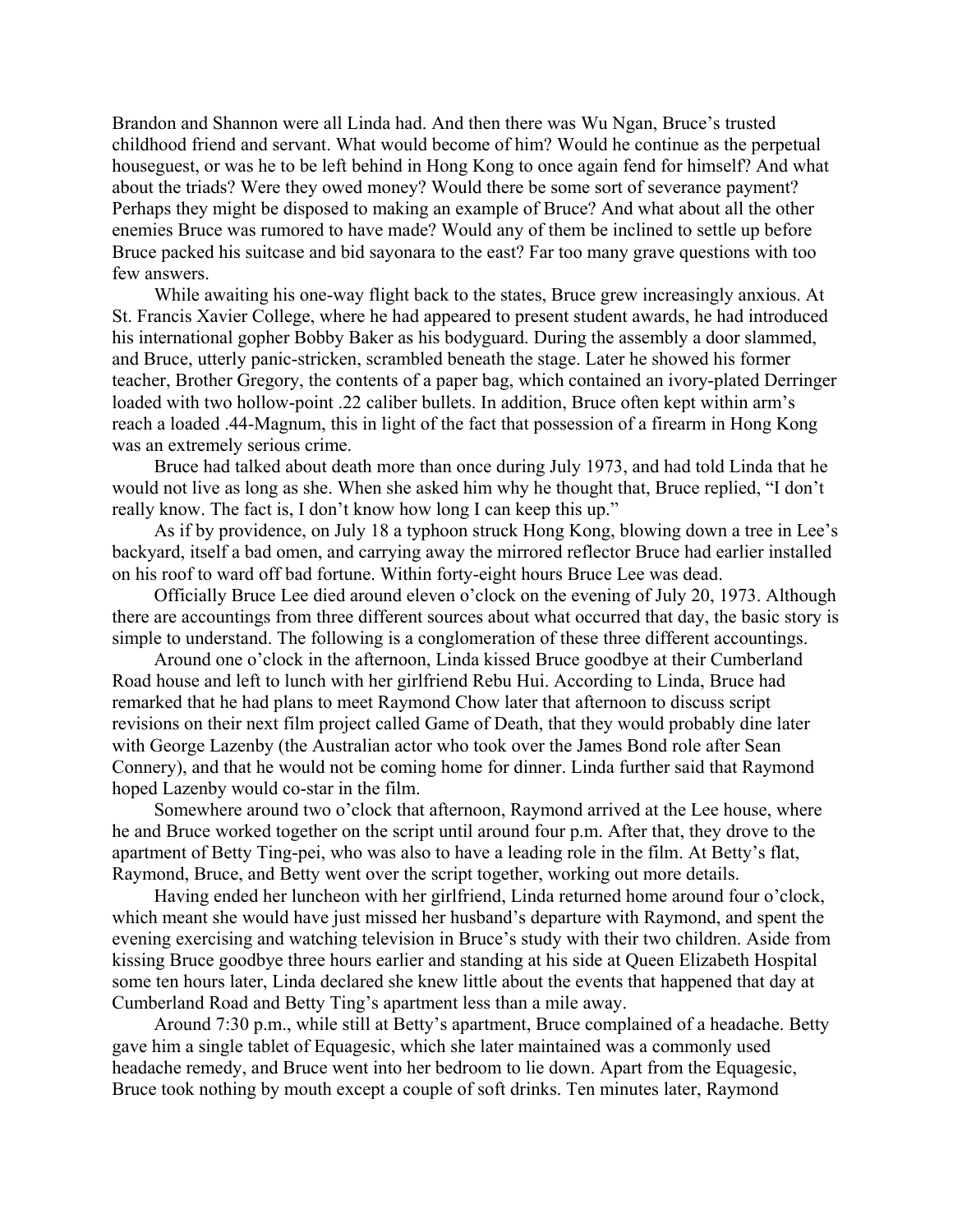Brandon and Shannon were all Linda had. And then there was Wu Ngan, Bruce's trusted childhood friend and servant. What would become of him? Would he continue as the perpetual houseguest, or was he to be left behind in Hong Kong to once again fend for himself? And what about the triads? Were they owed money? Would there be some sort of severance payment? Perhaps they might be disposed to making an example of Bruce? And what about all the other enemies Bruce was rumored to have made? Would any of them be inclined to settle up before Bruce packed his suitcase and bid sayonara to the east? Far too many grave questions with too few answers.

While awaiting his one-way flight back to the states, Bruce grew increasingly anxious. At St. Francis Xavier College, where he had appeared to present student awards, he had introduced his international gopher Bobby Baker as his bodyguard. During the assembly a door slammed, and Bruce, utterly panic-stricken, scrambled beneath the stage. Later he showed his former teacher, Brother Gregory, the contents of a paper bag, which contained an ivory-plated Derringer loaded with two hollow-point .22 caliber bullets. In addition, Bruce often kept within arm's reach a loaded .44-Magnum, this in light of the fact that possession of a firearm in Hong Kong was an extremely serious crime.

Bruce had talked about death more than once during July 1973, and had told Linda that he would not live as long as she. When she asked him why he thought that, Bruce replied, "I don't really know. The fact is, I don't know how long I can keep this up."

As if by providence, on July 18 a typhoon struck Hong Kong, blowing down a tree in Lee's backyard, itself a bad omen, and carrying away the mirrored reflector Bruce had earlier installed on his roof to ward off bad fortune. Within forty-eight hours Bruce Lee was dead.

Officially Bruce Lee died around eleven o'clock on the evening of July 20, 1973. Although there are accountings from three different sources about what occurred that day, the basic story is simple to understand. The following is a conglomeration of these three different accountings.

Around one o'clock in the afternoon, Linda kissed Bruce goodbye at their Cumberland Road house and left to lunch with her girlfriend Rebu Hui. According to Linda, Bruce had remarked that he had plans to meet Raymond Chow later that afternoon to discuss script revisions on their next film project called Game of Death, that they would probably dine later with George Lazenby (the Australian actor who took over the James Bond role after Sean Connery), and that he would not be coming home for dinner. Linda further said that Raymond hoped Lazenby would co-star in the film.

Somewhere around two o'clock that afternoon, Raymond arrived at the Lee house, where he and Bruce worked together on the script until around four p.m. After that, they drove to the apartment of Betty Ting-pei, who was also to have a leading role in the film. At Betty's flat, Raymond, Bruce, and Betty went over the script together, working out more details.

Having ended her luncheon with her girlfriend, Linda returned home around four o'clock, which meant she would have just missed her husband's departure with Raymond, and spent the evening exercising and watching television in Bruce's study with their two children. Aside from kissing Bruce goodbye three hours earlier and standing at his side at Queen Elizabeth Hospital some ten hours later, Linda declared she knew little about the events that happened that day at Cumberland Road and Betty Ting's apartment less than a mile away.

Around 7:30 p.m., while still at Betty's apartment, Bruce complained of a headache. Betty gave him a single tablet of Equagesic, which she later maintained was a commonly used headache remedy, and Bruce went into her bedroom to lie down. Apart from the Equagesic, Bruce took nothing by mouth except a couple of soft drinks. Ten minutes later, Raymond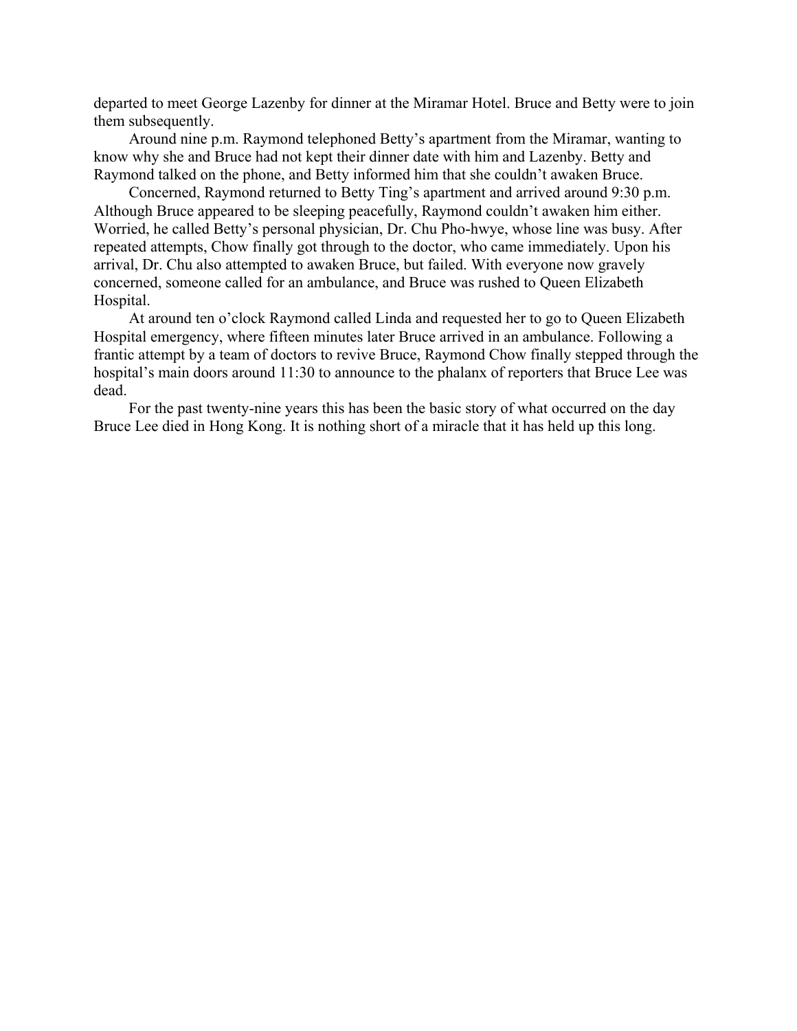departed to meet George Lazenby for dinner at the Miramar Hotel. Bruce and Betty were to join them subsequently.

Around nine p.m. Raymond telephoned Betty's apartment from the Miramar, wanting to know why she and Bruce had not kept their dinner date with him and Lazenby. Betty and Raymond talked on the phone, and Betty informed him that she couldn't awaken Bruce.

Concerned, Raymond returned to Betty Ting's apartment and arrived around 9:30 p.m. Although Bruce appeared to be sleeping peacefully, Raymond couldn't awaken him either. Worried, he called Betty's personal physician, Dr. Chu Pho-hwye, whose line was busy. After repeated attempts, Chow finally got through to the doctor, who came immediately. Upon his arrival, Dr. Chu also attempted to awaken Bruce, but failed. With everyone now gravely concerned, someone called for an ambulance, and Bruce was rushed to Queen Elizabeth Hospital.

At around ten o'clock Raymond called Linda and requested her to go to Queen Elizabeth Hospital emergency, where fifteen minutes later Bruce arrived in an ambulance. Following a frantic attempt by a team of doctors to revive Bruce, Raymond Chow finally stepped through the hospital's main doors around 11:30 to announce to the phalanx of reporters that Bruce Lee was dead.

For the past twenty-nine years this has been the basic story of what occurred on the day Bruce Lee died in Hong Kong. It is nothing short of a miracle that it has held up this long.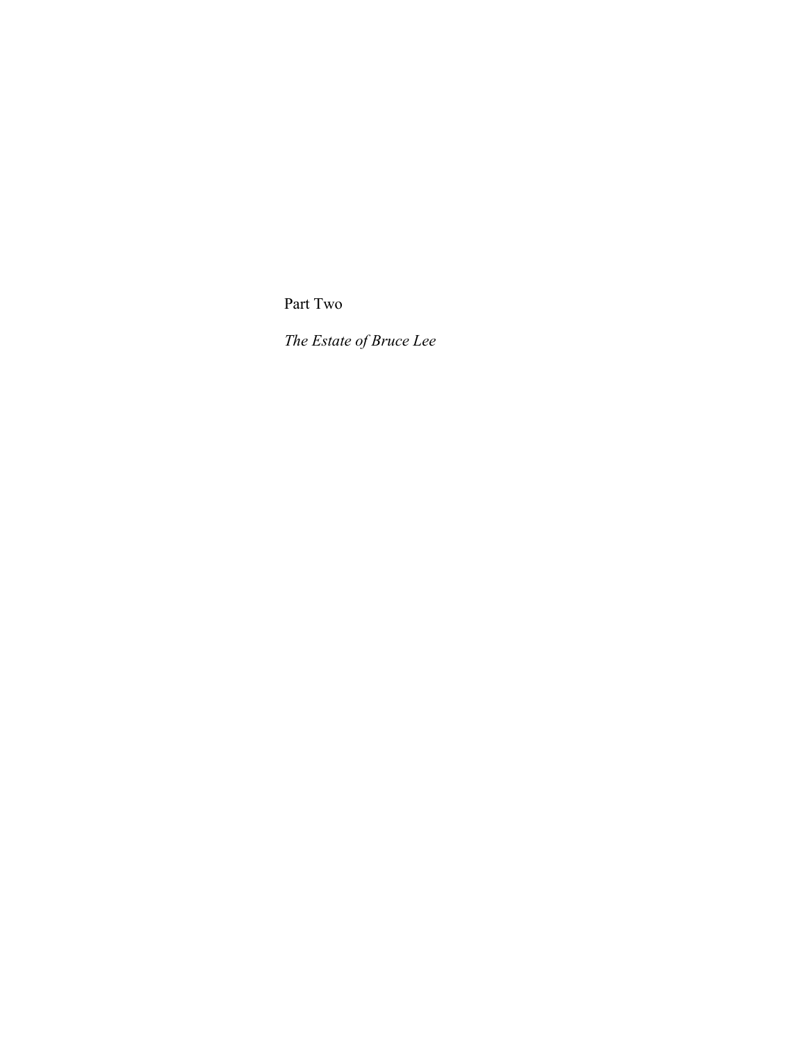# Part Two

## *The Estate of Bruce Lee*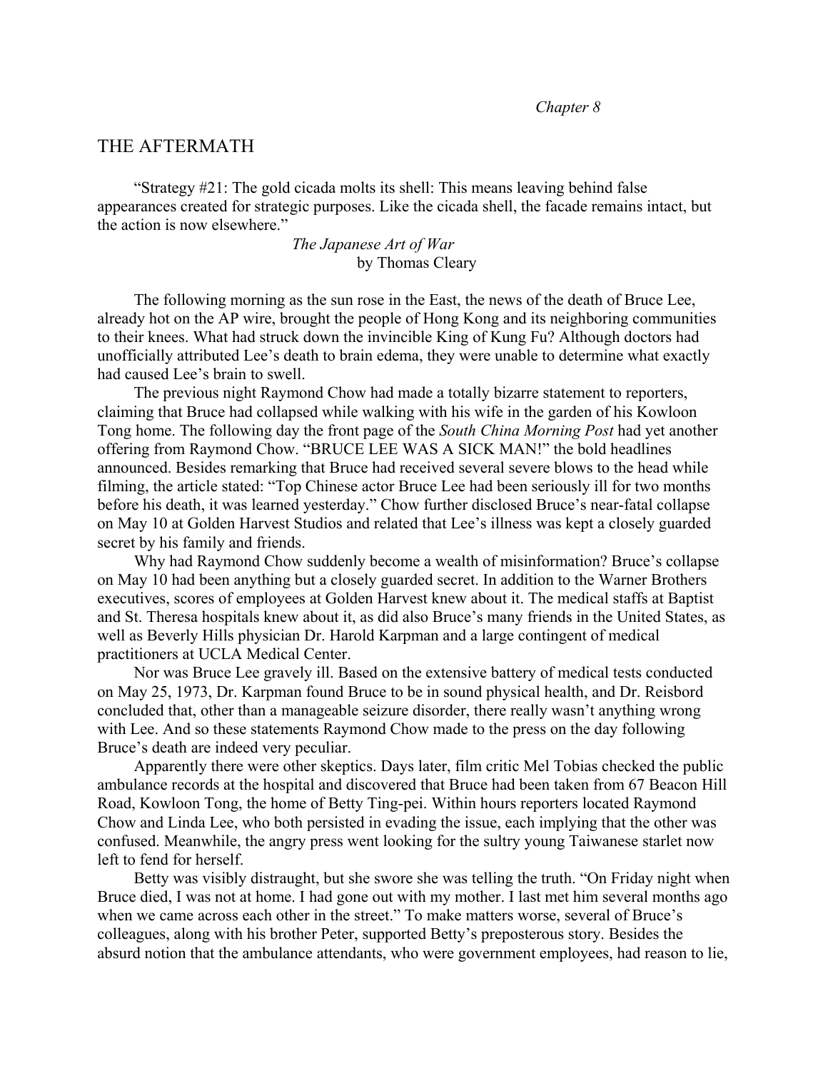*Chapter 8*

# THE AFTERMATH

"Strategy #21: The gold cicada molts its shell: This means leaving behind false appearances created for strategic purposes. Like the cicada shell, the facade remains intact, but the action is now elsewhere."

*The Japanese Art of War*
by Thomas Cleary

The following morning as the sun rose in the East, the news of the death of Bruce Lee, already hot on the AP wire, brought the people of Hong Kong and its neighboring communities to their knees. What had struck down the invincible King of Kung Fu? Although doctors had unofficially attributed Lee's death to brain edema, they were unable to determine what exactly had caused Lee's brain to swell.

The previous night Raymond Chow had made a totally bizarre statement to reporters, claiming that Bruce had collapsed while walking with his wife in the garden of his Kowloon Tong home. The following day the front page of the *South China Morning Post* had yet another offering from Raymond Chow. "BRUCE LEE WAS A SICK MAN!" the bold headlines announced. Besides remarking that Bruce had received several severe blows to the head while filming, the article stated: "Top Chinese actor Bruce Lee had been seriously ill for two months before his death, it was learned yesterday." Chow further disclosed Bruce's near-fatal collapse on May 10 at Golden Harvest Studios and related that Lee's illness was kept a closely guarded secret by his family and friends.

Why had Raymond Chow suddenly become a wealth of misinformation? Bruce's collapse on May 10 had been anything but a closely guarded secret. In addition to the Warner Brothers executives, scores of employees at Golden Harvest knew about it. The medical staffs at Baptist and St. Theresa hospitals knew about it, as did also Bruce's many friends in the United States, as well as Beverly Hills physician Dr. Harold Karpman and a large contingent of medical practitioners at UCLA Medical Center.

Nor was Bruce Lee gravely ill. Based on the extensive battery of medical tests conducted on May 25, 1973, Dr. Karpman found Bruce to be in sound physical health, and Dr. Reisbord concluded that, other than a manageable seizure disorder, there really wasn't anything wrong with Lee. And so these statements Raymond Chow made to the press on the day following Bruce's death are indeed very peculiar.

Apparently there were other skeptics. Days later, film critic Mel Tobias checked the public ambulance records at the hospital and discovered that Bruce had been taken from 67 Beacon Hill Road, Kowloon Tong, the home of Betty Ting-pei. Within hours reporters located Raymond Chow and Linda Lee, who both persisted in evading the issue, each implying that the other was confused. Meanwhile, the angry press went looking for the sultry young Taiwanese starlet now left to fend for herself.

Betty was visibly distraught, but she swore she was telling the truth. "On Friday night when Bruce died, I was not at home. I had gone out with my mother. I last met him several months ago when we came across each other in the street." To make matters worse, several of Bruce's colleagues, along with his brother Peter, supported Betty's preposterous story. Besides the absurd notion that the ambulance attendants, who were government employees, had reason to lie,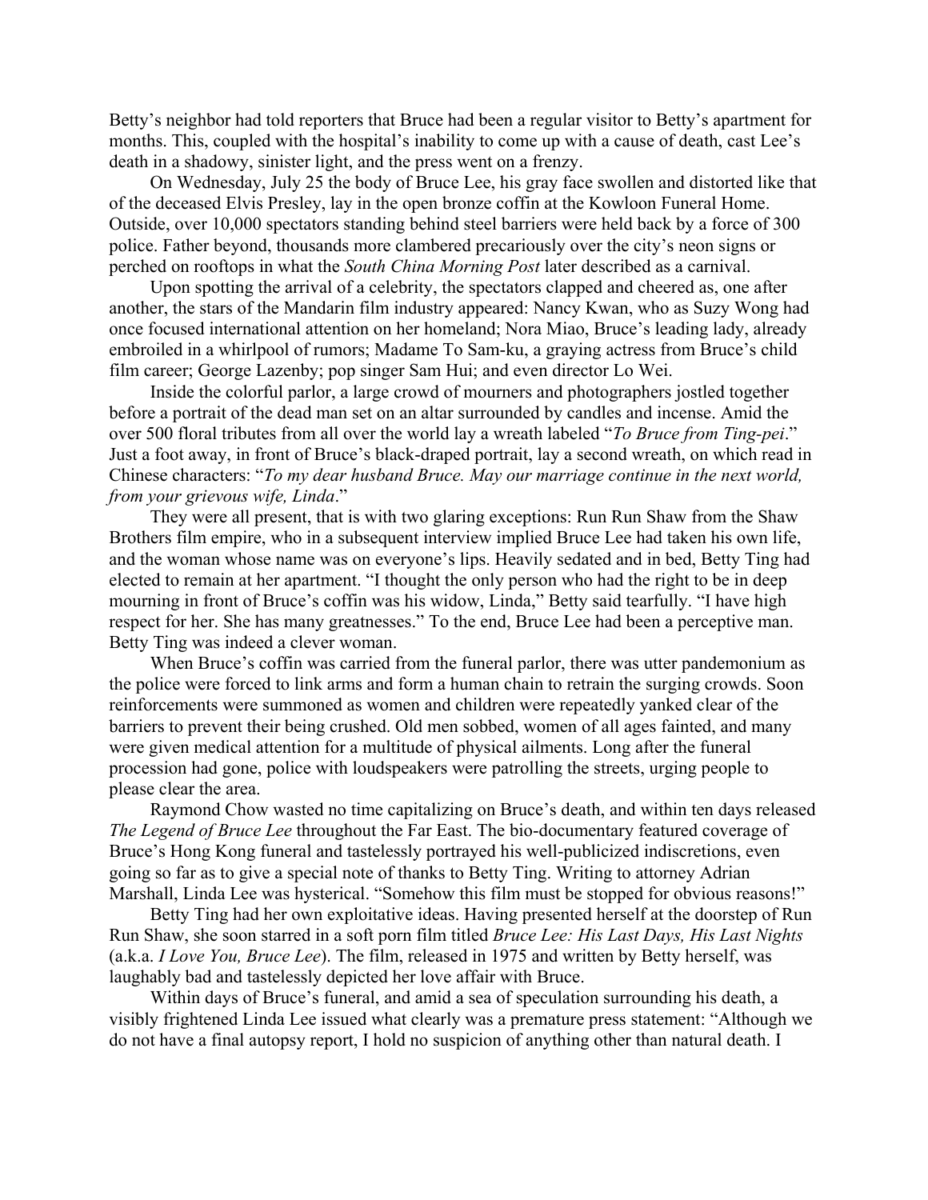Betty's neighbor had told reporters that Bruce had been a regular visitor to Betty's apartment for months. This, coupled with the hospital's inability to come up with a cause of death, cast Lee's death in a shadowy, sinister light, and the press went on a frenzy.

On Wednesday, July 25 the body of Bruce Lee, his gray face swollen and distorted like that of the deceased Elvis Presley, lay in the open bronze coffin at the Kowloon Funeral Home. Outside, over 10,000 spectators standing behind steel barriers were held back by a force of 300 police. Father beyond, thousands more clambered precariously over the city's neon signs or perched on rooftops in what the *South China Morning Post* later described as a carnival.

Upon spotting the arrival of a celebrity, the spectators clapped and cheered as, one after another, the stars of the Mandarin film industry appeared: Nancy Kwan, who as Suzy Wong had once focused international attention on her homeland; Nora Miao, Bruce's leading lady, already embroiled in a whirlpool of rumors; Madame To Sam-ku, a graying actress from Bruce's child film career; George Lazenby; pop singer Sam Hui; and even director Lo Wei.

Inside the colorful parlor, a large crowd of mourners and photographers jostled together before a portrait of the dead man set on an altar surrounded by candles and incense. Amid the over 500 floral tributes from all over the world lay a wreath labeled "*To Bruce from Ting-pei*." Just a foot away, in front of Bruce's black-draped portrait, lay a second wreath, on which read in Chinese characters: "*To my dear husband Bruce. May our marriage continue in the next world, from your grievous wife, Linda*."

They were all present, that is with two glaring exceptions: Run Run Shaw from the Shaw Brothers film empire, who in a subsequent interview implied Bruce Lee had taken his own life, and the woman whose name was on everyone's lips. Heavily sedated and in bed, Betty Ting had elected to remain at her apartment. "I thought the only person who had the right to be in deep mourning in front of Bruce's coffin was his widow, Linda," Betty said tearfully. "I have high respect for her. She has many greatnesses." To the end, Bruce Lee had been a perceptive man. Betty Ting was indeed a clever woman.

When Bruce's coffin was carried from the funeral parlor, there was utter pandemonium as the police were forced to link arms and form a human chain to retrain the surging crowds. Soon reinforcements were summoned as women and children were repeatedly yanked clear of the barriers to prevent their being crushed. Old men sobbed, women of all ages fainted, and many were given medical attention for a multitude of physical ailments. Long after the funeral procession had gone, police with loudspeakers were patrolling the streets, urging people to please clear the area.

Raymond Chow wasted no time capitalizing on Bruce's death, and within ten days released *The Legend of Bruce Lee* throughout the Far East. The bio-documentary featured coverage of Bruce's Hong Kong funeral and tastelessly portrayed his well-publicized indiscretions, even going so far as to give a special note of thanks to Betty Ting. Writing to attorney Adrian Marshall, Linda Lee was hysterical. "Somehow this film must be stopped for obvious reasons!"

Betty Ting had her own exploitative ideas. Having presented herself at the doorstep of Run Run Shaw, she soon starred in a soft porn film titled *Bruce Lee: His Last Days, His Last Nights* (a.k.a. *I Love You, Bruce Lee*). The film, released in 1975 and written by Betty herself, was laughably bad and tastelessly depicted her love affair with Bruce.

Within days of Bruce's funeral, and amid a sea of speculation surrounding his death, a visibly frightened Linda Lee issued what clearly was a premature press statement: "Although we do not have a final autopsy report, I hold no suspicion of anything other than natural death. I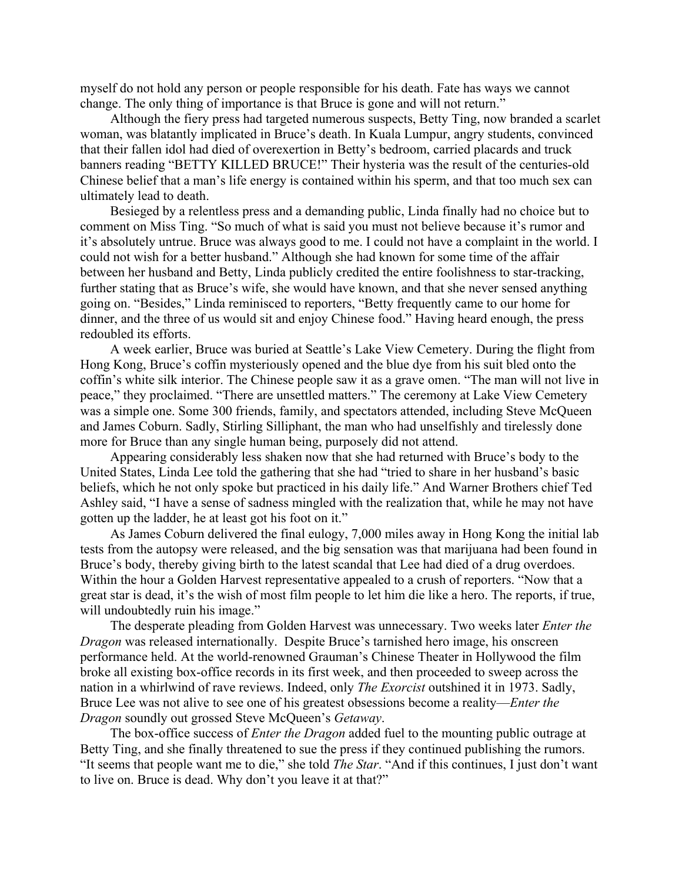myself do not hold any person or people responsible for his death. Fate has ways we cannot change. The only thing of importance is that Bruce is gone and will not return."

Although the fiery press had targeted numerous suspects, Betty Ting, now branded a scarlet woman, was blatantly implicated in Bruce's death. In Kuala Lumpur, angry students, convinced that their fallen idol had died of overexertion in Betty's bedroom, carried placards and truck banners reading "BETTY KILLED BRUCE!" Their hysteria was the result of the centuries-old Chinese belief that a man's life energy is contained within his sperm, and that too much sex can ultimately lead to death.

Besieged by a relentless press and a demanding public, Linda finally had no choice but to comment on Miss Ting. "So much of what is said you must not believe because it's rumor and it's absolutely untrue. Bruce was always good to me. I could not have a complaint in the world. I could not wish for a better husband." Although she had known for some time of the affair between her husband and Betty, Linda publicly credited the entire foolishness to star-tracking, further stating that as Bruce's wife, she would have known, and that she never sensed anything going on. "Besides," Linda reminisced to reporters, "Betty frequently came to our home for dinner, and the three of us would sit and enjoy Chinese food." Having heard enough, the press redoubled its efforts.

A week earlier, Bruce was buried at Seattle's Lake View Cemetery. During the flight from Hong Kong, Bruce's coffin mysteriously opened and the blue dye from his suit bled onto the coffin's white silk interior. The Chinese people saw it as a grave omen. "The man will not live in peace," they proclaimed. "There are unsettled matters." The ceremony at Lake View Cemetery was a simple one. Some 300 friends, family, and spectators attended, including Steve McQueen and James Coburn. Sadly, Stirling Silliphant, the man who had unselfishly and tirelessly done more for Bruce than any single human being, purposely did not attend.

Appearing considerably less shaken now that she had returned with Bruce's body to the United States, Linda Lee told the gathering that she had "tried to share in her husband's basic beliefs, which he not only spoke but practiced in his daily life." And Warner Brothers chief Ted Ashley said, "I have a sense of sadness mingled with the realization that, while he may not have gotten up the ladder, he at least got his foot on it."

As James Coburn delivered the final eulogy, 7,000 miles away in Hong Kong the initial lab tests from the autopsy were released, and the big sensation was that marijuana had been found in Bruce's body, thereby giving birth to the latest scandal that Lee had died of a drug overdoes. Within the hour a Golden Harvest representative appealed to a crush of reporters. "Now that a great star is dead, it's the wish of most film people to let him die like a hero. The reports, if true, will undoubtedly ruin his image."

The desperate pleading from Golden Harvest was unnecessary. Two weeks later *Enter the Dragon* was released internationally. Despite Bruce's tarnished hero image, his onscreen performance held. At the world-renowned Grauman's Chinese Theater in Hollywood the film broke all existing box-office records in its first week, and then proceeded to sweep across the nation in a whirlwind of rave reviews. Indeed, only *The Exorcist* outshined it in 1973. Sadly, Bruce Lee was not alive to see one of his greatest obsessions become a reality—*Enter the Dragon* soundly out grossed Steve McQueen's *Getaway*.

The box-office success of *Enter the Dragon* added fuel to the mounting public outrage at Betty Ting, and she finally threatened to sue the press if they continued publishing the rumors. "It seems that people want me to die," she told *The Star*. "And if this continues, I just don't want to live on. Bruce is dead. Why don't you leave it at that?"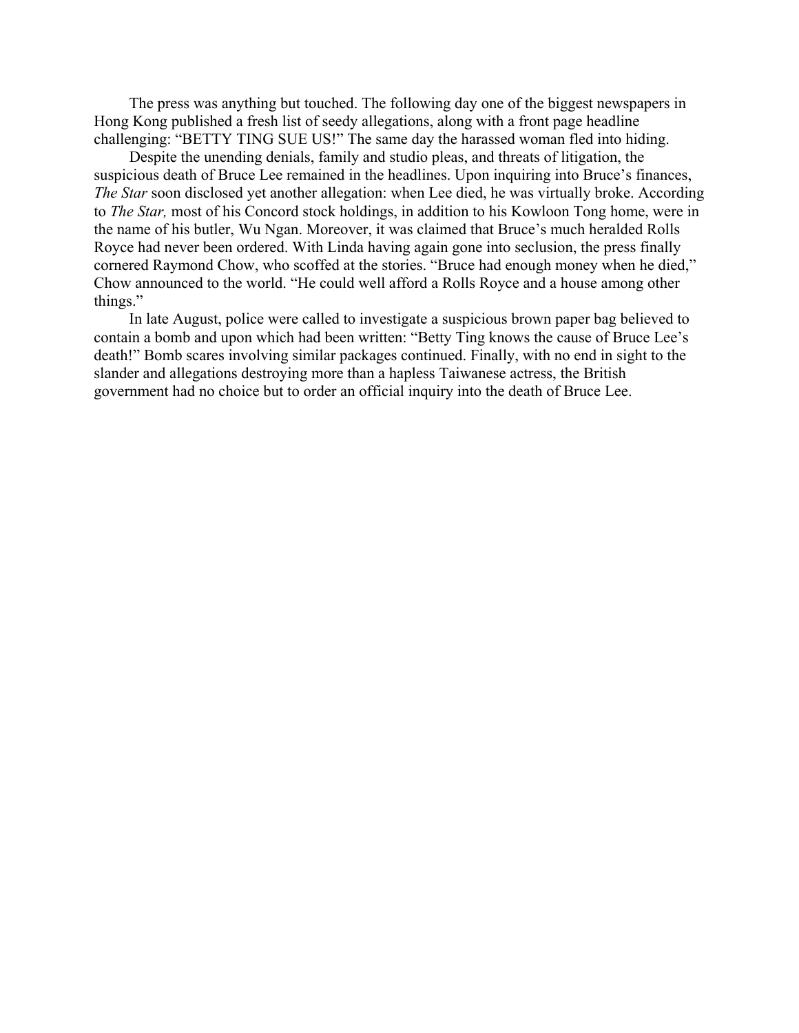The press was anything but touched. The following day one of the biggest newspapers in Hong Kong published a fresh list of seedy allegations, along with a front page headline challenging: "BETTY TING SUE US!" The same day the harassed woman fled into hiding.

Despite the unending denials, family and studio pleas, and threats of litigation, the suspicious death of Bruce Lee remained in the headlines. Upon inquiring into Bruce's finances, *The Star* soon disclosed yet another allegation: when Lee died, he was virtually broke. According to *The Star,* most of his Concord stock holdings, in addition to his Kowloon Tong home, were in the name of his butler, Wu Ngan. Moreover, it was claimed that Bruce's much heralded Rolls Royce had never been ordered. With Linda having again gone into seclusion, the press finally cornered Raymond Chow, who scoffed at the stories. "Bruce had enough money when he died," Chow announced to the world. "He could well afford a Rolls Royce and a house among other things."

In late August, police were called to investigate a suspicious brown paper bag believed to contain a bomb and upon which had been written: "Betty Ting knows the cause of Bruce Lee's death!" Bomb scares involving similar packages continued. Finally, with no end in sight to the slander and allegations destroying more than a hapless Taiwanese actress, the British government had no choice but to order an official inquiry into the death of Bruce Lee.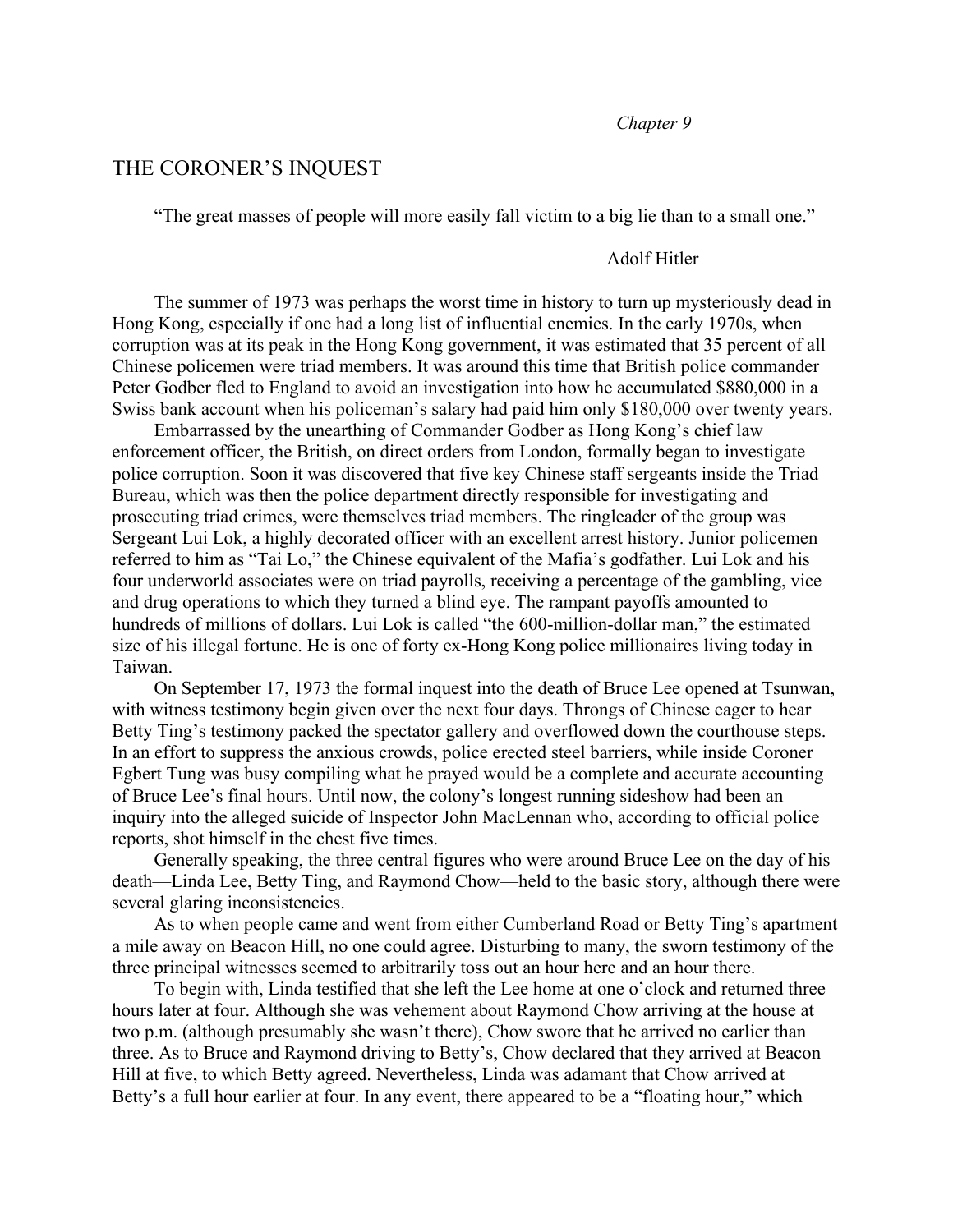*Chapter 9*

# THE CORONER'S INQUEST

"The great masses of people will more easily fall victim to a big lie than to a small one."

Adolf Hitler

The summer of 1973 was perhaps the worst time in history to turn up mysteriously dead in Hong Kong, especially if one had a long list of influential enemies. In the early 1970s, when corruption was at its peak in the Hong Kong government, it was estimated that 35 percent of all Chinese policemen were triad members. It was around this time that British police commander Peter Godber fled to England to avoid an investigation into how he accumulated $880,000 in a Swiss bank account when his policeman's salary had paid him only $180,000 over twenty years.

Embarrassed by the unearthing of Commander Godber as Hong Kong's chief law enforcement officer, the British, on direct orders from London, formally began to investigate police corruption. Soon it was discovered that five key Chinese staff sergeants inside the Triad Bureau, which was then the police department directly responsible for investigating and prosecuting triad crimes, were themselves triad members. The ringleader of the group was Sergeant Lui Lok, a highly decorated officer with an excellent arrest history. Junior policemen referred to him as "Tai Lo," the Chinese equivalent of the Mafia's godfather. Lui Lok and his four underworld associates were on triad payrolls, receiving a percentage of the gambling, vice and drug operations to which they turned a blind eye. The rampant payoffs amounted to hundreds of millions of dollars. Lui Lok is called "the 600-million-dollar man," the estimated size of his illegal fortune. He is one of forty ex-Hong Kong police millionaires living today in Taiwan.

On September 17, 1973 the formal inquest into the death of Bruce Lee opened at Tsunwan, with witness testimony begin given over the next four days. Throngs of Chinese eager to hear Betty Ting's testimony packed the spectator gallery and overflowed down the courthouse steps. In an effort to suppress the anxious crowds, police erected steel barriers, while inside Coroner Egbert Tung was busy compiling what he prayed would be a complete and accurate accounting of Bruce Lee's final hours. Until now, the colony's longest running sideshow had been an inquiry into the alleged suicide of Inspector John MacLennan who, according to official police reports, shot himself in the chest five times.

Generally speaking, the three central figures who were around Bruce Lee on the day of his death—Linda Lee, Betty Ting, and Raymond Chow—held to the basic story, although there were several glaring inconsistencies.

As to when people came and went from either Cumberland Road or Betty Ting's apartment a mile away on Beacon Hill, no one could agree. Disturbing to many, the sworn testimony of the three principal witnesses seemed to arbitrarily toss out an hour here and an hour there.

To begin with, Linda testified that she left the Lee home at one o'clock and returned three hours later at four. Although she was vehement about Raymond Chow arriving at the house at two p.m. (although presumably she wasn't there), Chow swore that he arrived no earlier than three. As to Bruce and Raymond driving to Betty's, Chow declared that they arrived at Beacon Hill at five, to which Betty agreed. Nevertheless, Linda was adamant that Chow arrived at Betty's a full hour earlier at four. In any event, there appeared to be a "floating hour," which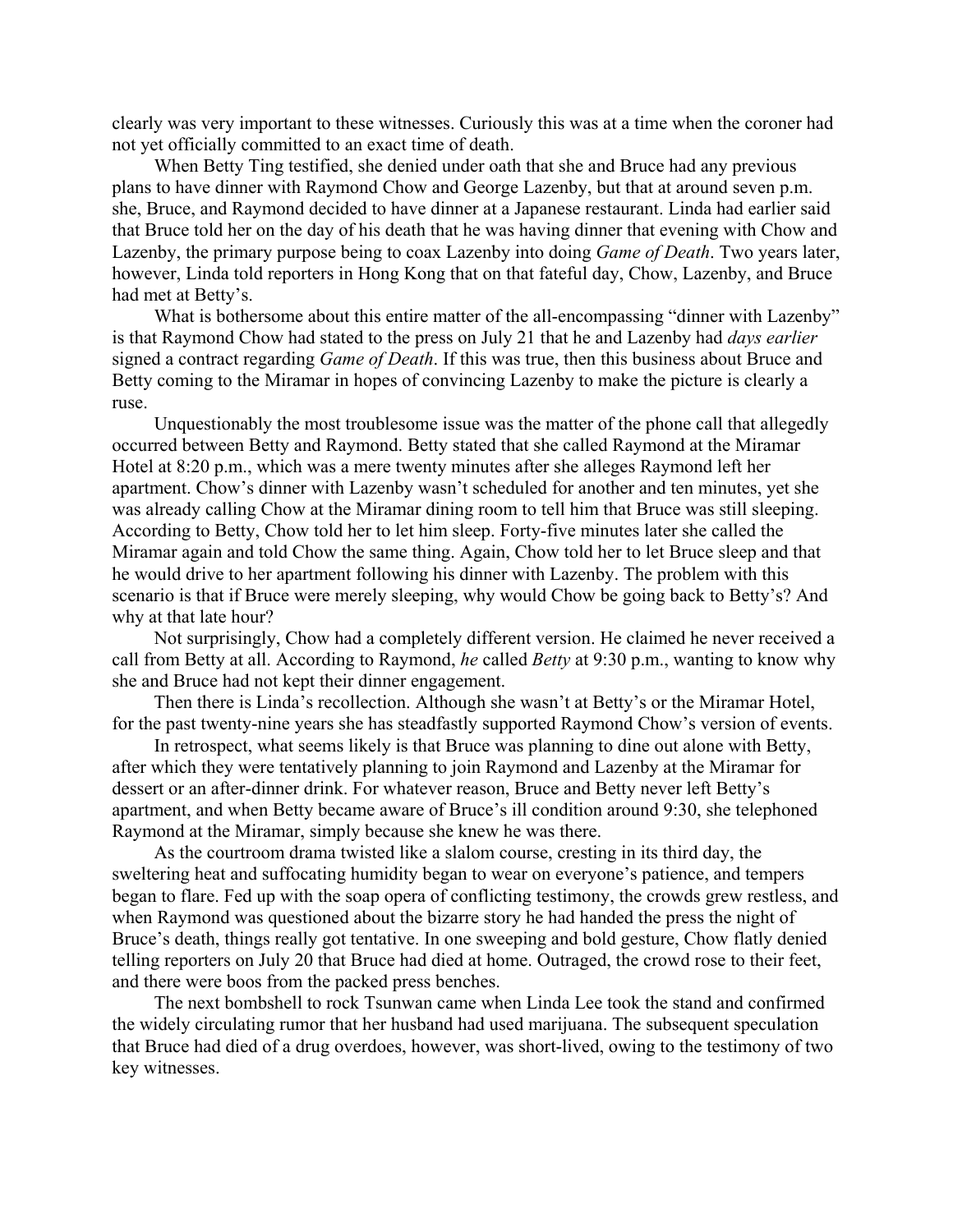clearly was very important to these witnesses. Curiously this was at a time when the coroner had not yet officially committed to an exact time of death.

When Betty Ting testified, she denied under oath that she and Bruce had any previous plans to have dinner with Raymond Chow and George Lazenby, but that at around seven p.m. she, Bruce, and Raymond decided to have dinner at a Japanese restaurant. Linda had earlier said that Bruce told her on the day of his death that he was having dinner that evening with Chow and Lazenby, the primary purpose being to coax Lazenby into doing *Game of Death*. Two years later, however, Linda told reporters in Hong Kong that on that fateful day, Chow, Lazenby, and Bruce had met at Betty's.

What is bothersome about this entire matter of the all-encompassing "dinner with Lazenby" is that Raymond Chow had stated to the press on July 21 that he and Lazenby had *days earlier* signed a contract regarding *Game of Death*. If this was true, then this business about Bruce and Betty coming to the Miramar in hopes of convincing Lazenby to make the picture is clearly a ruse.

Unquestionably the most troublesome issue was the matter of the phone call that allegedly occurred between Betty and Raymond. Betty stated that she called Raymond at the Miramar Hotel at 8:20 p.m., which was a mere twenty minutes after she alleges Raymond left her apartment. Chow's dinner with Lazenby wasn't scheduled for another and ten minutes, yet she was already calling Chow at the Miramar dining room to tell him that Bruce was still sleeping. According to Betty, Chow told her to let him sleep. Forty-five minutes later she called the Miramar again and told Chow the same thing. Again, Chow told her to let Bruce sleep and that he would drive to her apartment following his dinner with Lazenby. The problem with this scenario is that if Bruce were merely sleeping, why would Chow be going back to Betty's? And why at that late hour?

Not surprisingly, Chow had a completely different version. He claimed he never received a call from Betty at all. According to Raymond, *he* called *Betty* at 9:30 p.m., wanting to know why she and Bruce had not kept their dinner engagement.

Then there is Linda's recollection. Although she wasn't at Betty's or the Miramar Hotel, for the past twenty-nine years she has steadfastly supported Raymond Chow's version of events.

In retrospect, what seems likely is that Bruce was planning to dine out alone with Betty, after which they were tentatively planning to join Raymond and Lazenby at the Miramar for dessert or an after-dinner drink. For whatever reason, Bruce and Betty never left Betty's apartment, and when Betty became aware of Bruce's ill condition around 9:30, she telephoned Raymond at the Miramar, simply because she knew he was there.

As the courtroom drama twisted like a slalom course, cresting in its third day, the sweltering heat and suffocating humidity began to wear on everyone's patience, and tempers began to flare. Fed up with the soap opera of conflicting testimony, the crowds grew restless, and when Raymond was questioned about the bizarre story he had handed the press the night of Bruce's death, things really got tentative. In one sweeping and bold gesture, Chow flatly denied telling reporters on July 20 that Bruce had died at home. Outraged, the crowd rose to their feet, and there were boos from the packed press benches.

The next bombshell to rock Tsunwan came when Linda Lee took the stand and confirmed the widely circulating rumor that her husband had used marijuana. The subsequent speculation that Bruce had died of a drug overdoes, however, was short-lived, owing to the testimony of two key witnesses.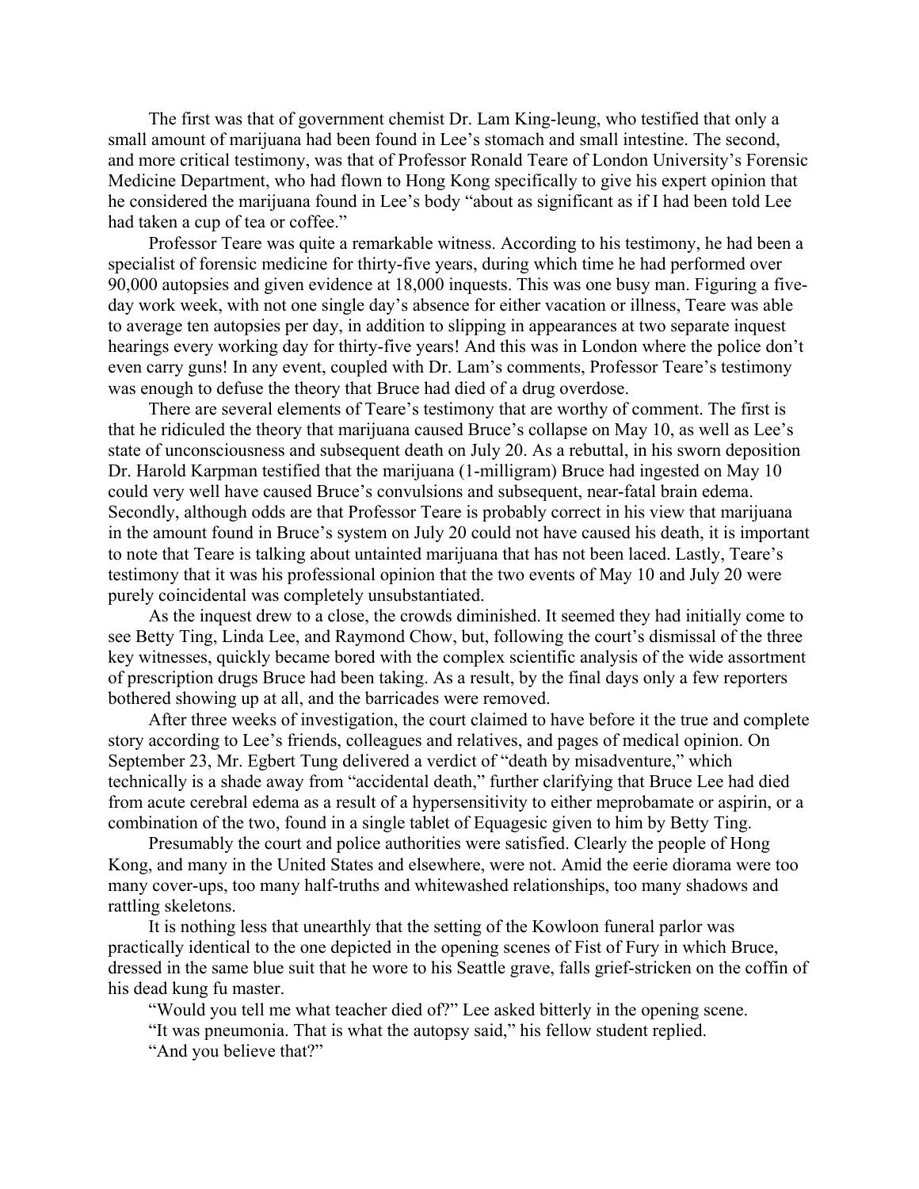The first was that of government chemist Dr. Lam King-leung, who testified that only a small amount of marijuana had been found in Lee's stomach and small intestine. The second, and more critical testimony, was that of Professor Ronald Teare of London University's Forensic Medicine Department, who had flown to Hong Kong specifically to give his expert opinion that he considered the marijuana found in Lee's body "about as significant as if I had been told Lee had taken a cup of tea or coffee."

Professor Teare was quite a remarkable witness. According to his testimony, he had been a specialist of forensic medicine for thirty-five years, during which time he had performed over 90,000 autopsies and given evidence at 18,000 inquests. This was one busy man. Figuring a five-day work week, with not one single day's absence for either vacation or illness, Teare was able to average ten autopsies per day, in addition to slipping in appearances at two separate inquest hearings every working day for thirty-five years! And this was in London where the police don't even carry guns! In any event, coupled with Dr. Lam's comments, Professor Teare's testimony was enough to defuse the theory that Bruce had died of a drug overdose.

There are several elements of Teare's testimony that are worthy of comment. The first is that he ridiculed the theory that marijuana caused Bruce's collapse on May 10, as well as Lee's state of unconsciousness and subsequent death on July 20. As a rebuttal, in his sworn deposition Dr. Harold Karpman testified that the marijuana (1-milligram) Bruce had ingested on May 10 could very well have caused Bruce's convulsions and subsequent, near-fatal brain edema. Secondly, although odds are that Professor Teare is probably correct in his view that marijuana in the amount found in Bruce's system on July 20 could not have caused his death, it is important to note that Teare is talking about untainted marijuana that has not been laced. Lastly, Teare's testimony that it was his professional opinion that the two events of May 10 and July 20 were purely coincidental was completely unsubstantiated.

As the inquest drew to a close, the crowds diminished. It seemed they had initially come to see Betty Ting, Linda Lee, and Raymond Chow, but, following the court's dismissal of the three key witnesses, quickly became bored with the complex scientific analysis of the wide assortment of prescription drugs Bruce had been taking. As a result, by the final days only a few reporters bothered showing up at all, and the barricades were removed.

After three weeks of investigation, the court claimed to have before it the true and complete story according to Lee's friends, colleagues and relatives, and pages of medical opinion. On September 23, Mr. Egbert Tung delivered a verdict of "death by misadventure," which technically is a shade away from "accidental death," further clarifying that Bruce Lee had died from acute cerebral edema as a result of a hypersensitivity to either meprobamate or aspirin, or a combination of the two, found in a single tablet of Equagesic given to him by Betty Ting.

Presumably the court and police authorities were satisfied. Clearly the people of Hong Kong, and many in the United States and elsewhere, were not. Amid the eerie diorama were too many cover-ups, too many half-truths and whitewashed relationships, too many shadows and rattling skeletons.

It is nothing less that unearthly that the setting of the Kowloon funeral parlor was practically identical to the one depicted in the opening scenes of Fist of Fury in which Bruce, dressed in the same blue suit that he wore to his Seattle grave, falls grief-stricken on the coffin of his dead kung fu master.

"Would you tell me what teacher died of?" Lee asked bitterly in the opening scene.

"It was pneumonia. That is what the autopsy said," his fellow student replied.

"And you believe that?"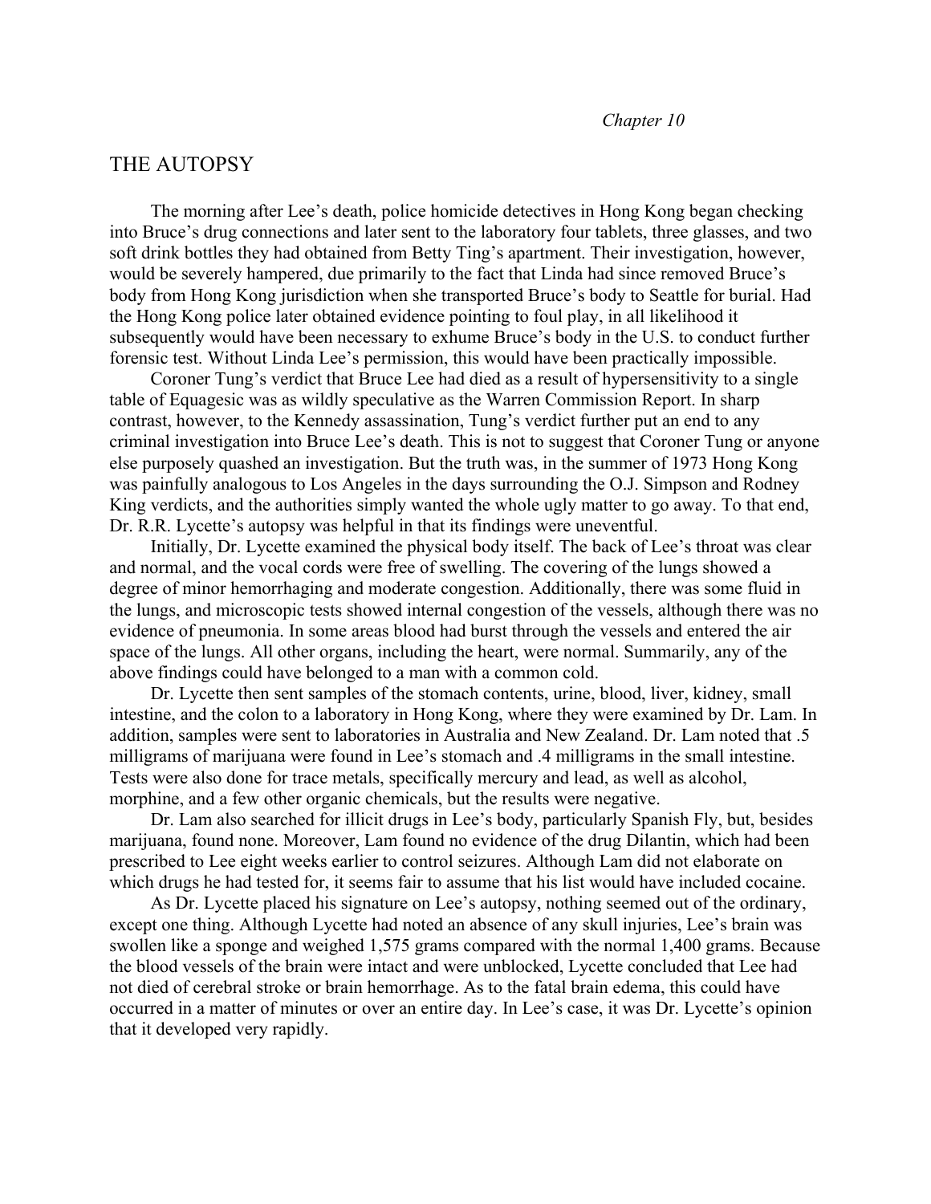*Chapter 10*

# THE AUTOPSY

The morning after Lee's death, police homicide detectives in Hong Kong began checking into Bruce's drug connections and later sent to the laboratory four tablets, three glasses, and two soft drink bottles they had obtained from Betty Ting's apartment. Their investigation, however, would be severely hampered, due primarily to the fact that Linda had since removed Bruce's body from Hong Kong jurisdiction when she transported Bruce's body to Seattle for burial. Had the Hong Kong police later obtained evidence pointing to foul play, in all likelihood it subsequently would have been necessary to exhume Bruce's body in the U.S. to conduct further forensic test. Without Linda Lee's permission, this would have been practically impossible.

Coroner Tung's verdict that Bruce Lee had died as a result of hypersensitivity to a single table of Equagesic was as wildly speculative as the Warren Commission Report. In sharp contrast, however, to the Kennedy assassination, Tung's verdict further put an end to any criminal investigation into Bruce Lee's death. This is not to suggest that Coroner Tung or anyone else purposely quashed an investigation. But the truth was, in the summer of 1973 Hong Kong was painfully analogous to Los Angeles in the days surrounding the O.J. Simpson and Rodney King verdicts, and the authorities simply wanted the whole ugly matter to go away. To that end, Dr. R.R. Lycette's autopsy was helpful in that its findings were uneventful.

Initially, Dr. Lycette examined the physical body itself. The back of Lee's throat was clear and normal, and the vocal cords were free of swelling. The covering of the lungs showed a degree of minor hemorrhaging and moderate congestion. Additionally, there was some fluid in the lungs, and microscopic tests showed internal congestion of the vessels, although there was no evidence of pneumonia. In some areas blood had burst through the vessels and entered the air space of the lungs. All other organs, including the heart, were normal. Summarily, any of the above findings could have belonged to a man with a common cold.

Dr. Lycette then sent samples of the stomach contents, urine, blood, liver, kidney, small intestine, and the colon to a laboratory in Hong Kong, where they were examined by Dr. Lam. In addition, samples were sent to laboratories in Australia and New Zealand. Dr. Lam noted that .5 milligrams of marijuana were found in Lee's stomach and .4 milligrams in the small intestine. Tests were also done for trace metals, specifically mercury and lead, as well as alcohol, morphine, and a few other organic chemicals, but the results were negative.

Dr. Lam also searched for illicit drugs in Lee's body, particularly Spanish Fly, but, besides marijuana, found none. Moreover, Lam found no evidence of the drug Dilantin, which had been prescribed to Lee eight weeks earlier to control seizures. Although Lam did not elaborate on which drugs he had tested for, it seems fair to assume that his list would have included cocaine.

As Dr. Lycette placed his signature on Lee's autopsy, nothing seemed out of the ordinary, except one thing. Although Lycette had noted an absence of any skull injuries, Lee's brain was swollen like a sponge and weighed 1,575 grams compared with the normal 1,400 grams. Because the blood vessels of the brain were intact and were unblocked, Lycette concluded that Lee had not died of cerebral stroke or brain hemorrhage. As to the fatal brain edema, this could have occurred in a matter of minutes or over an entire day. In Lee's case, it was Dr. Lycette's opinion that it developed very rapidly.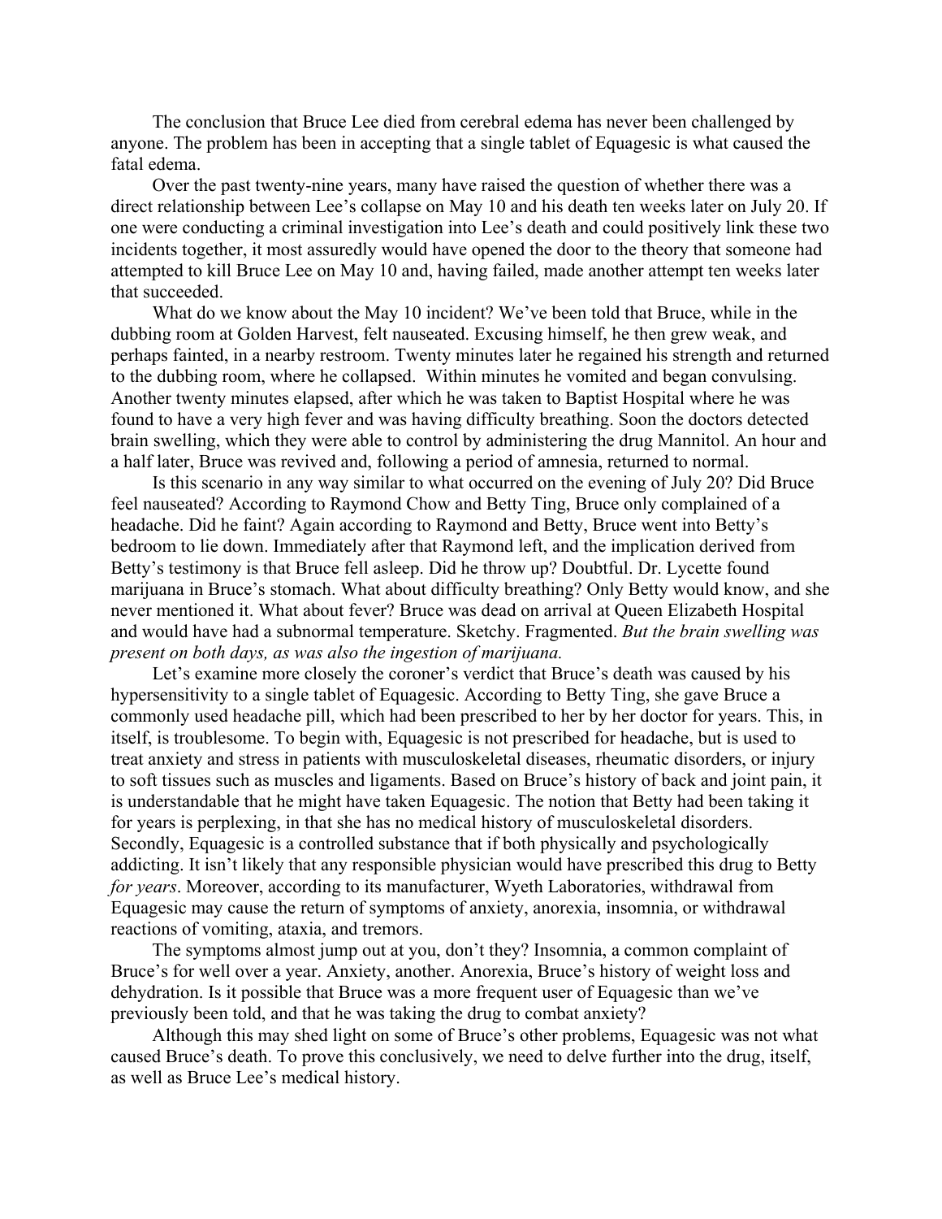The conclusion that Bruce Lee died from cerebral edema has never been challenged by anyone. The problem has been in accepting that a single tablet of Equagesic is what caused the fatal edema.

Over the past twenty-nine years, many have raised the question of whether there was a direct relationship between Lee's collapse on May 10 and his death ten weeks later on July 20. If one were conducting a criminal investigation into Lee's death and could positively link these two incidents together, it most assuredly would have opened the door to the theory that someone had attempted to kill Bruce Lee on May 10 and, having failed, made another attempt ten weeks later that succeeded.

What do we know about the May 10 incident? We've been told that Bruce, while in the dubbing room at Golden Harvest, felt nauseated. Excusing himself, he then grew weak, and perhaps fainted, in a nearby restroom. Twenty minutes later he regained his strength and returned to the dubbing room, where he collapsed. Within minutes he vomited and began convulsing. Another twenty minutes elapsed, after which he was taken to Baptist Hospital where he was found to have a very high fever and was having difficulty breathing. Soon the doctors detected brain swelling, which they were able to control by administering the drug Mannitol. An hour and a half later, Bruce was revived and, following a period of amnesia, returned to normal.

Is this scenario in any way similar to what occurred on the evening of July 20? Did Bruce feel nauseated? According to Raymond Chow and Betty Ting, Bruce only complained of a headache. Did he faint? Again according to Raymond and Betty, Bruce went into Betty's bedroom to lie down. Immediately after that Raymond left, and the implication derived from Betty's testimony is that Bruce fell asleep. Did he throw up? Doubtful. Dr. Lycette found marijuana in Bruce's stomach. What about difficulty breathing? Only Betty would know, and she never mentioned it. What about fever? Bruce was dead on arrival at Queen Elizabeth Hospital and would have had a subnormal temperature. Sketchy. Fragmented. *But the brain swelling was present on both days, as was also the ingestion of marijuana.*

Let's examine more closely the coroner's verdict that Bruce's death was caused by his hypersensitivity to a single tablet of Equagesic. According to Betty Ting, she gave Bruce a commonly used headache pill, which had been prescribed to her by her doctor for years. This, in itself, is troublesome. To begin with, Equagesic is not prescribed for headache, but is used to treat anxiety and stress in patients with musculoskeletal diseases, rheumatic disorders, or injury to soft tissues such as muscles and ligaments. Based on Bruce's history of back and joint pain, it is understandable that he might have taken Equagesic. The notion that Betty had been taking it for years is perplexing, in that she has no medical history of musculoskeletal disorders. Secondly, Equagesic is a controlled substance that if both physically and psychologically addicting. It isn't likely that any responsible physician would have prescribed this drug to Betty *for years*. Moreover, according to its manufacturer, Wyeth Laboratories, withdrawal from Equagesic may cause the return of symptoms of anxiety, anorexia, insomnia, or withdrawal reactions of vomiting, ataxia, and tremors.

The symptoms almost jump out at you, don't they? Insomnia, a common complaint of Bruce's for well over a year. Anxiety, another. Anorexia, Bruce's history of weight loss and dehydration. Is it possible that Bruce was a more frequent user of Equagesic than we've previously been told, and that he was taking the drug to combat anxiety?

Although this may shed light on some of Bruce's other problems, Equagesic was not what caused Bruce's death. To prove this conclusively, we need to delve further into the drug, itself, as well as Bruce Lee's medical history.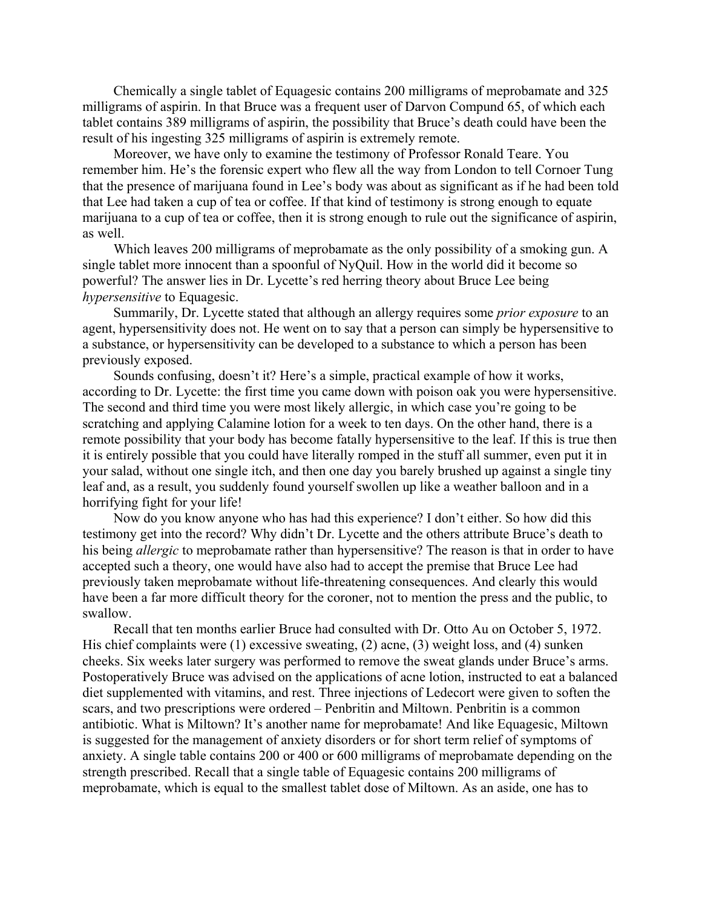Chemically a single tablet of Equagesic contains 200 milligrams of meprobamate and 325 milligrams of aspirin. In that Bruce was a frequent user of Darvon Compund 65, of which each tablet contains 389 milligrams of aspirin, the possibility that Bruce's death could have been the result of his ingesting 325 milligrams of aspirin is extremely remote.

Moreover, we have only to examine the testimony of Professor Ronald Teare. You remember him. He's the forensic expert who flew all the way from London to tell Cornoer Tung that the presence of marijuana found in Lee's body was about as significant as if he had been told that Lee had taken a cup of tea or coffee. If that kind of testimony is strong enough to equate marijuana to a cup of tea or coffee, then it is strong enough to rule out the significance of aspirin, as well.

Which leaves 200 milligrams of meprobamate as the only possibility of a smoking gun. A single tablet more innocent than a spoonful of NyQuil. How in the world did it become so powerful? The answer lies in Dr. Lycette's red herring theory about Bruce Lee being *hypersensitive* to Equagesic.

Summarily, Dr. Lycette stated that although an allergy requires some *prior exposure* to an agent, hypersensitivity does not. He went on to say that a person can simply be hypersensitive to a substance, or hypersensitivity can be developed to a substance to which a person has been previously exposed.

Sounds confusing, doesn't it? Here's a simple, practical example of how it works, according to Dr. Lycette: the first time you came down with poison oak you were hypersensitive. The second and third time you were most likely allergic, in which case you're going to be scratching and applying Calamine lotion for a week to ten days. On the other hand, there is a remote possibility that your body has become fatally hypersensitive to the leaf. If this is true then it is entirely possible that you could have literally romped in the stuff all summer, even put it in your salad, without one single itch, and then one day you barely brushed up against a single tiny leaf and, as a result, you suddenly found yourself swollen up like a weather balloon and in a horrifying fight for your life!

Now do you know anyone who has had this experience? I don't either. So how did this testimony get into the record? Why didn't Dr. Lycette and the others attribute Bruce's death to his being *allergic* to meprobamate rather than hypersensitive? The reason is that in order to have accepted such a theory, one would have also had to accept the premise that Bruce Lee had previously taken meprobamate without life-threatening consequences. And clearly this would have been a far more difficult theory for the coroner, not to mention the press and the public, to swallow.

Recall that ten months earlier Bruce had consulted with Dr. Otto Au on October 5, 1972. His chief complaints were (1) excessive sweating, (2) acne, (3) weight loss, and (4) sunken cheeks. Six weeks later surgery was performed to remove the sweat glands under Bruce's arms. Postoperatively Bruce was advised on the applications of acne lotion, instructed to eat a balanced diet supplemented with vitamins, and rest. Three injections of Ledecort were given to soften the scars, and two prescriptions were ordered – Penbritin and Miltown. Penbritin is a common antibiotic. What is Miltown? It's another name for meprobamate! And like Equagesic, Miltown is suggested for the management of anxiety disorders or for short term relief of symptoms of anxiety. A single table contains 200 or 400 or 600 milligrams of meprobamate depending on the strength prescribed. Recall that a single table of Equagesic contains 200 milligrams of meprobamate, which is equal to the smallest tablet dose of Miltown. As an aside, one has to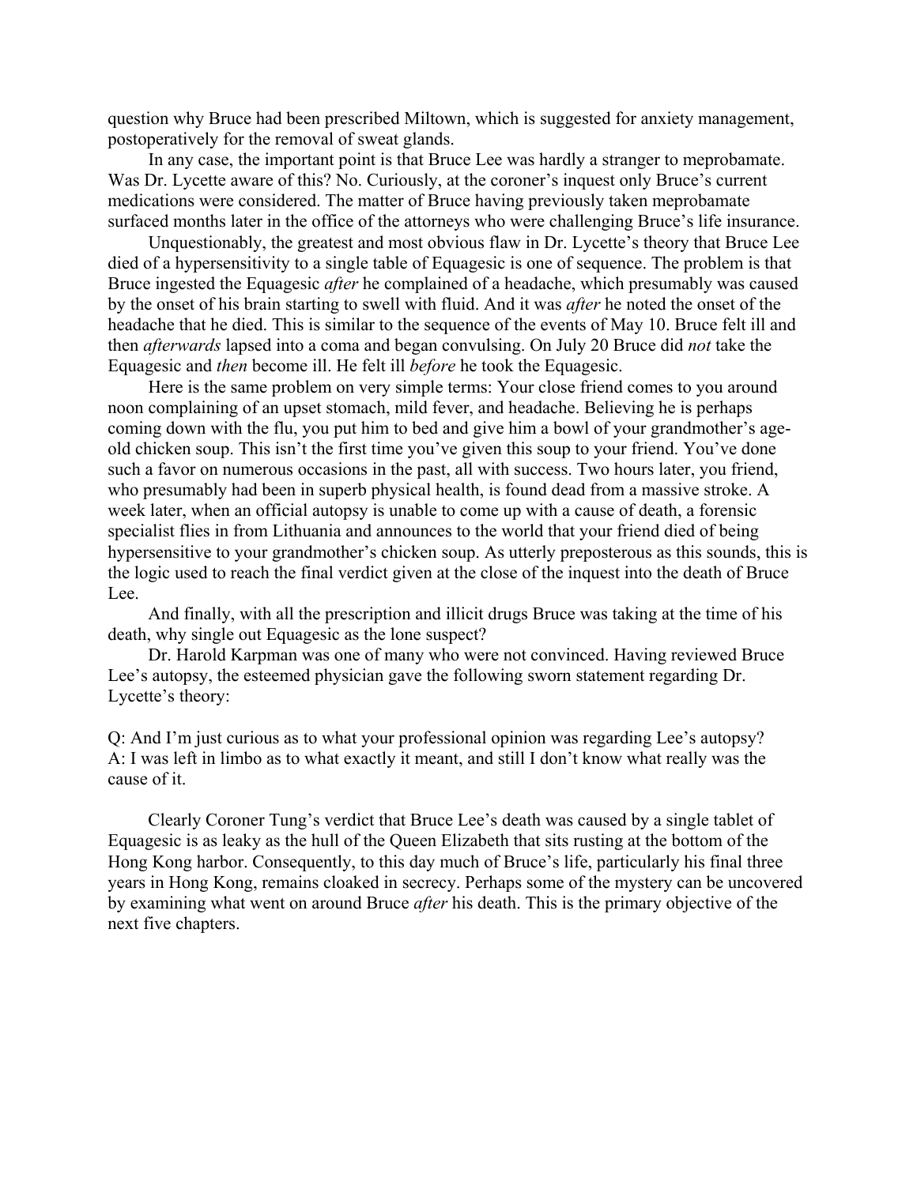question why Bruce had been prescribed Miltown, which is suggested for anxiety management, postoperatively for the removal of sweat glands.

In any case, the important point is that Bruce Lee was hardly a stranger to meprobamate. Was Dr. Lycette aware of this? No. Curiously, at the coroner's inquest only Bruce's current medications were considered. The matter of Bruce having previously taken meprobamate surfaced months later in the office of the attorneys who were challenging Bruce's life insurance.

Unquestionably, the greatest and most obvious flaw in Dr. Lycette's theory that Bruce Lee died of a hypersensitivity to a single table of Equagesic is one of sequence. The problem is that Bruce ingested the Equagesic *after* he complained of a headache, which presumably was caused by the onset of his brain starting to swell with fluid. And it was *after* he noted the onset of the headache that he died. This is similar to the sequence of the events of May 10. Bruce felt ill and then *afterwards* lapsed into a coma and began convulsing. On July 20 Bruce did *not* take the Equagesic and *then* become ill. He felt ill *before* he took the Equagesic.

Here is the same problem on very simple terms: Your close friend comes to you around noon complaining of an upset stomach, mild fever, and headache. Believing he is perhaps coming down with the flu, you put him to bed and give him a bowl of your grandmother's age-old chicken soup. This isn't the first time you've given this soup to your friend. You've done such a favor on numerous occasions in the past, all with success. Two hours later, you friend, who presumably had been in superb physical health, is found dead from a massive stroke. A week later, when an official autopsy is unable to come up with a cause of death, a forensic specialist flies in from Lithuania and announces to the world that your friend died of being hypersensitive to your grandmother's chicken soup. As utterly preposterous as this sounds, this is the logic used to reach the final verdict given at the close of the inquest into the death of Bruce Lee.

And finally, with all the prescription and illicit drugs Bruce was taking at the time of his death, why single out Equagesic as the lone suspect?

Dr. Harold Karpman was one of many who were not convinced. Having reviewed Bruce Lee's autopsy, the esteemed physician gave the following sworn statement regarding Dr. Lycette's theory:

Q: And I'm just curious as to what your professional opinion was regarding Lee's autopsy?
A: I was left in limbo as to what exactly it meant, and still I don't know what really was the cause of it.

Clearly Coroner Tung's verdict that Bruce Lee's death was caused by a single tablet of Equagesic is as leaky as the hull of the Queen Elizabeth that sits rusting at the bottom of the Hong Kong harbor. Consequently, to this day much of Bruce's life, particularly his final three years in Hong Kong, remains cloaked in secrecy. Perhaps some of the mystery can be uncovered by examining what went on around Bruce *after* his death. This is the primary objective of the next five chapters.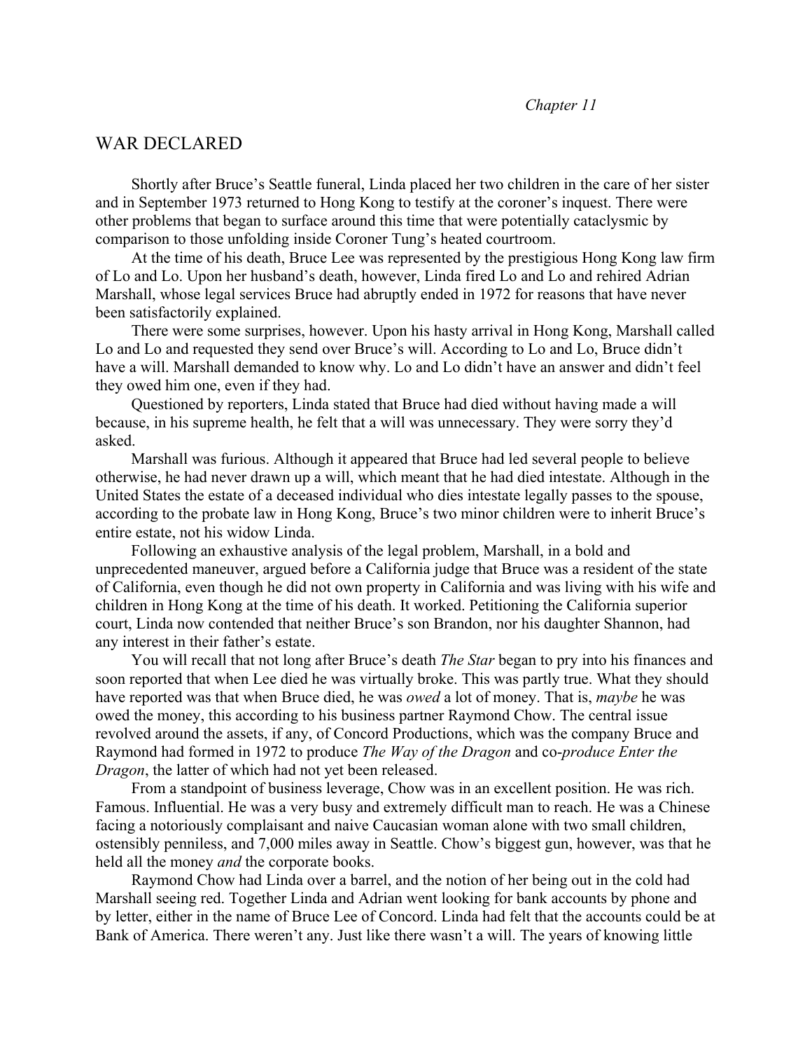*Chapter 11*

# WAR DECLARED

Shortly after Bruce's Seattle funeral, Linda placed her two children in the care of her sister and in September 1973 returned to Hong Kong to testify at the coroner's inquest. There were other problems that began to surface around this time that were potentially cataclysmic by comparison to those unfolding inside Coroner Tung's heated courtroom.

At the time of his death, Bruce Lee was represented by the prestigious Hong Kong law firm of Lo and Lo. Upon her husband's death, however, Linda fired Lo and Lo and rehired Adrian Marshall, whose legal services Bruce had abruptly ended in 1972 for reasons that have never been satisfactorily explained.

There were some surprises, however. Upon his hasty arrival in Hong Kong, Marshall called Lo and Lo and requested they send over Bruce's will. According to Lo and Lo, Bruce didn't have a will. Marshall demanded to know why. Lo and Lo didn't have an answer and didn't feel they owed him one, even if they had.

Questioned by reporters, Linda stated that Bruce had died without having made a will because, in his supreme health, he felt that a will was unnecessary. They were sorry they'd asked.

Marshall was furious. Although it appeared that Bruce had led several people to believe otherwise, he had never drawn up a will, which meant that he had died intestate. Although in the United States the estate of a deceased individual who dies intestate legally passes to the spouse, according to the probate law in Hong Kong, Bruce's two minor children were to inherit Bruce's entire estate, not his widow Linda.

Following an exhaustive analysis of the legal problem, Marshall, in a bold and unprecedented maneuver, argued before a California judge that Bruce was a resident of the state of California, even though he did not own property in California and was living with his wife and children in Hong Kong at the time of his death. It worked. Petitioning the California superior court, Linda now contended that neither Bruce's son Brandon, nor his daughter Shannon, had any interest in their father's estate.

You will recall that not long after Bruce's death *The Star* began to pry into his finances and soon reported that when Lee died he was virtually broke. This was partly true. What they should have reported was that when Bruce died, he was *owed* a lot of money. That is, *maybe* he was owed the money, this according to his business partner Raymond Chow. The central issue revolved around the assets, if any, of Concord Productions, which was the company Bruce and Raymond had formed in 1972 to produce *The Way of the Dragon* and co-*produce Enter the Dragon*, the latter of which had not yet been released.

From a standpoint of business leverage, Chow was in an excellent position. He was rich. Famous. Influential. He was a very busy and extremely difficult man to reach. He was a Chinese facing a notoriously complaisant and naive Caucasian woman alone with two small children, ostensibly penniless, and 7,000 miles away in Seattle. Chow's biggest gun, however, was that he held all the money *and* the corporate books.

Raymond Chow had Linda over a barrel, and the notion of her being out in the cold had Marshall seeing red. Together Linda and Adrian went looking for bank accounts by phone and by letter, either in the name of Bruce Lee of Concord. Linda had felt that the accounts could be at Bank of America. There weren't any. Just like there wasn't a will. The years of knowing little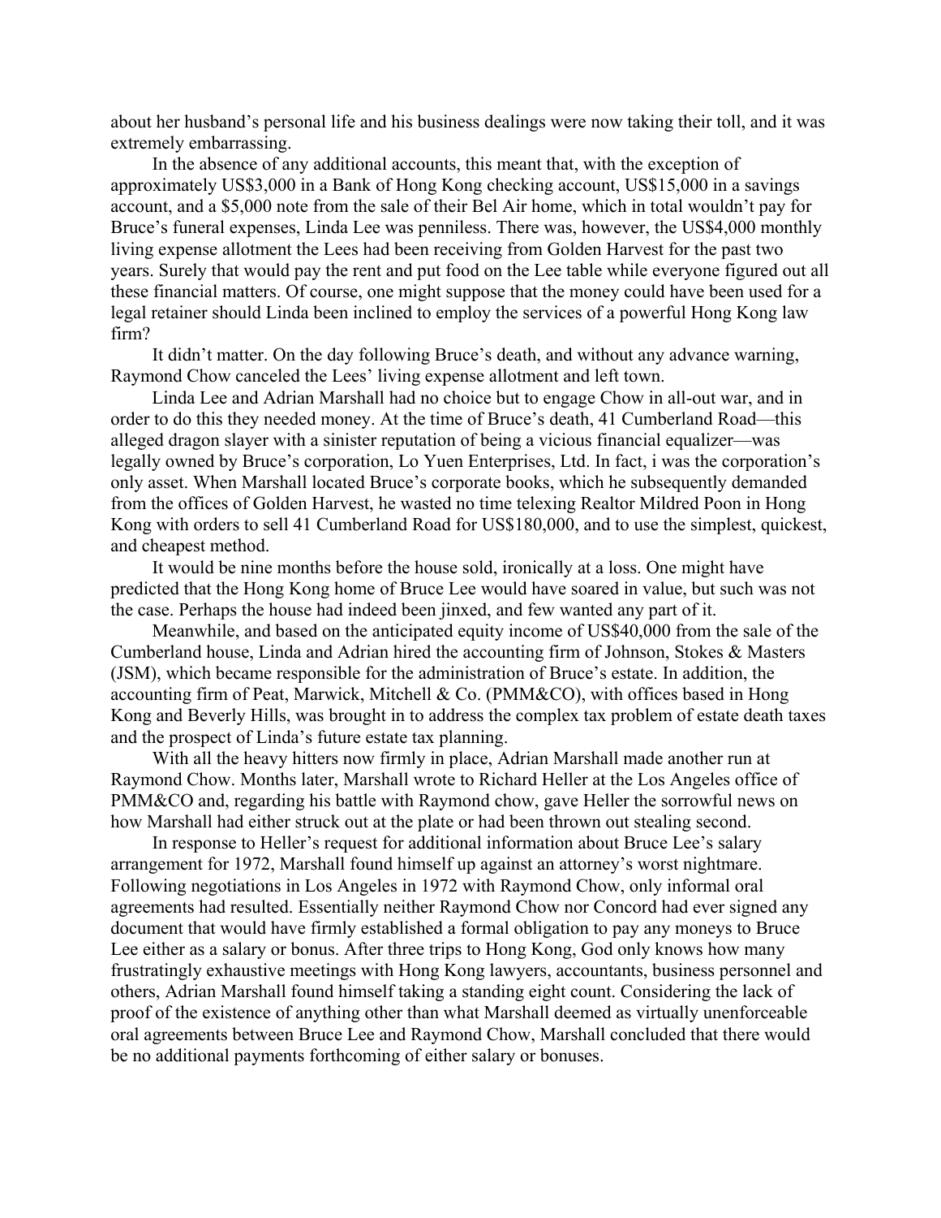about her husband's personal life and his business dealings were now taking their toll, and it was extremely embarrassing.

In the absence of any additional accounts, this meant that, with the exception of approximately US$3,000 in a Bank of Hong Kong checking account, US$15,000 in a savings account, and a $5,000 note from the sale of their Bel Air home, which in total wouldn't pay for Bruce's funeral expenses, Linda Lee was penniless. There was, however, the US$4,000 monthly living expense allotment the Lees had been receiving from Golden Harvest for the past two years. Surely that would pay the rent and put food on the Lee table while everyone figured out all these financial matters. Of course, one might suppose that the money could have been used for a legal retainer should Linda been inclined to employ the services of a powerful Hong Kong law firm?

It didn't matter. On the day following Bruce's death, and without any advance warning, Raymond Chow canceled the Lees' living expense allotment and left town.

Linda Lee and Adrian Marshall had no choice but to engage Chow in all-out war, and in order to do this they needed money. At the time of Bruce's death, 41 Cumberland Road—this alleged dragon slayer with a sinister reputation of being a vicious financial equalizer—was legally owned by Bruce's corporation, Lo Yuen Enterprises, Ltd. In fact, i was the corporation's only asset. When Marshall located Bruce's corporate books, which he subsequently demanded from the offices of Golden Harvest, he wasted no time telexing Realtor Mildred Poon in Hong Kong with orders to sell 41 Cumberland Road for US$180,000, and to use the simplest, quickest, and cheapest method.

It would be nine months before the house sold, ironically at a loss. One might have predicted that the Hong Kong home of Bruce Lee would have soared in value, but such was not the case. Perhaps the house had indeed been jinxed, and few wanted any part of it.

Meanwhile, and based on the anticipated equity income of US$40,000 from the sale of the Cumberland house, Linda and Adrian hired the accounting firm of Johnson, Stokes & Masters (JSM), which became responsible for the administration of Bruce's estate. In addition, the accounting firm of Peat, Marwick, Mitchell & Co. (PMM&CO), with offices based in Hong Kong and Beverly Hills, was brought in to address the complex tax problem of estate death taxes and the prospect of Linda's future estate tax planning.

With all the heavy hitters now firmly in place, Adrian Marshall made another run at Raymond Chow. Months later, Marshall wrote to Richard Heller at the Los Angeles office of PMM&CO and, regarding his battle with Raymond chow, gave Heller the sorrowful news on how Marshall had either struck out at the plate or had been thrown out stealing second.

In response to Heller's request for additional information about Bruce Lee's salary arrangement for 1972, Marshall found himself up against an attorney's worst nightmare. Following negotiations in Los Angeles in 1972 with Raymond Chow, only informal oral agreements had resulted. Essentially neither Raymond Chow nor Concord had ever signed any document that would have firmly established a formal obligation to pay any moneys to Bruce Lee either as a salary or bonus. After three trips to Hong Kong, God only knows how many frustratingly exhaustive meetings with Hong Kong lawyers, accountants, business personnel and others, Adrian Marshall found himself taking a standing eight count. Considering the lack of proof of the existence of anything other than what Marshall deemed as virtually unenforceable oral agreements between Bruce Lee and Raymond Chow, Marshall concluded that there would be no additional payments forthcoming of either salary or bonuses.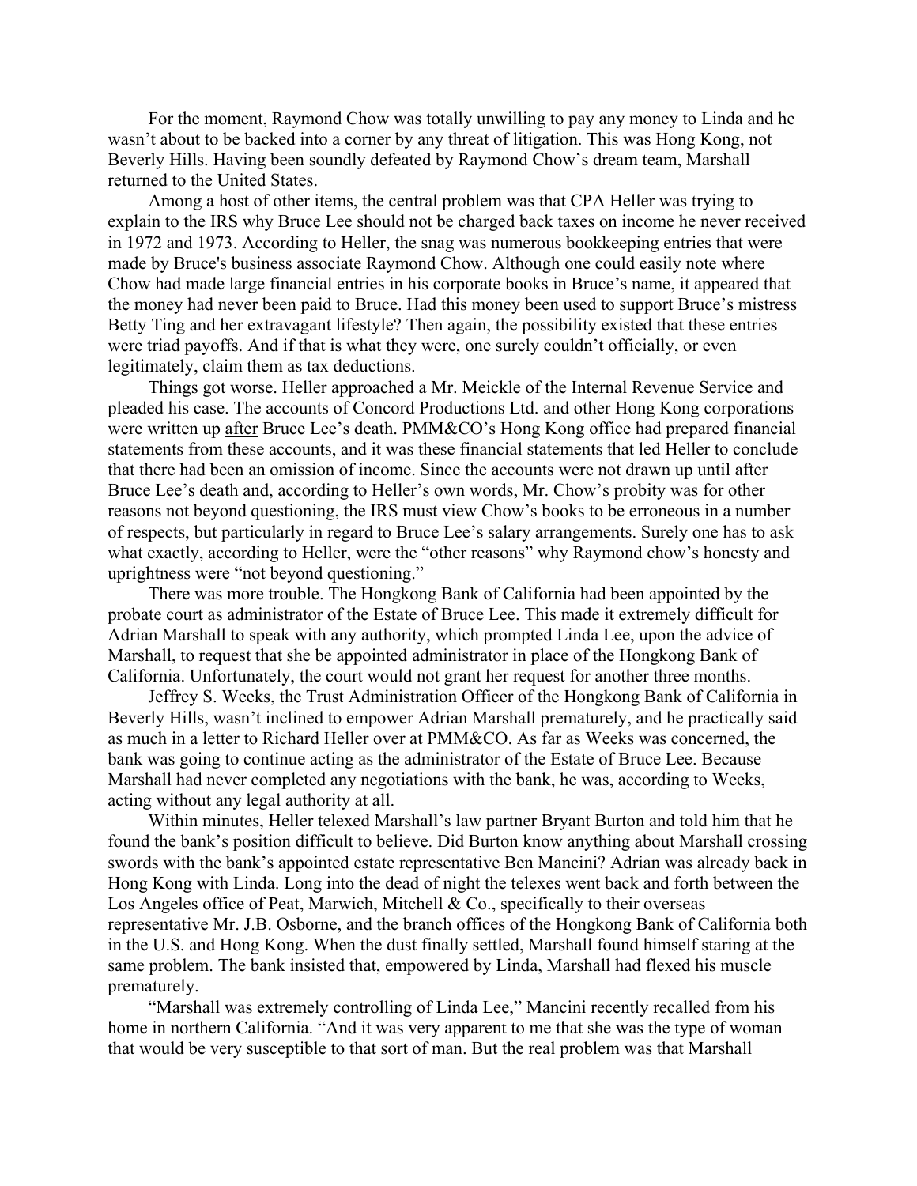For the moment, Raymond Chow was totally unwilling to pay any money to Linda and he wasn't about to be backed into a corner by any threat of litigation. This was Hong Kong, not Beverly Hills. Having been soundly defeated by Raymond Chow's dream team, Marshall returned to the United States.

Among a host of other items, the central problem was that CPA Heller was trying to explain to the IRS why Bruce Lee should not be charged back taxes on income he never received in 1972 and 1973. According to Heller, the snag was numerous bookkeeping entries that were made by Bruce's business associate Raymond Chow. Although one could easily note where Chow had made large financial entries in his corporate books in Bruce's name, it appeared that the money had never been paid to Bruce. Had this money been used to support Bruce's mistress Betty Ting and her extravagant lifestyle? Then again, the possibility existed that these entries were triad payoffs. And if that is what they were, one surely couldn't officially, or even legitimately, claim them as tax deductions.

Things got worse. Heller approached a Mr. Meickle of the Internal Revenue Service and pleaded his case. The accounts of Concord Productions Ltd. and other Hong Kong corporations were written up <u>after</u> Bruce Lee's death. PMM&CO's Hong Kong office had prepared financial statements from these accounts, and it was these financial statements that led Heller to conclude that there had been an omission of income. Since the accounts were not drawn up until after Bruce Lee's death and, according to Heller's own words, Mr. Chow's probity was for other reasons not beyond questioning, the IRS must view Chow's books to be erroneous in a number of respects, but particularly in regard to Bruce Lee's salary arrangements. Surely one has to ask what exactly, according to Heller, were the "other reasons" why Raymond chow's honesty and uprightness were "not beyond questioning."

There was more trouble. The Hongkong Bank of California had been appointed by the probate court as administrator of the Estate of Bruce Lee. This made it extremely difficult for Adrian Marshall to speak with any authority, which prompted Linda Lee, upon the advice of Marshall, to request that she be appointed administrator in place of the Hongkong Bank of California. Unfortunately, the court would not grant her request for another three months.

Jeffrey S. Weeks, the Trust Administration Officer of the Hongkong Bank of California in Beverly Hills, wasn't inclined to empower Adrian Marshall prematurely, and he practically said as much in a letter to Richard Heller over at PMM&CO. As far as Weeks was concerned, the bank was going to continue acting as the administrator of the Estate of Bruce Lee. Because Marshall had never completed any negotiations with the bank, he was, according to Weeks, acting without any legal authority at all.

Within minutes, Heller telexed Marshall's law partner Bryant Burton and told him that he found the bank's position difficult to believe. Did Burton know anything about Marshall crossing swords with the bank's appointed estate representative Ben Mancini? Adrian was already back in Hong Kong with Linda. Long into the dead of night the telexes went back and forth between the Los Angeles office of Peat, Marwich, Mitchell & Co., specifically to their overseas representative Mr. J.B. Osborne, and the branch offices of the Hongkong Bank of California both in the U.S. and Hong Kong. When the dust finally settled, Marshall found himself staring at the same problem. The bank insisted that, empowered by Linda, Marshall had flexed his muscle prematurely.

"Marshall was extremely controlling of Linda Lee," Mancini recently recalled from his home in northern California. "And it was very apparent to me that she was the type of woman that would be very susceptible to that sort of man. But the real problem was that Marshall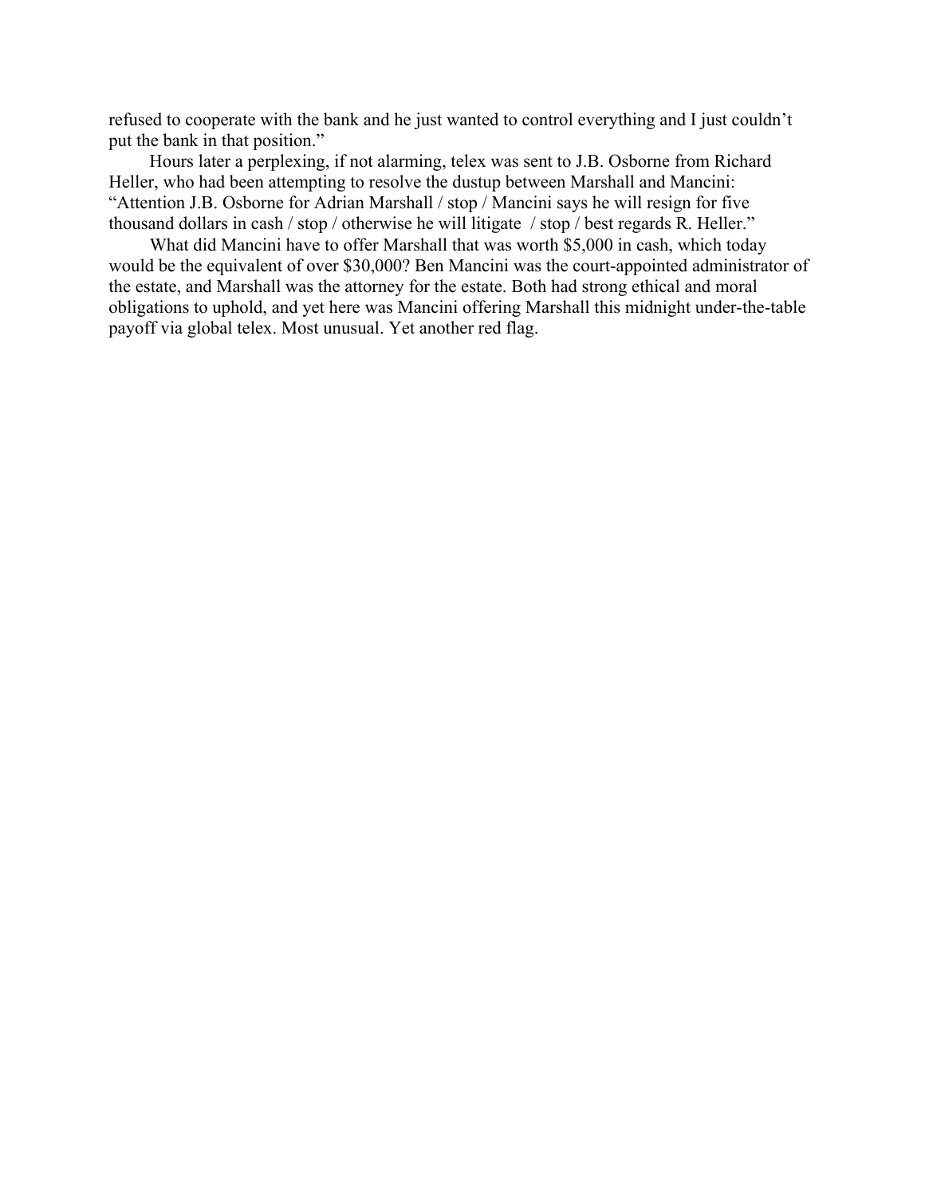refused to cooperate with the bank and he just wanted to control everything and I just couldn't put the bank in that position."

Hours later a perplexing, if not alarming, telex was sent to J.B. Osborne from Richard Heller, who had been attempting to resolve the dustup between Marshall and Mancini: "Attention J.B. Osborne for Adrian Marshall / stop / Mancini says he will resign for five thousand dollars in cash / stop / otherwise he will litigate / stop / best regards R. Heller."

What did Mancini have to offer Marshall that was worth $5,000 in cash, which today would be the equivalent of over $30,000? Ben Mancini was the court-appointed administrator of the estate, and Marshall was the attorney for the estate. Both had strong ethical and moral obligations to uphold, and yet here was Mancini offering Marshall this midnight under-the-table payoff via global telex. Most unusual. Yet another red flag.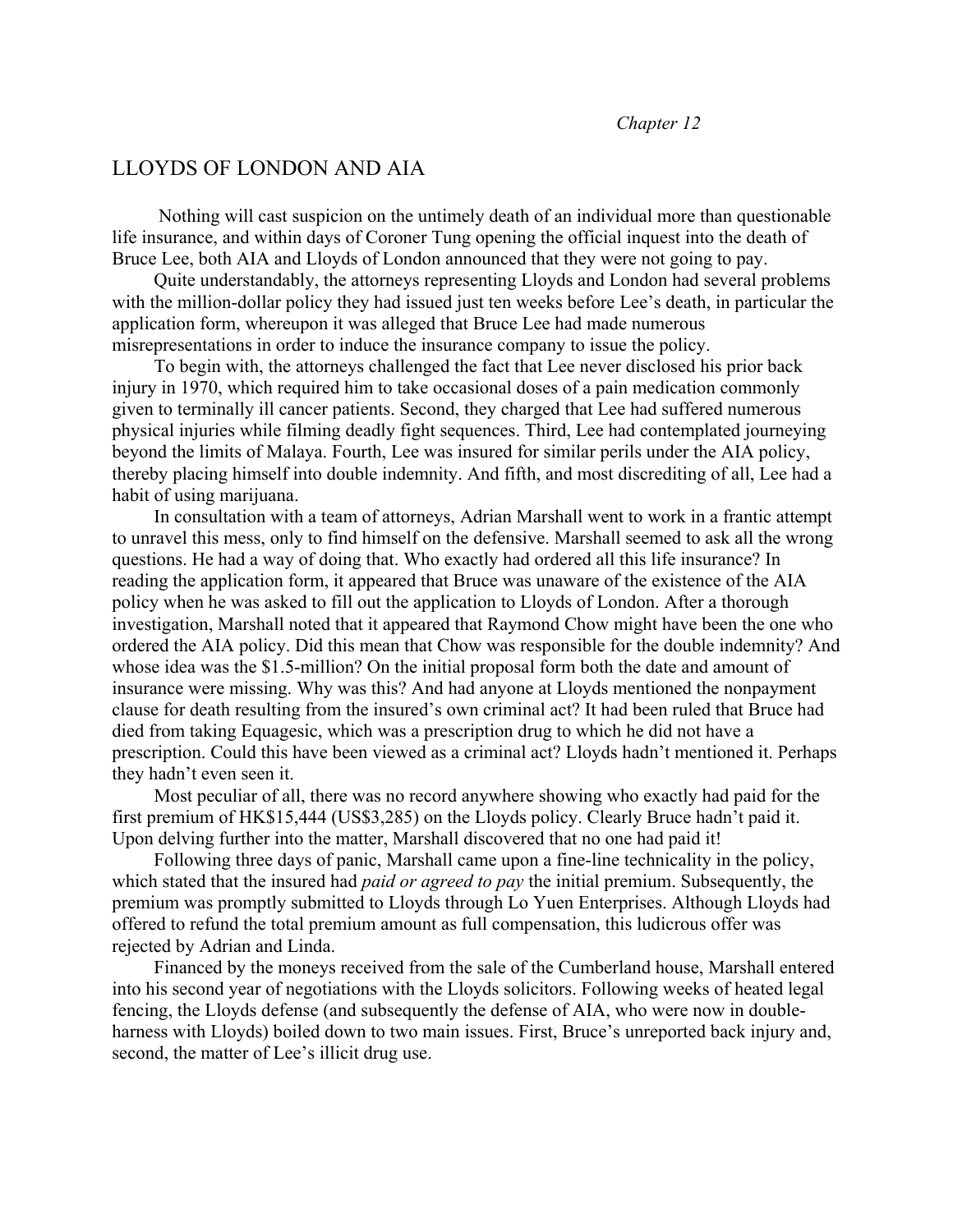*Chapter 12*

## LLOYDS OF LONDON AND AIA

Nothing will cast suspicion on the untimely death of an individual more than questionable life insurance, and within days of Coroner Tung opening the official inquest into the death of Bruce Lee, both AIA and Lloyds of London announced that they were not going to pay.

Quite understandably, the attorneys representing Lloyds and London had several problems with the million-dollar policy they had issued just ten weeks before Lee's death, in particular the application form, whereupon it was alleged that Bruce Lee had made numerous misrepresentations in order to induce the insurance company to issue the policy.

To begin with, the attorneys challenged the fact that Lee never disclosed his prior back injury in 1970, which required him to take occasional doses of a pain medication commonly given to terminally ill cancer patients. Second, they charged that Lee had suffered numerous physical injuries while filming deadly fight sequences. Third, Lee had contemplated journeying beyond the limits of Malaya. Fourth, Lee was insured for similar perils under the AIA policy, thereby placing himself into double indemnity. And fifth, and most discrediting of all, Lee had a habit of using marijuana.

In consultation with a team of attorneys, Adrian Marshall went to work in a frantic attempt to unravel this mess, only to find himself on the defensive. Marshall seemed to ask all the wrong questions. He had a way of doing that. Who exactly had ordered all this life insurance? In reading the application form, it appeared that Bruce was unaware of the existence of the AIA policy when he was asked to fill out the application to Lloyds of London. After a thorough investigation, Marshall noted that it appeared that Raymond Chow might have been the one who ordered the AIA policy. Did this mean that Chow was responsible for the double indemnity? And whose idea was the $1.5-million? On the initial proposal form both the date and amount of insurance were missing. Why was this? And had anyone at Lloyds mentioned the nonpayment clause for death resulting from the insured's own criminal act? It had been ruled that Bruce had died from taking Equagesic, which was a prescription drug to which he did not have a prescription. Could this have been viewed as a criminal act? Lloyds hadn't mentioned it. Perhaps they hadn't even seen it.

Most peculiar of all, there was no record anywhere showing who exactly had paid for the first premium of HK$15,444 (US$3,285) on the Lloyds policy. Clearly Bruce hadn't paid it. Upon delving further into the matter, Marshall discovered that no one had paid it!

Following three days of panic, Marshall came upon a fine-line technicality in the policy, which stated that the insured had *paid or agreed to pay* the initial premium. Subsequently, the premium was promptly submitted to Lloyds through Lo Yuen Enterprises. Although Lloyds had offered to refund the total premium amount as full compensation, this ludicrous offer was rejected by Adrian and Linda.

Financed by the moneys received from the sale of the Cumberland house, Marshall entered into his second year of negotiations with the Lloyds solicitors. Following weeks of heated legal fencing, the Lloyds defense (and subsequently the defense of AIA, who were now in double-harness with Lloyds) boiled down to two main issues. First, Bruce's unreported back injury and, second, the matter of Lee's illicit drug use.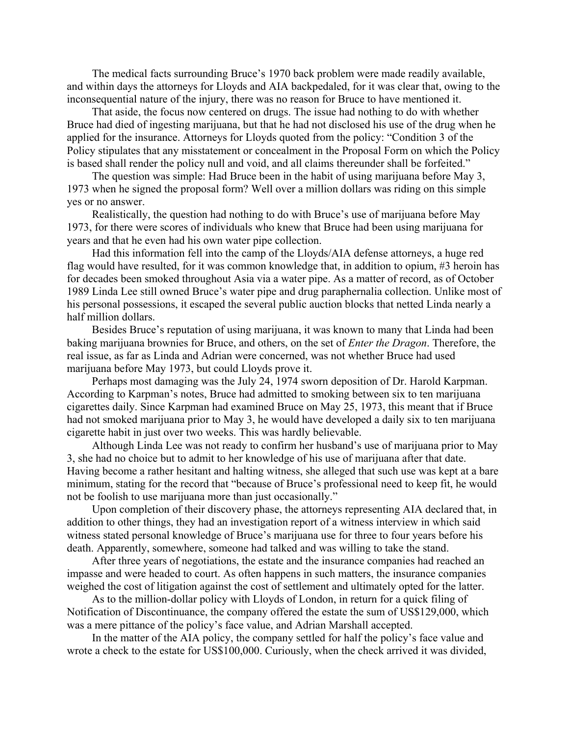The medical facts surrounding Bruce's 1970 back problem were made readily available, and within days the attorneys for Lloyds and AIA backpedaled, for it was clear that, owing to the inconsequential nature of the injury, there was no reason for Bruce to have mentioned it.

That aside, the focus now centered on drugs. The issue had nothing to do with whether Bruce had died of ingesting marijuana, but that he had not disclosed his use of the drug when he applied for the insurance. Attorneys for Lloyds quoted from the policy: "Condition 3 of the Policy stipulates that any misstatement or concealment in the Proposal Form on which the Policy is based shall render the policy null and void, and all claims thereunder shall be forfeited."

The question was simple: Had Bruce been in the habit of using marijuana before May 3, 1973 when he signed the proposal form? Well over a million dollars was riding on this simple yes or no answer.

Realistically, the question had nothing to do with Bruce's use of marijuana before May 1973, for there were scores of individuals who knew that Bruce had been using marijuana for years and that he even had his own water pipe collection.

Had this information fell into the camp of the Lloyds/AIA defense attorneys, a huge red flag would have resulted, for it was common knowledge that, in addition to opium, #3 heroin has for decades been smoked throughout Asia via a water pipe. As a matter of record, as of October 1989 Linda Lee still owned Bruce's water pipe and drug paraphernalia collection. Unlike most of his personal possessions, it escaped the several public auction blocks that netted Linda nearly a half million dollars.

Besides Bruce's reputation of using marijuana, it was known to many that Linda had been baking marijuana brownies for Bruce, and others, on the set of *Enter the Dragon*. Therefore, the real issue, as far as Linda and Adrian were concerned, was not whether Bruce had used marijuana before May 1973, but could Lloyds prove it.

Perhaps most damaging was the July 24, 1974 sworn deposition of Dr. Harold Karpman. According to Karpman's notes, Bruce had admitted to smoking between six to ten marijuana cigarettes daily. Since Karpman had examined Bruce on May 25, 1973, this meant that if Bruce had not smoked marijuana prior to May 3, he would have developed a daily six to ten marijuana cigarette habit in just over two weeks. This was hardly believable.

Although Linda Lee was not ready to confirm her husband's use of marijuana prior to May 3, she had no choice but to admit to her knowledge of his use of marijuana after that date. Having become a rather hesitant and halting witness, she alleged that such use was kept at a bare minimum, stating for the record that "because of Bruce's professional need to keep fit, he would not be foolish to use marijuana more than just occasionally."

Upon completion of their discovery phase, the attorneys representing AIA declared that, in addition to other things, they had an investigation report of a witness interview in which said witness stated personal knowledge of Bruce's marijuana use for three to four years before his death. Apparently, somewhere, someone had talked and was willing to take the stand.

After three years of negotiations, the estate and the insurance companies had reached an impasse and were headed to court. As often happens in such matters, the insurance companies weighed the cost of litigation against the cost of settlement and ultimately opted for the latter.

As to the million-dollar policy with Lloyds of London, in return for a quick filing of Notification of Discontinuance, the company offered the estate the sum of US$129,000, which was a mere pittance of the policy's face value, and Adrian Marshall accepted.

In the matter of the AIA policy, the company settled for half the policy's face value and wrote a check to the estate for US$100,000. Curiously, when the check arrived it was divided,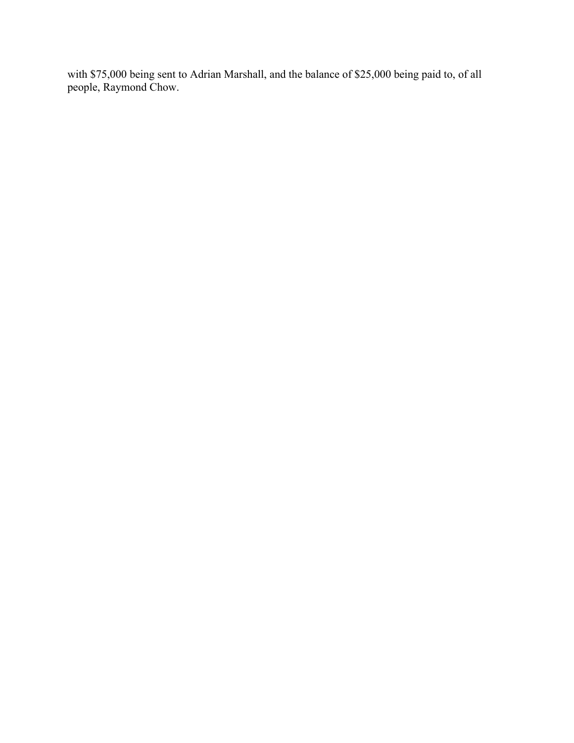with $75,000 being sent to Adrian Marshall, and the balance of $25,000 being paid to, of all people, Raymond Chow.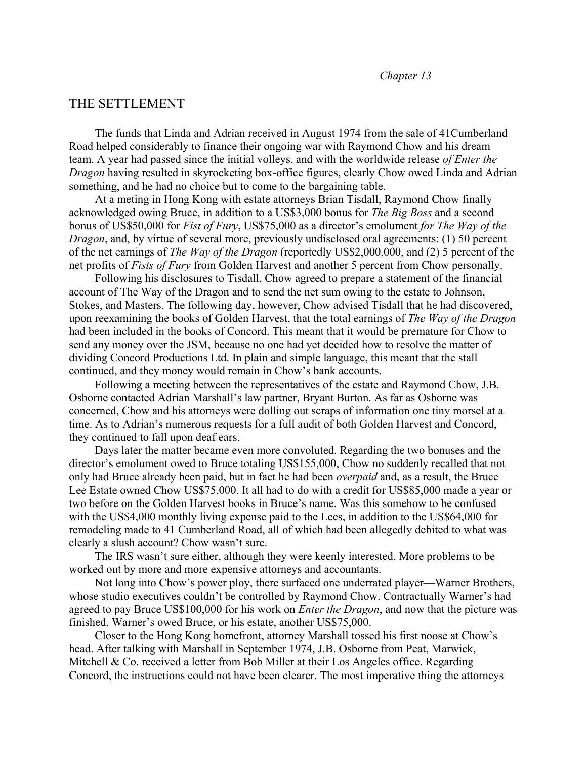*Chapter 13*

# THE SETTLEMENT

The funds that Linda and Adrian received in August 1974 from the sale of 41Cumberland Road helped considerably to finance their ongoing war with Raymond Chow and his dream team. A year had passed since the initial volleys, and with the worldwide release *of Enter the Dragon* having resulted in skyrocketing box-office figures, clearly Chow owed Linda and Adrian something, and he had no choice but to come to the bargaining table.

At a meting in Hong Kong with estate attorneys Brian Tisdall, Raymond Chow finally acknowledged owing Bruce, in addition to a US$3,000 bonus for *The Big Boss* and a second bonus of US$50,000 for *Fist of Fury*, US$75,000 as a director's emolument *for The Way of the Dragon*, and, by virtue of several more, previously undisclosed oral agreements: (1) 50 percent of the net earnings of *The Way of the Dragon* (reportedly US$2,000,000, and (2) 5 percent of the net profits of *Fists of Fury* from Golden Harvest and another 5 percent from Chow personally.

Following his disclosures to Tisdall, Chow agreed to prepare a statement of the financial account of The Way of the Dragon and to send the net sum owing to the estate to Johnson, Stokes, and Masters. The following day, however, Chow advised Tisdall that he had discovered, upon reexamining the books of Golden Harvest, that the total earnings of *The Way of the Dragon* had been included in the books of Concord. This meant that it would be premature for Chow to send any money over the JSM, because no one had yet decided how to resolve the matter of dividing Concord Productions Ltd. In plain and simple language, this meant that the stall continued, and they money would remain in Chow's bank accounts.

Following a meeting between the representatives of the estate and Raymond Chow, J.B. Osborne contacted Adrian Marshall's law partner, Bryant Burton. As far as Osborne was concerned, Chow and his attorneys were dolling out scraps of information one tiny morsel at a time. As to Adrian's numerous requests for a full audit of both Golden Harvest and Concord, they continued to fall upon deaf ears.

Days later the matter became even more convoluted. Regarding the two bonuses and the director's emolument owed to Bruce totaling US$155,000, Chow no suddenly recalled that not only had Bruce already been paid, but in fact he had been *overpaid* and, as a result, the Bruce Lee Estate owned Chow US$75,000. It all had to do with a credit for US$85,000 made a year or two before on the Golden Harvest books in Bruce's name. Was this somehow to be confused with the US$4,000 monthly living expense paid to the Lees, in addition to the US$64,000 for remodeling made to 41 Cumberland Road, all of which had been allegedly debited to what was clearly a slush account? Chow wasn't sure.

The IRS wasn't sure either, although they were keenly interested. More problems to be worked out by more and more expensive attorneys and accountants.

Not long into Chow's power ploy, there surfaced one underrated player—Warner Brothers, whose studio executives couldn't be controlled by Raymond Chow. Contractually Warner's had agreed to pay Bruce US$100,000 for his work on *Enter the Dragon*, and now that the picture was finished, Warner's owed Bruce, or his estate, another US$75,000.

Closer to the Hong Kong homefront, attorney Marshall tossed his first noose at Chow's head. After talking with Marshall in September 1974, J.B. Osborne from Peat, Marwick, Mitchell & Co. received a letter from Bob Miller at their Los Angeles office. Regarding Concord, the instructions could not have been clearer. The most imperative thing the attorneys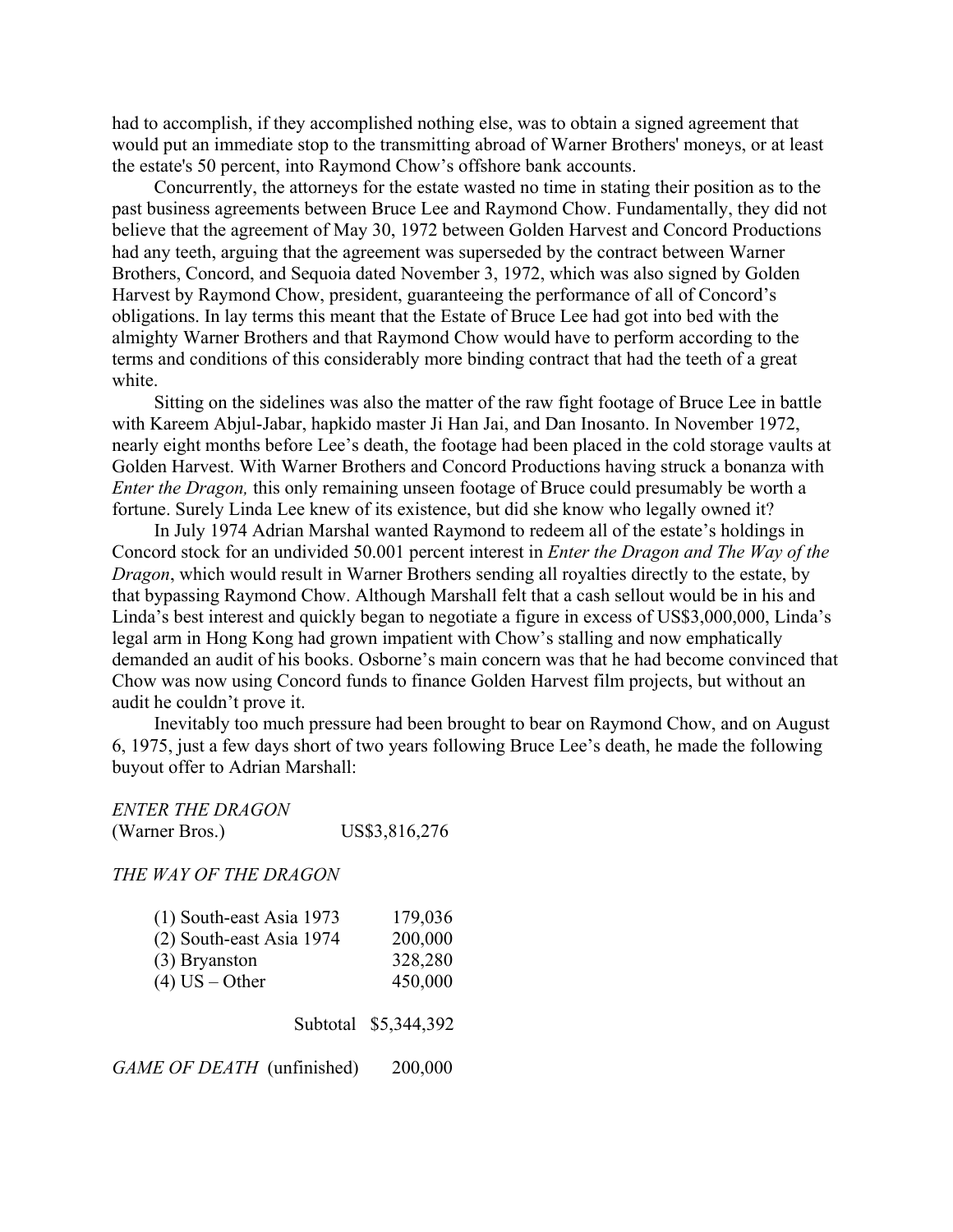had to accomplish, if they accomplished nothing else, was to obtain a signed agreement that would put an immediate stop to the transmitting abroad of Warner Brothers' moneys, or at least the estate's 50 percent, into Raymond Chow's offshore bank accounts.

Concurrently, the attorneys for the estate wasted no time in stating their position as to the past business agreements between Bruce Lee and Raymond Chow. Fundamentally, they did not believe that the agreement of May 30, 1972 between Golden Harvest and Concord Productions had any teeth, arguing that the agreement was superseded by the contract between Warner Brothers, Concord, and Sequoia dated November 3, 1972, which was also signed by Golden Harvest by Raymond Chow, president, guaranteeing the performance of all of Concord's obligations. In lay terms this meant that the Estate of Bruce Lee had got into bed with the almighty Warner Brothers and that Raymond Chow would have to perform according to the terms and conditions of this considerably more binding contract that had the teeth of a great white.

Sitting on the sidelines was also the matter of the raw fight footage of Bruce Lee in battle with Kareem Abjul-Jabar, hapkido master Ji Han Jai, and Dan Inosanto. In November 1972, nearly eight months before Lee's death, the footage had been placed in the cold storage vaults at Golden Harvest. With Warner Brothers and Concord Productions having struck a bonanza with *Enter the Dragon,* this only remaining unseen footage of Bruce could presumably be worth a fortune. Surely Linda Lee knew of its existence, but did she know who legally owned it?

In July 1974 Adrian Marshal wanted Raymond to redeem all of the estate's holdings in Concord stock for an undivided 50.001 percent interest in *Enter the Dragon and The Way of the Dragon*, which would result in Warner Brothers sending all royalties directly to the estate, by that bypassing Raymond Chow. Although Marshall felt that a cash sellout would be in his and Linda's best interest and quickly began to negotiate a figure in excess of US$3,000,000, Linda's legal arm in Hong Kong had grown impatient with Chow's stalling and now emphatically demanded an audit of his books. Osborne's main concern was that he had become convinced that Chow was now using Concord funds to finance Golden Harvest film projects, but without an audit he couldn't prove it.

Inevitably too much pressure had been brought to bear on Raymond Chow, and on August 6, 1975, just a few days short of two years following Bruce Lee's death, he made the following buyout offer to Adrian Marshall:

| | |
|---|---|
| *ENTER THE DRAGON* (Warner Bros.) | US$3,816,276 |
| *THE WAY OF THE DRAGON* | |
| (1) South-east Asia 1973 | 179,036 |
| (2) South-east Asia 1974 | 200,000 |
| (3) Bryanston | 328,280 |
| (4) US – Other | 450,000 |
| Subtotal | $5,344,392 |
| *GAME OF DEATH* (unfinished) | 200,000 |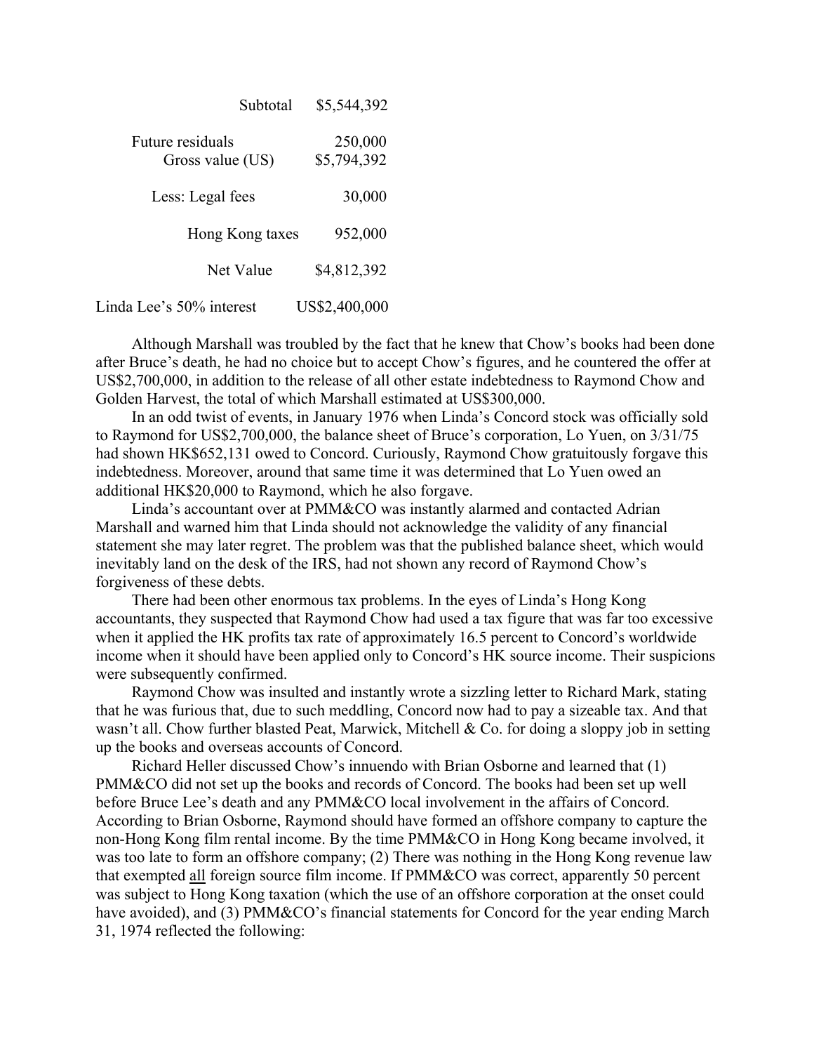| | |
|---|---|
| Subtotal | \$5,544,392 |
| Future residuals | 250,000 |
| Gross value (US) | \$5,794,392 |
| Less: Legal fees | 30,000 |
| Hong Kong taxes | 952,000 |
| Net Value | \$4,812,392 |
| Linda Lee's 50% interest | US\$2,400,000 |

Although Marshall was troubled by the fact that he knew that Chow's books had been done after Bruce's death, he had no choice but to accept Chow's figures, and he countered the offer at US\$2,700,000, in addition to the release of all other estate indebtedness to Raymond Chow and Golden Harvest, the total of which Marshall estimated at US\$300,000.

In an odd twist of events, in January 1976 when Linda's Concord stock was officially sold to Raymond for US\$2,700,000, the balance sheet of Bruce's corporation, Lo Yuen, on 3/31/75 had shown HK\$652,131 owed to Concord. Curiously, Raymond Chow gratuitously forgave this indebtedness. Moreover, around that same time it was determined that Lo Yuen owed an additional HK\$20,000 to Raymond, which he also forgave.

Linda's accountant over at PMM&CO was instantly alarmed and contacted Adrian Marshall and warned him that Linda should not acknowledge the validity of any financial statement she may later regret. The problem was that the published balance sheet, which would inevitably land on the desk of the IRS, had not shown any record of Raymond Chow's forgiveness of these debts.

There had been other enormous tax problems. In the eyes of Linda's Hong Kong accountants, they suspected that Raymond Chow had used a tax figure that was far too excessive when it applied the HK profits tax rate of approximately 16.5 percent to Concord's worldwide income when it should have been applied only to Concord's HK source income. Their suspicions were subsequently confirmed.

Raymond Chow was insulted and instantly wrote a sizzling letter to Richard Mark, stating that he was furious that, due to such meddling, Concord now had to pay a sizeable tax. And that wasn't all. Chow further blasted Peat, Marwick, Mitchell & Co. for doing a sloppy job in setting up the books and overseas accounts of Concord.

Richard Heller discussed Chow's innuendo with Brian Osborne and learned that (1) PMM&CO did not set up the books and records of Concord. The books had been set up well before Bruce Lee's death and any PMM&CO local involvement in the affairs of Concord. According to Brian Osborne, Raymond should have formed an offshore company to capture the non-Hong Kong film rental income. By the time PMM&CO in Hong Kong became involved, it was too late to form an offshore company; (2) There was nothing in the Hong Kong revenue law that exempted <u>all</u> foreign source film income. If PMM&CO was correct, apparently 50 percent was subject to Hong Kong taxation (which the use of an offshore corporation at the onset could have avoided), and (3) PMM&CO's financial statements for Concord for the year ending March 31, 1974 reflected the following: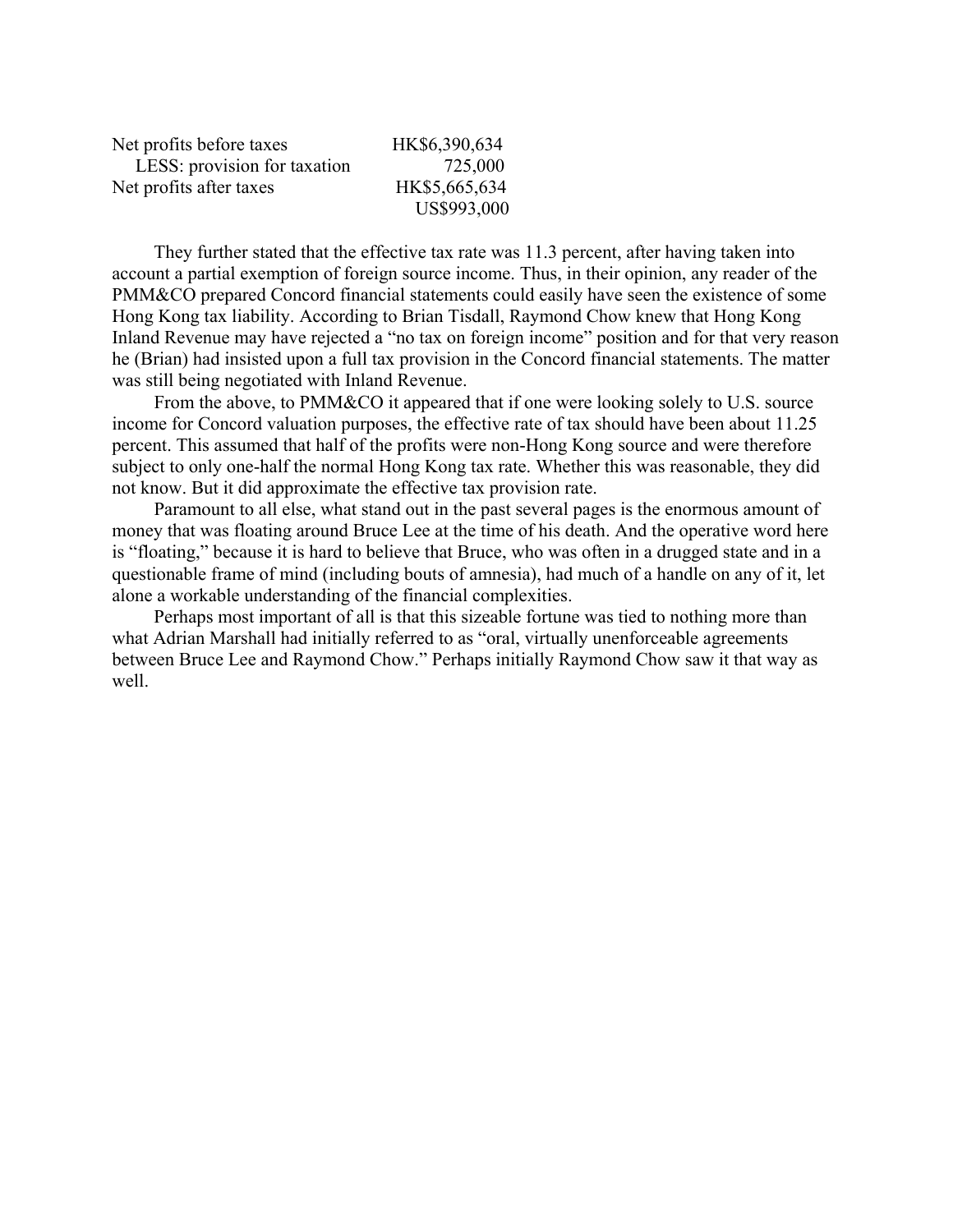| | |
|---|---|
| Net profits before taxes | HK$6,390,634 |
| LESS: provision for taxation | 725,000 |
| Net profits after taxes | HK$5,665,634 |
| | US$993,000 |

They further stated that the effective tax rate was 11.3 percent, after having taken into account a partial exemption of foreign source income. Thus, in their opinion, any reader of the PMM&CO prepared Concord financial statements could easily have seen the existence of some Hong Kong tax liability. According to Brian Tisdall, Raymond Chow knew that Hong Kong Inland Revenue may have rejected a "no tax on foreign income" position and for that very reason he (Brian) had insisted upon a full tax provision in the Concord financial statements. The matter was still being negotiated with Inland Revenue.

From the above, to PMM&CO it appeared that if one were looking solely to U.S. source income for Concord valuation purposes, the effective rate of tax should have been about 11.25 percent. This assumed that half of the profits were non-Hong Kong source and were therefore subject to only one-half the normal Hong Kong tax rate. Whether this was reasonable, they did not know. But it did approximate the effective tax provision rate.

Paramount to all else, what stand out in the past several pages is the enormous amount of money that was floating around Bruce Lee at the time of his death. And the operative word here is "floating," because it is hard to believe that Bruce, who was often in a drugged state and in a questionable frame of mind (including bouts of amnesia), had much of a handle on any of it, let alone a workable understanding of the financial complexities.

Perhaps most important of all is that this sizeable fortune was tied to nothing more than what Adrian Marshall had initially referred to as "oral, virtually unenforceable agreements between Bruce Lee and Raymond Chow." Perhaps initially Raymond Chow saw it that way as well.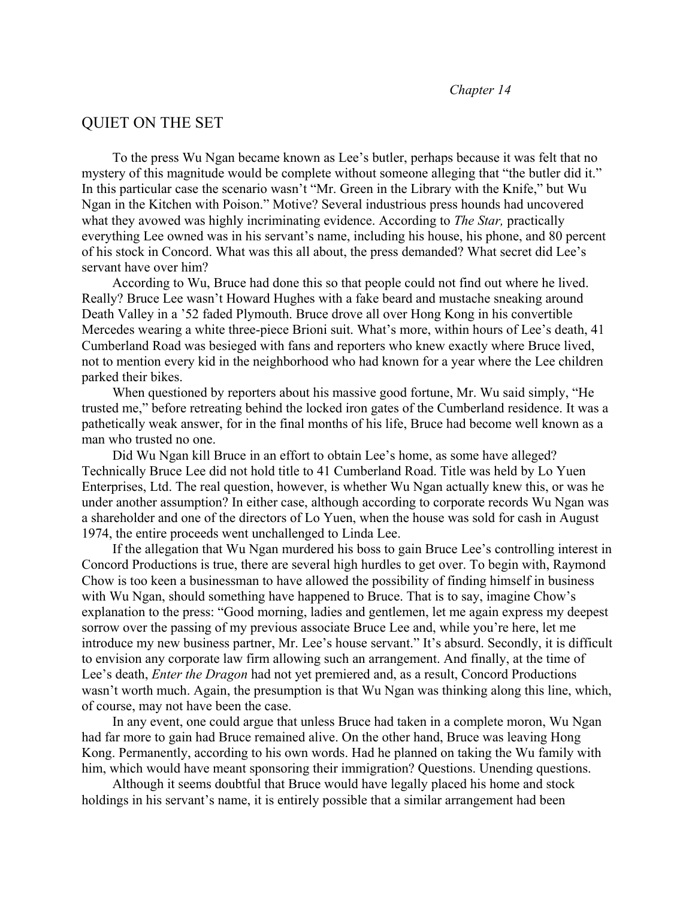*Chapter 14*

# QUIET ON THE SET

To the press Wu Ngan became known as Lee's butler, perhaps because it was felt that no mystery of this magnitude would be complete without someone alleging that "the butler did it." In this particular case the scenario wasn't "Mr. Green in the Library with the Knife," but Wu Ngan in the Kitchen with Poison." Motive? Several industrious press hounds had uncovered what they avowed was highly incriminating evidence. According to *The Star,* practically everything Lee owned was in his servant's name, including his house, his phone, and 80 percent of his stock in Concord. What was this all about, the press demanded? What secret did Lee's servant have over him?

According to Wu, Bruce had done this so that people could not find out where he lived. Really? Bruce Lee wasn't Howard Hughes with a fake beard and mustache sneaking around Death Valley in a '52 faded Plymouth. Bruce drove all over Hong Kong in his convertible Mercedes wearing a white three-piece Brioni suit. What's more, within hours of Lee's death, 41 Cumberland Road was besieged with fans and reporters who knew exactly where Bruce lived, not to mention every kid in the neighborhood who had known for a year where the Lee children parked their bikes.

When questioned by reporters about his massive good fortune, Mr. Wu said simply, "He trusted me," before retreating behind the locked iron gates of the Cumberland residence. It was a pathetically weak answer, for in the final months of his life, Bruce had become well known as a man who trusted no one.

Did Wu Ngan kill Bruce in an effort to obtain Lee's home, as some have alleged? Technically Bruce Lee did not hold title to 41 Cumberland Road. Title was held by Lo Yuen Enterprises, Ltd. The real question, however, is whether Wu Ngan actually knew this, or was he under another assumption? In either case, although according to corporate records Wu Ngan was a shareholder and one of the directors of Lo Yuen, when the house was sold for cash in August 1974, the entire proceeds went unchallenged to Linda Lee.

If the allegation that Wu Ngan murdered his boss to gain Bruce Lee's controlling interest in Concord Productions is true, there are several high hurdles to get over. To begin with, Raymond Chow is too keen a businessman to have allowed the possibility of finding himself in business with Wu Ngan, should something have happened to Bruce. That is to say, imagine Chow's explanation to the press: "Good morning, ladies and gentlemen, let me again express my deepest sorrow over the passing of my previous associate Bruce Lee and, while you're here, let me introduce my new business partner, Mr. Lee's house servant." It's absurd. Secondly, it is difficult to envision any corporate law firm allowing such an arrangement. And finally, at the time of Lee's death, *Enter the Dragon* had not yet premiered and, as a result, Concord Productions wasn't worth much. Again, the presumption is that Wu Ngan was thinking along this line, which, of course, may not have been the case.

In any event, one could argue that unless Bruce had taken in a complete moron, Wu Ngan had far more to gain had Bruce remained alive. On the other hand, Bruce was leaving Hong Kong. Permanently, according to his own words. Had he planned on taking the Wu family with him, which would have meant sponsoring their immigration? Questions. Unending questions.

Although it seems doubtful that Bruce would have legally placed his home and stock holdings in his servant's name, it is entirely possible that a similar arrangement had been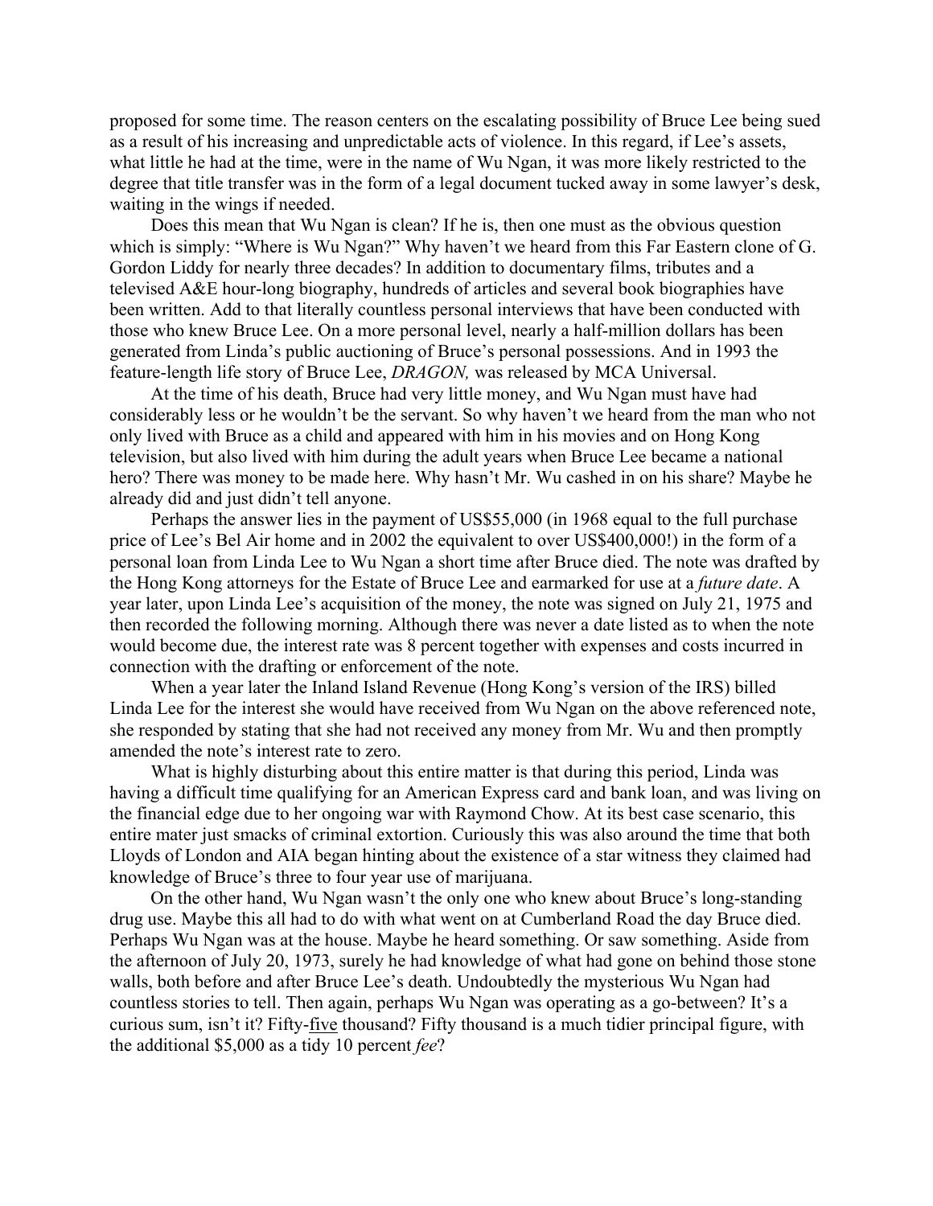proposed for some time. The reason centers on the escalating possibility of Bruce Lee being sued as a result of his increasing and unpredictable acts of violence. In this regard, if Lee's assets, what little he had at the time, were in the name of Wu Ngan, it was more likely restricted to the degree that title transfer was in the form of a legal document tucked away in some lawyer's desk, waiting in the wings if needed.

Does this mean that Wu Ngan is clean? If he is, then one must as the obvious question which is simply: "Where is Wu Ngan?" Why haven't we heard from this Far Eastern clone of G. Gordon Liddy for nearly three decades? In addition to documentary films, tributes and a televised A&E hour-long biography, hundreds of articles and several book biographies have been written. Add to that literally countless personal interviews that have been conducted with those who knew Bruce Lee. On a more personal level, nearly a half-million dollars has been generated from Linda's public auctioning of Bruce's personal possessions. And in 1993 the feature-length life story of Bruce Lee, *DRAGON,* was released by MCA Universal.

At the time of his death, Bruce had very little money, and Wu Ngan must have had considerably less or he wouldn't be the servant. So why haven't we heard from the man who not only lived with Bruce as a child and appeared with him in his movies and on Hong Kong television, but also lived with him during the adult years when Bruce Lee became a national hero? There was money to be made here. Why hasn't Mr. Wu cashed in on his share? Maybe he already did and just didn't tell anyone.

Perhaps the answer lies in the payment of US$55,000 (in 1968 equal to the full purchase price of Lee's Bel Air home and in 2002 the equivalent to over US$400,000!) in the form of a personal loan from Linda Lee to Wu Ngan a short time after Bruce died. The note was drafted by the Hong Kong attorneys for the Estate of Bruce Lee and earmarked for use at a *future date*. A year later, upon Linda Lee's acquisition of the money, the note was signed on July 21, 1975 and then recorded the following morning. Although there was never a date listed as to when the note would become due, the interest rate was 8 percent together with expenses and costs incurred in connection with the drafting or enforcement of the note.

When a year later the Inland Island Revenue (Hong Kong's version of the IRS) billed Linda Lee for the interest she would have received from Wu Ngan on the above referenced note, she responded by stating that she had not received any money from Mr. Wu and then promptly amended the note's interest rate to zero.

What is highly disturbing about this entire matter is that during this period, Linda was having a difficult time qualifying for an American Express card and bank loan, and was living on the financial edge due to her ongoing war with Raymond Chow. At its best case scenario, this entire mater just smacks of criminal extortion. Curiously this was also around the time that both Lloyds of London and AIA began hinting about the existence of a star witness they claimed had knowledge of Bruce's three to four year use of marijuana.

On the other hand, Wu Ngan wasn't the only one who knew about Bruce's long-standing drug use. Maybe this all had to do with what went on at Cumberland Road the day Bruce died. Perhaps Wu Ngan was at the house. Maybe he heard something. Or saw something. Aside from the afternoon of July 20, 1973, surely he had knowledge of what had gone on behind those stone walls, both before and after Bruce Lee's death. Undoubtedly the mysterious Wu Ngan had countless stories to tell. Then again, perhaps Wu Ngan was operating as a go-between? It's a curious sum, isn't it? Fifty-<u>five</u> thousand? Fifty thousand is a much tidier principal figure, with the additional $5,000 as a tidy 10 percent *fee*?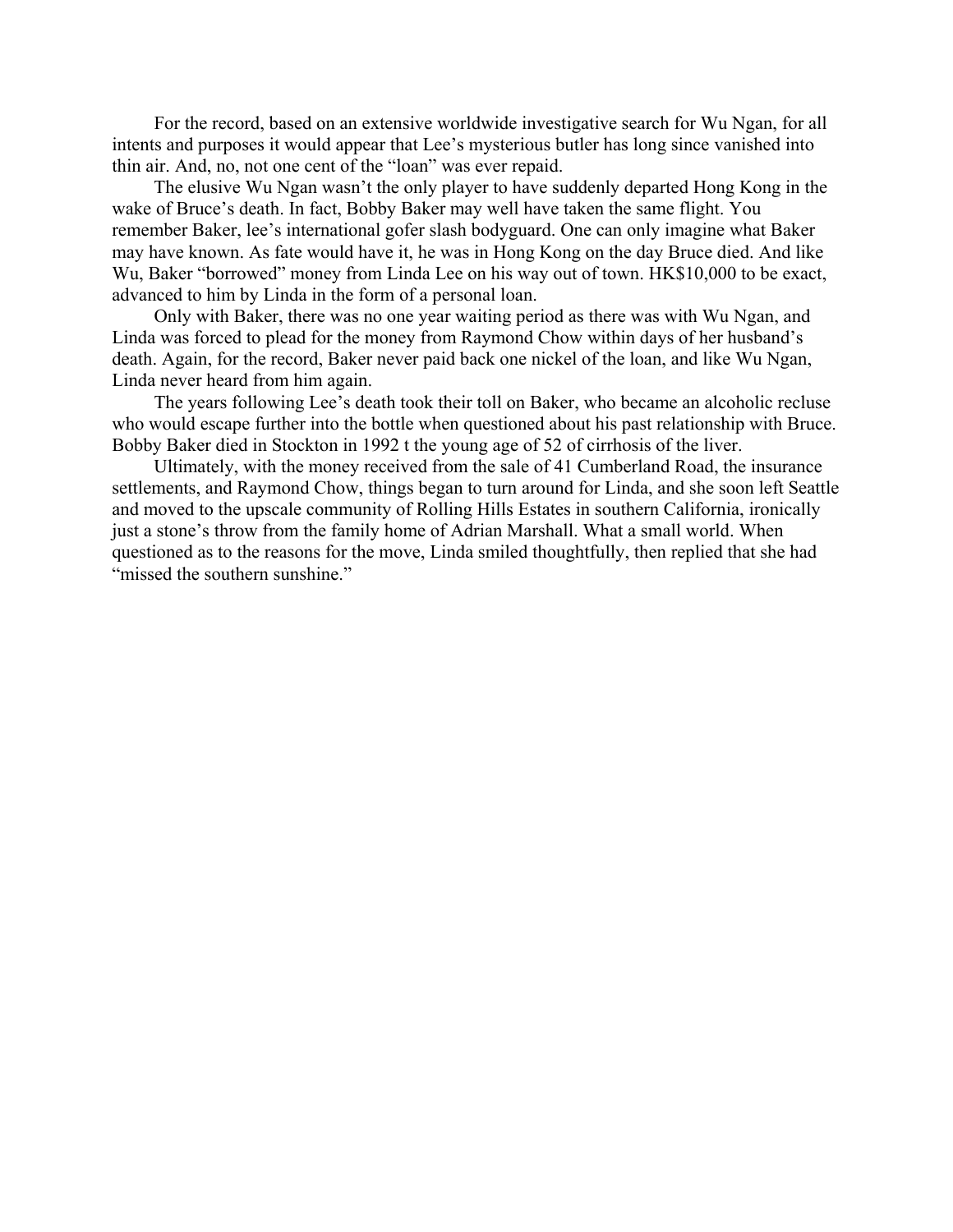For the record, based on an extensive worldwide investigative search for Wu Ngan, for all intents and purposes it would appear that Lee's mysterious butler has long since vanished into thin air. And, no, not one cent of the "loan" was ever repaid.

The elusive Wu Ngan wasn't the only player to have suddenly departed Hong Kong in the wake of Bruce's death. In fact, Bobby Baker may well have taken the same flight. You remember Baker, lee's international gofer slash bodyguard. One can only imagine what Baker may have known. As fate would have it, he was in Hong Kong on the day Bruce died. And like Wu, Baker "borrowed" money from Linda Lee on his way out of town. HK$10,000 to be exact, advanced to him by Linda in the form of a personal loan.

Only with Baker, there was no one year waiting period as there was with Wu Ngan, and Linda was forced to plead for the money from Raymond Chow within days of her husband's death. Again, for the record, Baker never paid back one nickel of the loan, and like Wu Ngan, Linda never heard from him again.

The years following Lee's death took their toll on Baker, who became an alcoholic recluse who would escape further into the bottle when questioned about his past relationship with Bruce. Bobby Baker died in Stockton in 1992 t the young age of 52 of cirrhosis of the liver.

Ultimately, with the money received from the sale of 41 Cumberland Road, the insurance settlements, and Raymond Chow, things began to turn around for Linda, and she soon left Seattle and moved to the upscale community of Rolling Hills Estates in southern California, ironically just a stone's throw from the family home of Adrian Marshall. What a small world. When questioned as to the reasons for the move, Linda smiled thoughtfully, then replied that she had "missed the southern sunshine."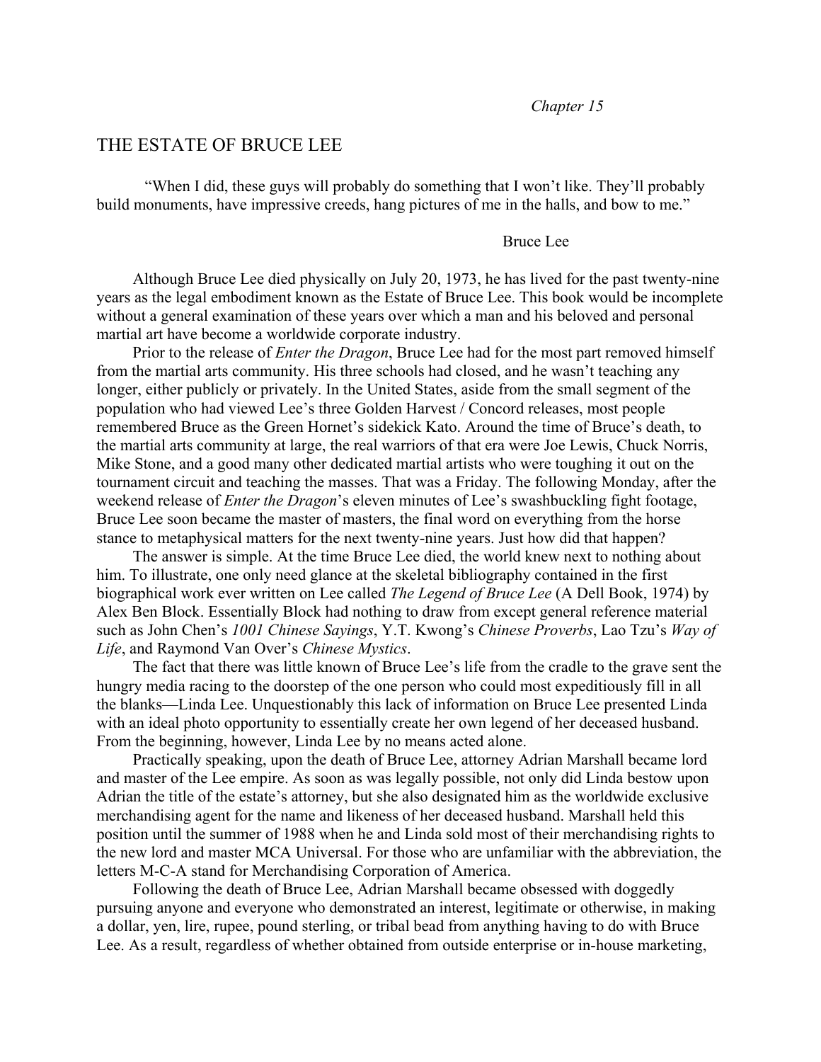*Chapter 15*

# THE ESTATE OF BRUCE LEE

"When I did, these guys will probably do something that I won't like. They'll probably build monuments, have impressive creeds, hang pictures of me in the halls, and bow to me."

Bruce Lee

Although Bruce Lee died physically on July 20, 1973, he has lived for the past twenty-nine years as the legal embodiment known as the Estate of Bruce Lee. This book would be incomplete without a general examination of these years over which a man and his beloved and personal martial art have become a worldwide corporate industry.

Prior to the release of *Enter the Dragon*, Bruce Lee had for the most part removed himself from the martial arts community. His three schools had closed, and he wasn't teaching any longer, either publicly or privately. In the United States, aside from the small segment of the population who had viewed Lee's three Golden Harvest / Concord releases, most people remembered Bruce as the Green Hornet's sidekick Kato. Around the time of Bruce's death, to the martial arts community at large, the real warriors of that era were Joe Lewis, Chuck Norris, Mike Stone, and a good many other dedicated martial artists who were toughing it out on the tournament circuit and teaching the masses. That was a Friday. The following Monday, after the weekend release of *Enter the Dragon*'s eleven minutes of Lee's swashbuckling fight footage, Bruce Lee soon became the master of masters, the final word on everything from the horse stance to metaphysical matters for the next twenty-nine years. Just how did that happen?

The answer is simple. At the time Bruce Lee died, the world knew next to nothing about him. To illustrate, one only need glance at the skeletal bibliography contained in the first biographical work ever written on Lee called *The Legend of Bruce Lee* (A Dell Book, 1974) by Alex Ben Block. Essentially Block had nothing to draw from except general reference material such as John Chen's *1001 Chinese Sayings*, Y.T. Kwong's *Chinese Proverbs*, Lao Tzu's *Way of Life*, and Raymond Van Over's *Chinese Mystics*.

The fact that there was little known of Bruce Lee's life from the cradle to the grave sent the hungry media racing to the doorstep of the one person who could most expeditiously fill in all the blanks—Linda Lee. Unquestionably this lack of information on Bruce Lee presented Linda with an ideal photo opportunity to essentially create her own legend of her deceased husband. From the beginning, however, Linda Lee by no means acted alone.

Practically speaking, upon the death of Bruce Lee, attorney Adrian Marshall became lord and master of the Lee empire. As soon as was legally possible, not only did Linda bestow upon Adrian the title of the estate's attorney, but she also designated him as the worldwide exclusive merchandising agent for the name and likeness of her deceased husband. Marshall held this position until the summer of 1988 when he and Linda sold most of their merchandising rights to the new lord and master MCA Universal. For those who are unfamiliar with the abbreviation, the letters M-C-A stand for Merchandising Corporation of America.

Following the death of Bruce Lee, Adrian Marshall became obsessed with doggedly pursuing anyone and everyone who demonstrated an interest, legitimate or otherwise, in making a dollar, yen, lire, rupee, pound sterling, or tribal bead from anything having to do with Bruce Lee. As a result, regardless of whether obtained from outside enterprise or in-house marketing,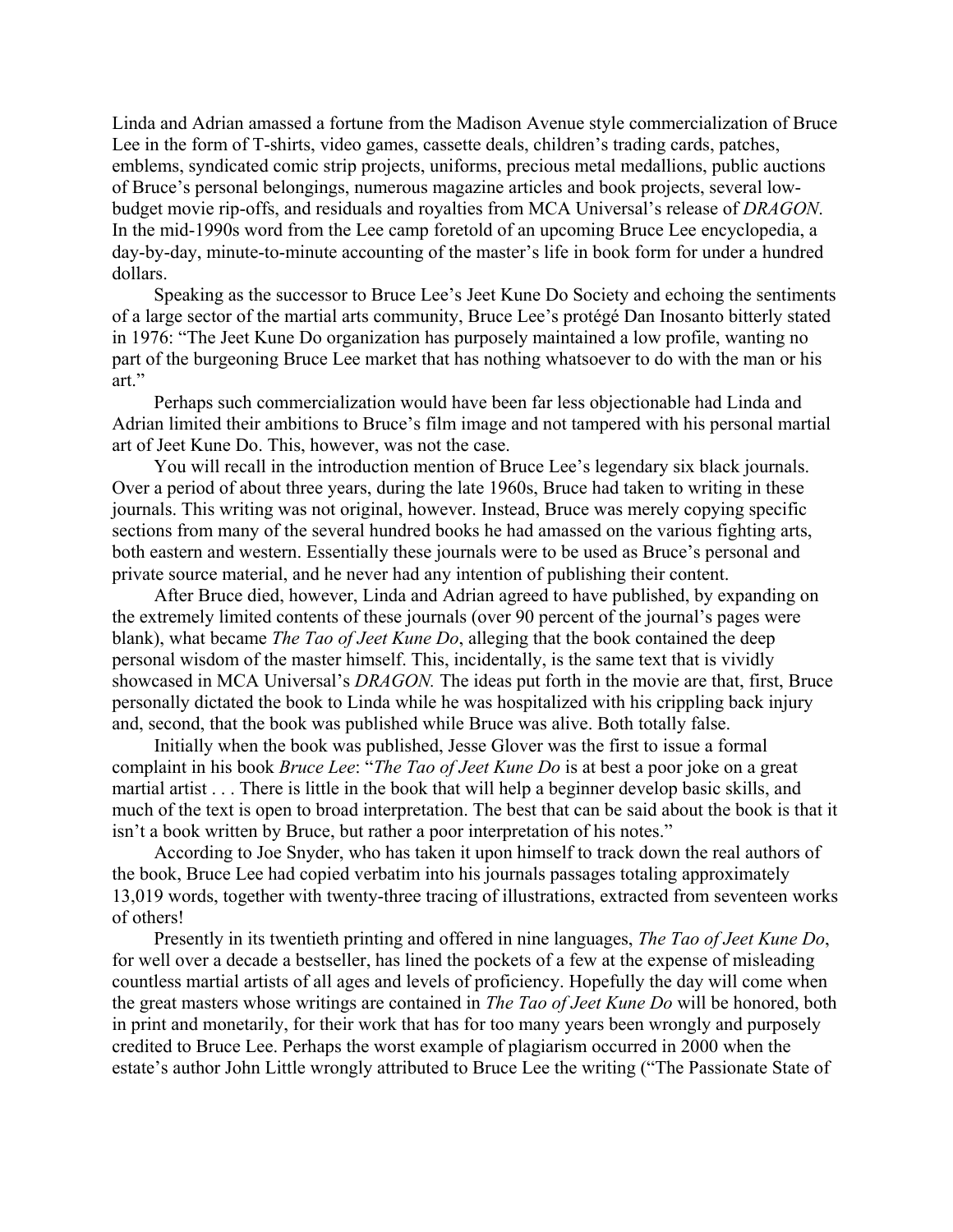Linda and Adrian amassed a fortune from the Madison Avenue style commercialization of Bruce Lee in the form of T-shirts, video games, cassette deals, children's trading cards, patches, emblems, syndicated comic strip projects, uniforms, precious metal medallions, public auctions of Bruce's personal belongings, numerous magazine articles and book projects, several low-budget movie rip-offs, and residuals and royalties from MCA Universal's release of *DRAGON*. In the mid-1990s word from the Lee camp foretold of an upcoming Bruce Lee encyclopedia, a day-by-day, minute-to-minute accounting of the master's life in book form for under a hundred dollars.

Speaking as the successor to Bruce Lee's Jeet Kune Do Society and echoing the sentiments of a large sector of the martial arts community, Bruce Lee's protégé Dan Inosanto bitterly stated in 1976: "The Jeet Kune Do organization has purposely maintained a low profile, wanting no part of the burgeoning Bruce Lee market that has nothing whatsoever to do with the man or his art."

Perhaps such commercialization would have been far less objectionable had Linda and Adrian limited their ambitions to Bruce's film image and not tampered with his personal martial art of Jeet Kune Do. This, however, was not the case.

You will recall in the introduction mention of Bruce Lee's legendary six black journals. Over a period of about three years, during the late 1960s, Bruce had taken to writing in these journals. This writing was not original, however. Instead, Bruce was merely copying specific sections from many of the several hundred books he had amassed on the various fighting arts, both eastern and western. Essentially these journals were to be used as Bruce's personal and private source material, and he never had any intention of publishing their content.

After Bruce died, however, Linda and Adrian agreed to have published, by expanding on the extremely limited contents of these journals (over 90 percent of the journal's pages were blank), what became *The Tao of Jeet Kune Do*, alleging that the book contained the deep personal wisdom of the master himself. This, incidentally, is the same text that is vividly showcased in MCA Universal's *DRAGON.* The ideas put forth in the movie are that, first, Bruce personally dictated the book to Linda while he was hospitalized with his crippling back injury and, second, that the book was published while Bruce was alive. Both totally false.

Initially when the book was published, Jesse Glover was the first to issue a formal complaint in his book *Bruce Lee*: "*The Tao of Jeet Kune Do* is at best a poor joke on a great martial artist . . . There is little in the book that will help a beginner develop basic skills, and much of the text is open to broad interpretation. The best that can be said about the book is that it isn't a book written by Bruce, but rather a poor interpretation of his notes."

According to Joe Snyder, who has taken it upon himself to track down the real authors of the book, Bruce Lee had copied verbatim into his journals passages totaling approximately 13,019 words, together with twenty-three tracing of illustrations, extracted from seventeen works of others!

Presently in its twentieth printing and offered in nine languages, *The Tao of Jeet Kune Do*, for well over a decade a bestseller, has lined the pockets of a few at the expense of misleading countless martial artists of all ages and levels of proficiency. Hopefully the day will come when the great masters whose writings are contained in *The Tao of Jeet Kune Do* will be honored, both in print and monetarily, for their work that has for too many years been wrongly and purposely credited to Bruce Lee. Perhaps the worst example of plagiarism occurred in 2000 when the estate's author John Little wrongly attributed to Bruce Lee the writing ("The Passionate State of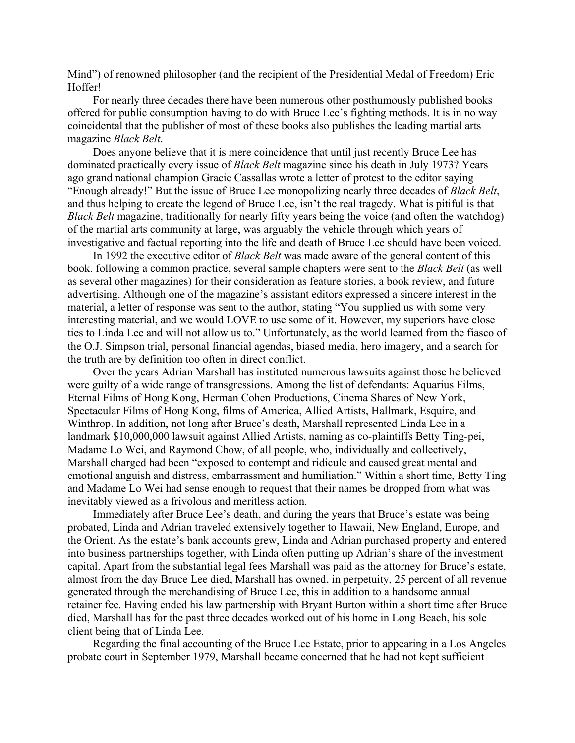Mind") of renowned philosopher (and the recipient of the Presidential Medal of Freedom) Eric Hoffer!

For nearly three decades there have been numerous other posthumously published books offered for public consumption having to do with Bruce Lee's fighting methods. It is in no way coincidental that the publisher of most of these books also publishes the leading martial arts magazine *Black Belt*.

Does anyone believe that it is mere coincidence that until just recently Bruce Lee has dominated practically every issue of *Black Belt* magazine since his death in July 1973? Years ago grand national champion Gracie Cassallas wrote a letter of protest to the editor saying "Enough already!" But the issue of Bruce Lee monopolizing nearly three decades of *Black Belt*, and thus helping to create the legend of Bruce Lee, isn't the real tragedy. What is pitiful is that *Black Belt* magazine, traditionally for nearly fifty years being the voice (and often the watchdog) of the martial arts community at large, was arguably the vehicle through which years of investigative and factual reporting into the life and death of Bruce Lee should have been voiced.

In 1992 the executive editor of *Black Belt* was made aware of the general content of this book. following a common practice, several sample chapters were sent to the *Black Belt* (as well as several other magazines) for their consideration as feature stories, a book review, and future advertising. Although one of the magazine's assistant editors expressed a sincere interest in the material, a letter of response was sent to the author, stating "You supplied us with some very interesting material, and we would LOVE to use some of it. However, my superiors have close ties to Linda Lee and will not allow us to." Unfortunately, as the world learned from the fiasco of the O.J. Simpson trial, personal financial agendas, biased media, hero imagery, and a search for the truth are by definition too often in direct conflict.

Over the years Adrian Marshall has instituted numerous lawsuits against those he believed were guilty of a wide range of transgressions. Among the list of defendants: Aquarius Films, Eternal Films of Hong Kong, Herman Cohen Productions, Cinema Shares of New York, Spectacular Films of Hong Kong, films of America, Allied Artists, Hallmark, Esquire, and Winthrop. In addition, not long after Bruce's death, Marshall represented Linda Lee in a landmark $10,000,000 lawsuit against Allied Artists, naming as co-plaintiffs Betty Ting-pei, Madame Lo Wei, and Raymond Chow, of all people, who, individually and collectively, Marshall charged had been "exposed to contempt and ridicule and caused great mental and emotional anguish and distress, embarrassment and humiliation." Within a short time, Betty Ting and Madame Lo Wei had sense enough to request that their names be dropped from what was inevitably viewed as a frivolous and meritless action.

Immediately after Bruce Lee's death, and during the years that Bruce's estate was being probated, Linda and Adrian traveled extensively together to Hawaii, New England, Europe, and the Orient. As the estate's bank accounts grew, Linda and Adrian purchased property and entered into business partnerships together, with Linda often putting up Adrian's share of the investment capital. Apart from the substantial legal fees Marshall was paid as the attorney for Bruce's estate, almost from the day Bruce Lee died, Marshall has owned, in perpetuity, 25 percent of all revenue generated through the merchandising of Bruce Lee, this in addition to a handsome annual retainer fee. Having ended his law partnership with Bryant Burton within a short time after Bruce died, Marshall has for the past three decades worked out of his home in Long Beach, his sole client being that of Linda Lee.

Regarding the final accounting of the Bruce Lee Estate, prior to appearing in a Los Angeles probate court in September 1979, Marshall became concerned that he had not kept sufficient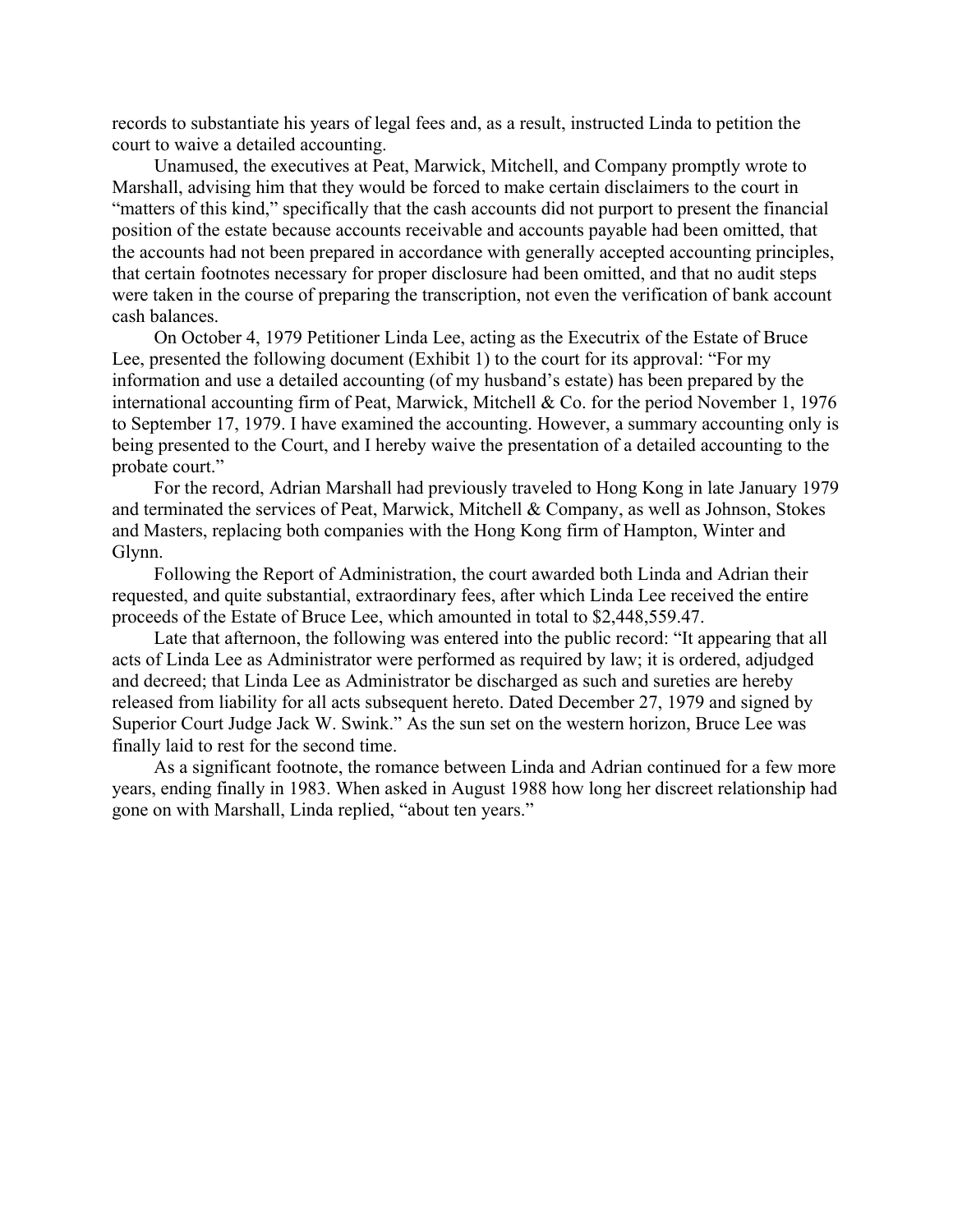records to substantiate his years of legal fees and, as a result, instructed Linda to petition the court to waive a detailed accounting.

Unamused, the executives at Peat, Marwick, Mitchell, and Company promptly wrote to Marshall, advising him that they would be forced to make certain disclaimers to the court in "matters of this kind," specifically that the cash accounts did not purport to present the financial position of the estate because accounts receivable and accounts payable had been omitted, that the accounts had not been prepared in accordance with generally accepted accounting principles, that certain footnotes necessary for proper disclosure had been omitted, and that no audit steps were taken in the course of preparing the transcription, not even the verification of bank account cash balances.

On October 4, 1979 Petitioner Linda Lee, acting as the Executrix of the Estate of Bruce Lee, presented the following document (Exhibit 1) to the court for its approval: "For my information and use a detailed accounting (of my husband's estate) has been prepared by the international accounting firm of Peat, Marwick, Mitchell & Co. for the period November 1, 1976 to September 17, 1979. I have examined the accounting. However, a summary accounting only is being presented to the Court, and I hereby waive the presentation of a detailed accounting to the probate court."

For the record, Adrian Marshall had previously traveled to Hong Kong in late January 1979 and terminated the services of Peat, Marwick, Mitchell & Company, as well as Johnson, Stokes and Masters, replacing both companies with the Hong Kong firm of Hampton, Winter and Glynn.

Following the Report of Administration, the court awarded both Linda and Adrian their requested, and quite substantial, extraordinary fees, after which Linda Lee received the entire proceeds of the Estate of Bruce Lee, which amounted in total to $2,448,559.47.

Late that afternoon, the following was entered into the public record: "It appearing that all acts of Linda Lee as Administrator were performed as required by law; it is ordered, adjudged and decreed; that Linda Lee as Administrator be discharged as such and sureties are hereby released from liability for all acts subsequent hereto. Dated December 27, 1979 and signed by Superior Court Judge Jack W. Swink." As the sun set on the western horizon, Bruce Lee was finally laid to rest for the second time.

As a significant footnote, the romance between Linda and Adrian continued for a few more years, ending finally in 1983. When asked in August 1988 how long her discreet relationship had gone on with Marshall, Linda replied, "about ten years."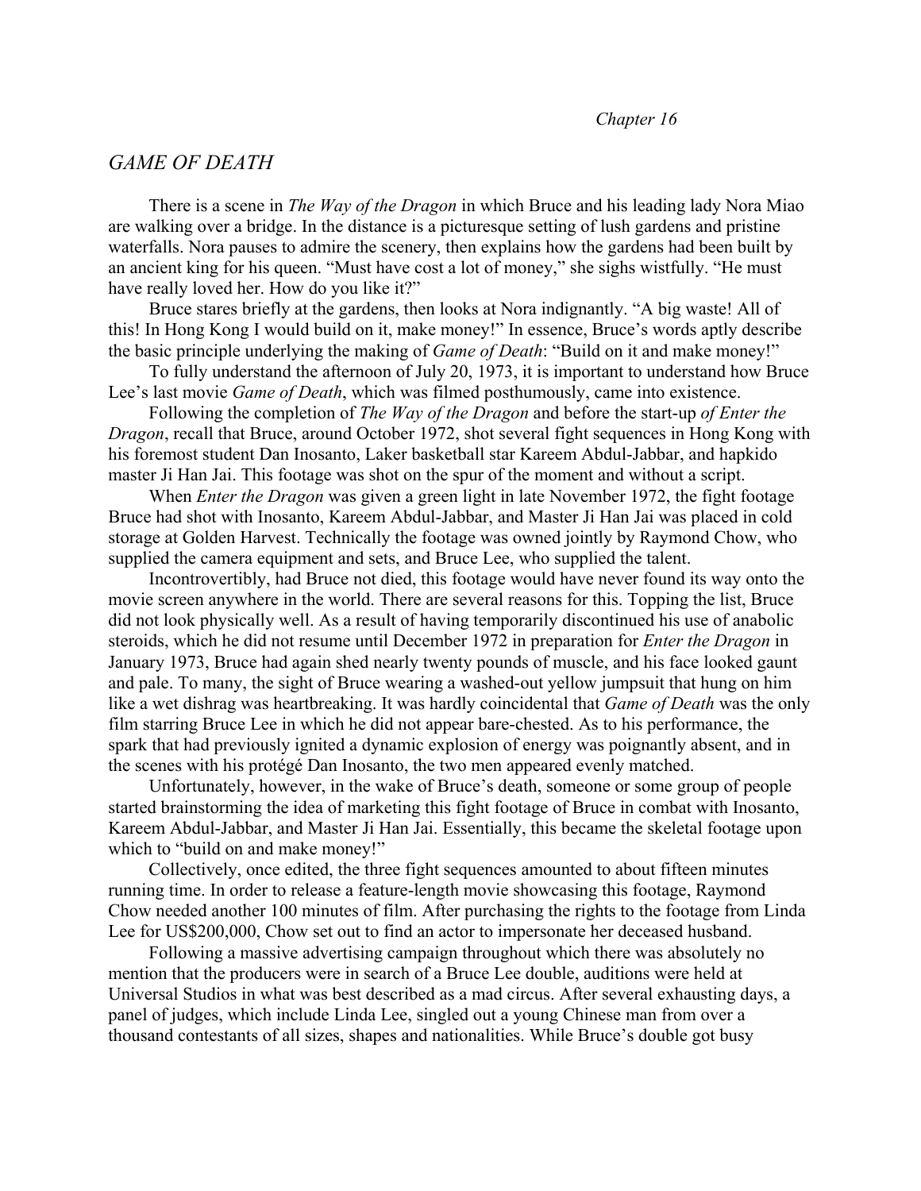*Chapter 16*

# *GAME OF DEATH*

There is a scene in *The Way of the Dragon* in which Bruce and his leading lady Nora Miao are walking over a bridge. In the distance is a picturesque setting of lush gardens and pristine waterfalls. Nora pauses to admire the scenery, then explains how the gardens had been built by an ancient king for his queen. "Must have cost a lot of money," she sighs wistfully. "He must have really loved her. How do you like it?"

Bruce stares briefly at the gardens, then looks at Nora indignantly. "A big waste! All of this! In Hong Kong I would build on it, make money!" In essence, Bruce's words aptly describe the basic principle underlying the making of *Game of Death*: "Build on it and make money!"

To fully understand the afternoon of July 20, 1973, it is important to understand how Bruce Lee's last movie *Game of Death*, which was filmed posthumously, came into existence.

Following the completion of *The Way of the Dragon* and before the start-up *of Enter the Dragon*, recall that Bruce, around October 1972, shot several fight sequences in Hong Kong with his foremost student Dan Inosanto, Laker basketball star Kareem Abdul-Jabbar, and hapkido master Ji Han Jai. This footage was shot on the spur of the moment and without a script.

When *Enter the Dragon* was given a green light in late November 1972, the fight footage Bruce had shot with Inosanto, Kareem Abdul-Jabbar, and Master Ji Han Jai was placed in cold storage at Golden Harvest. Technically the footage was owned jointly by Raymond Chow, who supplied the camera equipment and sets, and Bruce Lee, who supplied the talent.

Incontrovertibly, had Bruce not died, this footage would have never found its way onto the movie screen anywhere in the world. There are several reasons for this. Topping the list, Bruce did not look physically well. As a result of having temporarily discontinued his use of anabolic steroids, which he did not resume until December 1972 in preparation for *Enter the Dragon* in January 1973, Bruce had again shed nearly twenty pounds of muscle, and his face looked gaunt and pale. To many, the sight of Bruce wearing a washed-out yellow jumpsuit that hung on him like a wet dishrag was heartbreaking. It was hardly coincidental that *Game of Death* was the only film starring Bruce Lee in which he did not appear bare-chested. As to his performance, the spark that had previously ignited a dynamic explosion of energy was poignantly absent, and in the scenes with his protégé Dan Inosanto, the two men appeared evenly matched.

Unfortunately, however, in the wake of Bruce's death, someone or some group of people started brainstorming the idea of marketing this fight footage of Bruce in combat with Inosanto, Kareem Abdul-Jabbar, and Master Ji Han Jai. Essentially, this became the skeletal footage upon which to "build on and make money!"

Collectively, once edited, the three fight sequences amounted to about fifteen minutes running time. In order to release a feature-length movie showcasing this footage, Raymond Chow needed another 100 minutes of film. After purchasing the rights to the footage from Linda Lee for US$200,000, Chow set out to find an actor to impersonate her deceased husband.

Following a massive advertising campaign throughout which there was absolutely no mention that the producers were in search of a Bruce Lee double, auditions were held at Universal Studios in what was best described as a mad circus. After several exhausting days, a panel of judges, which include Linda Lee, singled out a young Chinese man from over a thousand contestants of all sizes, shapes and nationalities. While Bruce's double got busy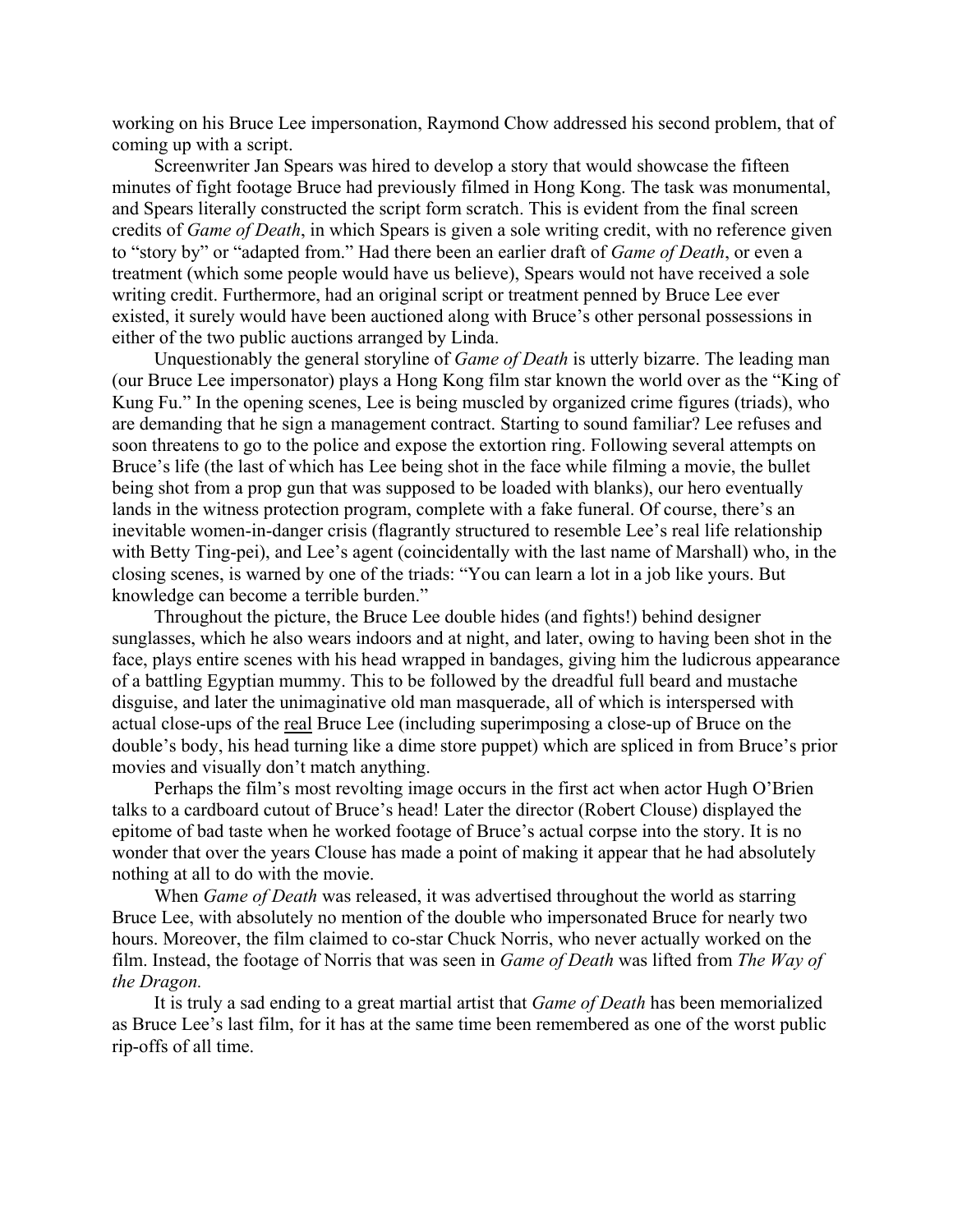working on his Bruce Lee impersonation, Raymond Chow addressed his second problem, that of coming up with a script.

Screenwriter Jan Spears was hired to develop a story that would showcase the fifteen minutes of fight footage Bruce had previously filmed in Hong Kong. The task was monumental, and Spears literally constructed the script form scratch. This is evident from the final screen credits of *Game of Death*, in which Spears is given a sole writing credit, with no reference given to "story by" or "adapted from." Had there been an earlier draft of *Game of Death*, or even a treatment (which some people would have us believe), Spears would not have received a sole writing credit. Furthermore, had an original script or treatment penned by Bruce Lee ever existed, it surely would have been auctioned along with Bruce's other personal possessions in either of the two public auctions arranged by Linda.

Unquestionably the general storyline of *Game of Death* is utterly bizarre. The leading man (our Bruce Lee impersonator) plays a Hong Kong film star known the world over as the "King of Kung Fu." In the opening scenes, Lee is being muscled by organized crime figures (triads), who are demanding that he sign a management contract. Starting to sound familiar? Lee refuses and soon threatens to go to the police and expose the extortion ring. Following several attempts on Bruce's life (the last of which has Lee being shot in the face while filming a movie, the bullet being shot from a prop gun that was supposed to be loaded with blanks), our hero eventually lands in the witness protection program, complete with a fake funeral. Of course, there's an inevitable women-in-danger crisis (flagrantly structured to resemble Lee's real life relationship with Betty Ting-pei), and Lee's agent (coincidentally with the last name of Marshall) who, in the closing scenes, is warned by one of the triads: "You can learn a lot in a job like yours. But knowledge can become a terrible burden."

Throughout the picture, the Bruce Lee double hides (and fights!) behind designer sunglasses, which he also wears indoors and at night, and later, owing to having been shot in the face, plays entire scenes with his head wrapped in bandages, giving him the ludicrous appearance of a battling Egyptian mummy. This to be followed by the dreadful full beard and mustache disguise, and later the unimaginative old man masquerade, all of which is interspersed with actual close-ups of the real Bruce Lee (including superimposing a close-up of Bruce on the double's body, his head turning like a dime store puppet) which are spliced in from Bruce's prior movies and visually don't match anything.

Perhaps the film's most revolting image occurs in the first act when actor Hugh O'Brien talks to a cardboard cutout of Bruce's head! Later the director (Robert Clouse) displayed the epitome of bad taste when he worked footage of Bruce's actual corpse into the story. It is no wonder that over the years Clouse has made a point of making it appear that he had absolutely nothing at all to do with the movie.

When *Game of Death* was released, it was advertised throughout the world as starring Bruce Lee, with absolutely no mention of the double who impersonated Bruce for nearly two hours. Moreover, the film claimed to co-star Chuck Norris, who never actually worked on the film. Instead, the footage of Norris that was seen in *Game of Death* was lifted from *The Way of the Dragon.*

It is truly a sad ending to a great martial artist that *Game of Death* has been memorialized as Bruce Lee's last film, for it has at the same time been remembered as one of the worst public rip-offs of all time.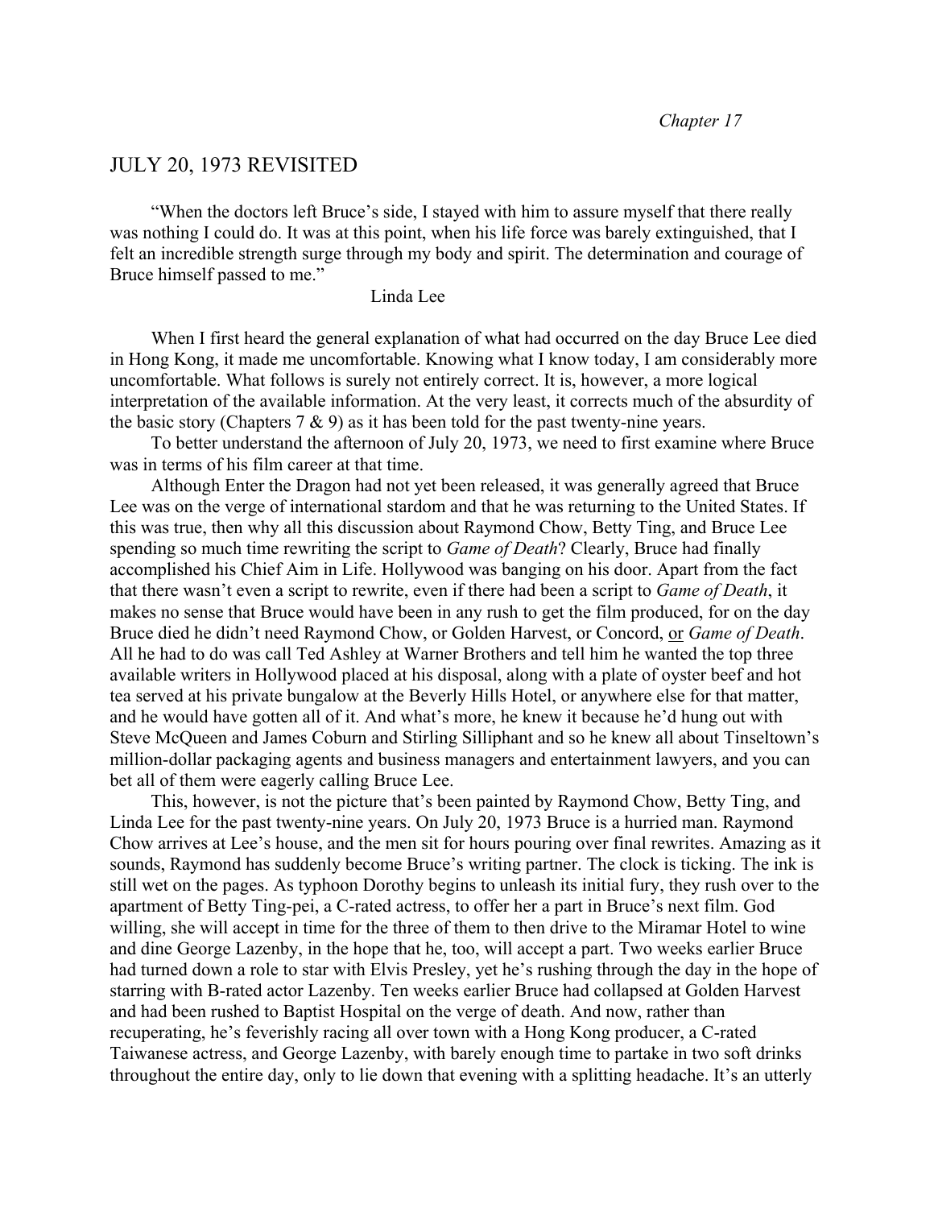*Chapter 17*

# JULY 20, 1973 REVISITED

"When the doctors left Bruce's side, I stayed with him to assure myself that there really was nothing I could do. It was at this point, when his life force was barely extinguished, that I felt an incredible strength surge through my body and spirit. The determination and courage of Bruce himself passed to me."

Linda Lee

When I first heard the general explanation of what had occurred on the day Bruce Lee died in Hong Kong, it made me uncomfortable. Knowing what I know today, I am considerably more uncomfortable. What follows is surely not entirely correct. It is, however, a more logical interpretation of the available information. At the very least, it corrects much of the absurdity of the basic story (Chapters 7 & 9) as it has been told for the past twenty-nine years.

To better understand the afternoon of July 20, 1973, we need to first examine where Bruce was in terms of his film career at that time.

Although Enter the Dragon had not yet been released, it was generally agreed that Bruce Lee was on the verge of international stardom and that he was returning to the United States. If this was true, then why all this discussion about Raymond Chow, Betty Ting, and Bruce Lee spending so much time rewriting the script to *Game of Death*? Clearly, Bruce had finally accomplished his Chief Aim in Life. Hollywood was banging on his door. Apart from the fact that there wasn't even a script to rewrite, even if there had been a script to *Game of Death*, it makes no sense that Bruce would have been in any rush to get the film produced, for on the day Bruce died he didn't need Raymond Chow, or Golden Harvest, or Concord, <u>or</u> *Game of Death*. All he had to do was call Ted Ashley at Warner Brothers and tell him he wanted the top three available writers in Hollywood placed at his disposal, along with a plate of oyster beef and hot tea served at his private bungalow at the Beverly Hills Hotel, or anywhere else for that matter, and he would have gotten all of it. And what's more, he knew it because he'd hung out with Steve McQueen and James Coburn and Stirling Silliphant and so he knew all about Tinseltown's million-dollar packaging agents and business managers and entertainment lawyers, and you can bet all of them were eagerly calling Bruce Lee.

This, however, is not the picture that's been painted by Raymond Chow, Betty Ting, and Linda Lee for the past twenty-nine years. On July 20, 1973 Bruce is a hurried man. Raymond Chow arrives at Lee's house, and the men sit for hours pouring over final rewrites. Amazing as it sounds, Raymond has suddenly become Bruce's writing partner. The clock is ticking. The ink is still wet on the pages. As typhoon Dorothy begins to unleash its initial fury, they rush over to the apartment of Betty Ting-pei, a C-rated actress, to offer her a part in Bruce's next film. God willing, she will accept in time for the three of them to then drive to the Miramar Hotel to wine and dine George Lazenby, in the hope that he, too, will accept a part. Two weeks earlier Bruce had turned down a role to star with Elvis Presley, yet he's rushing through the day in the hope of starring with B-rated actor Lazenby. Ten weeks earlier Bruce had collapsed at Golden Harvest and had been rushed to Baptist Hospital on the verge of death. And now, rather than recuperating, he's feverishly racing all over town with a Hong Kong producer, a C-rated Taiwanese actress, and George Lazenby, with barely enough time to partake in two soft drinks throughout the entire day, only to lie down that evening with a splitting headache. It's an utterly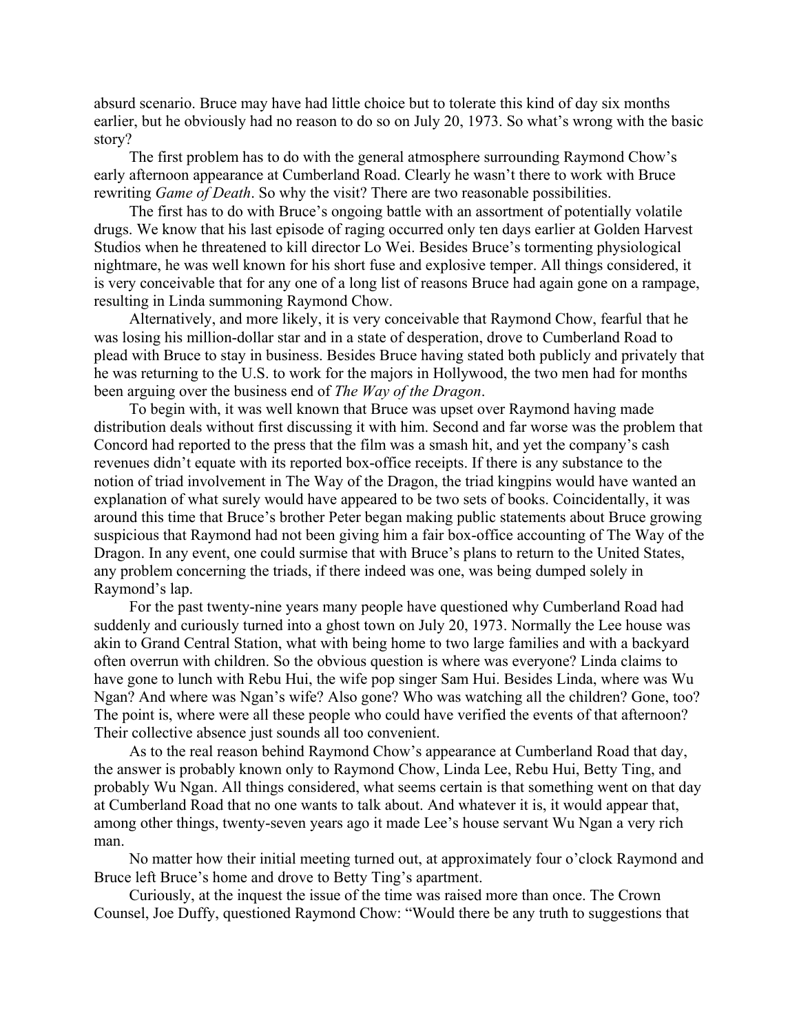absurd scenario. Bruce may have had little choice but to tolerate this kind of day six months earlier, but he obviously had no reason to do so on July 20, 1973. So what's wrong with the basic story?

The first problem has to do with the general atmosphere surrounding Raymond Chow's early afternoon appearance at Cumberland Road. Clearly he wasn't there to work with Bruce rewriting *Game of Death*. So why the visit? There are two reasonable possibilities.

The first has to do with Bruce's ongoing battle with an assortment of potentially volatile drugs. We know that his last episode of raging occurred only ten days earlier at Golden Harvest Studios when he threatened to kill director Lo Wei. Besides Bruce's tormenting physiological nightmare, he was well known for his short fuse and explosive temper. All things considered, it is very conceivable that for any one of a long list of reasons Bruce had again gone on a rampage, resulting in Linda summoning Raymond Chow.

Alternatively, and more likely, it is very conceivable that Raymond Chow, fearful that he was losing his million-dollar star and in a state of desperation, drove to Cumberland Road to plead with Bruce to stay in business. Besides Bruce having stated both publicly and privately that he was returning to the U.S. to work for the majors in Hollywood, the two men had for months been arguing over the business end of *The Way of the Dragon*.

To begin with, it was well known that Bruce was upset over Raymond having made distribution deals without first discussing it with him. Second and far worse was the problem that Concord had reported to the press that the film was a smash hit, and yet the company's cash revenues didn't equate with its reported box-office receipts. If there is any substance to the notion of triad involvement in The Way of the Dragon, the triad kingpins would have wanted an explanation of what surely would have appeared to be two sets of books. Coincidentally, it was around this time that Bruce's brother Peter began making public statements about Bruce growing suspicious that Raymond had not been giving him a fair box-office accounting of The Way of the Dragon. In any event, one could surmise that with Bruce's plans to return to the United States, any problem concerning the triads, if there indeed was one, was being dumped solely in Raymond's lap.

For the past twenty-nine years many people have questioned why Cumberland Road had suddenly and curiously turned into a ghost town on July 20, 1973. Normally the Lee house was akin to Grand Central Station, what with being home to two large families and with a backyard often overrun with children. So the obvious question is where was everyone? Linda claims to have gone to lunch with Rebu Hui, the wife pop singer Sam Hui. Besides Linda, where was Wu Ngan? And where was Ngan's wife? Also gone? Who was watching all the children? Gone, too? The point is, where were all these people who could have verified the events of that afternoon? Their collective absence just sounds all too convenient.

As to the real reason behind Raymond Chow's appearance at Cumberland Road that day, the answer is probably known only to Raymond Chow, Linda Lee, Rebu Hui, Betty Ting, and probably Wu Ngan. All things considered, what seems certain is that something went on that day at Cumberland Road that no one wants to talk about. And whatever it is, it would appear that, among other things, twenty-seven years ago it made Lee's house servant Wu Ngan a very rich man.

No matter how their initial meeting turned out, at approximately four o'clock Raymond and Bruce left Bruce's home and drove to Betty Ting's apartment.

Curiously, at the inquest the issue of the time was raised more than once. The Crown Counsel, Joe Duffy, questioned Raymond Chow: "Would there be any truth to suggestions that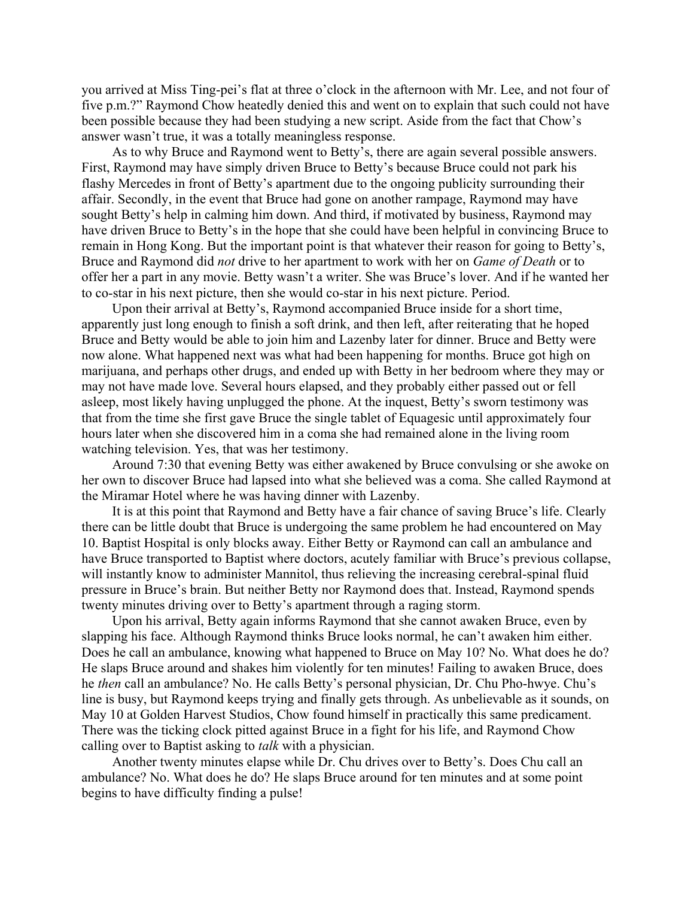you arrived at Miss Ting-pei's flat at three o'clock in the afternoon with Mr. Lee, and not four of five p.m.?" Raymond Chow heatedly denied this and went on to explain that such could not have been possible because they had been studying a new script. Aside from the fact that Chow's answer wasn't true, it was a totally meaningless response.

As to why Bruce and Raymond went to Betty's, there are again several possible answers. First, Raymond may have simply driven Bruce to Betty's because Bruce could not park his flashy Mercedes in front of Betty's apartment due to the ongoing publicity surrounding their affair. Secondly, in the event that Bruce had gone on another rampage, Raymond may have sought Betty's help in calming him down. And third, if motivated by business, Raymond may have driven Bruce to Betty's in the hope that she could have been helpful in convincing Bruce to remain in Hong Kong. But the important point is that whatever their reason for going to Betty's, Bruce and Raymond did *not* drive to her apartment to work with her on *Game of Death* or to offer her a part in any movie. Betty wasn't a writer. She was Bruce's lover. And if he wanted her to co-star in his next picture, then she would co-star in his next picture. Period.

Upon their arrival at Betty's, Raymond accompanied Bruce inside for a short time, apparently just long enough to finish a soft drink, and then left, after reiterating that he hoped Bruce and Betty would be able to join him and Lazenby later for dinner. Bruce and Betty were now alone. What happened next was what had been happening for months. Bruce got high on marijuana, and perhaps other drugs, and ended up with Betty in her bedroom where they may or may not have made love. Several hours elapsed, and they probably either passed out or fell asleep, most likely having unplugged the phone. At the inquest, Betty's sworn testimony was that from the time she first gave Bruce the single tablet of Equagesic until approximately four hours later when she discovered him in a coma she had remained alone in the living room watching television. Yes, that was her testimony.

Around 7:30 that evening Betty was either awakened by Bruce convulsing or she awoke on her own to discover Bruce had lapsed into what she believed was a coma. She called Raymond at the Miramar Hotel where he was having dinner with Lazenby.

It is at this point that Raymond and Betty have a fair chance of saving Bruce's life. Clearly there can be little doubt that Bruce is undergoing the same problem he had encountered on May 10. Baptist Hospital is only blocks away. Either Betty or Raymond can call an ambulance and have Bruce transported to Baptist where doctors, acutely familiar with Bruce's previous collapse, will instantly know to administer Mannitol, thus relieving the increasing cerebral-spinal fluid pressure in Bruce's brain. But neither Betty nor Raymond does that. Instead, Raymond spends twenty minutes driving over to Betty's apartment through a raging storm.

Upon his arrival, Betty again informs Raymond that she cannot awaken Bruce, even by slapping his face. Although Raymond thinks Bruce looks normal, he can't awaken him either. Does he call an ambulance, knowing what happened to Bruce on May 10? No. What does he do? He slaps Bruce around and shakes him violently for ten minutes! Failing to awaken Bruce, does he *then* call an ambulance? No. He calls Betty's personal physician, Dr. Chu Pho-hwye. Chu's line is busy, but Raymond keeps trying and finally gets through. As unbelievable as it sounds, on May 10 at Golden Harvest Studios, Chow found himself in practically this same predicament. There was the ticking clock pitted against Bruce in a fight for his life, and Raymond Chow calling over to Baptist asking to *talk* with a physician.

Another twenty minutes elapse while Dr. Chu drives over to Betty's. Does Chu call an ambulance? No. What does he do? He slaps Bruce around for ten minutes and at some point begins to have difficulty finding a pulse!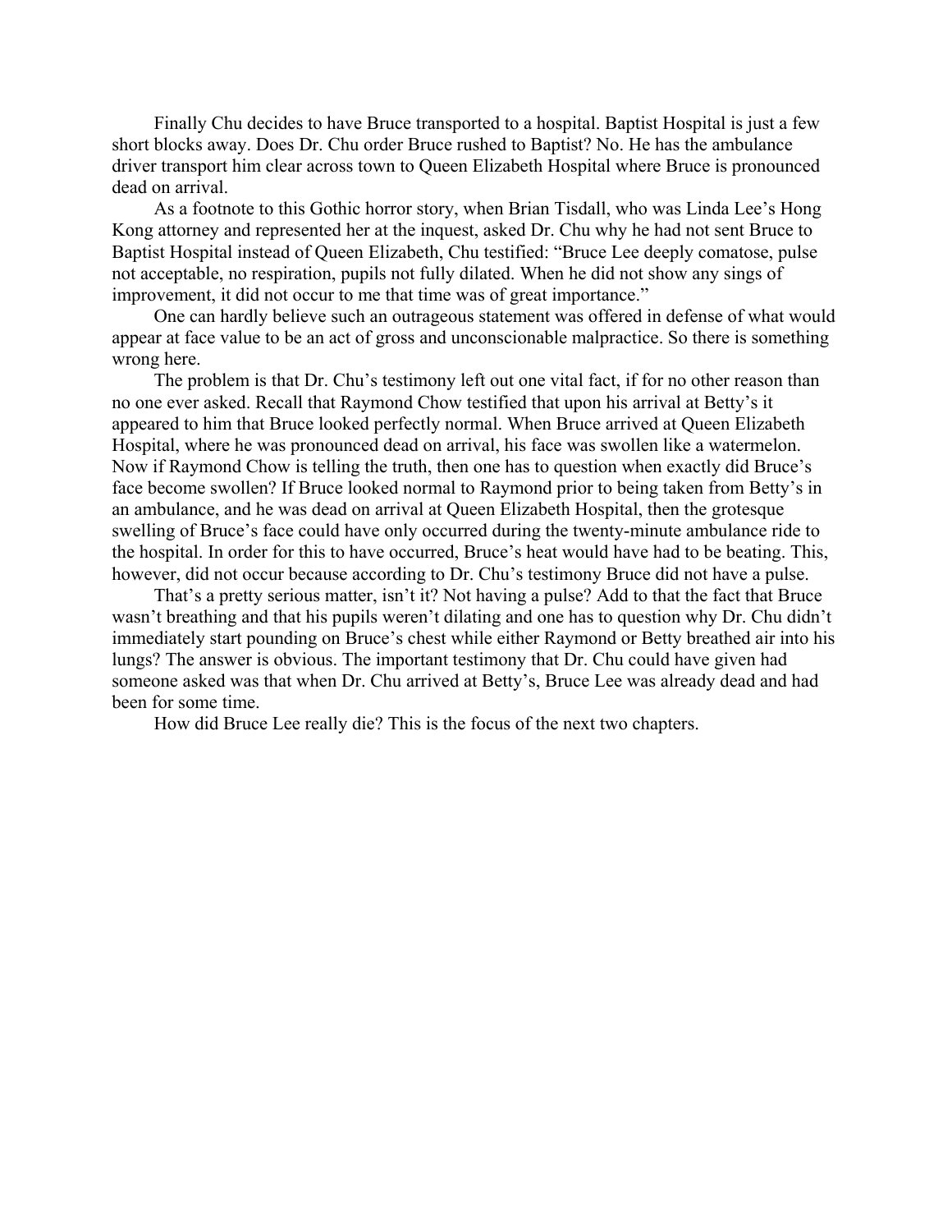Finally Chu decides to have Bruce transported to a hospital. Baptist Hospital is just a few short blocks away. Does Dr. Chu order Bruce rushed to Baptist? No. He has the ambulance driver transport him clear across town to Queen Elizabeth Hospital where Bruce is pronounced dead on arrival.

As a footnote to this Gothic horror story, when Brian Tisdall, who was Linda Lee's Hong Kong attorney and represented her at the inquest, asked Dr. Chu why he had not sent Bruce to Baptist Hospital instead of Queen Elizabeth, Chu testified: "Bruce Lee deeply comatose, pulse not acceptable, no respiration, pupils not fully dilated. When he did not show any sings of improvement, it did not occur to me that time was of great importance."

One can hardly believe such an outrageous statement was offered in defense of what would appear at face value to be an act of gross and unconscionable malpractice. So there is something wrong here.

The problem is that Dr. Chu's testimony left out one vital fact, if for no other reason than no one ever asked. Recall that Raymond Chow testified that upon his arrival at Betty's it appeared to him that Bruce looked perfectly normal. When Bruce arrived at Queen Elizabeth Hospital, where he was pronounced dead on arrival, his face was swollen like a watermelon. Now if Raymond Chow is telling the truth, then one has to question when exactly did Bruce's face become swollen? If Bruce looked normal to Raymond prior to being taken from Betty's in an ambulance, and he was dead on arrival at Queen Elizabeth Hospital, then the grotesque swelling of Bruce's face could have only occurred during the twenty-minute ambulance ride to the hospital. In order for this to have occurred, Bruce's heat would have had to be beating. This, however, did not occur because according to Dr. Chu's testimony Bruce did not have a pulse.

That's a pretty serious matter, isn't it? Not having a pulse? Add to that the fact that Bruce wasn't breathing and that his pupils weren't dilating and one has to question why Dr. Chu didn't immediately start pounding on Bruce's chest while either Raymond or Betty breathed air into his lungs? The answer is obvious. The important testimony that Dr. Chu could have given had someone asked was that when Dr. Chu arrived at Betty's, Bruce Lee was already dead and had been for some time.

How did Bruce Lee really die? This is the focus of the next two chapters.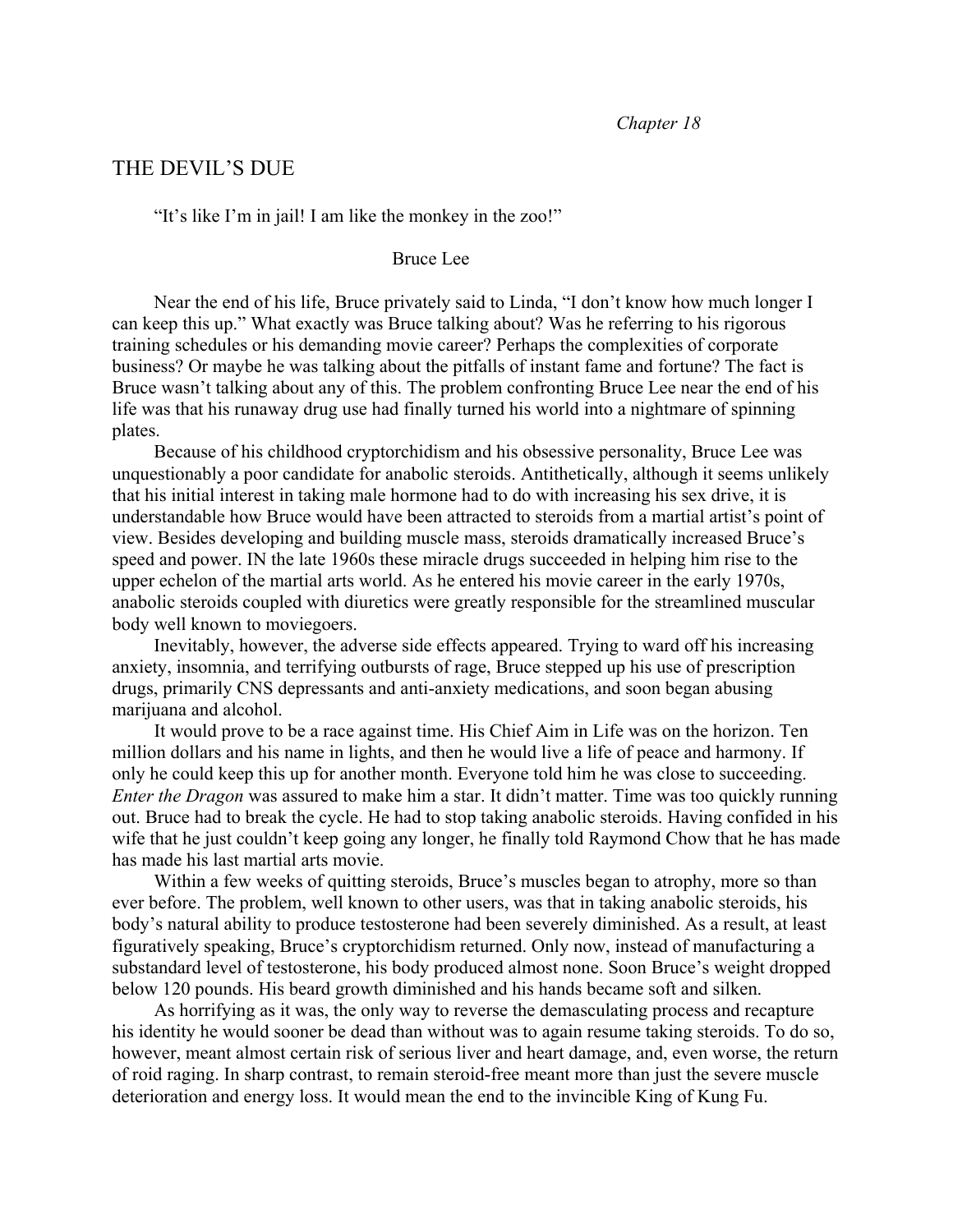*Chapter 18*

# THE DEVIL'S DUE

"It's like I'm in jail! I am like the monkey in the zoo!"

Bruce Lee

Near the end of his life, Bruce privately said to Linda, "I don't know how much longer I can keep this up." What exactly was Bruce talking about? Was he referring to his rigorous training schedules or his demanding movie career? Perhaps the complexities of corporate business? Or maybe he was talking about the pitfalls of instant fame and fortune? The fact is Bruce wasn't talking about any of this. The problem confronting Bruce Lee near the end of his life was that his runaway drug use had finally turned his world into a nightmare of spinning plates.

Because of his childhood cryptorchidism and his obsessive personality, Bruce Lee was unquestionably a poor candidate for anabolic steroids. Antithetically, although it seems unlikely that his initial interest in taking male hormone had to do with increasing his sex drive, it is understandable how Bruce would have been attracted to steroids from a martial artist's point of view. Besides developing and building muscle mass, steroids dramatically increased Bruce's speed and power. IN the late 1960s these miracle drugs succeeded in helping him rise to the upper echelon of the martial arts world. As he entered his movie career in the early 1970s, anabolic steroids coupled with diuretics were greatly responsible for the streamlined muscular body well known to moviegoers.

Inevitably, however, the adverse side effects appeared. Trying to ward off his increasing anxiety, insomnia, and terrifying outbursts of rage, Bruce stepped up his use of prescription drugs, primarily CNS depressants and anti-anxiety medications, and soon began abusing marijuana and alcohol.

It would prove to be a race against time. His Chief Aim in Life was on the horizon. Ten million dollars and his name in lights, and then he would live a life of peace and harmony. If only he could keep this up for another month. Everyone told him he was close to succeeding. *Enter the Dragon* was assured to make him a star. It didn't matter. Time was too quickly running out. Bruce had to break the cycle. He had to stop taking anabolic steroids. Having confided in his wife that he just couldn't keep going any longer, he finally told Raymond Chow that he has made has made his last martial arts movie.

Within a few weeks of quitting steroids, Bruce's muscles began to atrophy, more so than ever before. The problem, well known to other users, was that in taking anabolic steroids, his body's natural ability to produce testosterone had been severely diminished. As a result, at least figuratively speaking, Bruce's cryptorchidism returned. Only now, instead of manufacturing a substandard level of testosterone, his body produced almost none. Soon Bruce's weight dropped below 120 pounds. His beard growth diminished and his hands became soft and silken.

As horrifying as it was, the only way to reverse the demasculating process and recapture his identity he would sooner be dead than without was to again resume taking steroids. To do so, however, meant almost certain risk of serious liver and heart damage, and, even worse, the return of roid raging. In sharp contrast, to remain steroid-free meant more than just the severe muscle deterioration and energy loss. It would mean the end to the invincible King of Kung Fu.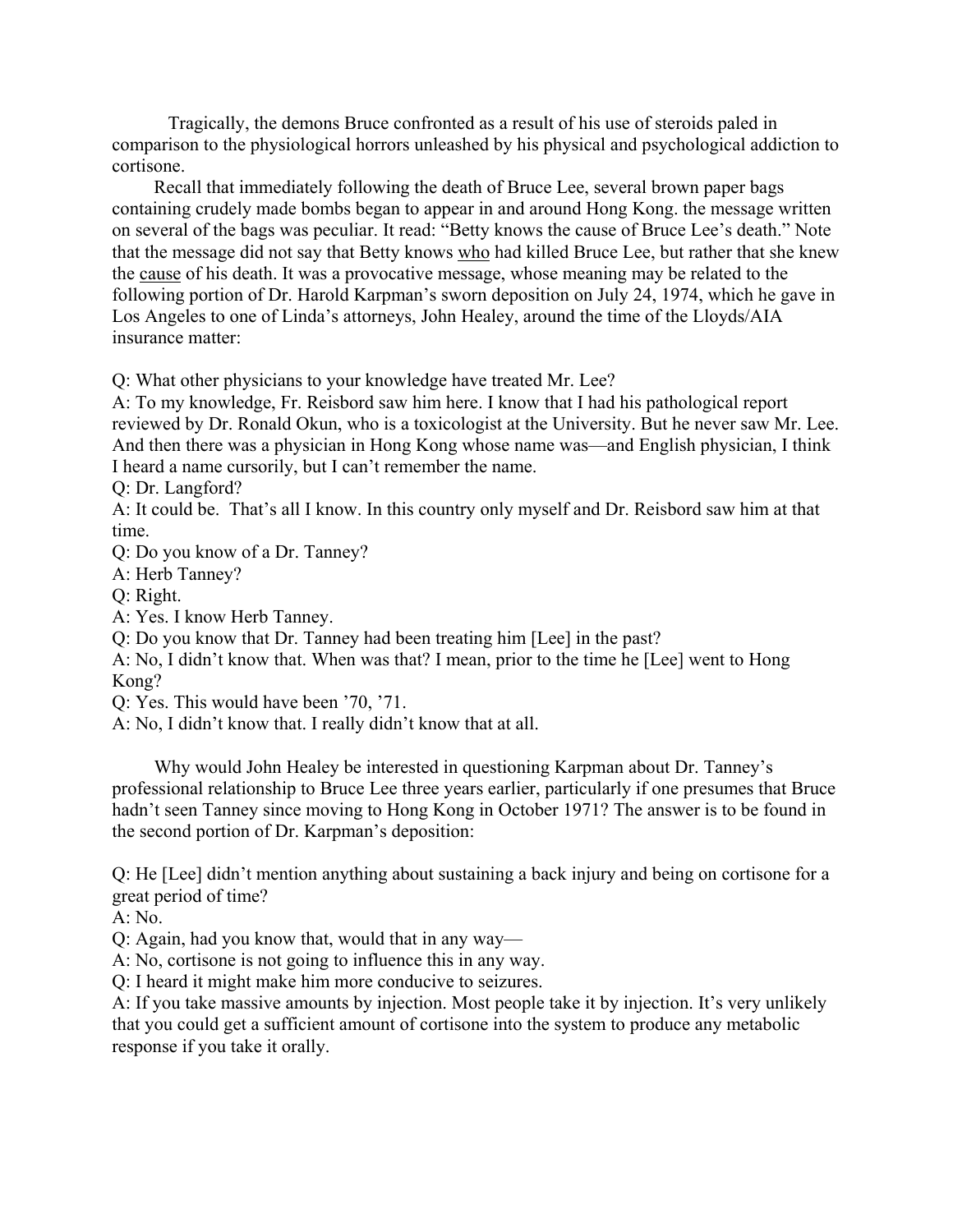Tragically, the demons Bruce confronted as a result of his use of steroids paled in comparison to the physiological horrors unleashed by his physical and psychological addiction to cortisone.

Recall that immediately following the death of Bruce Lee, several brown paper bags containing crudely made bombs began to appear in and around Hong Kong. the message written on several of the bags was peculiar. It read: "Betty knows the cause of Bruce Lee's death." Note that the message did not say that Betty knows <u>who</u> had killed Bruce Lee, but rather that she knew the <u>cause</u> of his death. It was a provocative message, whose meaning may be related to the following portion of Dr. Harold Karpman's sworn deposition on July 24, 1974, which he gave in Los Angeles to one of Linda's attorneys, John Healey, around the time of the Lloyds/AIA insurance matter:

Q: What other physicians to your knowledge have treated Mr. Lee?
A: To my knowledge, Fr. Reisbord saw him here. I know that I had his pathological report reviewed by Dr. Ronald Okun, who is a toxicologist at the University. But he never saw Mr. Lee. And then there was a physician in Hong Kong whose name was—and English physician, I think I heard a name cursorily, but I can't remember the name.
Q: Dr. Langford?
A: It could be. That's all I know. In this country only myself and Dr. Reisbord saw him at that time.
Q: Do you know of a Dr. Tanney?
A: Herb Tanney?
Q: Right.
A: Yes. I know Herb Tanney.
Q: Do you know that Dr. Tanney had been treating him [Lee] in the past?
A: No, I didn't know that. When was that? I mean, prior to the time he [Lee] went to Hong Kong?
Q: Yes. This would have been '70, '71.
A: No, I didn't know that. I really didn't know that at all.

Why would John Healey be interested in questioning Karpman about Dr. Tanney's professional relationship to Bruce Lee three years earlier, particularly if one presumes that Bruce hadn't seen Tanney since moving to Hong Kong in October 1971? The answer is to be found in the second portion of Dr. Karpman's deposition:

Q: He [Lee] didn't mention anything about sustaining a back injury and being on cortisone for a great period of time?
A: No.
Q: Again, had you know that, would that in any way—
A: No, cortisone is not going to influence this in any way.
Q: I heard it might make him more conducive to seizures.
A: If you take massive amounts by injection. Most people take it by injection. It's very unlikely that you could get a sufficient amount of cortisone into the system to produce any metabolic response if you take it orally.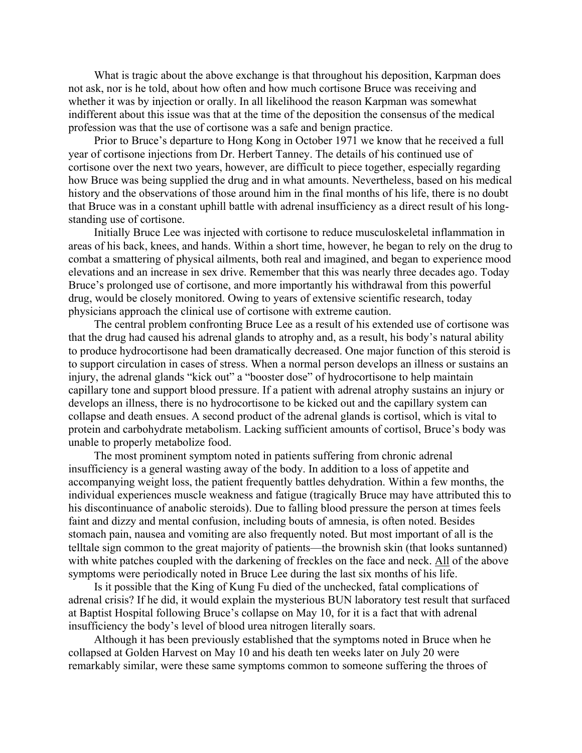What is tragic about the above exchange is that throughout his deposition, Karpman does not ask, nor is he told, about how often and how much cortisone Bruce was receiving and whether it was by injection or orally. In all likelihood the reason Karpman was somewhat indifferent about this issue was that at the time of the deposition the consensus of the medical profession was that the use of cortisone was a safe and benign practice.

Prior to Bruce's departure to Hong Kong in October 1971 we know that he received a full year of cortisone injections from Dr. Herbert Tanney. The details of his continued use of cortisone over the next two years, however, are difficult to piece together, especially regarding how Bruce was being supplied the drug and in what amounts. Nevertheless, based on his medical history and the observations of those around him in the final months of his life, there is no doubt that Bruce was in a constant uphill battle with adrenal insufficiency as a direct result of his long-standing use of cortisone.

Initially Bruce Lee was injected with cortisone to reduce musculoskeletal inflammation in areas of his back, knees, and hands. Within a short time, however, he began to rely on the drug to combat a smattering of physical ailments, both real and imagined, and began to experience mood elevations and an increase in sex drive. Remember that this was nearly three decades ago. Today Bruce's prolonged use of cortisone, and more importantly his withdrawal from this powerful drug, would be closely monitored. Owing to years of extensive scientific research, today physicians approach the clinical use of cortisone with extreme caution.

The central problem confronting Bruce Lee as a result of his extended use of cortisone was that the drug had caused his adrenal glands to atrophy and, as a result, his body's natural ability to produce hydrocortisone had been dramatically decreased. One major function of this steroid is to support circulation in cases of stress. When a normal person develops an illness or sustains an injury, the adrenal glands "kick out" a "booster dose" of hydrocortisone to help maintain capillary tone and support blood pressure. If a patient with adrenal atrophy sustains an injury or develops an illness, there is no hydrocortisone to be kicked out and the capillary system can collapse and death ensues. A second product of the adrenal glands is cortisol, which is vital to protein and carbohydrate metabolism. Lacking sufficient amounts of cortisol, Bruce's body was unable to properly metabolize food.

The most prominent symptom noted in patients suffering from chronic adrenal insufficiency is a general wasting away of the body. In addition to a loss of appetite and accompanying weight loss, the patient frequently battles dehydration. Within a few months, the individual experiences muscle weakness and fatigue (tragically Bruce may have attributed this to his discontinuance of anabolic steroids). Due to falling blood pressure the person at times feels faint and dizzy and mental confusion, including bouts of amnesia, is often noted. Besides stomach pain, nausea and vomiting are also frequently noted. But most important of all is the telltale sign common to the great majority of patients—the brownish skin (that looks suntanned) with white patches coupled with the darkening of freckles on the face and neck. <u>All</u> of the above symptoms were periodically noted in Bruce Lee during the last six months of his life.

Is it possible that the King of Kung Fu died of the unchecked, fatal complications of adrenal crisis? If he did, it would explain the mysterious BUN laboratory test result that surfaced at Baptist Hospital following Bruce's collapse on May 10, for it is a fact that with adrenal insufficiency the body's level of blood urea nitrogen literally soars.

Although it has been previously established that the symptoms noted in Bruce when he collapsed at Golden Harvest on May 10 and his death ten weeks later on July 20 were remarkably similar, were these same symptoms common to someone suffering the throes of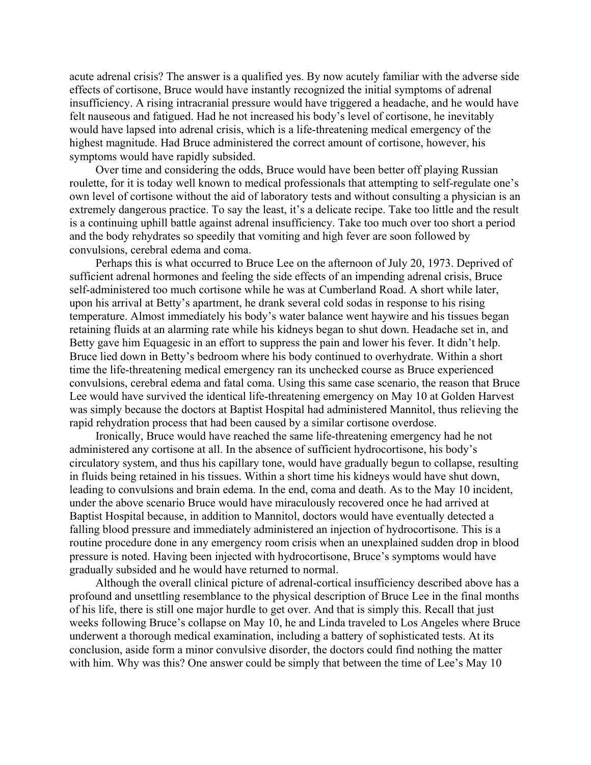acute adrenal crisis? The answer is a qualified yes. By now acutely familiar with the adverse side effects of cortisone, Bruce would have instantly recognized the initial symptoms of adrenal insufficiency. A rising intracranial pressure would have triggered a headache, and he would have felt nauseous and fatigued. Had he not increased his body's level of cortisone, he inevitably would have lapsed into adrenal crisis, which is a life-threatening medical emergency of the highest magnitude. Had Bruce administered the correct amount of cortisone, however, his symptoms would have rapidly subsided.

Over time and considering the odds, Bruce would have been better off playing Russian roulette, for it is today well known to medical professionals that attempting to self-regulate one's own level of cortisone without the aid of laboratory tests and without consulting a physician is an extremely dangerous practice. To say the least, it's a delicate recipe. Take too little and the result is a continuing uphill battle against adrenal insufficiency. Take too much over too short a period and the body rehydrates so speedily that vomiting and high fever are soon followed by convulsions, cerebral edema and coma.

Perhaps this is what occurred to Bruce Lee on the afternoon of July 20, 1973. Deprived of sufficient adrenal hormones and feeling the side effects of an impending adrenal crisis, Bruce self-administered too much cortisone while he was at Cumberland Road. A short while later, upon his arrival at Betty's apartment, he drank several cold sodas in response to his rising temperature. Almost immediately his body's water balance went haywire and his tissues began retaining fluids at an alarming rate while his kidneys began to shut down. Headache set in, and Betty gave him Equagesic in an effort to suppress the pain and lower his fever. It didn't help. Bruce lied down in Betty's bedroom where his body continued to overhydrate. Within a short time the life-threatening medical emergency ran its unchecked course as Bruce experienced convulsions, cerebral edema and fatal coma. Using this same case scenario, the reason that Bruce Lee would have survived the identical life-threatening emergency on May 10 at Golden Harvest was simply because the doctors at Baptist Hospital had administered Mannitol, thus relieving the rapid rehydration process that had been caused by a similar cortisone overdose.

Ironically, Bruce would have reached the same life-threatening emergency had he not administered any cortisone at all. In the absence of sufficient hydrocortisone, his body's circulatory system, and thus his capillary tone, would have gradually begun to collapse, resulting in fluids being retained in his tissues. Within a short time his kidneys would have shut down, leading to convulsions and brain edema. In the end, coma and death. As to the May 10 incident, under the above scenario Bruce would have miraculously recovered once he had arrived at Baptist Hospital because, in addition to Mannitol, doctors would have eventually detected a falling blood pressure and immediately administered an injection of hydrocortisone. This is a routine procedure done in any emergency room crisis when an unexplained sudden drop in blood pressure is noted. Having been injected with hydrocortisone, Bruce's symptoms would have gradually subsided and he would have returned to normal.

Although the overall clinical picture of adrenal-cortical insufficiency described above has a profound and unsettling resemblance to the physical description of Bruce Lee in the final months of his life, there is still one major hurdle to get over. And that is simply this. Recall that just weeks following Bruce's collapse on May 10, he and Linda traveled to Los Angeles where Bruce underwent a thorough medical examination, including a battery of sophisticated tests. At its conclusion, aside form a minor convulsive disorder, the doctors could find nothing the matter with him. Why was this? One answer could be simply that between the time of Lee's May 10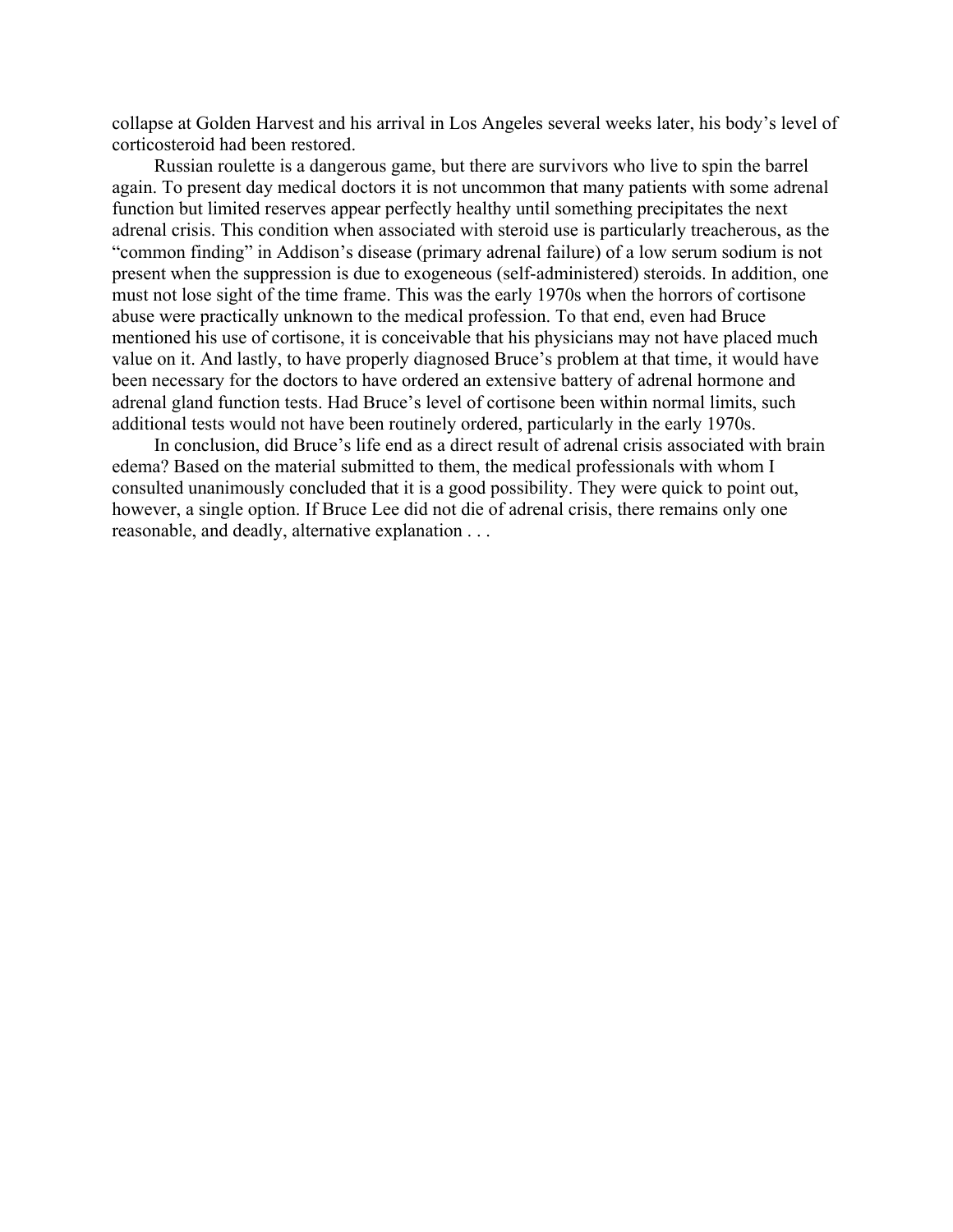collapse at Golden Harvest and his arrival in Los Angeles several weeks later, his body's level of corticosteroid had been restored.

Russian roulette is a dangerous game, but there are survivors who live to spin the barrel again. To present day medical doctors it is not uncommon that many patients with some adrenal function but limited reserves appear perfectly healthy until something precipitates the next adrenal crisis. This condition when associated with steroid use is particularly treacherous, as the "common finding" in Addison's disease (primary adrenal failure) of a low serum sodium is not present when the suppression is due to exogeneous (self-administered) steroids. In addition, one must not lose sight of the time frame. This was the early 1970s when the horrors of cortisone abuse were practically unknown to the medical profession. To that end, even had Bruce mentioned his use of cortisone, it is conceivable that his physicians may not have placed much value on it. And lastly, to have properly diagnosed Bruce's problem at that time, it would have been necessary for the doctors to have ordered an extensive battery of adrenal hormone and adrenal gland function tests. Had Bruce's level of cortisone been within normal limits, such additional tests would not have been routinely ordered, particularly in the early 1970s.

In conclusion, did Bruce's life end as a direct result of adrenal crisis associated with brain edema? Based on the material submitted to them, the medical professionals with whom I consulted unanimously concluded that it is a good possibility. They were quick to point out, however, a single option. If Bruce Lee did not die of adrenal crisis, there remains only one reasonable, and deadly, alternative explanation . . .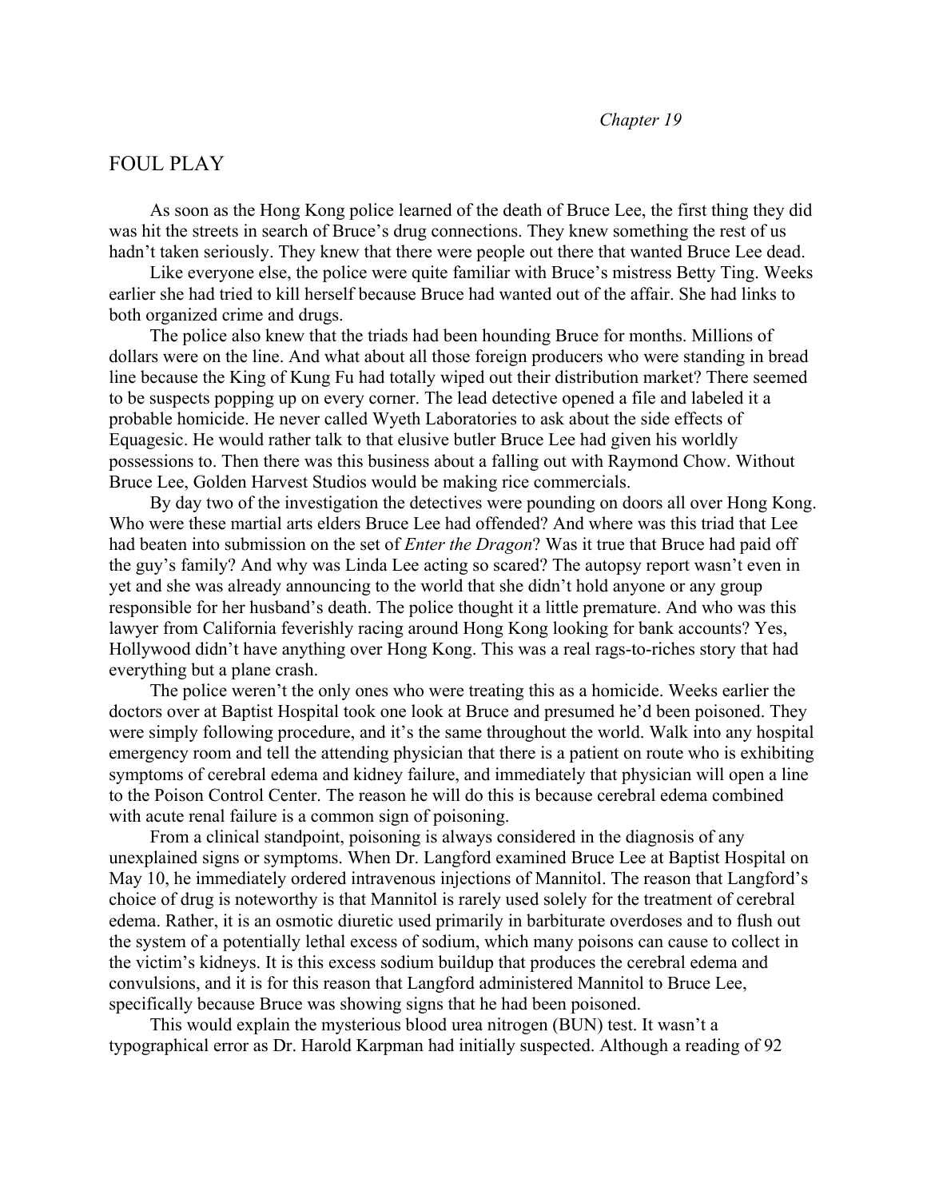*Chapter 19*

# FOUL PLAY

As soon as the Hong Kong police learned of the death of Bruce Lee, the first thing they did was hit the streets in search of Bruce's drug connections. They knew something the rest of us hadn't taken seriously. They knew that there were people out there that wanted Bruce Lee dead.

Like everyone else, the police were quite familiar with Bruce's mistress Betty Ting. Weeks earlier she had tried to kill herself because Bruce had wanted out of the affair. She had links to both organized crime and drugs.

The police also knew that the triads had been hounding Bruce for months. Millions of dollars were on the line. And what about all those foreign producers who were standing in bread line because the King of Kung Fu had totally wiped out their distribution market? There seemed to be suspects popping up on every corner. The lead detective opened a file and labeled it a probable homicide. He never called Wyeth Laboratories to ask about the side effects of Equagesic. He would rather talk to that elusive butler Bruce Lee had given his worldly possessions to. Then there was this business about a falling out with Raymond Chow. Without Bruce Lee, Golden Harvest Studios would be making rice commercials.

By day two of the investigation the detectives were pounding on doors all over Hong Kong. Who were these martial arts elders Bruce Lee had offended? And where was this triad that Lee had beaten into submission on the set of *Enter the Dragon*? Was it true that Bruce had paid off the guy's family? And why was Linda Lee acting so scared? The autopsy report wasn't even in yet and she was already announcing to the world that she didn't hold anyone or any group responsible for her husband's death. The police thought it a little premature. And who was this lawyer from California feverishly racing around Hong Kong looking for bank accounts? Yes, Hollywood didn't have anything over Hong Kong. This was a real rags-to-riches story that had everything but a plane crash.

The police weren't the only ones who were treating this as a homicide. Weeks earlier the doctors over at Baptist Hospital took one look at Bruce and presumed he'd been poisoned. They were simply following procedure, and it's the same throughout the world. Walk into any hospital emergency room and tell the attending physician that there is a patient on route who is exhibiting symptoms of cerebral edema and kidney failure, and immediately that physician will open a line to the Poison Control Center. The reason he will do this is because cerebral edema combined with acute renal failure is a common sign of poisoning.

From a clinical standpoint, poisoning is always considered in the diagnosis of any unexplained signs or symptoms. When Dr. Langford examined Bruce Lee at Baptist Hospital on May 10, he immediately ordered intravenous injections of Mannitol. The reason that Langford's choice of drug is noteworthy is that Mannitol is rarely used solely for the treatment of cerebral edema. Rather, it is an osmotic diuretic used primarily in barbiturate overdoses and to flush out the system of a potentially lethal excess of sodium, which many poisons can cause to collect in the victim's kidneys. It is this excess sodium buildup that produces the cerebral edema and convulsions, and it is for this reason that Langford administered Mannitol to Bruce Lee, specifically because Bruce was showing signs that he had been poisoned.

This would explain the mysterious blood urea nitrogen (BUN) test. It wasn't a typographical error as Dr. Harold Karpman had initially suspected. Although a reading of 92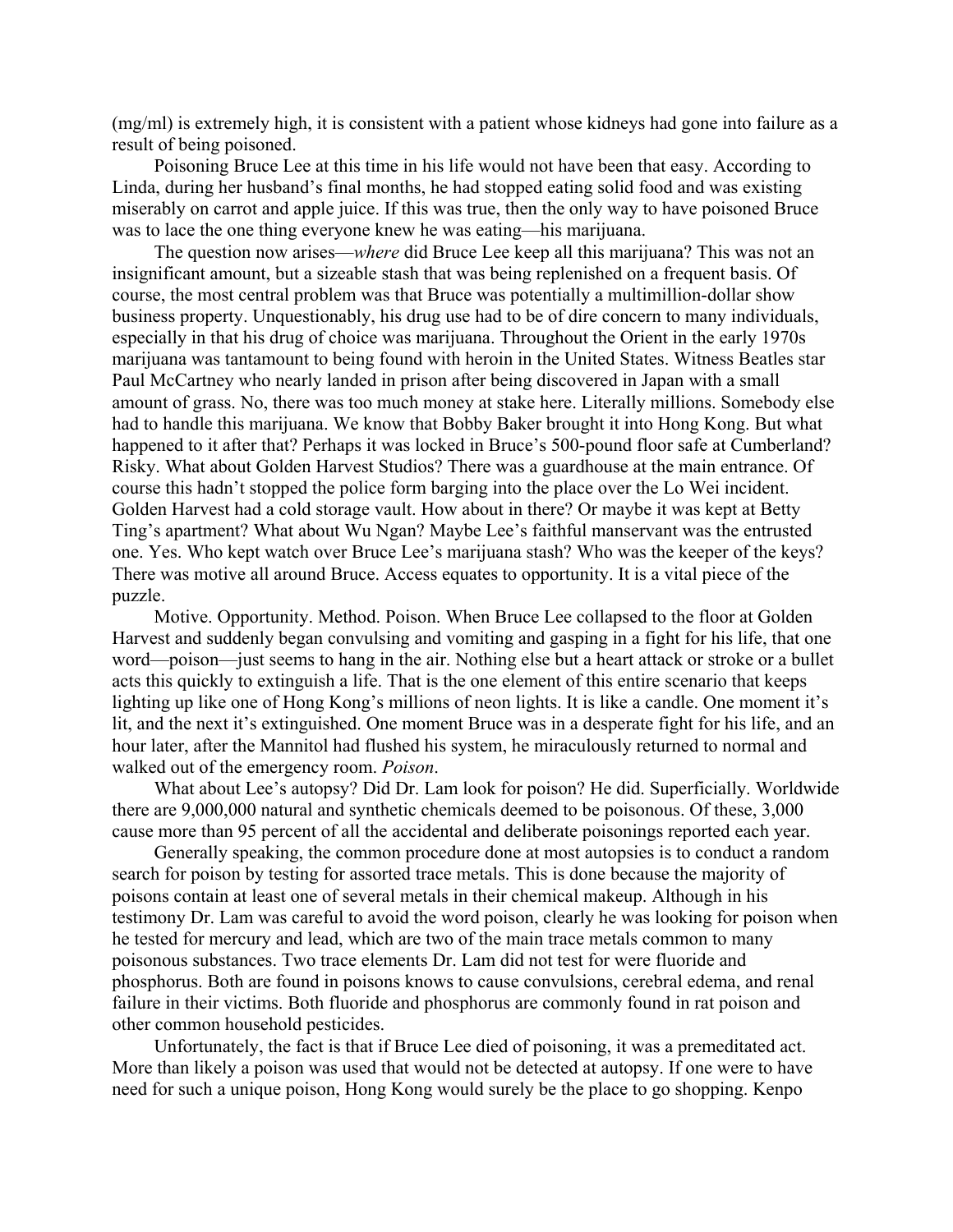(mg/ml) is extremely high, it is consistent with a patient whose kidneys had gone into failure as a result of being poisoned.

Poisoning Bruce Lee at this time in his life would not have been that easy. According to Linda, during her husband's final months, he had stopped eating solid food and was existing miserably on carrot and apple juice. If this was true, then the only way to have poisoned Bruce was to lace the one thing everyone knew he was eating—his marijuana.

The question now arises—*where* did Bruce Lee keep all this marijuana? This was not an insignificant amount, but a sizeable stash that was being replenished on a frequent basis. Of course, the most central problem was that Bruce was potentially a multimillion-dollar show business property. Unquestionably, his drug use had to be of dire concern to many individuals, especially in that his drug of choice was marijuana. Throughout the Orient in the early 1970s marijuana was tantamount to being found with heroin in the United States. Witness Beatles star Paul McCartney who nearly landed in prison after being discovered in Japan with a small amount of grass. No, there was too much money at stake here. Literally millions. Somebody else had to handle this marijuana. We know that Bobby Baker brought it into Hong Kong. But what happened to it after that? Perhaps it was locked in Bruce's 500-pound floor safe at Cumberland? Risky. What about Golden Harvest Studios? There was a guardhouse at the main entrance. Of course this hadn't stopped the police form barging into the place over the Lo Wei incident. Golden Harvest had a cold storage vault. How about in there? Or maybe it was kept at Betty Ting's apartment? What about Wu Ngan? Maybe Lee's faithful manservant was the entrusted one. Yes. Who kept watch over Bruce Lee's marijuana stash? Who was the keeper of the keys? There was motive all around Bruce. Access equates to opportunity. It is a vital piece of the puzzle.

Motive. Opportunity. Method. Poison. When Bruce Lee collapsed to the floor at Golden Harvest and suddenly began convulsing and vomiting and gasping in a fight for his life, that one word—poison—just seems to hang in the air. Nothing else but a heart attack or stroke or a bullet acts this quickly to extinguish a life. That is the one element of this entire scenario that keeps lighting up like one of Hong Kong's millions of neon lights. It is like a candle. One moment it's lit, and the next it's extinguished. One moment Bruce was in a desperate fight for his life, and an hour later, after the Mannitol had flushed his system, he miraculously returned to normal and walked out of the emergency room. *Poison*.

What about Lee's autopsy? Did Dr. Lam look for poison? He did. Superficially. Worldwide there are 9,000,000 natural and synthetic chemicals deemed to be poisonous. Of these, 3,000 cause more than 95 percent of all the accidental and deliberate poisonings reported each year.

Generally speaking, the common procedure done at most autopsies is to conduct a random search for poison by testing for assorted trace metals. This is done because the majority of poisons contain at least one of several metals in their chemical makeup. Although in his testimony Dr. Lam was careful to avoid the word poison, clearly he was looking for poison when he tested for mercury and lead, which are two of the main trace metals common to many poisonous substances. Two trace elements Dr. Lam did not test for were fluoride and phosphorus. Both are found in poisons knows to cause convulsions, cerebral edema, and renal failure in their victims. Both fluoride and phosphorus are commonly found in rat poison and other common household pesticides.

Unfortunately, the fact is that if Bruce Lee died of poisoning, it was a premeditated act. More than likely a poison was used that would not be detected at autopsy. If one were to have need for such a unique poison, Hong Kong would surely be the place to go shopping. Kenpo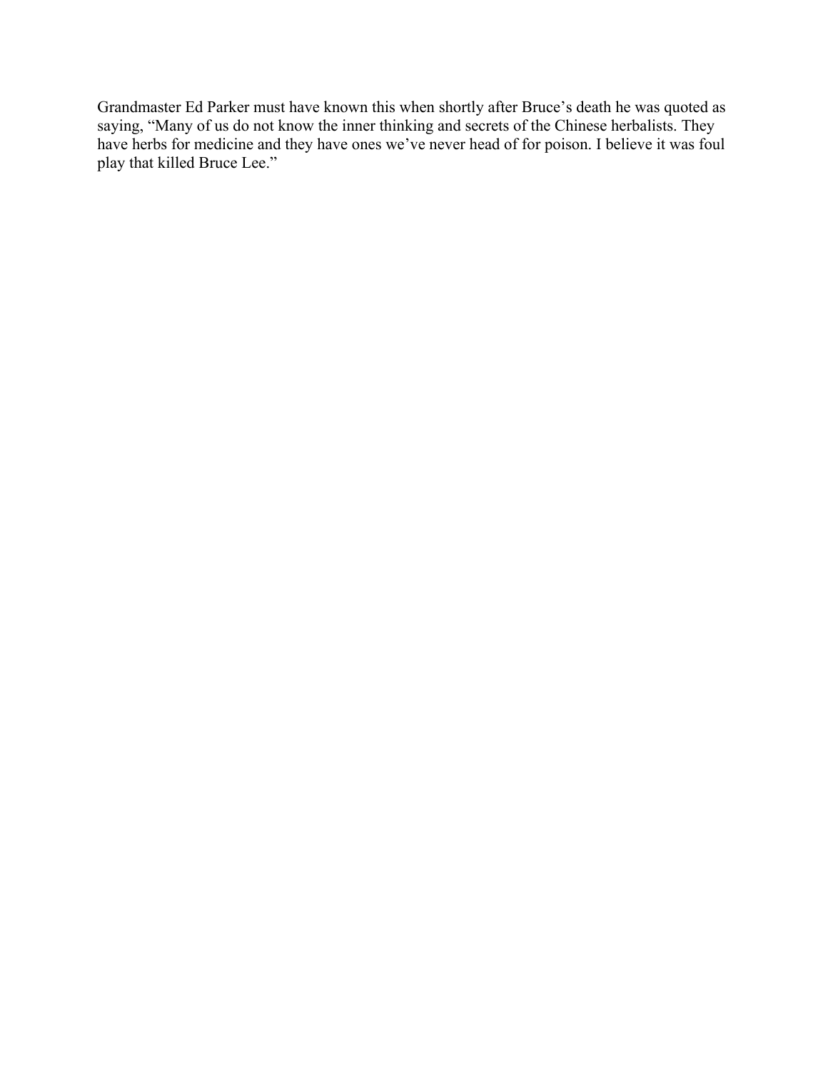Grandmaster Ed Parker must have known this when shortly after Bruce's death he was quoted as saying, "Many of us do not know the inner thinking and secrets of the Chinese herbalists. They have herbs for medicine and they have ones we've never head of for poison. I believe it was foul play that killed Bruce Lee."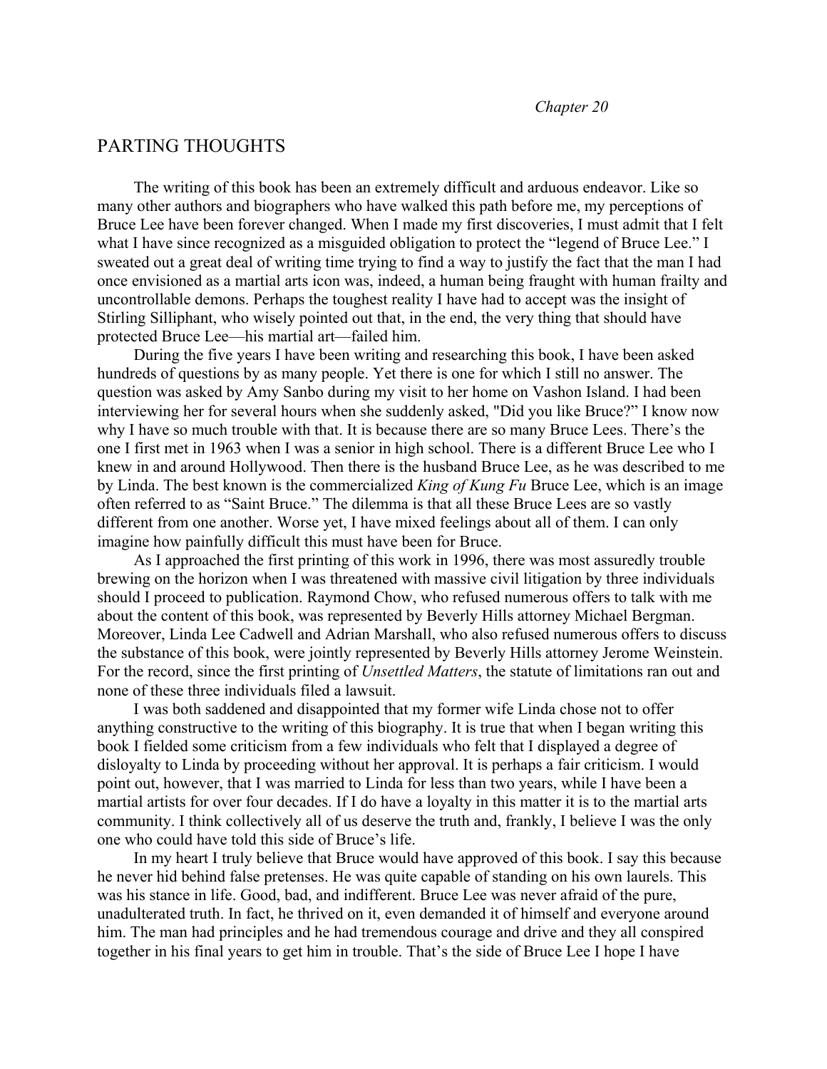*Chapter 20*

## PARTING THOUGHTS

The writing of this book has been an extremely difficult and arduous endeavor. Like so many other authors and biographers who have walked this path before me, my perceptions of Bruce Lee have been forever changed. When I made my first discoveries, I must admit that I felt what I have since recognized as a misguided obligation to protect the "legend of Bruce Lee." I sweated out a great deal of writing time trying to find a way to justify the fact that the man I had once envisioned as a martial arts icon was, indeed, a human being fraught with human frailty and uncontrollable demons. Perhaps the toughest reality I have had to accept was the insight of Stirling Silliphant, who wisely pointed out that, in the end, the very thing that should have protected Bruce Lee—his martial art—failed him.

During the five years I have been writing and researching this book, I have been asked hundreds of questions by as many people. Yet there is one for which I still no answer. The question was asked by Amy Sanbo during my visit to her home on Vashon Island. I had been interviewing her for several hours when she suddenly asked, "Did you like Bruce?" I know now why I have so much trouble with that. It is because there are so many Bruce Lees. There's the one I first met in 1963 when I was a senior in high school. There is a different Bruce Lee who I knew in and around Hollywood. Then there is the husband Bruce Lee, as he was described to me by Linda. The best known is the commercialized *King of Kung Fu* Bruce Lee, which is an image often referred to as "Saint Bruce." The dilemma is that all these Bruce Lees are so vastly different from one another. Worse yet, I have mixed feelings about all of them. I can only imagine how painfully difficult this must have been for Bruce.

As I approached the first printing of this work in 1996, there was most assuredly trouble brewing on the horizon when I was threatened with massive civil litigation by three individuals should I proceed to publication. Raymond Chow, who refused numerous offers to talk with me about the content of this book, was represented by Beverly Hills attorney Michael Bergman. Moreover, Linda Lee Cadwell and Adrian Marshall, who also refused numerous offers to discuss the substance of this book, were jointly represented by Beverly Hills attorney Jerome Weinstein. For the record, since the first printing of *Unsettled Matters*, the statute of limitations ran out and none of these three individuals filed a lawsuit.

I was both saddened and disappointed that my former wife Linda chose not to offer anything constructive to the writing of this biography. It is true that when I began writing this book I fielded some criticism from a few individuals who felt that I displayed a degree of disloyalty to Linda by proceeding without her approval. It is perhaps a fair criticism. I would point out, however, that I was married to Linda for less than two years, while I have been a martial artists for over four decades. If I do have a loyalty in this matter it is to the martial arts community. I think collectively all of us deserve the truth and, frankly, I believe I was the only one who could have told this side of Bruce's life.

In my heart I truly believe that Bruce would have approved of this book. I say this because he never hid behind false pretenses. He was quite capable of standing on his own laurels. This was his stance in life. Good, bad, and indifferent. Bruce Lee was never afraid of the pure, unadulterated truth. In fact, he thrived on it, even demanded it of himself and everyone around him. The man had principles and he had tremendous courage and drive and they all conspired together in his final years to get him in trouble. That's the side of Bruce Lee I hope I have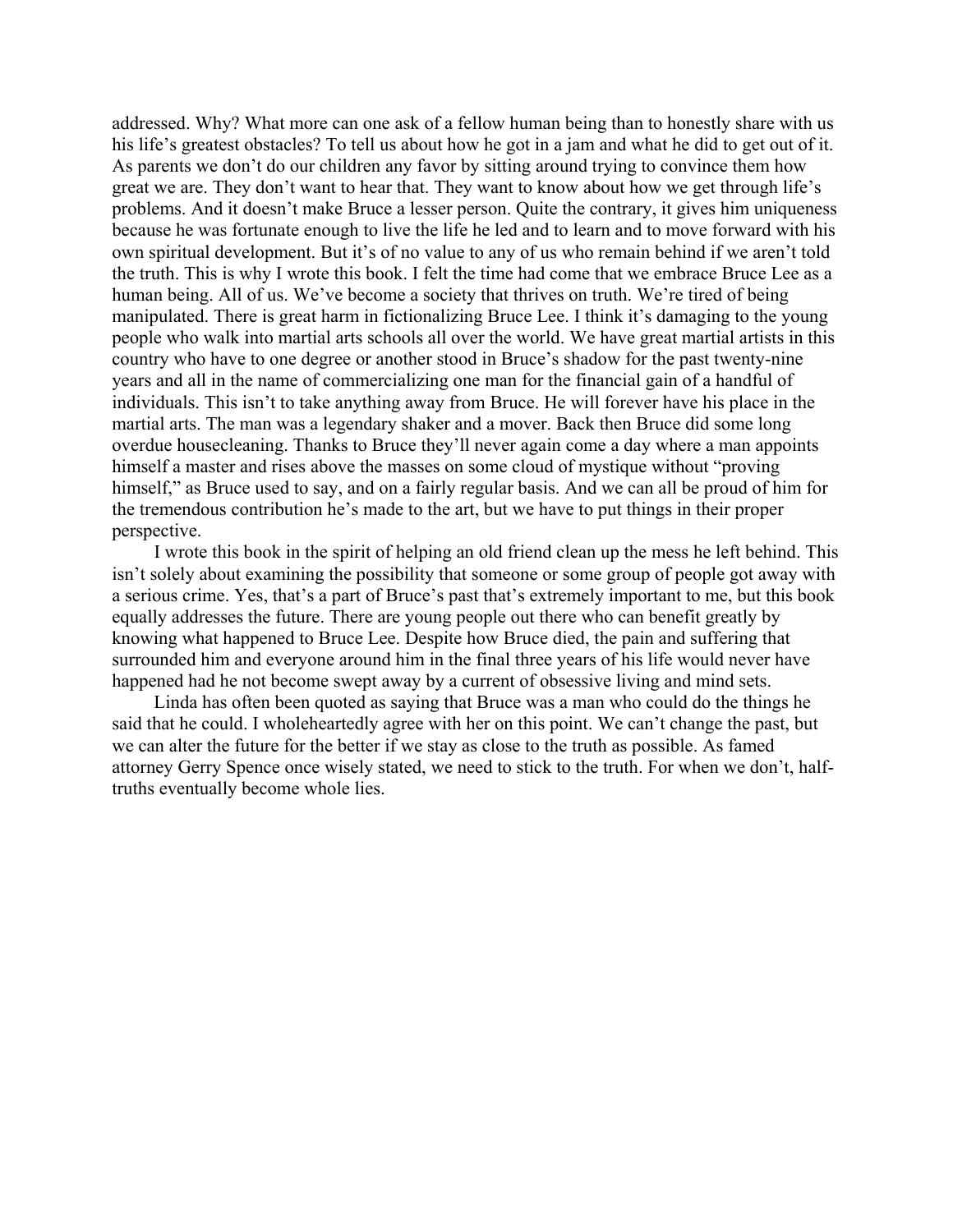addressed. Why? What more can one ask of a fellow human being than to honestly share with us his life's greatest obstacles? To tell us about how he got in a jam and what he did to get out of it. As parents we don't do our children any favor by sitting around trying to convince them how great we are. They don't want to hear that. They want to know about how we get through life's problems. And it doesn't make Bruce a lesser person. Quite the contrary, it gives him uniqueness because he was fortunate enough to live the life he led and to learn and to move forward with his own spiritual development. But it's of no value to any of us who remain behind if we aren't told the truth. This is why I wrote this book. I felt the time had come that we embrace Bruce Lee as a human being. All of us. We've become a society that thrives on truth. We're tired of being manipulated. There is great harm in fictionalizing Bruce Lee. I think it's damaging to the young people who walk into martial arts schools all over the world. We have great martial artists in this country who have to one degree or another stood in Bruce's shadow for the past twenty-nine years and all in the name of commercializing one man for the financial gain of a handful of individuals. This isn't to take anything away from Bruce. He will forever have his place in the martial arts. The man was a legendary shaker and a mover. Back then Bruce did some long overdue housecleaning. Thanks to Bruce they'll never again come a day where a man appoints himself a master and rises above the masses on some cloud of mystique without "proving himself," as Bruce used to say, and on a fairly regular basis. And we can all be proud of him for the tremendous contribution he's made to the art, but we have to put things in their proper perspective.

I wrote this book in the spirit of helping an old friend clean up the mess he left behind. This isn't solely about examining the possibility that someone or some group of people got away with a serious crime. Yes, that's a part of Bruce's past that's extremely important to me, but this book equally addresses the future. There are young people out there who can benefit greatly by knowing what happened to Bruce Lee. Despite how Bruce died, the pain and suffering that surrounded him and everyone around him in the final three years of his life would never have happened had he not become swept away by a current of obsessive living and mind sets.

Linda has often been quoted as saying that Bruce was a man who could do the things he said that he could. I wholeheartedly agree with her on this point. We can't change the past, but we can alter the future for the better if we stay as close to the truth as possible. As famed attorney Gerry Spence once wisely stated, we need to stick to the truth. For when we don't, half-truths eventually become whole lies.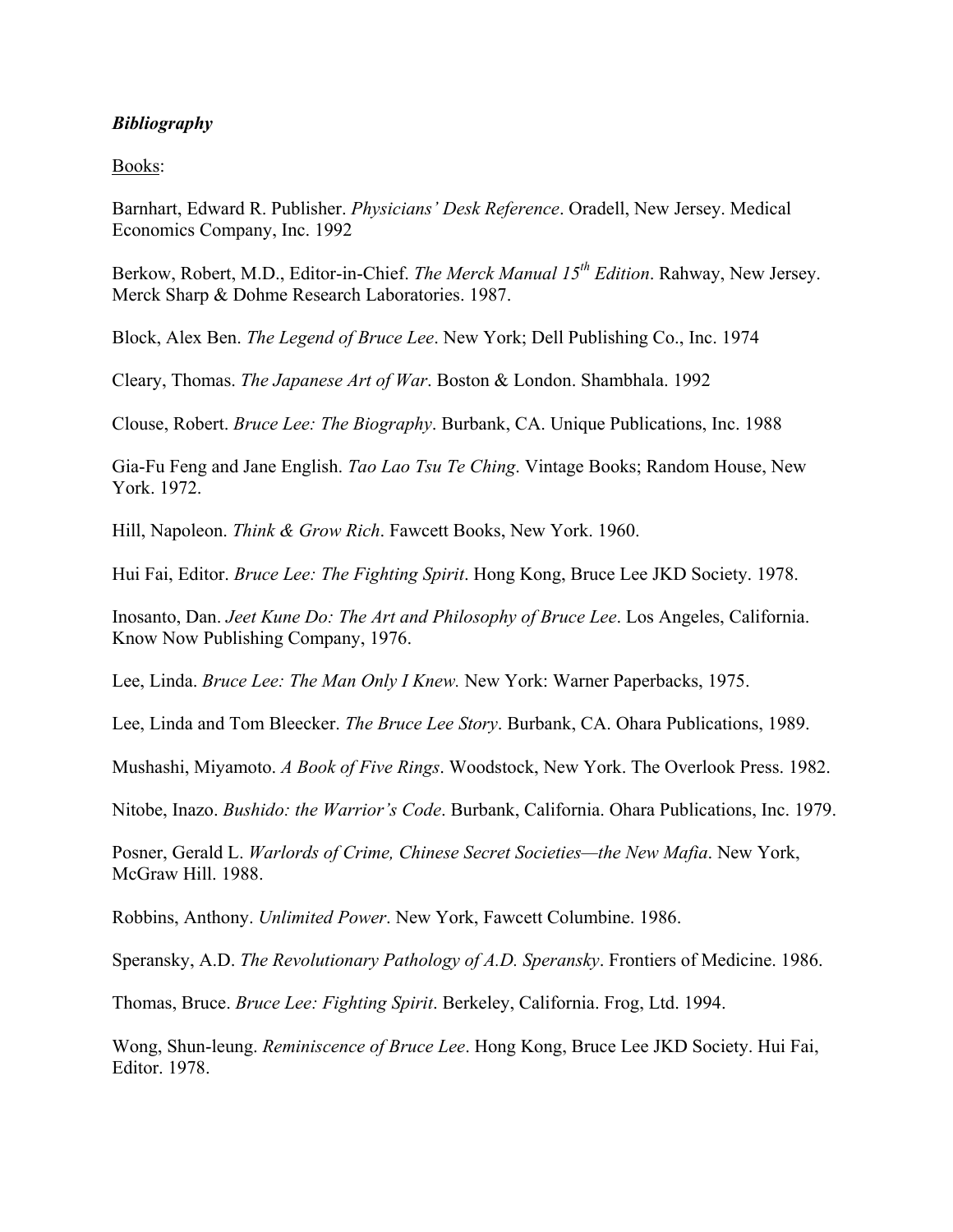***Bibliography***

Books:

Barnhart, Edward R. Publisher. *Physicians' Desk Reference*. Oradell, New Jersey. Medical Economics Company, Inc. 1992

Berkow, Robert, M.D., Editor-in-Chief. *The Merck Manual 15th Edition*. Rahway, New Jersey. Merck Sharp & Dohme Research Laboratories. 1987.

Block, Alex Ben. *The Legend of Bruce Lee*. New York; Dell Publishing Co., Inc. 1974

Cleary, Thomas. *The Japanese Art of War*. Boston & London. Shambhala. 1992

Clouse, Robert. *Bruce Lee: The Biography*. Burbank, CA. Unique Publications, Inc. 1988

Gia-Fu Feng and Jane English. *Tao Lao Tsu Te Ching*. Vintage Books; Random House, New York. 1972.

Hill, Napoleon. *Think & Grow Rich*. Fawcett Books, New York. 1960.

Hui Fai, Editor. *Bruce Lee: The Fighting Spirit*. Hong Kong, Bruce Lee JKD Society. 1978.

Inosanto, Dan. *Jeet Kune Do: The Art and Philosophy of Bruce Lee*. Los Angeles, California. Know Now Publishing Company, 1976.

Lee, Linda. *Bruce Lee: The Man Only I Knew.* New York: Warner Paperbacks, 1975.

Lee, Linda and Tom Bleecker. *The Bruce Lee Story*. Burbank, CA. Ohara Publications, 1989.

Mushashi, Miyamoto. *A Book of Five Rings*. Woodstock, New York. The Overlook Press. 1982.

Nitobe, Inazo. *Bushido: the Warrior's Code*. Burbank, California. Ohara Publications, Inc. 1979.

Posner, Gerald L. *Warlords of Crime, Chinese Secret Societies—the New Mafia*. New York, McGraw Hill. 1988.

Robbins, Anthony. *Unlimited Power*. New York, Fawcett Columbine. 1986.

Speransky, A.D. *The Revolutionary Pathology of A.D. Speransky*. Frontiers of Medicine. 1986.

Thomas, Bruce. *Bruce Lee: Fighting Spirit*. Berkeley, California. Frog, Ltd. 1994.

Wong, Shun-leung. *Reminiscence of Bruce Lee*. Hong Kong, Bruce Lee JKD Society. Hui Fai, Editor. 1978.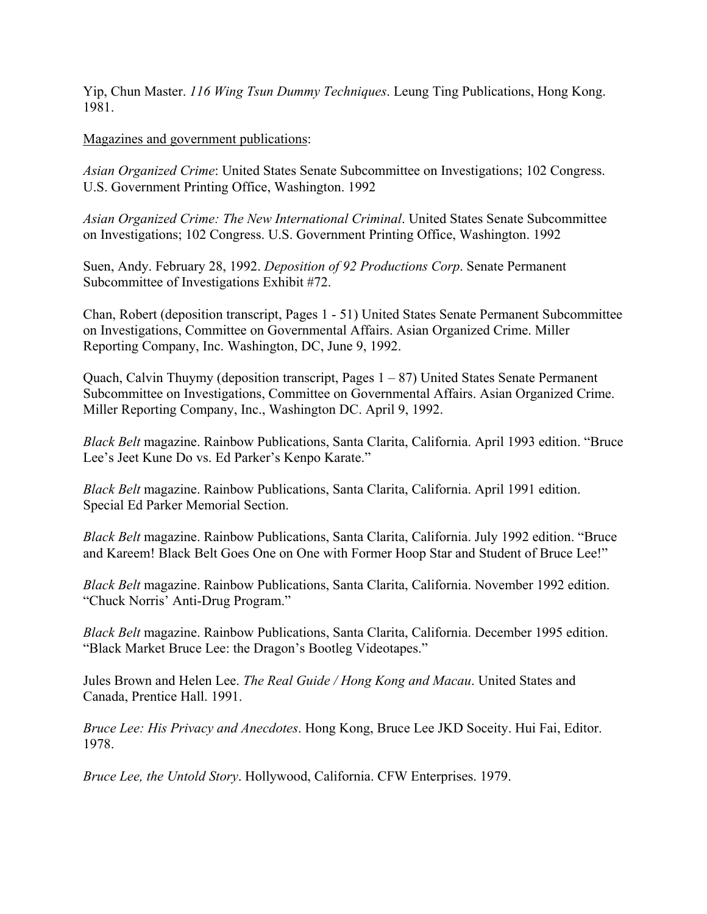Yip, Chun Master. *116 Wing Tsun Dummy Techniques*. Leung Ting Publications, Hong Kong. 1981.

Magazines and government publications:

*Asian Organized Crime*: United States Senate Subcommittee on Investigations; 102 Congress. U.S. Government Printing Office, Washington. 1992

*Asian Organized Crime: The New International Criminal*. United States Senate Subcommittee on Investigations; 102 Congress. U.S. Government Printing Office, Washington. 1992

Suen, Andy. February 28, 1992. *Deposition of 92 Productions Corp*. Senate Permanent Subcommittee of Investigations Exhibit #72.

Chan, Robert (deposition transcript, Pages 1 - 51) United States Senate Permanent Subcommittee on Investigations, Committee on Governmental Affairs. Asian Organized Crime. Miller Reporting Company, Inc. Washington, DC, June 9, 1992.

Quach, Calvin Thuymy (deposition transcript, Pages 1 – 87) United States Senate Permanent Subcommittee on Investigations, Committee on Governmental Affairs. Asian Organized Crime. Miller Reporting Company, Inc., Washington DC. April 9, 1992.

*Black Belt* magazine. Rainbow Publications, Santa Clarita, California. April 1993 edition. "Bruce Lee's Jeet Kune Do vs. Ed Parker's Kenpo Karate."

*Black Belt* magazine. Rainbow Publications, Santa Clarita, California. April 1991 edition. Special Ed Parker Memorial Section.

*Black Belt* magazine. Rainbow Publications, Santa Clarita, California. July 1992 edition. "Bruce and Kareem! Black Belt Goes One on One with Former Hoop Star and Student of Bruce Lee!"

*Black Belt* magazine. Rainbow Publications, Santa Clarita, California. November 1992 edition. "Chuck Norris' Anti-Drug Program."

*Black Belt* magazine. Rainbow Publications, Santa Clarita, California. December 1995 edition. "Black Market Bruce Lee: the Dragon's Bootleg Videotapes."

Jules Brown and Helen Lee. *The Real Guide / Hong Kong and Macau*. United States and Canada, Prentice Hall. 1991.

*Bruce Lee: His Privacy and Anecdotes*. Hong Kong, Bruce Lee JKD Soceity. Hui Fai, Editor. 1978.

*Bruce Lee, the Untold Story*. Hollywood, California. CFW Enterprises. 1979.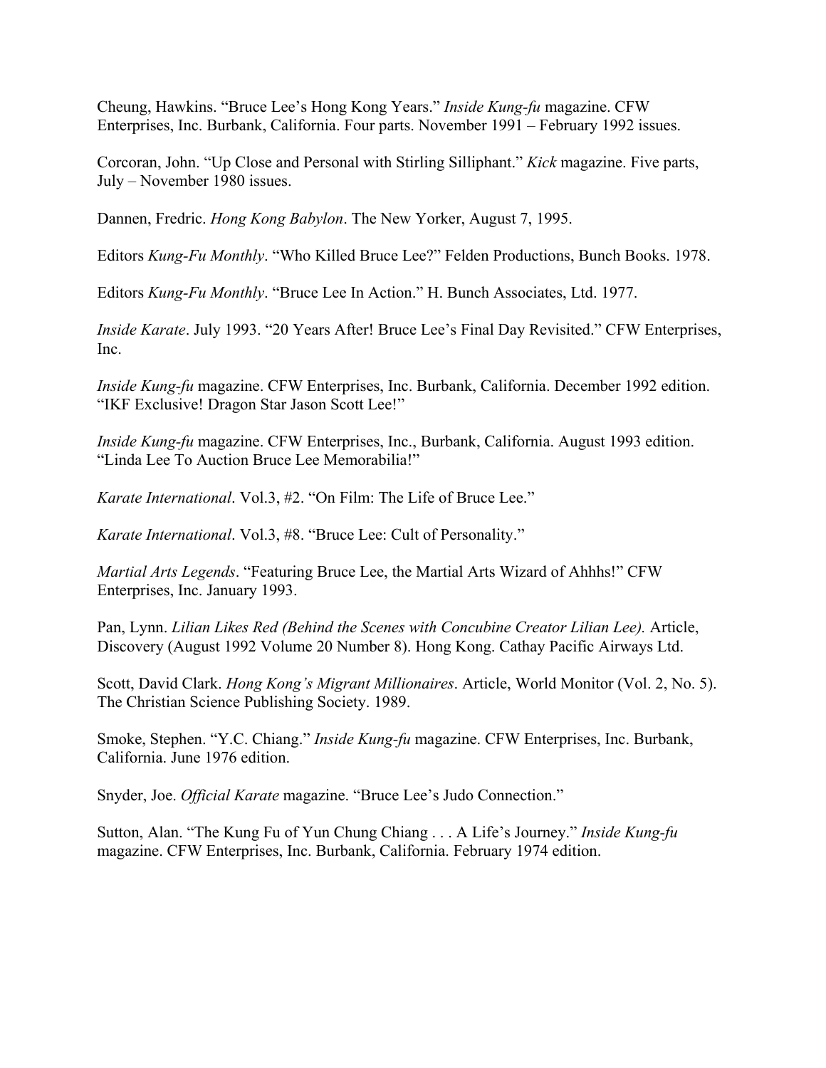Cheung, Hawkins. “Bruce Lee’s Hong Kong Years.” *Inside Kung-fu* magazine. CFW Enterprises, Inc. Burbank, California. Four parts. November 1991 – February 1992 issues.

Corcoran, John. “Up Close and Personal with Stirling Silliphant.” *Kick* magazine. Five parts, July – November 1980 issues.

Dannen, Fredric. *Hong Kong Babylon*. The New Yorker, August 7, 1995.

Editors *Kung-Fu Monthly*. “Who Killed Bruce Lee?” Felden Productions, Bunch Books. 1978.

Editors *Kung-Fu Monthly*. “Bruce Lee In Action.” H. Bunch Associates, Ltd. 1977.

*Inside Karate*. July 1993. “20 Years After! Bruce Lee’s Final Day Revisited.” CFW Enterprises, Inc.

*Inside Kung-fu* magazine. CFW Enterprises, Inc. Burbank, California. December 1992 edition. “IKF Exclusive! Dragon Star Jason Scott Lee!”

*Inside Kung-fu* magazine. CFW Enterprises, Inc., Burbank, California. August 1993 edition. “Linda Lee To Auction Bruce Lee Memorabilia!”

*Karate International*. Vol.3, #2. “On Film: The Life of Bruce Lee.”

*Karate International*. Vol.3, #8. “Bruce Lee: Cult of Personality.”

*Martial Arts Legends*. “Featuring Bruce Lee, the Martial Arts Wizard of Ahhhs!” CFW Enterprises, Inc. January 1993.

Pan, Lynn. *Lilian Likes Red (Behind the Scenes with Concubine Creator Lilian Lee).* Article, Discovery (August 1992 Volume 20 Number 8). Hong Kong. Cathay Pacific Airways Ltd.

Scott, David Clark. *Hong Kong’s Migrant Millionaires*. Article, World Monitor (Vol. 2, No. 5). The Christian Science Publishing Society. 1989.

Smoke, Stephen. “Y.C. Chiang.” *Inside Kung-fu* magazine. CFW Enterprises, Inc. Burbank, California. June 1976 edition.

Snyder, Joe. *Official Karate* magazine. “Bruce Lee’s Judo Connection.”

Sutton, Alan. “The Kung Fu of Yun Chung Chiang . . . A Life’s Journey.” *Inside Kung-fu* magazine. CFW Enterprises, Inc. Burbank, California. February 1974 edition.